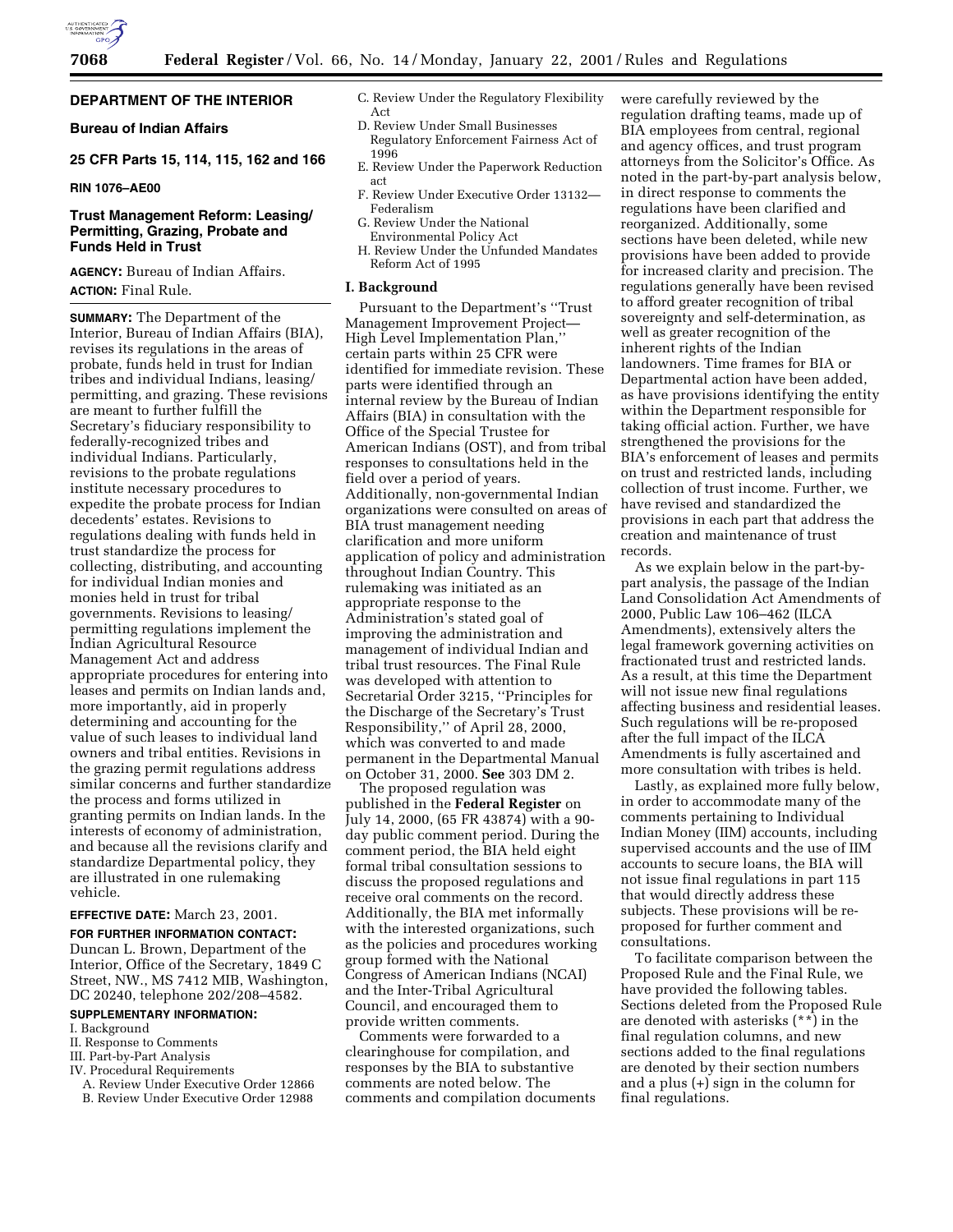## DEPARTMENT OF THE INTERIOR

### Bureau of Indian Affairs

### 25 CFR Parts 15, 114, 115, 162 and 166

**RIN 1076–AE00**

### Trust Management Reform: Leasing/Permitting, Grazing, Probate and Funds Held in Trust

**AGENCY:** Bureau of Indian Affairs.

**ACTION:** Final Rule.

**SUMMARY:** The Department of the Interior, Bureau of Indian Affairs (BIA), revises its regulations in the areas of probate, funds held in trust for Indian tribes and individual Indians, leasing/permitting, and grazing. These revisions are meant to further fulfill the Secretary's fiduciary responsibility to federally-recognized tribes and individual Indians. Particularly, revisions to the probate regulations institute necessary procedures to expedite the probate process for Indian decedents' estates. Revisions to regulations dealing with funds held in trust standardize the process for collecting, distributing, and accounting for individual Indian monies and monies held in trust for tribal governments. Revisions to leasing/permitting regulations implement the Indian Agricultural Resource Management Act and address appropriate procedures for entering into leases and permits on Indian lands and, more importantly, aid in properly determining and accounting for the value of such leases to individual land owners and tribal entities. Revisions in the grazing permit regulations address similar concerns and further standardize the process and forms utilized in granting permits on Indian lands. In the interests of economy of administration, and because all the revisions clarify and standardize Departmental policy, they are illustrated in one rulemaking vehicle.

**EFFECTIVE DATE:** March 23, 2001.

**FOR FURTHER INFORMATION CONTACT:** Duncan L. Brown, Department of the Interior, Office of the Secretary, 1849 C Street, NW., MS 7412 MIB, Washington, DC 20240, telephone 202/208–4582.

**SUPPLEMENTARY INFORMATION:**

I. Background
II. Response to Comments
III. Part-by-Part Analysis
IV. Procedural Requirements
  A. Review Under Executive Order 12866
  B. Review Under Executive Order 12988
  C. Review Under the Regulatory Flexibility Act
  D. Review Under Small Businesses Regulatory Enforcement Fairness Act of 1996
  E. Review Under the Paperwork Reduction act
  F. Review Under Executive Order 13132—Federalism
  G. Review Under the National Environmental Policy Act
  H. Review Under the Unfunded Mandates Reform Act of 1995

### I. Background

Pursuant to the Department's ''Trust Management Improvement Project—High Level Implementation Plan,'' certain parts within 25 CFR were identified for immediate revision. These parts were identified through an internal review by the Bureau of Indian Affairs (BIA) in consultation with the Office of the Special Trustee for American Indians (OST), and from tribal responses to consultations held in the field over a period of years. Additionally, non-governmental Indian organizations were consulted on areas of BIA trust management needing clarification and more uniform application of policy and administration throughout Indian Country. This rulemaking was initiated as an appropriate response to the Administration's stated goal of improving the administration and management of individual Indian and tribal trust resources. The Final Rule was developed with attention to Secretarial Order 3215, ''Principles for the Discharge of the Secretary's Trust Responsibility,'' of April 28, 2000, which was converted to and made permanent in the Departmental Manual on October 31, 2000. **See** 303 DM 2.

The proposed regulation was published in the **Federal Register** on July 14, 2000, (65 FR 43874) with a 90-day public comment period. During the comment period, the BIA held eight formal tribal consultation sessions to discuss the proposed regulations and receive oral comments on the record. Additionally, the BIA met informally with the interested organizations, such as the policies and procedures working group formed with the National Congress of American Indians (NCAI) and the Inter-Tribal Agricultural Council, and encouraged them to provide written comments.

Comments were forwarded to a clearinghouse for compilation, and responses by the BIA to substantive comments are noted below. The comments and compilation documents were carefully reviewed by the regulation drafting teams, made up of BIA employees from central, regional and agency offices, and trust program attorneys from the Solicitor's Office. As noted in the part-by-part analysis below, in direct response to comments the regulations have been clarified and reorganized. Additionally, some sections have been deleted, while new provisions have been added to provide for increased clarity and precision. The regulations generally have been revised to afford greater recognition of tribal sovereignty and self-determination, as well as greater recognition of the inherent rights of the Indian landowners. Time frames for BIA or Departmental action have been added, as have provisions identifying the entity within the Department responsible for taking official action. Further, we have strengthened the provisions for the BIA's enforcement of leases and permits on trust and restricted lands, including collection of trust income. Further, we have revised and standardized the provisions in each part that address the creation and maintenance of trust records.

As we explain below in the part-by-part analysis, the passage of the Indian Land Consolidation Act Amendments of 2000, Public Law 106–462 (ILCA Amendments), extensively alters the legal framework governing activities on fractionated trust and restricted lands. As a result, at this time the Department will not issue new final regulations affecting business and residential leases. Such regulations will be re-proposed after the full impact of the ILCA Amendments is fully ascertained and more consultation with tribes is held.

Lastly, as explained more fully below, in order to accommodate many of the comments pertaining to Individual Indian Money (IIM) accounts, including supervised accounts and the use of IIM accounts to secure loans, the BIA will not issue final regulations in part 115 that would directly address these subjects. These provisions will be re-proposed for further comment and consultations.

To facilitate comparison between the Proposed Rule and the Final Rule, we have provided the following tables. Sections deleted from the Proposed Rule are denoted with asterisks (**) in the final regulation columns, and new sections added to the final regulations are denoted by their section numbers and a plus (+) sign in the column for final regulations.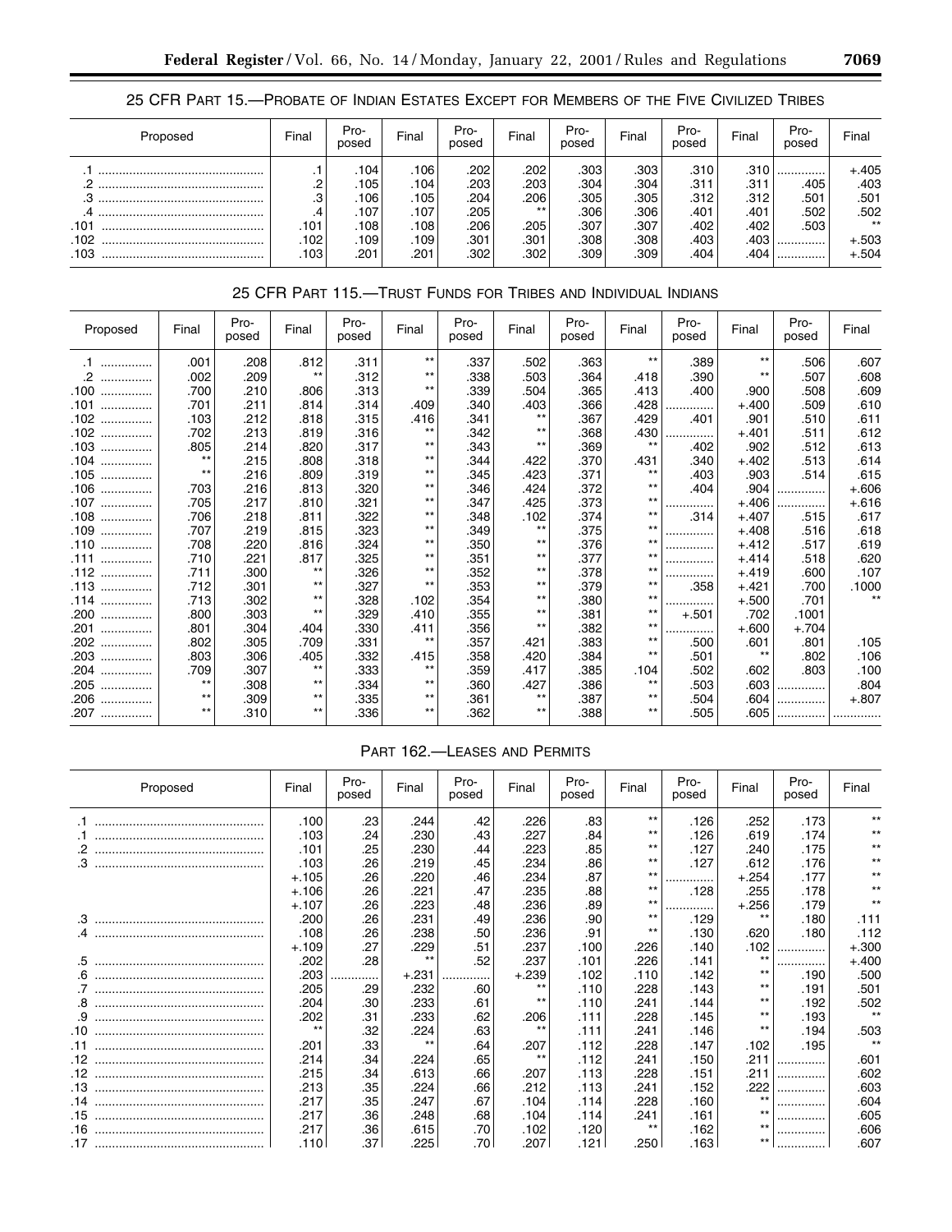## 25 CFR Part 15.—Probate of Indian Estates Except for Members of the Five Civilized Tribes

| Proposed | Final | Pro-posed | Final | Pro-posed | Final | Pro-posed | Final | Pro-posed | Final | Pro-posed | Final |
|---|---|---|---|---|---|---|---|---|---|---|---|
| .1 | .1 | .104 | .106 | .202 | .202 | .303 | .303 | .310 | .310 | .............. | +.405 |
| .2 | .2 | .105 | .104 | .203 | .203 | .304 | .304 | .311 | .311 | .405 | .403 |
| .3 | .3 | .106 | .105 | .204 | .206 | .305 | .305 | .312 | .312 | .501 | .501 |
| .4 | .4 | .107 | .107 | .205 | ** | .306 | .306 | .401 | .401 | .502 | .502 |
| .101 | .101 | .108 | .108 | .206 | .205 | .307 | .307 | .402 | .402 | .503 | ** |
| .102 | .102 | .109 | .109 | .301 | .301 | .308 | .308 | .403 | .403 | .............. | +.503 |
| .103 | .103 | .201 | .201 | .302 | .302 | .309 | .309 | .404 | .404 | .............. | +.504 |

## 25 CFR Part 115.—Trust Funds for Tribes and Individual Indians

| Proposed | Final | Pro-posed | Final | Pro-posed | Final | Pro-posed | Final | Pro-posed | Final | Pro-posed | Final | Pro-posed | Final |
|---|---|---|---|---|---|---|---|---|---|---|---|---|---|
| .1 | .001 | .208 | .812 | .311 | ** | .337 | .502 | .363 | ** | .389 | ** | .506 | .607 |
| .2 | .002 | .209 | ** | .312 | ** | .338 | .503 | .364 | .418 | .390 | ** | .507 | .608 |
| .100 | .700 | .210 | .806 | .313 | ** | .339 | .504 | .365 | .413 | .400 | .900 | .508 | .609 |
| .101 | .701 | .211 | .814 | .314 | .409 | .340 | .403 | .366 | .428 | .............. | +.400 | .509 | .610 |
| .102 | .103 | .212 | .818 | .315 | .416 | .341 | ** | .367 | .429 | .401 | .901 | .510 | .611 |
| .102 | .702 | .213 | .819 | .316 | ** | .342 | ** | .368 | .430 | .............. | +.401 | .511 | .612 |
| .103 | .805 | .214 | .820 | .317 | ** | .343 | ** | .369 | ** | .402 | .902 | .512 | .613 |
| .104 | ** | .215 | .808 | .318 | ** | .344 | .422 | .370 | .431 | .340 | +.402 | .513 | .614 |
| .105 | ** | .216 | .809 | .319 | ** | .345 | .423 | .371 | ** | .403 | .903 | .514 | .615 |
| .106 | .703 | .216 | .813 | .320 | ** | .346 | .424 | .372 | ** | .404 | .904 | .............. | +.606 |
| .107 | .705 | .217 | .810 | .321 | ** | .347 | .425 | .373 | ** | .............. | +.406 | .............. | +.616 |
| .108 | .706 | .218 | .811 | .322 | ** | .348 | .102 | .374 | ** | .314 | +.407 | .515 | .617 |
| .109 | .707 | .219 | .815 | .323 | ** | .349 | ** | .375 | ** | .............. | +.408 | .516 | .618 |
| .110 | .708 | .220 | .816 | .324 | ** | .350 | ** | .376 | ** | .............. | +.412 | .517 | .619 |
| .111 | .710 | .221 | .817 | .325 | ** | .351 | ** | .377 | ** | .............. | +.414 | .518 | .620 |
| .112 | .711 | .300 | ** | .326 | ** | .352 | ** | .378 | ** | .............. | +.419 | .600 | .107 |
| .113 | .712 | .301 | ** | .327 | ** | .353 | ** | .379 | ** | .358 | +.421 | .700 | .1000 |
| .114 | .713 | .302 | ** | .328 | .102 | .354 | ** | .380 | ** | .............. | +.500 | .701 | ** |
| .200 | .800 | .303 | ** | .329 | .410 | .355 | ** | .381 | ** | +.501 | .702 | .1001 | |
| .201 | .801 | .304 | .404 | .330 | .411 | .356 | ** | .382 | ** | .............. | +.600 | +.704 | |
| .202 | .802 | .305 | .709 | .331 | ** | .357 | .421 | .383 | ** | .500 | .601 | .801 | .105 |
| .203 | .803 | .306 | .405 | .332 | .415 | .358 | .420 | .384 | ** | .501 | ** | .802 | .106 |
| .204 | .709 | .307 | ** | .333 | ** | .359 | .417 | .385 | .104 | .502 | .602 | .803 | .100 |
| .205 | ** | .308 | ** | .334 | ** | .360 | .427 | .386 | ** | .503 | .603 | .............. | .804 |
| .206 | ** | .309 | ** | .335 | ** | .361 | ** | .387 | ** | .504 | .604 | .............. | +.807 |
| .207 | ** | .310 | ** | .336 | ** | .362 | ** | .388 | ** | .505 | .605 | .............. | .............. |

## Part 162.—Leases and Permits

| Proposed | Final | Pro-posed | Final | Pro-posed | Final | Pro-posed | Final | Pro-posed | Final | Pro-posed | Final |
|---|---|---|---|---|---|---|---|---|---|---|---|
| .1 | .100 | .23 | .244 | .42 | .226 | .83 | ** | .126 | .252 | .173 | ** |
| .1 | .103 | .24 | .230 | .43 | .227 | .84 | ** | .126 | .619 | .174 | ** |
| .2 | .101 | .25 | .230 | .44 | .223 | .85 | ** | .127 | .240 | .175 | ** |
| .3 | .103 | .26 | .219 | .45 | .234 | .86 | ** | .127 | .612 | .176 | ** |
| | +.105 | .26 | .220 | .46 | .234 | .87 | ** | .............. | +.254 | .177 | ** |
| | +.106 | .26 | .221 | .47 | .235 | .88 | ** | .128 | .255 | .178 | ** |
| | +.107 | .26 | .223 | .48 | .236 | .89 | ** | .............. | +.256 | .179 | ** |
| .3 | .200 | .26 | .231 | .49 | .236 | .90 | ** | .129 | ** | .180 | .111 |
| .4 | .108 | .26 | .238 | .50 | .236 | .91 | ** | .130 | .620 | .180 | .112 |
| | +.109 | .27 | .229 | .51 | .237 | .100 | .226 | .140 | .102 | .............. | +.300 |
| .5 | .202 | .28 | ** | .52 | .237 | .101 | .226 | .141 | ** | .............. | +.400 |
| .6 | .203 | .............. | +.231 | .............. | +.239 | .102 | .110 | .142 | ** | .190 | .500 |
| .7 | .205 | .29 | .232 | .60 | ** | .110 | .228 | .143 | ** | .191 | .501 |
| .8 | .204 | .30 | .233 | .61 | ** | .110 | .241 | .144 | ** | .192 | .502 |
| .9 | .202 | .31 | .233 | .62 | .206 | .111 | .228 | .145 | ** | .193 | ** |
| .10 | ** | .32 | .224 | .63 | ** | .111 | .241 | .146 | ** | .194 | .503 |
| .11 | .201 | .33 | ** | .64 | .207 | .112 | .228 | .147 | .102 | .195 | ** |
| .12 | .214 | .34 | .224 | .65 | ** | .112 | .241 | .150 | .211 | .............. | .601 |
| .12 | .215 | .34 | .613 | .66 | .207 | .113 | .228 | .151 | .211 | .............. | .602 |
| .13 | .213 | .35 | .224 | .66 | .212 | .113 | .241 | .152 | .222 | .............. | .603 |
| .14 | .217 | .35 | .247 | .67 | .104 | .114 | .228 | .160 | ** | .............. | .604 |
| .15 | .217 | .36 | .248 | .68 | .104 | .114 | .241 | .161 | ** | .............. | .605 |
| .16 | .217 | .36 | .615 | .70 | .102 | .120 | ** | .162 | ** | .............. | .606 |
| .17 | .110 | .37 | .225 | .70 | .207 | .121 | .250 | .163 | ** | .............. | .607 |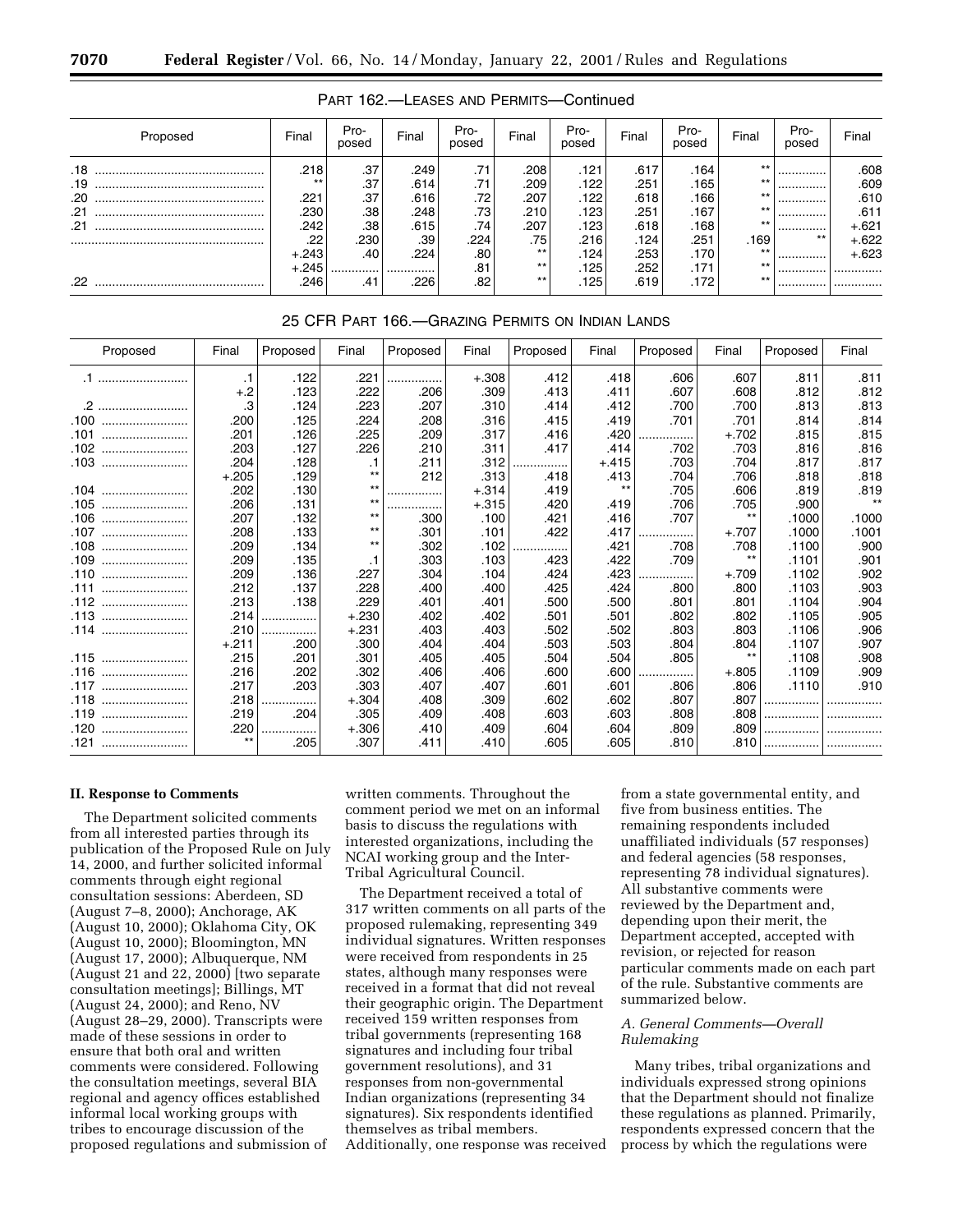PART 162.—LEASES AND PERMITS—Continued

| Proposed | Final | Pro-posed | Final | Pro-posed | Final | Pro-posed | Final | Pro-posed | Final | Pro-posed | Final |
|---|---|---|---|---|---|---|---|---|---|---|---|
| .18 | .218 | .37 | .249 | .71 | .208 | .121 | .617 | .164 | ** | | .608 |
| .19 | ** | .37 | .614 | .71 | .209 | .122 | .251 | .165 | ** | | .609 |
| .20 | .221 | .37 | .616 | .72 | .207 | .122 | .618 | .166 | ** | | .610 |
| .21 | .230 | .38 | .248 | .73 | .210 | .123 | .251 | .167 | ** | | .611 |
| .21 | .242 | .38 | .615 | .74 | .207 | .123 | .618 | .168 | ** | | +.621 |
| | .22 | .230 | .39 | .224 | .75 | .216 | .124 | .251 | .169 | ** | +.622 |
| | +.243 | .40 | .224 | .80 | ** | .124 | .253 | .170 | ** | | +.623 |
| | +.245 | | | .81 | ** | .125 | .252 | .171 | ** | | |
| .22 | .246 | .41 | .226 | .82 | ** | .125 | .619 | .172 | ** | | |

25 CFR PART 166.—GRAZING PERMITS ON INDIAN LANDS

| Proposed | Final | Proposed | Final | Proposed | Final | Proposed | Final | Proposed | Final | Proposed | Final |
|---|---|---|---|---|---|---|---|---|---|---|---|
| .1 | .1 | .122 | .221 | | +.308 | .412 | .418 | .606 | .607 | .811 | .811 |
| | +.2 | .123 | .222 | .206 | .309 | .413 | .411 | .607 | .608 | .812 | .812 |
| .2 | .3 | .124 | .223 | .207 | .310 | .414 | .412 | .700 | .700 | .813 | .813 |
| .100 | .200 | .125 | .224 | .208 | .316 | .415 | .419 | .701 | .701 | .814 | .814 |
| .101 | .201 | .126 | .225 | .209 | .317 | .416 | .420 | | +.702 | .815 | .815 |
| .102 | .203 | .127 | .226 | .210 | .311 | .417 | .414 | .702 | .703 | .816 | .816 |
| .103 | .204 | .128 | .1 | .211 | .312 | | +.415 | .703 | .704 | .817 | .817 |
| | +.205 | .129 | ** | 212 | .313 | .418 | .413 | .704 | .706 | .818 | .818 |
| .104 | .202 | .130 | ** | | +.314 | .419 | ** | .705 | .606 | .819 | .819 |
| .105 | .206 | .131 | ** | | +.315 | .420 | .419 | .706 | .705 | .900 | ** |
| .106 | .207 | .132 | ** | .300 | .100 | .421 | .416 | .707 | ** | .1000 | .1000 |
| .107 | .208 | .133 | ** | .301 | .101 | .422 | .417 | | +.707 | .1000 | .1001 |
| .108 | .209 | .134 | ** | .302 | .102 | | .421 | .708 | .708 | .1100 | .900 |
| .109 | .209 | .135 | .1 | .303 | .103 | .423 | .422 | .709 | ** | .1101 | .901 |
| .110 | .209 | .136 | .227 | .304 | .104 | .424 | .423 | | +.709 | .1102 | .902 |
| .111 | .212 | .137 | .228 | .400 | .400 | .425 | .424 | .800 | .800 | .1103 | .903 |
| .112 | .213 | .138 | .229 | .401 | .401 | .500 | .500 | .801 | .801 | .1104 | .904 |
| .113 | .214 | | +.230 | .402 | .402 | .501 | .501 | .802 | .802 | .1105 | .905 |
| .114 | .210 | | +.231 | .403 | .403 | .502 | .502 | .803 | .803 | .1106 | .906 |
| | +.211 | .200 | .300 | .404 | .404 | .503 | .503 | .804 | .804 | .1107 | .907 |
| .115 | .215 | .201 | .301 | .405 | .405 | .504 | .504 | .805 | ** | .1108 | .908 |
| .116 | .216 | .202 | .302 | .406 | .406 | .600 | .600 | | +.805 | .1109 | .909 |
| .117 | .217 | .203 | .303 | .407 | .407 | .601 | .601 | .806 | .806 | .1110 | .910 |
| .118 | .218 | | +.304 | .408 | .309 | .602 | .602 | .807 | .807 | | |
| .119 | .219 | .204 | .305 | .409 | .408 | .603 | .603 | .808 | .808 | | |
| .120 | .220 | | +.306 | .410 | .409 | .604 | .604 | .809 | .809 | | |
| .121 | ** | .205 | .307 | .411 | .410 | .605 | .605 | .810 | .810 | | |

## II. Response to Comments

The Department solicited comments from all interested parties through its publication of the Proposed Rule on July 14, 2000, and further solicited informal comments through eight regional consultation sessions: Aberdeen, SD (August 7–8, 2000); Anchorage, AK (August 10, 2000); Oklahoma City, OK (August 10, 2000); Bloomington, MN (August 17, 2000); Albuquerque, NM (August 21 and 22, 2000) [two separate consultation meetings]; Billings, MT (August 24, 2000); and Reno, NV (August 28–29, 2000). Transcripts were made of these sessions in order to ensure that both oral and written comments were considered. Following the consultation meetings, several BIA regional and agency offices established informal local working groups with tribes to encourage discussion of the proposed regulations and submission of written comments. Throughout the comment period we met on an informal basis to discuss the regulations with interested organizations, including the NCAI working group and the Inter-Tribal Agricultural Council.

The Department received a total of 317 written comments on all parts of the proposed rulemaking, representing 349 individual signatures. Written responses were received from respondents in 25 states, although many responses were received in a format that did not reveal their geographic origin. The Department received 159 written responses from tribal governments (representing 168 signatures and including four tribal government resolutions), and 31 responses from non-governmental Indian organizations (representing 34 signatures). Six respondents identified themselves as tribal members. Additionally, one response was received from a state governmental entity, and five from business entities. The remaining respondents included unaffiliated individuals (57 responses) and federal agencies (58 responses, representing 78 individual signatures). All substantive comments were reviewed by the Department and, depending upon their merit, the Department accepted, accepted with revision, or rejected for reason particular comments made on each part of the rule. Substantive comments are summarized below.

### A. General Comments—Overall Rulemaking

Many tribes, tribal organizations and individuals expressed strong opinions that the Department should not finalize these regulations as planned. Primarily, respondents expressed concern that the process by which the regulations were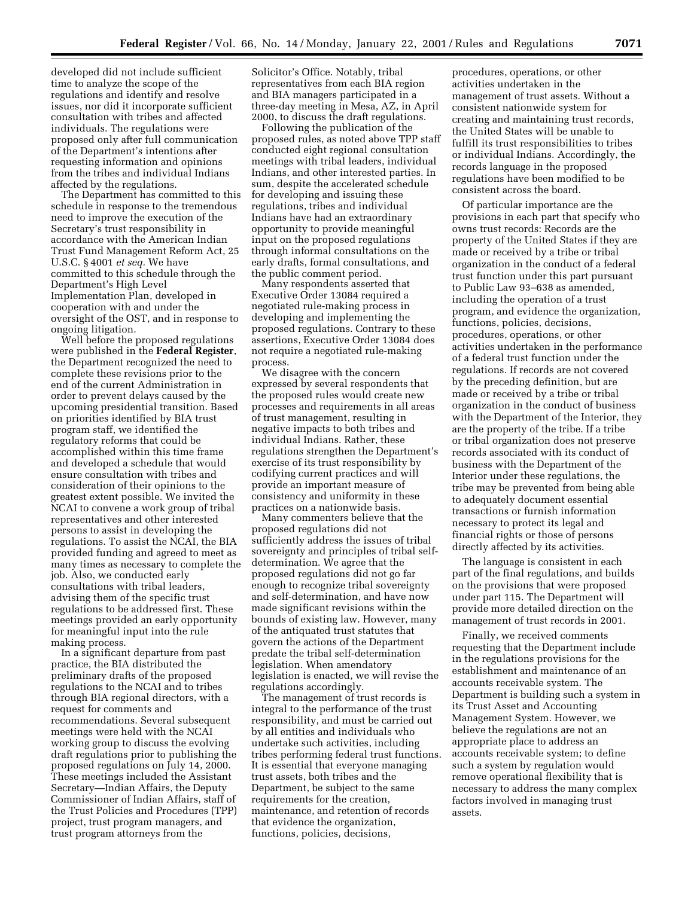developed did not include sufficient time to analyze the scope of the regulations and identify and resolve issues, nor did it incorporate sufficient consultation with tribes and affected individuals. The regulations were proposed only after full communication of the Department's intentions after requesting information and opinions from the tribes and individual Indians affected by the regulations.

The Department has committed to this schedule in response to the tremendous need to improve the execution of the Secretary's trust responsibility in accordance with the American Indian Trust Fund Management Reform Act, 25 U.S.C. § 4001 *et seq.* We have committed to this schedule through the Department's High Level Implementation Plan, developed in cooperation with and under the oversight of the OST, and in response to ongoing litigation.

Well before the proposed regulations were published in the **Federal Register**, the Department recognized the need to complete these revisions prior to the end of the current Administration in order to prevent delays caused by the upcoming presidential transition. Based on priorities identified by BIA trust program staff, we identified the regulatory reforms that could be accomplished within this time frame and developed a schedule that would ensure consultation with tribes and consideration of their opinions to the greatest extent possible. We invited the NCAI to convene a work group of tribal representatives and other interested persons to assist in developing the regulations. To assist the NCAI, the BIA provided funding and agreed to meet as many times as necessary to complete the job. Also, we conducted early consultations with tribal leaders, advising them of the specific trust regulations to be addressed first. These meetings provided an early opportunity for meaningful input into the rule making process.

In a significant departure from past practice, the BIA distributed the preliminary drafts of the proposed regulations to the NCAI and to tribes through BIA regional directors, with a request for comments and recommendations. Several subsequent meetings were held with the NCAI working group to discuss the evolving draft regulations prior to publishing the proposed regulations on July 14, 2000. These meetings included the Assistant Secretary—Indian Affairs, the Deputy Commissioner of Indian Affairs, staff of the Trust Policies and Procedures (TPP) project, trust program managers, and trust program attorneys from the Solicitor's Office. Notably, tribal representatives from each BIA region and BIA managers participated in a three-day meeting in Mesa, AZ, in April 2000, to discuss the draft regulations.

Following the publication of the proposed rules, as noted above TPP staff conducted eight regional consultation meetings with tribal leaders, individual Indians, and other interested parties. In sum, despite the accelerated schedule for developing and issuing these regulations, tribes and individual Indians have had an extraordinary opportunity to provide meaningful input on the proposed regulations through informal consultations on the early drafts, formal consultations, and the public comment period.

Many respondents asserted that Executive Order 13084 required a negotiated rule-making process in developing and implementing the proposed regulations. Contrary to these assertions, Executive Order 13084 does not require a negotiated rule-making process.

We disagree with the concern expressed by several respondents that the proposed rules would create new processes and requirements in all areas of trust management, resulting in negative impacts to both tribes and individual Indians. Rather, these regulations strengthen the Department's exercise of its trust responsibility by codifying current practices and will provide an important measure of consistency and uniformity in these practices on a nationwide basis.

Many commenters believe that the proposed regulations did not sufficiently address the issues of tribal sovereignty and principles of tribal self-determination. We agree that the proposed regulations did not go far enough to recognize tribal sovereignty and self-determination, and have now made significant revisions within the bounds of existing law. However, many of the antiquated trust statutes that govern the actions of the Department predate the tribal self-determination legislation. When amendatory legislation is enacted, we will revise the regulations accordingly.

The management of trust records is integral to the performance of the trust responsibility, and must be carried out by all entities and individuals who undertake such activities, including tribes performing federal trust functions. It is essential that everyone managing trust assets, both tribes and the Department, be subject to the same requirements for the creation, maintenance, and retention of records that evidence the organization, functions, policies, decisions, procedures, operations, or other activities undertaken in the management of trust assets. Without a consistent nationwide system for creating and maintaining trust records, the United States will be unable to fulfill its trust responsibilities to tribes or individual Indians. Accordingly, the records language in the proposed regulations have been modified to be consistent across the board.

Of particular importance are the provisions in each part that specify who owns trust records: Records are the property of the United States if they are made or received by a tribe or tribal organization in the conduct of a federal trust function under this part pursuant to Public Law 93–638 as amended, including the operation of a trust program, and evidence the organization, functions, policies, decisions, procedures, operations, or other activities undertaken in the performance of a federal trust function under the regulations. If records are not covered by the preceding definition, but are made or received by a tribe or tribal organization in the conduct of business with the Department of the Interior, they are the property of the tribe. If a tribe or tribal organization does not preserve records associated with its conduct of business with the Department of the Interior under these regulations, the tribe may be prevented from being able to adequately document essential transactions or furnish information necessary to protect its legal and financial rights or those of persons directly affected by its activities.

The language is consistent in each part of the final regulations, and builds on the provisions that were proposed under part 115. The Department will provide more detailed direction on the management of trust records in 2001.

Finally, we received comments requesting that the Department include in the regulations provisions for the establishment and maintenance of an accounts receivable system. The Department is building such a system in its Trust Asset and Accounting Management System. However, we believe the regulations are not an appropriate place to address an accounts receivable system; to define such a system by regulation would remove operational flexibility that is necessary to address the many complex factors involved in managing trust assets.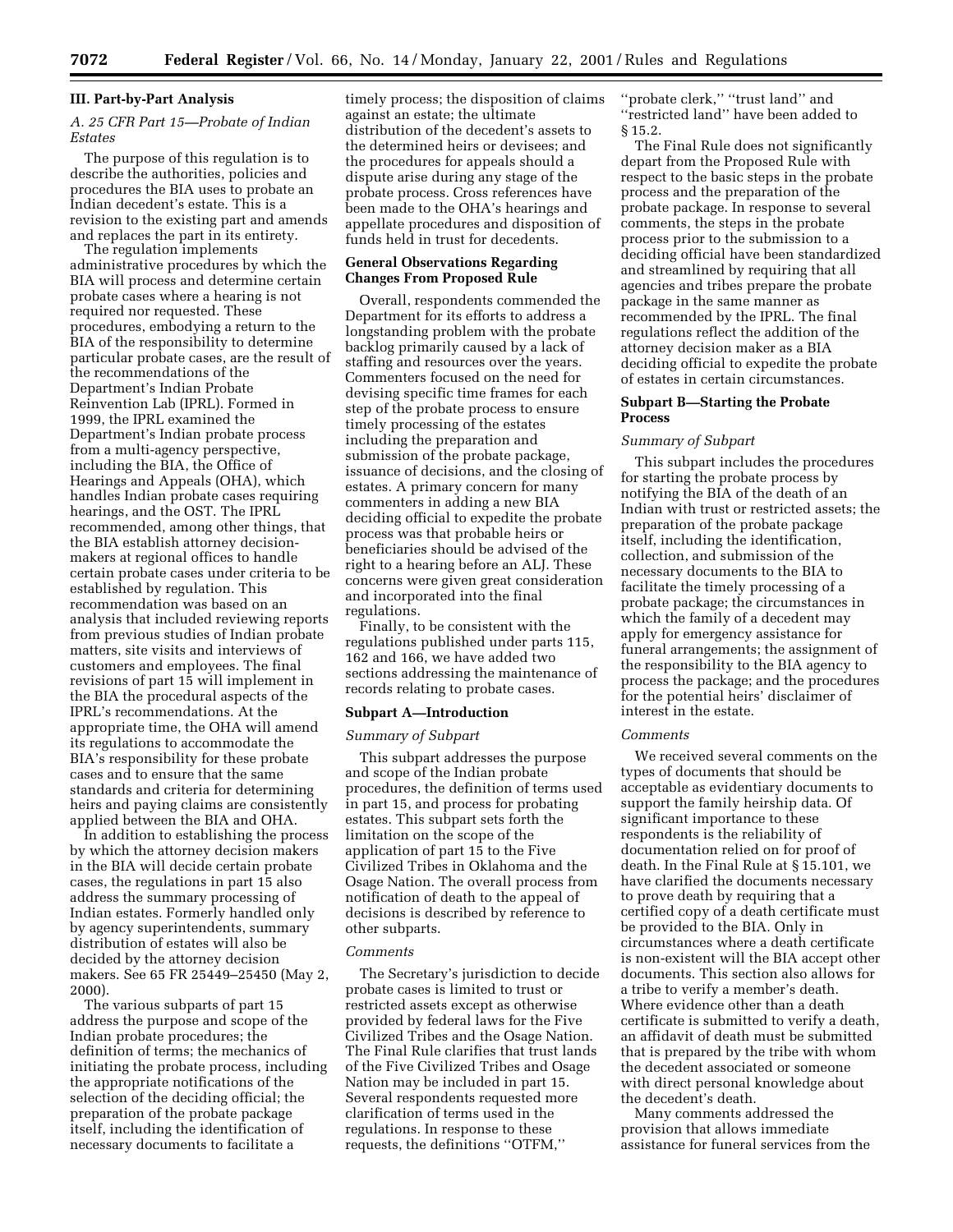## III. Part-by-Part Analysis

### A. 25 CFR Part 15—Probate of Indian Estates

The purpose of this regulation is to describe the authorities, policies and procedures the BIA uses to probate an Indian decedent's estate. This is a revision to the existing part and amends and replaces the part in its entirety.

The regulation implements administrative procedures by which the BIA will process and determine certain probate cases where a hearing is not required nor requested. These procedures, embodying a return to the BIA of the responsibility to determine particular probate cases, are the result of the recommendations of the Department's Indian Probate Reinvention Lab (IPRL). Formed in 1999, the IPRL examined the Department's Indian probate process from a multi-agency perspective, including the BIA, the Office of Hearings and Appeals (OHA), which handles Indian probate cases requiring hearings, and the OST. The IPRL recommended, among other things, that the BIA establish attorney decision-makers at regional offices to handle certain probate cases under criteria to be established by regulation. This recommendation was based on an analysis that included reviewing reports from previous studies of Indian probate matters, site visits and interviews of customers and employees. The final revisions of part 15 will implement in the BIA the procedural aspects of the IPRL's recommendations. At the appropriate time, the OHA will amend its regulations to accommodate the BIA's responsibility for these probate cases and to ensure that the same standards and criteria for determining heirs and paying claims are consistently applied between the BIA and OHA.

In addition to establishing the process by which the attorney decision makers in the BIA will decide certain probate cases, the regulations in part 15 also address the summary processing of Indian estates. Formerly handled only by agency superintendents, summary distribution of estates will also be decided by the attorney decision makers. See 65 FR 25449–25450 (May 2, 2000).

The various subparts of part 15 address the purpose and scope of the Indian probate procedures; the definition of terms; the mechanics of initiating the probate process, including the appropriate notifications of the selection of the deciding official; the preparation of the probate package itself, including the identification of necessary documents to facilitate a timely process; the disposition of claims against an estate; the ultimate distribution of the decedent's assets to the determined heirs or devisees; and the procedures for appeals should a dispute arise during any stage of the probate process. Cross references have been made to the OHA's hearings and appellate procedures and disposition of funds held in trust for decedents.

#### General Observations Regarding Changes From Proposed Rule

Overall, respondents commended the Department for its efforts to address a longstanding problem with the probate backlog primarily caused by a lack of staffing and resources over the years. Commenters focused on the need for devising specific time frames for each step of the probate process to ensure timely processing of the estates including the preparation and submission of the probate package, issuance of decisions, and the closing of estates. A primary concern for many commenters in adding a new BIA deciding official to expedite the probate process was that probable heirs or beneficiaries should be advised of the right to a hearing before an ALJ. These concerns were given great consideration and incorporated into the final regulations.

Finally, to be consistent with the regulations published under parts 115, 162 and 166, we have added two sections addressing the maintenance of records relating to probate cases.

#### Subpart A—Introduction

*Summary of Subpart*

This subpart addresses the purpose and scope of the Indian probate procedures, the definition of terms used in part 15, and process for probating estates. This subpart sets forth the limitation on the scope of the application of part 15 to the Five Civilized Tribes in Oklahoma and the Osage Nation. The overall process from notification of death to the appeal of decisions is described by reference to other subparts.

*Comments*

The Secretary's jurisdiction to decide probate cases is limited to trust or restricted assets except as otherwise provided by federal laws for the Five Civilized Tribes and the Osage Nation. The Final Rule clarifies that trust lands of the Five Civilized Tribes and Osage Nation may be included in part 15. Several respondents requested more clarification of terms used in the regulations. In response to these requests, the definitions ''OTFM,'' ''probate clerk,'' ''trust land'' and ''restricted land'' have been added to § 15.2.

The Final Rule does not significantly depart from the Proposed Rule with respect to the basic steps in the probate process and the preparation of the probate package. In response to several comments, the steps in the probate process prior to the submission to a deciding official have been standardized and streamlined by requiring that all agencies and tribes prepare the probate package in the same manner as recommended by the IPRL. The final regulations reflect the addition of the attorney decision maker as a BIA deciding official to expedite the probate of estates in certain circumstances.

#### Subpart B—Starting the Probate Process

*Summary of Subpart*

This subpart includes the procedures for starting the probate process by notifying the BIA of the death of an Indian with trust or restricted assets; the preparation of the probate package itself, including the identification, collection, and submission of the necessary documents to the BIA to facilitate the timely processing of a probate package; the circumstances in which the family of a decedent may apply for emergency assistance for funeral arrangements; the assignment of the responsibility to the BIA agency to process the package; and the procedures for the potential heirs' disclaimer of interest in the estate.

*Comments*

We received several comments on the types of documents that should be acceptable as evidentiary documents to support the family heirship data. Of significant importance to these respondents is the reliability of documentation relied on for proof of death. In the Final Rule at § 15.101, we have clarified the documents necessary to prove death by requiring that a certified copy of a death certificate must be provided to the BIA. Only in circumstances where a death certificate is non-existent will the BIA accept other documents. This section also allows for a tribe to verify a member's death. Where evidence other than a death certificate is submitted to verify a death, an affidavit of death must be submitted that is prepared by the tribe with whom the decedent associated or someone with direct personal knowledge about the decedent's death.

Many comments addressed the provision that allows immediate assistance for funeral services from the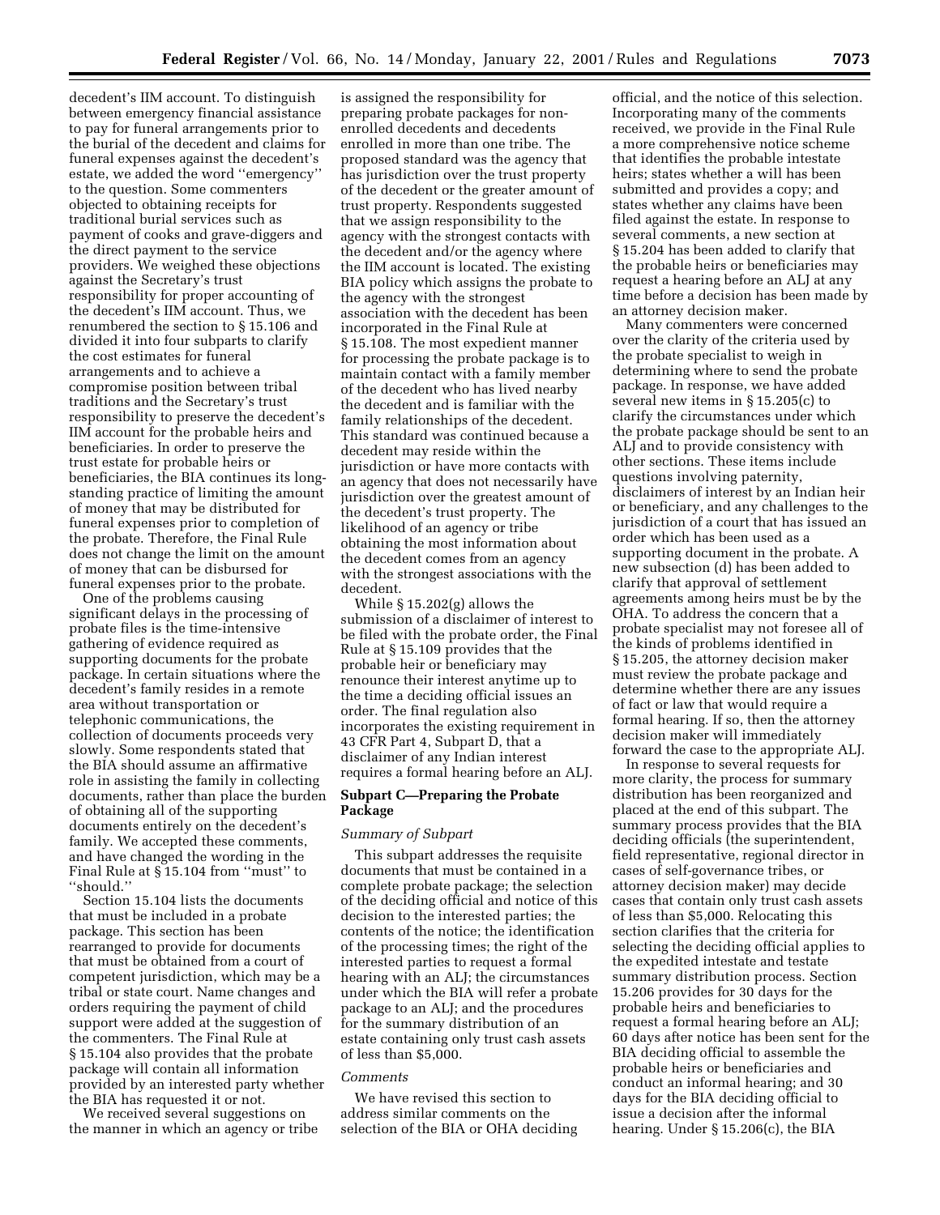decedent's IIM account. To distinguish between emergency financial assistance to pay for funeral arrangements prior to the burial of the decedent and claims for funeral expenses against the decedent's estate, we added the word ''emergency'' to the question. Some commenters objected to obtaining receipts for traditional burial services such as payment of cooks and grave-diggers and the direct payment to the service providers. We weighed these objections against the Secretary's trust responsibility for proper accounting of the decedent's IIM account. Thus, we renumbered the section to § 15.106 and divided it into four subparts to clarify the cost estimates for funeral arrangements and to achieve a compromise position between tribal traditions and the Secretary's trust responsibility to preserve the decedent's IIM account for the probable heirs and beneficiaries. In order to preserve the trust estate for probable heirs or beneficiaries, the BIA continues its long-standing practice of limiting the amount of money that may be distributed for funeral expenses prior to completion of the probate. Therefore, the Final Rule does not change the limit on the amount of money that can be disbursed for funeral expenses prior to the probate.

One of the problems causing significant delays in the processing of probate files is the time-intensive gathering of evidence required as supporting documents for the probate package. In certain situations where the decedent's family resides in a remote area without transportation or telephonic communications, the collection of documents proceeds very slowly. Some respondents stated that the BIA should assume an affirmative role in assisting the family in collecting documents, rather than place the burden of obtaining all of the supporting documents entirely on the decedent's family. We accepted these comments, and have changed the wording in the Final Rule at § 15.104 from ''must'' to ''should.''

Section 15.104 lists the documents that must be included in a probate package. This section has been rearranged to provide for documents that must be obtained from a court of competent jurisdiction, which may be a tribal or state court. Name changes and orders requiring the payment of child support were added at the suggestion of the commenters. The Final Rule at § 15.104 also provides that the probate package will contain all information provided by an interested party whether the BIA has requested it or not.

We received several suggestions on the manner in which an agency or tribe is assigned the responsibility for preparing probate packages for non-enrolled decedents and decedents enrolled in more than one tribe. The proposed standard was the agency that has jurisdiction over the trust property of the decedent or the greater amount of trust property. Respondents suggested that we assign responsibility to the agency with the strongest contacts with the decedent and/or the agency where the IIM account is located. The existing BIA policy which assigns the probate to the agency with the strongest association with the decedent has been incorporated in the Final Rule at § 15.108. The most expedient manner for processing the probate package is to maintain contact with a family member of the decedent who has lived nearby the decedent and is familiar with the family relationships of the decedent. This standard was continued because a decedent may reside within the jurisdiction or have more contacts with an agency that does not necessarily have jurisdiction over the greatest amount of the decedent's trust property. The likelihood of an agency or tribe obtaining the most information about the decedent comes from an agency with the strongest associations with the decedent.

While § 15.202(g) allows the submission of a disclaimer of interest to be filed with the probate order, the Final Rule at § 15.109 provides that the probable heir or beneficiary may renounce their interest anytime up to the time a deciding official issues an order. The final regulation also incorporates the existing requirement in 43 CFR Part 4, Subpart D, that a disclaimer of any Indian interest requires a formal hearing before an ALJ.

**Subpart C—Preparing the Probate Package**

*Summary of Subpart*

This subpart addresses the requisite documents that must be contained in a complete probate package; the selection of the deciding official and notice of this decision to the interested parties; the contents of the notice; the identification of the processing times; the right of the interested parties to request a formal hearing with an ALJ; the circumstances under which the BIA will refer a probate package to an ALJ; and the procedures for the summary distribution of an estate containing only trust cash assets of less than $5,000.

*Comments*

We have revised this section to address similar comments on the selection of the BIA or OHA deciding official, and the notice of this selection. Incorporating many of the comments received, we provide in the Final Rule a more comprehensive notice scheme that identifies the probable intestate heirs; states whether a will has been submitted and provides a copy; and states whether any claims have been filed against the estate. In response to several comments, a new section at § 15.204 has been added to clarify that the probable heirs or beneficiaries may request a hearing before an ALJ at any time before a decision has been made by an attorney decision maker.

Many commenters were concerned over the clarity of the criteria used by the probate specialist to weigh in determining where to send the probate package. In response, we have added several new items in § 15.205(c) to clarify the circumstances under which the probate package should be sent to an ALJ and to provide consistency with other sections. These items include questions involving paternity, disclaimers of interest by an Indian heir or beneficiary, and any challenges to the jurisdiction of a court that has issued an order which has been used as a supporting document in the probate. A new subsection (d) has been added to clarify that approval of settlement agreements among heirs must be by the OHA. To address the concern that a probate specialist may not foresee all of the kinds of problems identified in § 15.205, the attorney decision maker must review the probate package and determine whether there are any issues of fact or law that would require a formal hearing. If so, then the attorney decision maker will immediately forward the case to the appropriate ALJ.

In response to several requests for more clarity, the process for summary distribution has been reorganized and placed at the end of this subpart. The summary process provides that the BIA deciding officials (the superintendent, field representative, regional director in cases of self-governance tribes, or attorney decision maker) may decide cases that contain only trust cash assets of less than $5,000. Relocating this section clarifies that the criteria for selecting the deciding official applies to the expedited intestate and testate summary distribution process. Section 15.206 provides for 30 days for the probable heirs and beneficiaries to request a formal hearing before an ALJ; 60 days after notice has been sent for the BIA deciding official to assemble the probable heirs or beneficiaries and conduct an informal hearing; and 30 days for the BIA deciding official to issue a decision after the informal hearing. Under § 15.206(c), the BIA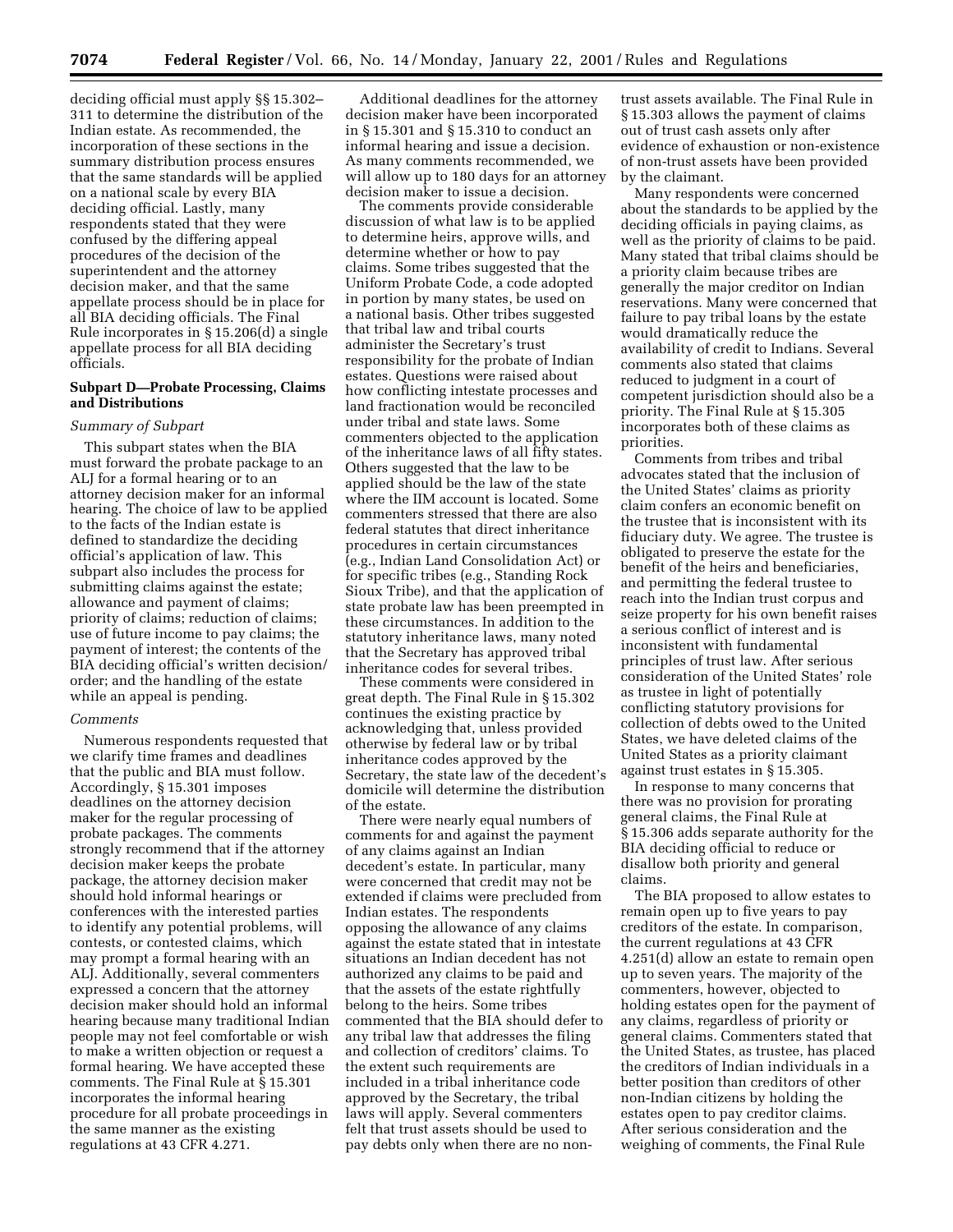deciding official must apply §§ 15.302–311 to determine the distribution of the Indian estate. As recommended, the incorporation of these sections in the summary distribution process ensures that the same standards will be applied on a national scale by every BIA deciding official. Lastly, many respondents stated that they were confused by the differing appeal procedures of the decision of the superintendent and the attorney decision maker, and that the same appellate process should be in place for all BIA deciding officials. The Final Rule incorporates in § 15.206(d) a single appellate process for all BIA deciding officials.

## Subpart D—Probate Processing, Claims and Distributions

*Summary of Subpart*

This subpart states when the BIA must forward the probate package to an ALJ for a formal hearing or to an attorney decision maker for an informal hearing. The choice of law to be applied to the facts of the Indian estate is defined to standardize the deciding official's application of law. This subpart also includes the process for submitting claims against the estate; allowance and payment of claims; priority of claims; reduction of claims; use of future income to pay claims; the payment of interest; the contents of the BIA deciding official's written decision/order; and the handling of the estate while an appeal is pending.

*Comments*

Numerous respondents requested that we clarify time frames and deadlines that the public and BIA must follow. Accordingly, § 15.301 imposes deadlines on the attorney decision maker for the regular processing of probate packages. The comments strongly recommend that if the attorney decision maker keeps the probate package, the attorney decision maker should hold informal hearings or conferences with the interested parties to identify any potential problems, will contests, or contested claims, which may prompt a formal hearing with an ALJ. Additionally, several commenters expressed a concern that the attorney decision maker should hold an informal hearing because many traditional Indian people may not feel comfortable or wish to make a written objection or request a formal hearing. We have accepted these comments. The Final Rule at § 15.301 incorporates the informal hearing procedure for all probate proceedings in the same manner as the existing regulations at 43 CFR 4.271.

Additional deadlines for the attorney decision maker have been incorporated in § 15.301 and § 15.310 to conduct an informal hearing and issue a decision. As many comments recommended, we will allow up to 180 days for an attorney decision maker to issue a decision.

The comments provide considerable discussion of what law is to be applied to determine heirs, approve wills, and determine whether or how to pay claims. Some tribes suggested that the Uniform Probate Code, a code adopted in portion by many states, be used on a national basis. Other tribes suggested that tribal law and tribal courts administer the Secretary's trust responsibility for the probate of Indian estates. Questions were raised about how conflicting intestate processes and land fractionation would be reconciled under tribal and state laws. Some commenters objected to the application of the inheritance laws of all fifty states. Others suggested that the law to be applied should be the law of the state where the IIM account is located. Some commenters stressed that there are also federal statutes that direct inheritance procedures in certain circumstances (e.g., Indian Land Consolidation Act) or for specific tribes (e.g., Standing Rock Sioux Tribe), and that the application of state probate law has been preempted in these circumstances. In addition to the statutory inheritance laws, many noted that the Secretary has approved tribal inheritance codes for several tribes.

These comments were considered in great depth. The Final Rule in § 15.302 continues the existing practice by acknowledging that, unless provided otherwise by federal law or by tribal inheritance codes approved by the Secretary, the state law of the decedent's domicile will determine the distribution of the estate.

There were nearly equal numbers of comments for and against the payment of any claims against an Indian decedent's estate. In particular, many were concerned that credit may not be extended if claims were precluded from Indian estates. The respondents opposing the allowance of any claims against the estate stated that in intestate situations an Indian decedent has not authorized any claims to be paid and that the assets of the estate rightfully belong to the heirs. Some tribes commented that the BIA should defer to any tribal law that addresses the filing and collection of creditors' claims. To the extent such requirements are included in a tribal inheritance code approved by the Secretary, the tribal laws will apply. Several commenters felt that trust assets should be used to pay debts only when there are no non-trust assets available. The Final Rule in § 15.303 allows the payment of claims out of trust cash assets only after evidence of exhaustion or non-existence of non-trust assets have been provided by the claimant.

Many respondents were concerned about the standards to be applied by the deciding officials in paying claims, as well as the priority of claims to be paid. Many stated that tribal claims should be a priority claim because tribes are generally the major creditor on Indian reservations. Many were concerned that failure to pay tribal loans by the estate would dramatically reduce the availability of credit to Indians. Several comments also stated that claims reduced to judgment in a court of competent jurisdiction should also be a priority. The Final Rule at § 15.305 incorporates both of these claims as priorities.

Comments from tribes and tribal advocates stated that the inclusion of the United States' claims as priority claim confers an economic benefit on the trustee that is inconsistent with its fiduciary duty. We agree. The trustee is obligated to preserve the estate for the benefit of the heirs and beneficiaries, and permitting the federal trustee to reach into the Indian trust corpus and seize property for his own benefit raises a serious conflict of interest and is inconsistent with fundamental principles of trust law. After serious consideration of the United States' role as trustee in light of potentially conflicting statutory provisions for collection of debts owed to the United States, we have deleted claims of the United States as a priority claimant against trust estates in § 15.305.

In response to many concerns that there was no provision for prorating general claims, the Final Rule at § 15.306 adds separate authority for the BIA deciding official to reduce or disallow both priority and general claims.

The BIA proposed to allow estates to remain open up to five years to pay creditors of the estate. In comparison, the current regulations at 43 CFR 4.251(d) allow an estate to remain open up to seven years. The majority of the commenters, however, objected to holding estates open for the payment of any claims, regardless of priority or general claims. Commenters stated that the United States, as trustee, has placed the creditors of Indian individuals in a better position than creditors of other non-Indian citizens by holding the estates open to pay creditor claims. After serious consideration and the weighing of comments, the Final Rule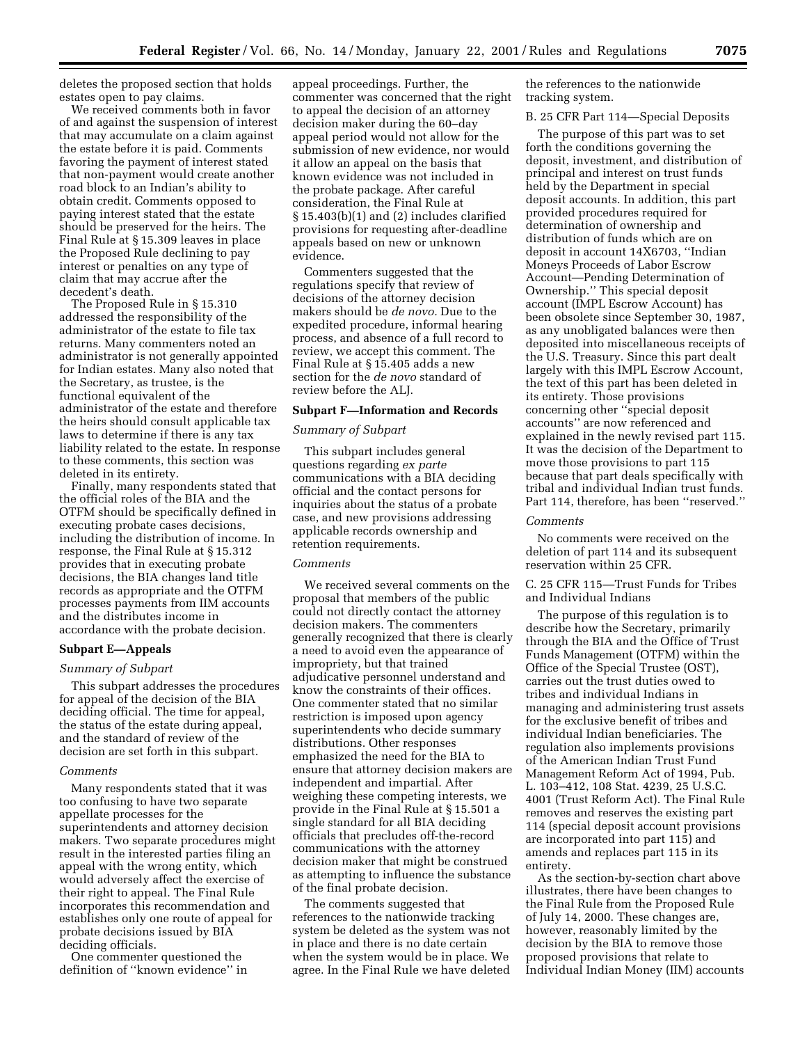deletes the proposed section that holds estates open to pay claims.

We received comments both in favor of and against the suspension of interest that may accumulate on a claim against the estate before it is paid. Comments favoring the payment of interest stated that non-payment would create another road block to an Indian's ability to obtain credit. Comments opposed to paying interest stated that the estate should be preserved for the heirs. The Final Rule at § 15.309 leaves in place the Proposed Rule declining to pay interest or penalties on any type of claim that may accrue after the decedent's death.

The Proposed Rule in § 15.310 addressed the responsibility of the administrator of the estate to file tax returns. Many commenters noted an administrator is not generally appointed for Indian estates. Many also noted that the Secretary, as trustee, is the functional equivalent of the administrator of the estate and therefore the heirs should consult applicable tax laws to determine if there is any tax liability related to the estate. In response to these comments, this section was deleted in its entirety.

Finally, many respondents stated that the official roles of the BIA and the OTFM should be specifically defined in executing probate cases decisions, including the distribution of income. In response, the Final Rule at § 15.312 provides that in executing probate decisions, the BIA changes land title records as appropriate and the OTFM processes payments from IIM accounts and the distributes income in accordance with the probate decision.

### Subpart E—Appeals

*Summary of Subpart*

This subpart addresses the procedures for appeal of the decision of the BIA deciding official. The time for appeal, the status of the estate during appeal, and the standard of review of the decision are set forth in this subpart.

*Comments*

Many respondents stated that it was too confusing to have two separate appellate processes for the superintendents and attorney decision makers. Two separate procedures might result in the interested parties filing an appeal with the wrong entity, which would adversely affect the exercise of their right to appeal. The Final Rule incorporates this recommendation and establishes only one route of appeal for probate decisions issued by BIA deciding officials.

One commenter questioned the definition of "known evidence" in appeal proceedings. Further, the commenter was concerned that the right to appeal the decision of an attorney decision maker during the 60–day appeal period would not allow for the submission of new evidence, nor would it allow an appeal on the basis that known evidence was not included in the probate package. After careful consideration, the Final Rule at § 15.403(b)(1) and (2) includes clarified provisions for requesting after-deadline appeals based on new or unknown evidence.

Commenters suggested that the regulations specify that review of decisions of the attorney decision makers should be *de novo*. Due to the expedited procedure, informal hearing process, and absence of a full record to review, we accept this comment. The Final Rule at § 15.405 adds a new section for the *de novo* standard of review before the ALJ.

### Subpart F—Information and Records

*Summary of Subpart*

This subpart includes general questions regarding *ex parte* communications with a BIA deciding official and the contact persons for inquiries about the status of a probate case, and new provisions addressing applicable records ownership and retention requirements.

*Comments*

We received several comments on the proposal that members of the public could not directly contact the attorney decision makers. The commenters generally recognized that there is clearly a need to avoid even the appearance of impropriety, but that trained adjudicative personnel understand and know the constraints of their offices. One commenter stated that no similar restriction is imposed upon agency superintendents who decide summary distributions. Other responses emphasized the need for the BIA to ensure that attorney decision makers are independent and impartial. After weighing these competing interests, we provide in the Final Rule at § 15.501 a single standard for all BIA deciding officials that precludes off-the-record communications with the attorney decision maker that might be construed as attempting to influence the substance of the final probate decision.

The comments suggested that references to the nationwide tracking system be deleted as the system was not in place and there is no date certain when the system would be in place. We agree. In the Final Rule we have deleted the references to the nationwide tracking system.

B. 25 CFR Part 114—Special Deposits

The purpose of this part was to set forth the conditions governing the deposit, investment, and distribution of principal and interest on trust funds held by the Department in special deposit accounts. In addition, this part provided procedures required for determination of ownership and distribution of funds which are on deposit in account 14X6703, "Indian Moneys Proceeds of Labor Escrow Account—Pending Determination of Ownership." This special deposit account (IMPL Escrow Account) has been obsolete since September 30, 1987, as any unobligated balances were then deposited into miscellaneous receipts of the U.S. Treasury. Since this part dealt largely with this IMPL Escrow Account, the text of this part has been deleted in its entirety. Those provisions concerning other "special deposit accounts" are now referenced and explained in the newly revised part 115. It was the decision of the Department to move those provisions to part 115 because that part deals specifically with tribal and individual Indian trust funds. Part 114, therefore, has been "reserved."

*Comments*

No comments were received on the deletion of part 114 and its subsequent reservation within 25 CFR.

C. 25 CFR 115—Trust Funds for Tribes and Individual Indians

The purpose of this regulation is to describe how the Secretary, primarily through the BIA and the Office of Trust Funds Management (OTFM) within the Office of the Special Trustee (OST), carries out the trust duties owed to tribes and individual Indians in managing and administering trust assets for the exclusive benefit of tribes and individual Indian beneficiaries. The regulation also implements provisions of the American Indian Trust Fund Management Reform Act of 1994, Pub. L. 103–412, 108 Stat. 4239, 25 U.S.C. 4001 (Trust Reform Act). The Final Rule removes and reserves the existing part 114 (special deposit account provisions are incorporated into part 115) and amends and replaces part 115 in its entirety.

As the section-by-section chart above illustrates, there have been changes to the Final Rule from the Proposed Rule of July 14, 2000. These changes are, however, reasonably limited by the decision by the BIA to remove those proposed provisions that relate to Individual Indian Money (IIM) accounts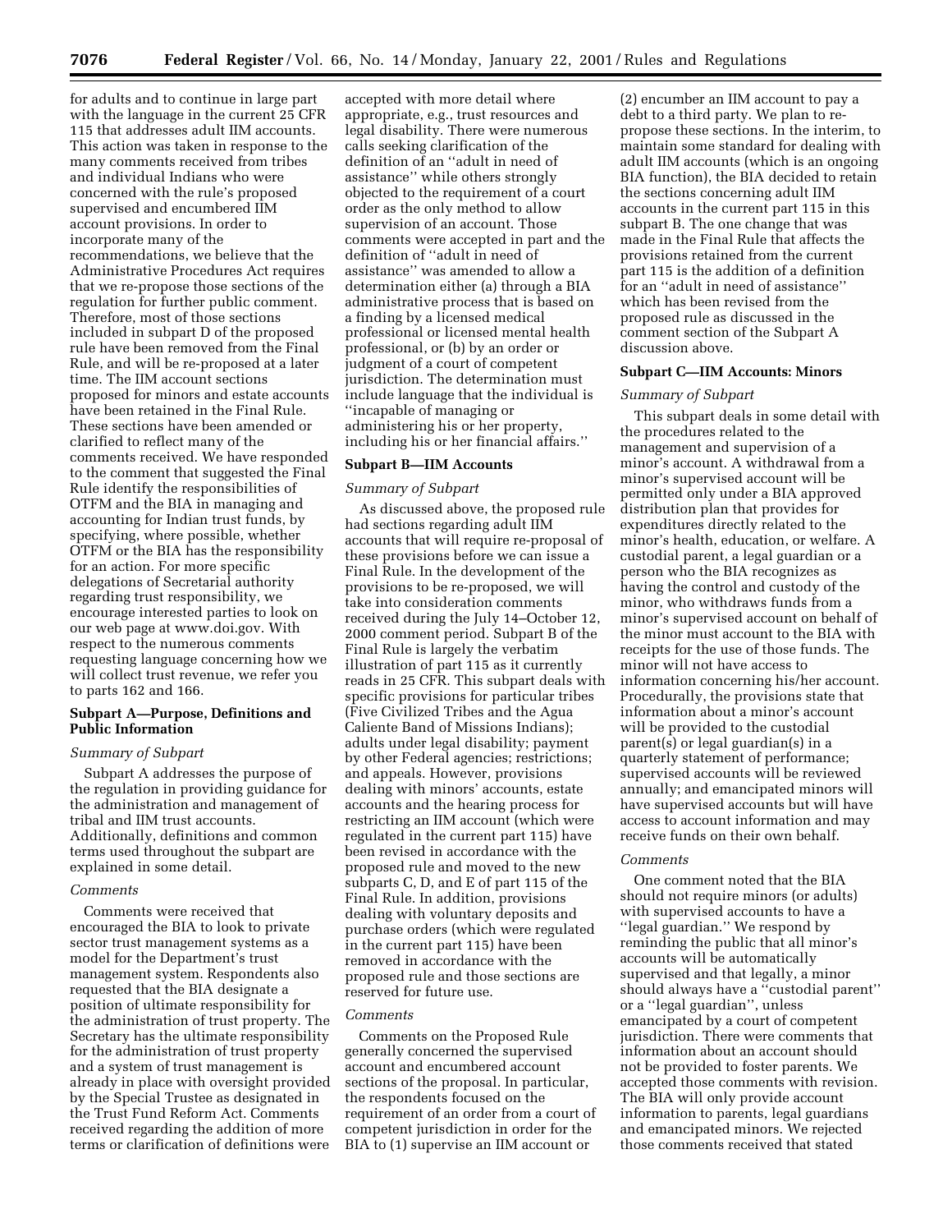for adults and to continue in large part with the language in the current 25 CFR 115 that addresses adult IIM accounts. This action was taken in response to the many comments received from tribes and individual Indians who were concerned with the rule's proposed supervised and encumbered IIM account provisions. In order to incorporate many of the recommendations, we believe that the Administrative Procedures Act requires that we re-propose those sections of the regulation for further public comment. Therefore, most of those sections included in subpart D of the proposed rule have been removed from the Final Rule, and will be re-proposed at a later time. The IIM account sections proposed for minors and estate accounts have been retained in the Final Rule. These sections have been amended or clarified to reflect many of the comments received. We have responded to the comment that suggested the Final Rule identify the responsibilities of OTFM and the BIA in managing and accounting for Indian trust funds, by specifying, where possible, whether OTFM or the BIA has the responsibility for an action. For more specific delegations of Secretarial authority regarding trust responsibility, we encourage interested parties to look on our web page at www.doi.gov. With respect to the numerous comments requesting language concerning how we will collect trust revenue, we refer you to parts 162 and 166.

## Subpart A—Purpose, Definitions and Public Information

*Summary of Subpart*

Subpart A addresses the purpose of the regulation in providing guidance for the administration and management of tribal and IIM trust accounts. Additionally, definitions and common terms used throughout the subpart are explained in some detail.

*Comments*

Comments were received that encouraged the BIA to look to private sector trust management systems as a model for the Department's trust management system. Respondents also requested that the BIA designate a position of ultimate responsibility for the administration of trust property. The Secretary has the ultimate responsibility for the administration of trust property and a system of trust management is already in place with oversight provided by the Special Trustee as designated in the Trust Fund Reform Act. Comments received regarding the addition of more terms or clarification of definitions were accepted with more detail where appropriate, e.g., trust resources and legal disability. There were numerous calls seeking clarification of the definition of an ''adult in need of assistance'' while others strongly objected to the requirement of a court order as the only method to allow supervision of an account. Those comments were accepted in part and the definition of ''adult in need of assistance'' was amended to allow a determination either (a) through a BIA administrative process that is based on a finding by a licensed medical professional or licensed mental health professional, or (b) by an order or judgment of a court of competent jurisdiction. The determination must include language that the individual is ''incapable of managing or administering his or her property, including his or her financial affairs.''

## Subpart B—IIM Accounts

*Summary of Subpart*

As discussed above, the proposed rule had sections regarding adult IIM accounts that will require re-proposal of these provisions before we can issue a Final Rule. In the development of the provisions to be re-proposed, we will take into consideration comments received during the July 14–October 12, 2000 comment period. Subpart B of the Final Rule is largely the verbatim illustration of part 115 as it currently reads in 25 CFR. This subpart deals with specific provisions for particular tribes (Five Civilized Tribes and the Agua Caliente Band of Missions Indians); adults under legal disability; payment by other Federal agencies; restrictions; and appeals. However, provisions dealing with minors' accounts, estate accounts and the hearing process for restricting an IIM account (which were regulated in the current part 115) have been revised in accordance with the proposed rule and moved to the new subparts C, D, and E of part 115 of the Final Rule. In addition, provisions dealing with voluntary deposits and purchase orders (which were regulated in the current part 115) have been removed in accordance with the proposed rule and those sections are reserved for future use.

*Comments*

Comments on the Proposed Rule generally concerned the supervised account and encumbered account sections of the proposal. In particular, the respondents focused on the requirement of an order from a court of competent jurisdiction in order for the BIA to (1) supervise an IIM account or (2) encumber an IIM account to pay a debt to a third party. We plan to re-propose these sections. In the interim, to maintain some standard for dealing with adult IIM accounts (which is an ongoing BIA function), the BIA decided to retain the sections concerning adult IIM accounts in the current part 115 in this subpart B. The one change that was made in the Final Rule that affects the provisions retained from the current part 115 is the addition of a definition for an ''adult in need of assistance'' which has been revised from the proposed rule as discussed in the comment section of the Subpart A discussion above.

## Subpart C—IIM Accounts: Minors

*Summary of Subpart*

This subpart deals in some detail with the procedures related to the management and supervision of a minor's account. A withdrawal from a minor's supervised account will be permitted only under a BIA approved distribution plan that provides for expenditures directly related to the minor's health, education, or welfare. A custodial parent, a legal guardian or a person who the BIA recognizes as having the control and custody of the minor, who withdraws funds from a minor's supervised account on behalf of the minor must account to the BIA with receipts for the use of those funds. The minor will not have access to information concerning his/her account. Procedurally, the provisions state that information about a minor's account will be provided to the custodial parent(s) or legal guardian(s) in a quarterly statement of performance; supervised accounts will be reviewed annually; and emancipated minors will have supervised accounts but will have access to account information and may receive funds on their own behalf.

*Comments*

One comment noted that the BIA should not require minors (or adults) with supervised accounts to have a ''legal guardian.'' We respond by reminding the public that all minor's accounts will be automatically supervised and that legally, a minor should always have a ''custodial parent'' or a ''legal guardian'', unless emancipated by a court of competent jurisdiction. There were comments that information about an account should not be provided to foster parents. We accepted those comments with revision. The BIA will only provide account information to parents, legal guardians and emancipated minors. We rejected those comments received that stated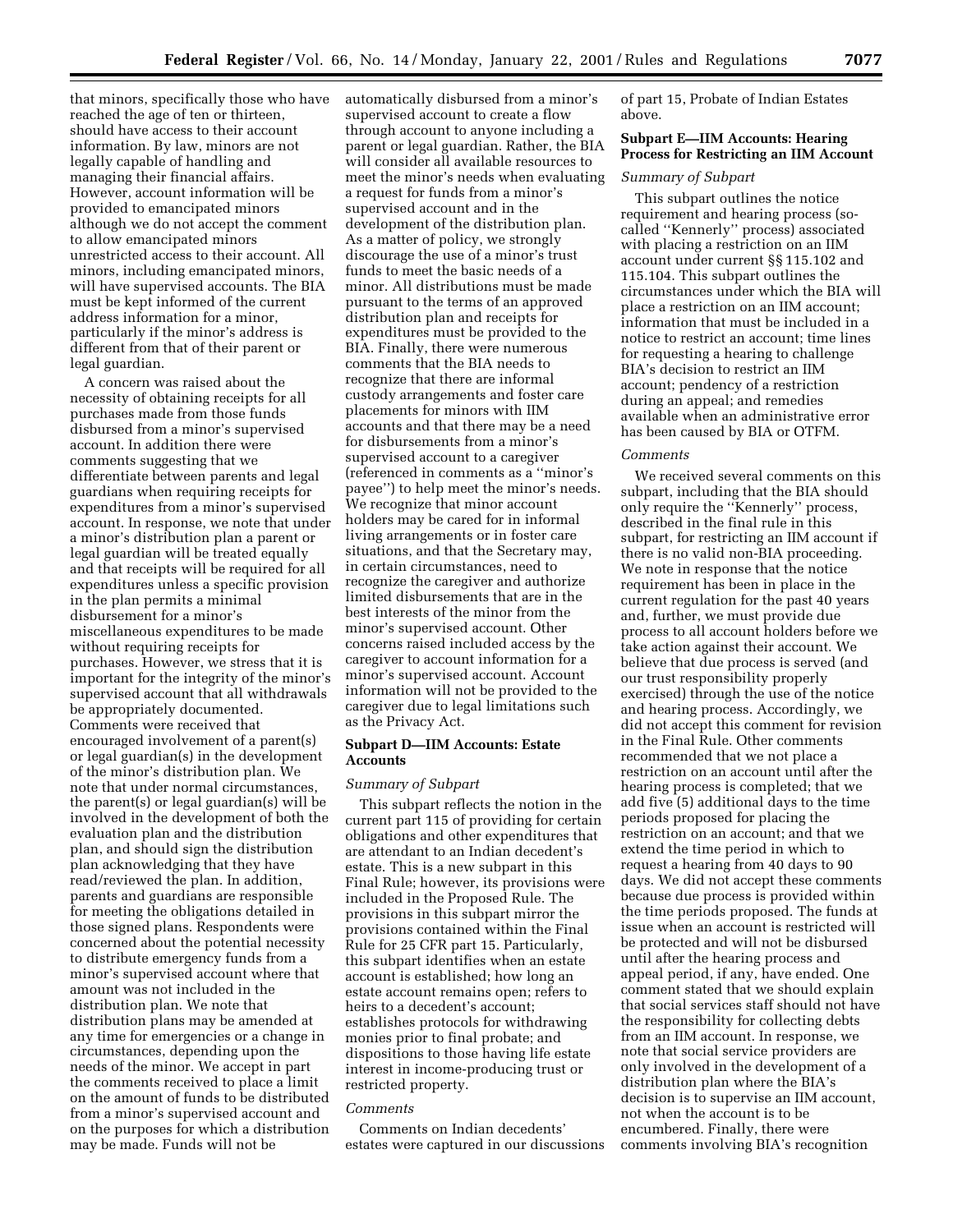that minors, specifically those who have reached the age of ten or thirteen, should have access to their account information. By law, minors are not legally capable of handling and managing their financial affairs. However, account information will be provided to emancipated minors although we do not accept the comment to allow emancipated minors unrestricted access to their account. All minors, including emancipated minors, will have supervised accounts. The BIA must be kept informed of the current address information for a minor, particularly if the minor's address is different from that of their parent or legal guardian.

A concern was raised about the necessity of obtaining receipts for all purchases made from those funds disbursed from a minor's supervised account. In addition there were comments suggesting that we differentiate between parents and legal guardians when requiring receipts for expenditures from a minor's supervised account. In response, we note that under a minor's distribution plan a parent or legal guardian will be treated equally and that receipts will be required for all expenditures unless a specific provision in the plan permits a minimal disbursement for a minor's miscellaneous expenditures to be made without requiring receipts for purchases. However, we stress that it is important for the integrity of the minor's supervised account that all withdrawals be appropriately documented. Comments were received that encouraged involvement of a parent(s) or legal guardian(s) in the development of the minor's distribution plan. We note that under normal circumstances, the parent(s) or legal guardian(s) will be involved in the development of both the evaluation plan and the distribution plan, and should sign the distribution plan acknowledging that they have read/reviewed the plan. In addition, parents and guardians are responsible for meeting the obligations detailed in those signed plans. Respondents were concerned about the potential necessity to distribute emergency funds from a minor's supervised account where that amount was not included in the distribution plan. We note that distribution plans may be amended at any time for emergencies or a change in circumstances, depending upon the needs of the minor. We accept in part the comments received to place a limit on the amount of funds to be distributed from a minor's supervised account and on the purposes for which a distribution may be made. Funds will not be automatically disbursed from a minor's supervised account to create a flow through account to anyone including a parent or legal guardian. Rather, the BIA will consider all available resources to meet the minor's needs when evaluating a request for funds from a minor's supervised account and in the development of the distribution plan. As a matter of policy, we strongly discourage the use of a minor's trust funds to meet the basic needs of a minor. All distributions must be made pursuant to the terms of an approved distribution plan and receipts for expenditures must be provided to the BIA. Finally, there were numerous comments that the BIA needs to recognize that there are informal custody arrangements and foster care placements for minors with IIM accounts and that there may be a need for disbursements from a minor's supervised account to a caregiver (referenced in comments as a ''minor's payee'') to help meet the minor's needs. We recognize that minor account holders may be cared for in informal living arrangements or in foster care situations, and that the Secretary may, in certain circumstances, need to recognize the caregiver and authorize limited disbursements that are in the best interests of the minor from the minor's supervised account. Other concerns raised included access by the caregiver to account information for a minor's supervised account. Account information will not be provided to the caregiver due to legal limitations such as the Privacy Act.

### Subpart D—IIM Accounts: Estate Accounts

*Summary of Subpart*

This subpart reflects the notion in the current part 115 of providing for certain obligations and other expenditures that are attendant to an Indian decedent's estate. This is a new subpart in this Final Rule; however, its provisions were included in the Proposed Rule. The provisions in this subpart mirror the provisions contained within the Final Rule for 25 CFR part 15. Particularly, this subpart identifies when an estate account is established; how long an estate account remains open; refers to heirs to a decedent's account; establishes protocols for withdrawing monies prior to final probate; and dispositions to those having life estate interest in income-producing trust or restricted property.

*Comments*

Comments on Indian decedents' estates were captured in our discussions of part 15, Probate of Indian Estates above.

### Subpart E—IIM Accounts: Hearing Process for Restricting an IIM Account

*Summary of Subpart*

This subpart outlines the notice requirement and hearing process (so-called ''Kennerly'' process) associated with placing a restriction on an IIM account under current §§ 115.102 and 115.104. This subpart outlines the circumstances under which the BIA will place a restriction on an IIM account; information that must be included in a notice to restrict an account; time lines for requesting a hearing to challenge BIA's decision to restrict an IIM account; pendency of a restriction during an appeal; and remedies available when an administrative error has been caused by BIA or OTFM.

*Comments*

We received several comments on this subpart, including that the BIA should only require the ''Kennerly'' process, described in the final rule in this subpart, for restricting an IIM account if there is no valid non-BIA proceeding. We note in response that the notice requirement has been in place in the current regulation for the past 40 years and, further, we must provide due process to all account holders before we take action against their account. We believe that due process is served (and our trust responsibility properly exercised) through the use of the notice and hearing process. Accordingly, we did not accept this comment for revision in the Final Rule. Other comments recommended that we not place a restriction on an account until after the hearing process is completed; that we add five (5) additional days to the time periods proposed for placing the restriction on an account; and that we extend the time period in which to request a hearing from 40 days to 90 days. We did not accept these comments because due process is provided within the time periods proposed. The funds at issue when an account is restricted will be protected and will not be disbursed until after the hearing process and appeal period, if any, have ended. One comment stated that we should explain that social services staff should not have the responsibility for collecting debts from an IIM account. In response, we note that social service providers are only involved in the development of a distribution plan where the BIA's decision is to supervise an IIM account, not when the account is to be encumbered. Finally, there were comments involving BIA's recognition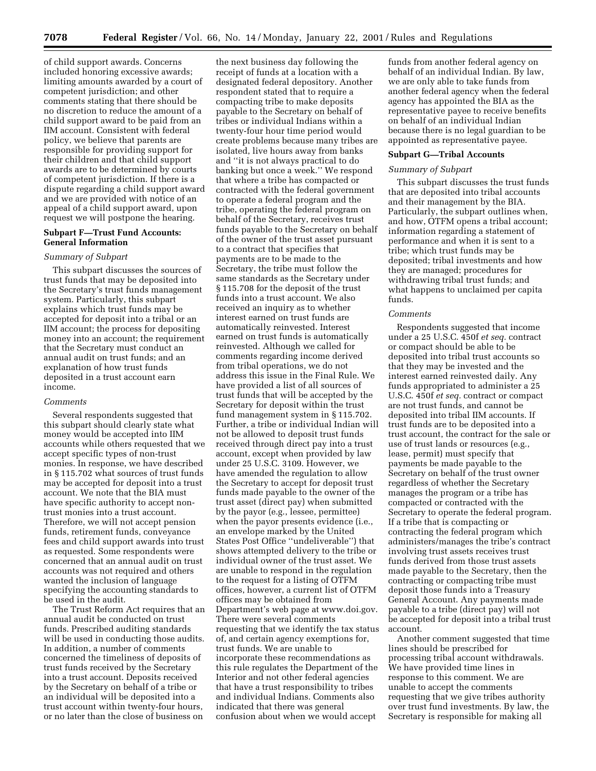of child support awards. Concerns included honoring excessive awards; limiting amounts awarded by a court of competent jurisdiction; and other comments stating that there should be no discretion to reduce the amount of a child support award to be paid from an IIM account. Consistent with federal policy, we believe that parents are responsible for providing support for their children and that child support awards are to be determined by courts of competent jurisdiction. If there is a dispute regarding a child support award and we are provided with notice of an appeal of a child support award, upon request we will postpone the hearing.

### Subpart F—Trust Fund Accounts: General Information

*Summary of Subpart*

This subpart discusses the sources of trust funds that may be deposited into the Secretary's trust funds management system. Particularly, this subpart explains which trust funds may be accepted for deposit into a tribal or an IIM account; the process for depositing money into an account; the requirement that the Secretary must conduct an annual audit on trust funds; and an explanation of how trust funds deposited in a trust account earn income.

*Comments*

Several respondents suggested that this subpart should clearly state what money would be accepted into IIM accounts while others requested that we accept specific types of non-trust monies. In response, we have described in § 115.702 what sources of trust funds may be accepted for deposit into a trust account. We note that the BIA must have specific authority to accept non-trust monies into a trust account. Therefore, we will not accept pension funds, retirement funds, conveyance fees and child support awards into trust as requested. Some respondents were concerned that an annual audit on trust accounts was not required and others wanted the inclusion of language specifying the accounting standards to be used in the audit.

The Trust Reform Act requires that an annual audit be conducted on trust funds. Prescribed auditing standards will be used in conducting those audits. In addition, a number of comments concerned the timeliness of deposits of trust funds received by the Secretary into a trust account. Deposits received by the Secretary on behalf of a tribe or an individual will be deposited into a trust account within twenty-four hours, or no later than the close of business on the next business day following the receipt of funds at a location with a designated federal depository. Another respondent stated that to require a compacting tribe to make deposits payable to the Secretary on behalf of tribes or individual Indians within a twenty-four hour time period would create problems because many tribes are isolated, live hours away from banks and ''it is not always practical to do banking but once a week.'' We respond that where a tribe has compacted or contracted with the federal government to operate a federal program and the tribe, operating the federal program on behalf of the Secretary, receives trust funds payable to the Secretary on behalf of the owner of the trust asset pursuant to a contract that specifies that payments are to be made to the Secretary, the tribe must follow the same standards as the Secretary under § 115.708 for the deposit of the trust funds into a trust account. We also received an inquiry as to whether interest earned on trust funds are automatically reinvested. Interest earned on trust funds is automatically reinvested. Although we called for comments regarding income derived from tribal operations, we do not address this issue in the Final Rule. We have provided a list of all sources of trust funds that will be accepted by the Secretary for deposit within the trust fund management system in § 115.702. Further, a tribe or individual Indian will not be allowed to deposit trust funds received through direct pay into a trust account, except when provided by law under 25 U.S.C. 3109. However, we have amended the regulation to allow the Secretary to accept for deposit trust funds made payable to the owner of the trust asset (direct pay) when submitted by the payor (e.g., lessee, permittee) when the payor presents evidence (i.e., an envelope marked by the United States Post Office ''undeliverable'') that shows attempted delivery to the tribe or individual owner of the trust asset. We are unable to respond in the regulation to the request for a listing of OTFM offices, however, a current list of OTFM offices may be obtained from Department's web page at www.doi.gov. There were several comments requesting that we identify the tax status of, and certain agency exemptions for, trust funds. We are unable to incorporate these recommendations as this rule regulates the Department of the Interior and not other federal agencies that have a trust responsibility to tribes and individual Indians. Comments also indicated that there was general confusion about when we would accept funds from another federal agency on behalf of an individual Indian. By law, we are only able to take funds from another federal agency when the federal agency has appointed the BIA as the representative payee to receive benefits on behalf of an individual Indian because there is no legal guardian to be appointed as representative payee.

### Subpart G—Tribal Accounts

*Summary of Subpart*

This subpart discusses the trust funds that are deposited into tribal accounts and their management by the BIA. Particularly, the subpart outlines when, and how, OTFM opens a tribal account; information regarding a statement of performance and when it is sent to a tribe; which trust funds may be deposited; tribal investments and how they are managed; procedures for withdrawing tribal trust funds; and what happens to unclaimed per capita funds.

*Comments*

Respondents suggested that income under a 25 U.S.C. 450f *et seq.* contract or compact should be able to be deposited into tribal trust accounts so that they may be invested and the interest earned reinvested daily. Any funds appropriated to administer a 25 U.S.C. 450f *et seq.* contract or compact are not trust funds, and cannot be deposited into tribal IIM accounts. If trust funds are to be deposited into a trust account, the contract for the sale or use of trust lands or resources (e.g., lease, permit) must specify that payments be made payable to the Secretary on behalf of the trust owner regardless of whether the Secretary manages the program or a tribe has compacted or contracted with the Secretary to operate the federal program. If a tribe that is compacting or contracting the federal program which administers/manages the tribe's contract involving trust assets receives trust funds derived from those trust assets made payable to the Secretary, then the contracting or compacting tribe must deposit those funds into a Treasury General Account. Any payments made payable to a tribe (direct pay) will not be accepted for deposit into a tribal trust account.

Another comment suggested that time lines should be prescribed for processing tribal account withdrawals. We have provided time lines in response to this comment. We are unable to accept the comments requesting that we give tribes authority over trust fund investments. By law, the Secretary is responsible for making all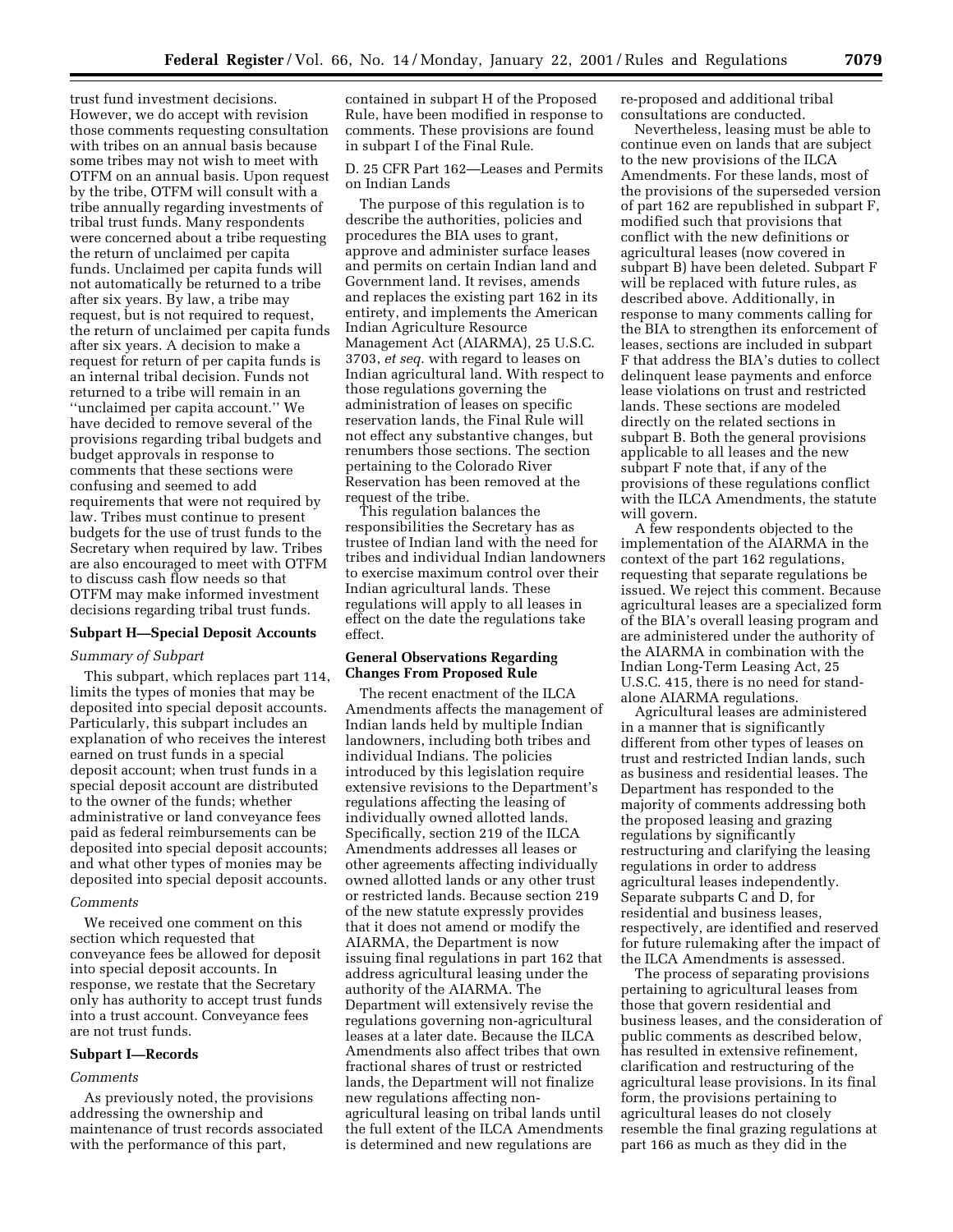trust fund investment decisions. However, we do accept with revision those comments requesting consultation with tribes on an annual basis because some tribes may not wish to meet with OTFM on an annual basis. Upon request by the tribe, OTFM will consult with a tribe annually regarding investments of tribal trust funds. Many respondents were concerned about a tribe requesting the return of unclaimed per capita funds. Unclaimed per capita funds will not automatically be returned to a tribe after six years. By law, a tribe may request, but is not required to request, the return of unclaimed per capita funds after six years. A decision to make a request for return of per capita funds is an internal tribal decision. Funds not returned to a tribe will remain in an ''unclaimed per capita account.'' We have decided to remove several of the provisions regarding tribal budgets and budget approvals in response to comments that these sections were confusing and seemed to add requirements that were not required by law. Tribes must continue to present budgets for the use of trust funds to the Secretary when required by law. Tribes are also encouraged to meet with OTFM to discuss cash flow needs so that OTFM may make informed investment decisions regarding tribal trust funds.

**Subpart H—Special Deposit Accounts**

*Summary of Subpart*

This subpart, which replaces part 114, limits the types of monies that may be deposited into special deposit accounts. Particularly, this subpart includes an explanation of who receives the interest earned on trust funds in a special deposit account; when trust funds in a special deposit account are distributed to the owner of the funds; whether administrative or land conveyance fees paid as federal reimbursements can be deposited into special deposit accounts; and what other types of monies may be deposited into special deposit accounts.

*Comments*

We received one comment on this section which requested that conveyance fees be allowed for deposit into special deposit accounts. In response, we restate that the Secretary only has authority to accept trust funds into a trust account. Conveyance fees are not trust funds.

**Subpart I—Records**

*Comments*

As previously noted, the provisions addressing the ownership and maintenance of trust records associated with the performance of this part, contained in subpart H of the Proposed Rule, have been modified in response to comments. These provisions are found in subpart I of the Final Rule.

D. 25 CFR Part 162—Leases and Permits on Indian Lands

The purpose of this regulation is to describe the authorities, policies and procedures the BIA uses to grant, approve and administer surface leases and permits on certain Indian land and Government land. It revises, amends and replaces the existing part 162 in its entirety, and implements the American Indian Agriculture Resource Management Act (AIARMA), 25 U.S.C. 3703, *et seq.* with regard to leases on Indian agricultural land. With respect to those regulations governing the administration of leases on specific reservation lands, the Final Rule will not effect any substantive changes, but renumbers those sections. The section pertaining to the Colorado River Reservation has been removed at the request of the tribe.

This regulation balances the responsibilities the Secretary has as trustee of Indian land with the need for tribes and individual Indian landowners to exercise maximum control over their Indian agricultural lands. These regulations will apply to all leases in effect on the date the regulations take effect.

**General Observations Regarding Changes From Proposed Rule**

The recent enactment of the ILCA Amendments affects the management of Indian lands held by multiple Indian landowners, including both tribes and individual Indians. The policies introduced by this legislation require extensive revisions to the Department's regulations affecting the leasing of individually owned allotted lands. Specifically, section 219 of the ILCA Amendments addresses all leases or other agreements affecting individually owned allotted lands or any other trust or restricted lands. Because section 219 of the new statute expressly provides that it does not amend or modify the AIARMA, the Department is now issuing final regulations in part 162 that address agricultural leasing under the authority of the AIARMA. The Department will extensively revise the regulations governing non-agricultural leases at a later date. Because the ILCA Amendments also affect tribes that own fractional shares of trust or restricted lands, the Department will not finalize new regulations affecting non-agricultural leasing on tribal lands until the full extent of the ILCA Amendments is determined and new regulations are re-proposed and additional tribal consultations are conducted.

Nevertheless, leasing must be able to continue even on lands that are subject to the new provisions of the ILCA Amendments. For these lands, most of the provisions of the superseded version of part 162 are republished in subpart F, modified such that provisions that conflict with the new definitions or agricultural leases (now covered in subpart B) have been deleted. Subpart F will be replaced with future rules, as described above. Additionally, in response to many comments calling for the BIA to strengthen its enforcement of leases, sections are included in subpart F that address the BIA's duties to collect delinquent lease payments and enforce lease violations on trust and restricted lands. These sections are modeled directly on the related sections in subpart B. Both the general provisions applicable to all leases and the new subpart F note that, if any of the provisions of these regulations conflict with the ILCA Amendments, the statute will govern.

A few respondents objected to the implementation of the AIARMA in the context of the part 162 regulations, requesting that separate regulations be issued. We reject this comment. Because agricultural leases are a specialized form of the BIA's overall leasing program and are administered under the authority of the AIARMA in combination with the Indian Long-Term Leasing Act, 25 U.S.C. 415, there is no need for stand-alone AIARMA regulations.

Agricultural leases are administered in a manner that is significantly different from other types of leases on trust and restricted Indian lands, such as business and residential leases. The Department has responded to the majority of comments addressing both the proposed leasing and grazing regulations by significantly restructuring and clarifying the leasing regulations in order to address agricultural leases independently. Separate subparts C and D, for residential and business leases, respectively, are identified and reserved for future rulemaking after the impact of the ILCA Amendments is assessed.

The process of separating provisions pertaining to agricultural leases from those that govern residential and business leases, and the consideration of public comments as described below, has resulted in extensive refinement, clarification and restructuring of the agricultural lease provisions. In its final form, the provisions pertaining to agricultural leases do not closely resemble the final grazing regulations at part 166 as much as they did in the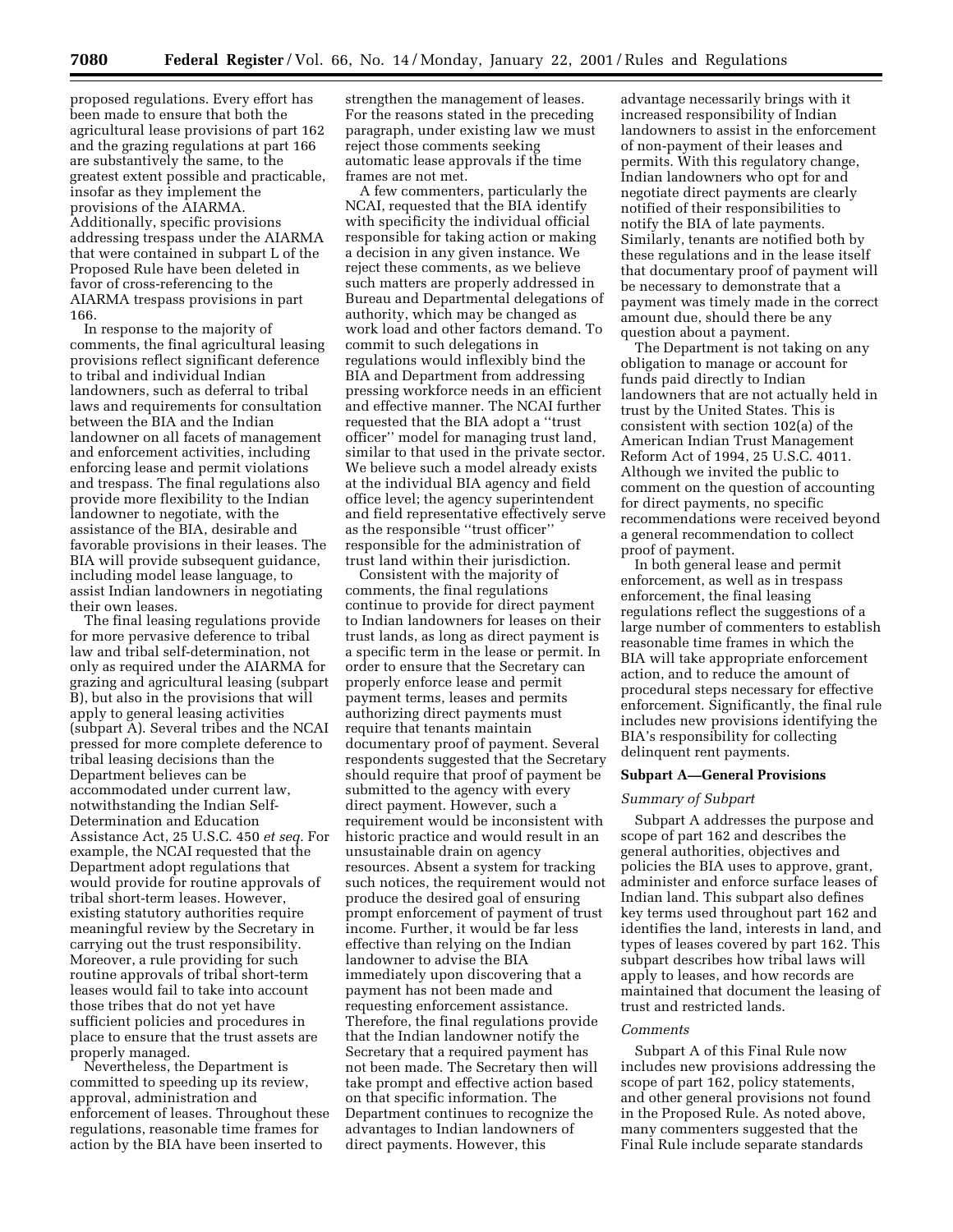proposed regulations. Every effort has been made to ensure that both the agricultural lease provisions of part 162 and the grazing regulations at part 166 are substantively the same, to the greatest extent possible and practicable, insofar as they implement the provisions of the AIARMA. Additionally, specific provisions addressing trespass under the AIARMA that were contained in subpart L of the Proposed Rule have been deleted in favor of cross-referencing to the AIARMA trespass provisions in part 166.

In response to the majority of comments, the final agricultural leasing provisions reflect significant deference to tribal and individual Indian landowners, such as deferral to tribal laws and requirements for consultation between the BIA and the Indian landowner on all facets of management and enforcement activities, including enforcing lease and permit violations and trespass. The final regulations also provide more flexibility to the Indian landowner to negotiate, with the assistance of the BIA, desirable and favorable provisions in their leases. The BIA will provide subsequent guidance, including model lease language, to assist Indian landowners in negotiating their own leases.

The final leasing regulations provide for more pervasive deference to tribal law and tribal self-determination, not only as required under the AIARMA for grazing and agricultural leasing (subpart B), but also in the provisions that will apply to general leasing activities (subpart A). Several tribes and the NCAI pressed for more complete deference to tribal leasing decisions than the Department believes can be accommodated under current law, notwithstanding the Indian Self-Determination and Education Assistance Act, 25 U.S.C. 450 *et seq.* For example, the NCAI requested that the Department adopt regulations that would provide for routine approvals of tribal short-term leases. However, existing statutory authorities require meaningful review by the Secretary in carrying out the trust responsibility. Moreover, a rule providing for such routine approvals of tribal short-term leases would fail to take into account those tribes that do not yet have sufficient policies and procedures in place to ensure that the trust assets are properly managed.

Nevertheless, the Department is committed to speeding up its review, approval, administration and enforcement of leases. Throughout these regulations, reasonable time frames for action by the BIA have been inserted to strengthen the management of leases. For the reasons stated in the preceding paragraph, under existing law we must reject those comments seeking automatic lease approvals if the time frames are not met.

A few commenters, particularly the NCAI, requested that the BIA identify with specificity the individual official responsible for taking action or making a decision in any given instance. We reject these comments, as we believe such matters are properly addressed in Bureau and Departmental delegations of authority, which may be changed as work load and other factors demand. To commit to such delegations in regulations would inflexibly bind the BIA and Department from addressing pressing workforce needs in an efficient and effective manner. The NCAI further requested that the BIA adopt a "trust officer" model for managing trust land, similar to that used in the private sector. We believe such a model already exists at the individual BIA agency and field office level; the agency superintendent and field representative effectively serve as the responsible "trust officer" responsible for the administration of trust land within their jurisdiction.

Consistent with the majority of comments, the final regulations continue to provide for direct payment to Indian landowners for leases on their trust lands, as long as direct payment is a specific term in the lease or permit. In order to ensure that the Secretary can properly enforce lease and permit payment terms, leases and permits authorizing direct payments must require that tenants maintain documentary proof of payment. Several respondents suggested that the Secretary should require that proof of payment be submitted to the agency with every direct payment. However, such a requirement would be inconsistent with historic practice and would result in an unsustainable drain on agency resources. Absent a system for tracking such notices, the requirement would not produce the desired goal of ensuring prompt enforcement of payment of trust income. Further, it would be far less effective than relying on the Indian landowner to advise the BIA immediately upon discovering that a payment has not been made and requesting enforcement assistance. Therefore, the final regulations provide that the Indian landowner notify the Secretary that a required payment has not been made. The Secretary then will take prompt and effective action based on that specific information. The Department continues to recognize the advantages to Indian landowners of direct payments. However, this advantage necessarily brings with it increased responsibility of Indian landowners to assist in the enforcement of non-payment of their leases and permits. With this regulatory change, Indian landowners who opt for and negotiate direct payments are clearly notified of their responsibilities to notify the BIA of late payments. Similarly, tenants are notified both by these regulations and in the lease itself that documentary proof of payment will be necessary to demonstrate that a payment was timely made in the correct amount due, should there be any question about a payment.

The Department is not taking on any obligation to manage or account for funds paid directly to Indian landowners that are not actually held in trust by the United States. This is consistent with section 102(a) of the American Indian Trust Management Reform Act of 1994, 25 U.S.C. 4011. Although we invited the public to comment on the question of accounting for direct payments, no specific recommendations were received beyond a general recommendation to collect proof of payment.

In both general lease and permit enforcement, as well as in trespass enforcement, the final leasing regulations reflect the suggestions of a large number of commenters to establish reasonable time frames in which the BIA will take appropriate enforcement action, and to reduce the amount of procedural steps necessary for effective enforcement. Significantly, the final rule includes new provisions identifying the BIA's responsibility for collecting delinquent rent payments.

## Subpart A—General Provisions

### *Summary of Subpart*

Subpart A addresses the purpose and scope of part 162 and describes the general authorities, objectives and policies the BIA uses to approve, grant, administer and enforce surface leases of Indian land. This subpart also defines key terms used throughout part 162 and identifies the land, interests in land, and types of leases covered by part 162. This subpart describes how tribal laws will apply to leases, and how records are maintained that document the leasing of trust and restricted lands.

### *Comments*

Subpart A of this Final Rule now includes new provisions addressing the scope of part 162, policy statements, and other general provisions not found in the Proposed Rule. As noted above, many commenters suggested that the Final Rule include separate standards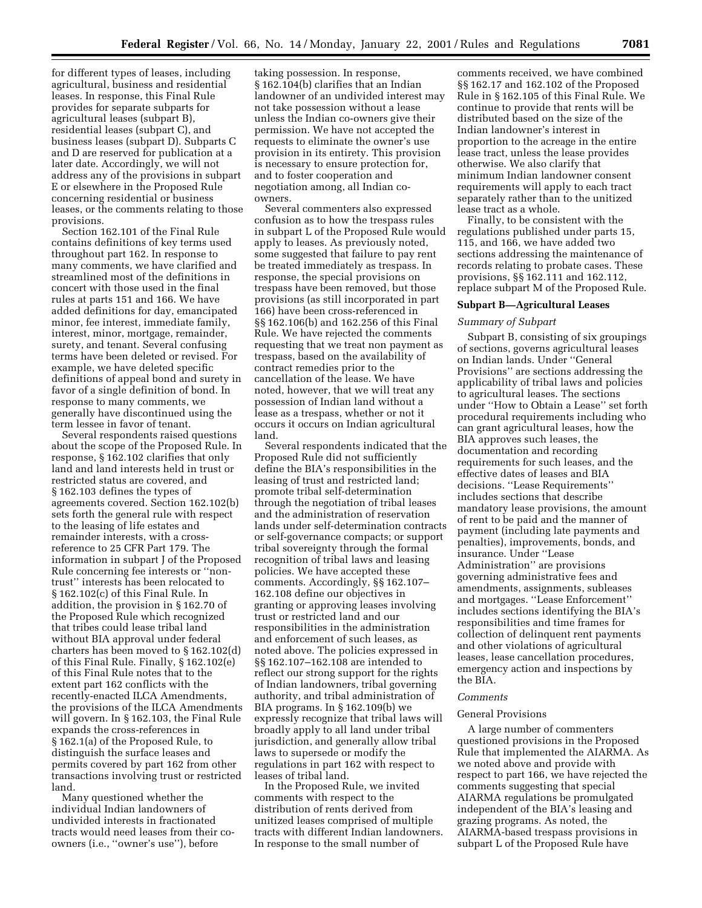for different types of leases, including agricultural, business and residential leases. In response, this Final Rule provides for separate subparts for agricultural leases (subpart B), residential leases (subpart C), and business leases (subpart D). Subparts C and D are reserved for publication at a later date. Accordingly, we will not address any of the provisions in subpart E or elsewhere in the Proposed Rule concerning residential or business leases, or the comments relating to those provisions.

Section 162.101 of the Final Rule contains definitions of key terms used throughout part 162. In response to many comments, we have clarified and streamlined most of the definitions in concert with those used in the final rules at parts 151 and 166. We have added definitions for day, emancipated minor, fee interest, immediate family, interest, minor, mortgage, remainder, surety, and tenant. Several confusing terms have been deleted or revised. For example, we have deleted specific definitions of appeal bond and surety in favor of a single definition of bond. In response to many comments, we generally have discontinued using the term lessee in favor of tenant.

Several respondents raised questions about the scope of the Proposed Rule. In response, § 162.102 clarifies that only land and land interests held in trust or restricted status are covered, and § 162.103 defines the types of agreements covered. Section 162.102(b) sets forth the general rule with respect to the leasing of life estates and remainder interests, with a cross-reference to 25 CFR Part 179. The information in subpart J of the Proposed Rule concerning fee interests or ''non-trust'' interests has been relocated to § 162.102(c) of this Final Rule. In addition, the provision in § 162.70 of the Proposed Rule which recognized that tribes could lease tribal land without BIA approval under federal charters has been moved to § 162.102(d) of this Final Rule. Finally, § 162.102(e) of this Final Rule notes that to the extent part 162 conflicts with the recently-enacted ILCA Amendments, the provisions of the ILCA Amendments will govern. In § 162.103, the Final Rule expands the cross-references in § 162.1(a) of the Proposed Rule, to distinguish the surface leases and permits covered by part 162 from other transactions involving trust or restricted land.

Many questioned whether the individual Indian landowners of undivided interests in fractionated tracts would need leases from their co-owners (i.e., ''owner's use''), before taking possession. In response, § 162.104(b) clarifies that an Indian landowner of an undivided interest may not take possession without a lease unless the Indian co-owners give their permission. We have not accepted the requests to eliminate the owner's use provision in its entirety. This provision is necessary to ensure protection for, and to foster cooperation and negotiation among, all Indian co-owners.

Several commenters also expressed confusion as to how the trespass rules in subpart L of the Proposed Rule would apply to leases. As previously noted, some suggested that failure to pay rent be treated immediately as trespass. In response, the special provisions on trespass have been removed, but those provisions (as still incorporated in part 166) have been cross-referenced in §§ 162.106(b) and 162.256 of this Final Rule. We have rejected the comments requesting that we treat non payment as trespass, based on the availability of contract remedies prior to the cancellation of the lease. We have noted, however, that we will treat any possession of Indian land without a lease as a trespass, whether or not it occurs it occurs on Indian agricultural land.

Several respondents indicated that the Proposed Rule did not sufficiently define the BIA's responsibilities in the leasing of trust and restricted land; promote tribal self-determination through the negotiation of tribal leases and the administration of reservation lands under self-determination contracts or self-governance compacts; or support tribal sovereignty through the formal recognition of tribal laws and leasing policies. We have accepted these comments. Accordingly, §§ 162.107–162.108 define our objectives in granting or approving leases involving trust or restricted land and our responsibilities in the administration and enforcement of such leases, as noted above. The policies expressed in §§ 162.107–162.108 are intended to reflect our strong support for the rights of Indian landowners, tribal governing authority, and tribal administration of BIA programs. In § 162.109(b) we expressly recognize that tribal laws will broadly apply to all land under tribal jurisdiction, and generally allow tribal laws to supersede or modify the regulations in part 162 with respect to leases of tribal land.

In the Proposed Rule, we invited comments with respect to the distribution of rents derived from unitized leases comprised of multiple tracts with different Indian landowners. In response to the small number of comments received, we have combined §§ 162.17 and 162.102 of the Proposed Rule in § 162.105 of this Final Rule. We continue to provide that rents will be distributed based on the size of the Indian landowner's interest in proportion to the acreage in the entire lease tract, unless the lease provides otherwise. We also clarify that minimum Indian landowner consent requirements will apply to each tract separately rather than to the unitized lease tract as a whole.

Finally, to be consistent with the regulations published under parts 15, 115, and 166, we have added two sections addressing the maintenance of records relating to probate cases. These provisions, §§ 162.111 and 162.112, replace subpart M of the Proposed Rule.

## Subpart B—Agricultural Leases

### *Summary of Subpart*

Subpart B, consisting of six groupings of sections, governs agricultural leases on Indian lands. Under ''General Provisions'' are sections addressing the applicability of tribal laws and policies to agricultural leases. The sections under ''How to Obtain a Lease'' set forth procedural requirements including who can grant agricultural leases, how the BIA approves such leases, the documentation and recording requirements for such leases, and the effective dates of leases and BIA decisions. ''Lease Requirements'' includes sections that describe mandatory lease provisions, the amount of rent to be paid and the manner of payment (including late payments and penalties), improvements, bonds, and insurance. Under ''Lease Administration'' are provisions governing administrative fees and amendments, assignments, subleases and mortgages. ''Lease Enforcement'' includes sections identifying the BIA's responsibilities and time frames for collection of delinquent rent payments and other violations of agricultural leases, lease cancellation procedures, emergency action and inspections by the BIA.

### *Comments*

#### General Provisions

A large number of commenters questioned provisions in the Proposed Rule that implemented the AIARMA. As we noted above and provide with respect to part 166, we have rejected the comments suggesting that special AIARMA regulations be promulgated independent of the BIA's leasing and grazing programs. As noted, the AIARMA-based trespass provisions in subpart L of the Proposed Rule have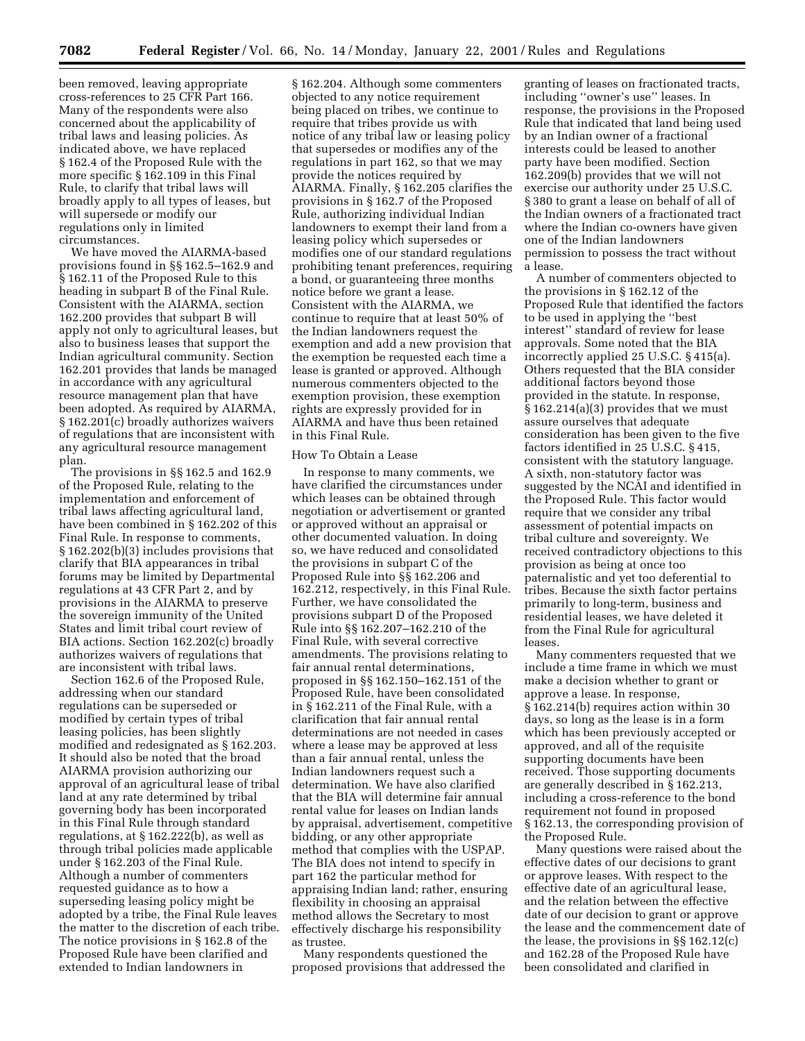been removed, leaving appropriate cross-references to 25 CFR Part 166. Many of the respondents were also concerned about the applicability of tribal laws and leasing policies. As indicated above, we have replaced § 162.4 of the Proposed Rule with the more specific § 162.109 in this Final Rule, to clarify that tribal laws will broadly apply to all types of leases, but will supersede or modify our regulations only in limited circumstances.

We have moved the AIARMA-based provisions found in §§ 162.5–162.9 and § 162.11 of the Proposed Rule to this heading in subpart B of the Final Rule. Consistent with the AIARMA, section 162.200 provides that subpart B will apply not only to agricultural leases, but also to business leases that support the Indian agricultural community. Section 162.201 provides that lands be managed in accordance with any agricultural resource management plan that have been adopted. As required by AIARMA, § 162.201(c) broadly authorizes waivers of regulations that are inconsistent with any agricultural resource management plan.

The provisions in §§ 162.5 and 162.9 of the Proposed Rule, relating to the implementation and enforcement of tribal laws affecting agricultural land, have been combined in § 162.202 of this Final Rule. In response to comments, § 162.202(b)(3) includes provisions that clarify that BIA appearances in tribal forums may be limited by Departmental regulations at 43 CFR Part 2, and by provisions in the AIARMA to preserve the sovereign immunity of the United States and limit tribal court review of BIA actions. Section 162.202(c) broadly authorizes waivers of regulations that are inconsistent with tribal laws.

Section 162.6 of the Proposed Rule, addressing when our standard regulations can be superseded or modified by certain types of tribal leasing policies, has been slightly modified and redesignated as § 162.203. It should also be noted that the broad AIARMA provision authorizing our approval of an agricultural lease of tribal land at any rate determined by tribal governing body has been incorporated in this Final Rule through standard regulations, at § 162.222(b), as well as through tribal policies made applicable under § 162.203 of the Final Rule. Although a number of commenters requested guidance as to how a superseding leasing policy might be adopted by a tribe, the Final Rule leaves the matter to the discretion of each tribe. The notice provisions in § 162.8 of the Proposed Rule have been clarified and extended to Indian landowners in § 162.204. Although some commenters objected to any notice requirement being placed on tribes, we continue to require that tribes provide us with notice of any tribal law or leasing policy that supersedes or modifies any of the regulations in part 162, so that we may provide the notices required by AIARMA. Finally, § 162.205 clarifies the provisions in § 162.7 of the Proposed Rule, authorizing individual Indian landowners to exempt their land from a leasing policy which supersedes or modifies one of our standard regulations prohibiting tenant preferences, requiring a bond, or guaranteeing three months notice before we grant a lease. Consistent with the AIARMA, we continue to require that at least 50% of the Indian landowners request the exemption and add a new provision that the exemption be requested each time a lease is granted or approved. Although numerous commenters objected to the exemption provision, these exemption rights are expressly provided for in AIARMA and have thus been retained in this Final Rule.

How To Obtain a Lease

In response to many comments, we have clarified the circumstances under which leases can be obtained through negotiation or advertisement or granted or approved without an appraisal or other documented valuation. In doing so, we have reduced and consolidated the provisions in subpart C of the Proposed Rule into §§ 162.206 and 162.212, respectively, in this Final Rule. Further, we have consolidated the provisions subpart D of the Proposed Rule into §§ 162.207–162.210 of the Final Rule, with several corrective amendments. The provisions relating to fair annual rental determinations, proposed in §§ 162.150–162.151 of the Proposed Rule, have been consolidated in § 162.211 of the Final Rule, with a clarification that fair annual rental determinations are not needed in cases where a lease may be approved at less than a fair annual rental, unless the Indian landowners request such a determination. We have also clarified that the BIA will determine fair annual rental value for leases on Indian lands by appraisal, advertisement, competitive bidding, or any other appropriate method that complies with the USPAP. The BIA does not intend to specify in part 162 the particular method for appraising Indian land; rather, ensuring flexibility in choosing an appraisal method allows the Secretary to most effectively discharge his responsibility as trustee.

Many respondents questioned the proposed provisions that addressed the granting of leases on fractionated tracts, including ''owner's use'' leases. In response, the provisions in the Proposed Rule that indicated that land being used by an Indian owner of a fractional interests could be leased to another party have been modified. Section 162.209(b) provides that we will not exercise our authority under 25 U.S.C. § 380 to grant a lease on behalf of all of the Indian owners of a fractionated tract where the Indian co-owners have given one of the Indian landowners permission to possess the tract without a lease.

A number of commenters objected to the provisions in § 162.12 of the Proposed Rule that identified the factors to be used in applying the ''best interest'' standard of review for lease approvals. Some noted that the BIA incorrectly applied 25 U.S.C. § 415(a). Others requested that the BIA consider additional factors beyond those provided in the statute. In response, § 162.214(a)(3) provides that we must assure ourselves that adequate consideration has been given to the five factors identified in 25 U.S.C. § 415, consistent with the statutory language. A sixth, non-statutory factor was suggested by the NCAI and identified in the Proposed Rule. This factor would require that we consider any tribal assessment of potential impacts on tribal culture and sovereignty. We received contradictory objections to this provision as being at once too paternalistic and yet too deferential to tribes. Because the sixth factor pertains primarily to long-term, business and residential leases, we have deleted it from the Final Rule for agricultural leases.

Many commenters requested that we include a time frame in which we must make a decision whether to grant or approve a lease. In response, § 162.214(b) requires action within 30 days, so long as the lease is in a form which has been previously accepted or approved, and all of the requisite supporting documents have been received. Those supporting documents are generally described in § 162.213, including a cross-reference to the bond requirement not found in proposed § 162.13, the corresponding provision of the Proposed Rule.

Many questions were raised about the effective dates of our decisions to grant or approve leases. With respect to the effective date of an agricultural lease, and the relation between the effective date of our decision to grant or approve the lease and the commencement date of the lease, the provisions in §§ 162.12(c) and 162.28 of the Proposed Rule have been consolidated and clarified in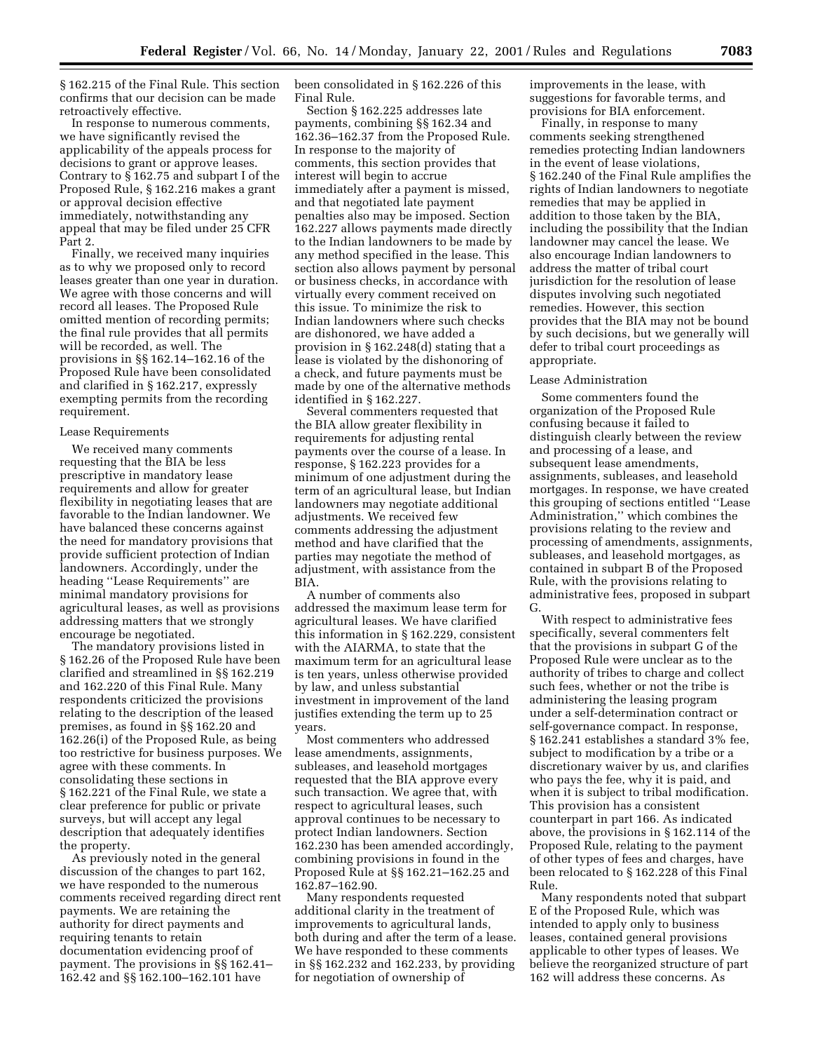§ 162.215 of the Final Rule. This section confirms that our decision can be made retroactively effective.

In response to numerous comments, we have significantly revised the applicability of the appeals process for decisions to grant or approve leases. Contrary to § 162.75 and subpart I of the Proposed Rule, § 162.216 makes a grant or approval decision effective immediately, notwithstanding any appeal that may be filed under 25 CFR Part 2.

Finally, we received many inquiries as to why we proposed only to record leases greater than one year in duration. We agree with those concerns and will record all leases. The Proposed Rule omitted mention of recording permits; the final rule provides that all permits will be recorded, as well. The provisions in §§ 162.14–162.16 of the Proposed Rule have been consolidated and clarified in § 162.217, expressly exempting permits from the recording requirement.

Lease Requirements

We received many comments requesting that the BIA be less prescriptive in mandatory lease requirements and allow for greater flexibility in negotiating leases that are favorable to the Indian landowner. We have balanced these concerns against the need for mandatory provisions that provide sufficient protection of Indian landowners. Accordingly, under the heading "Lease Requirements" are minimal mandatory provisions for agricultural leases, as well as provisions addressing matters that we strongly encourage be negotiated.

The mandatory provisions listed in § 162.26 of the Proposed Rule have been clarified and streamlined in §§ 162.219 and 162.220 of this Final Rule. Many respondents criticized the provisions relating to the description of the leased premises, as found in §§ 162.20 and 162.26(i) of the Proposed Rule, as being too restrictive for business purposes. We agree with these comments. In consolidating these sections in § 162.221 of the Final Rule, we state a clear preference for public or private surveys, but will accept any legal description that adequately identifies the property.

As previously noted in the general discussion of the changes to part 162, we have responded to the numerous comments received regarding direct rent payments. We are retaining the authority for direct payments and requiring tenants to retain documentation evidencing proof of payment. The provisions in §§ 162.41–162.42 and §§ 162.100–162.101 have been consolidated in § 162.226 of this Final Rule.

Section § 162.225 addresses late payments, combining §§ 162.34 and 162.36–162.37 from the Proposed Rule. In response to the majority of comments, this section provides that interest will begin to accrue immediately after a payment is missed, and that negotiated late payment penalties also may be imposed. Section 162.227 allows payments made directly to the Indian landowners to be made by any method specified in the lease. This section also allows payment by personal or business checks, in accordance with virtually every comment received on this issue. To minimize the risk to Indian landowners where such checks are dishonored, we have added a provision in § 162.248(d) stating that a lease is violated by the dishonoring of a check, and future payments must be made by one of the alternative methods identified in § 162.227.

Several commenters requested that the BIA allow greater flexibility in requirements for adjusting rental payments over the course of a lease. In response, § 162.223 provides for a minimum of one adjustment during the term of an agricultural lease, but Indian landowners may negotiate additional adjustments. We received few comments addressing the adjustment method and have clarified that the parties may negotiate the method of adjustment, with assistance from the BIA.

A number of comments also addressed the maximum lease term for agricultural leases. We have clarified this information in § 162.229, consistent with the AIARMA, to state that the maximum term for an agricultural lease is ten years, unless otherwise provided by law, and unless substantial investment in improvement of the land justifies extending the term up to 25 years.

Most commenters who addressed lease amendments, assignments, subleases, and leasehold mortgages requested that the BIA approve every such transaction. We agree that, with respect to agricultural leases, such approval continues to be necessary to protect Indian landowners. Section 162.230 has been amended accordingly, combining provisions in found in the Proposed Rule at §§ 162.21–162.25 and 162.87–162.90.

Many respondents requested additional clarity in the treatment of improvements to agricultural lands, both during and after the term of a lease. We have responded to these comments in §§ 162.232 and 162.233, by providing for negotiation of ownership of improvements in the lease, with suggestions for favorable terms, and provisions for BIA enforcement.

Finally, in response to many comments seeking strengthened remedies protecting Indian landowners in the event of lease violations, § 162.240 of the Final Rule amplifies the rights of Indian landowners to negotiate remedies that may be applied in addition to those taken by the BIA, including the possibility that the Indian landowner may cancel the lease. We also encourage Indian landowners to address the matter of tribal court jurisdiction for the resolution of lease disputes involving such negotiated remedies. However, this section provides that the BIA may not be bound by such decisions, but we generally will defer to tribal court proceedings as appropriate.

Lease Administration

Some commenters found the organization of the Proposed Rule confusing because it failed to distinguish clearly between the review and processing of a lease, and subsequent lease amendments, assignments, subleases, and leasehold mortgages. In response, we have created this grouping of sections entitled "Lease Administration," which combines the provisions relating to the review and processing of amendments, assignments, subleases, and leasehold mortgages, as contained in subpart B of the Proposed Rule, with the provisions relating to administrative fees, proposed in subpart G.

With respect to administrative fees specifically, several commenters felt that the provisions in subpart G of the Proposed Rule were unclear as to the authority of tribes to charge and collect such fees, whether or not the tribe is administering the leasing program under a self-determination contract or self-governance compact. In response, § 162.241 establishes a standard 3% fee, subject to modification by a tribe or a discretionary waiver by us, and clarifies who pays the fee, why it is paid, and when it is subject to tribal modification. This provision has a consistent counterpart in part 166. As indicated above, the provisions in § 162.114 of the Proposed Rule, relating to the payment of other types of fees and charges, have been relocated to § 162.228 of this Final Rule.

Many respondents noted that subpart E of the Proposed Rule, which was intended to apply only to business leases, contained general provisions applicable to other types of leases. We believe the reorganized structure of part 162 will address these concerns. As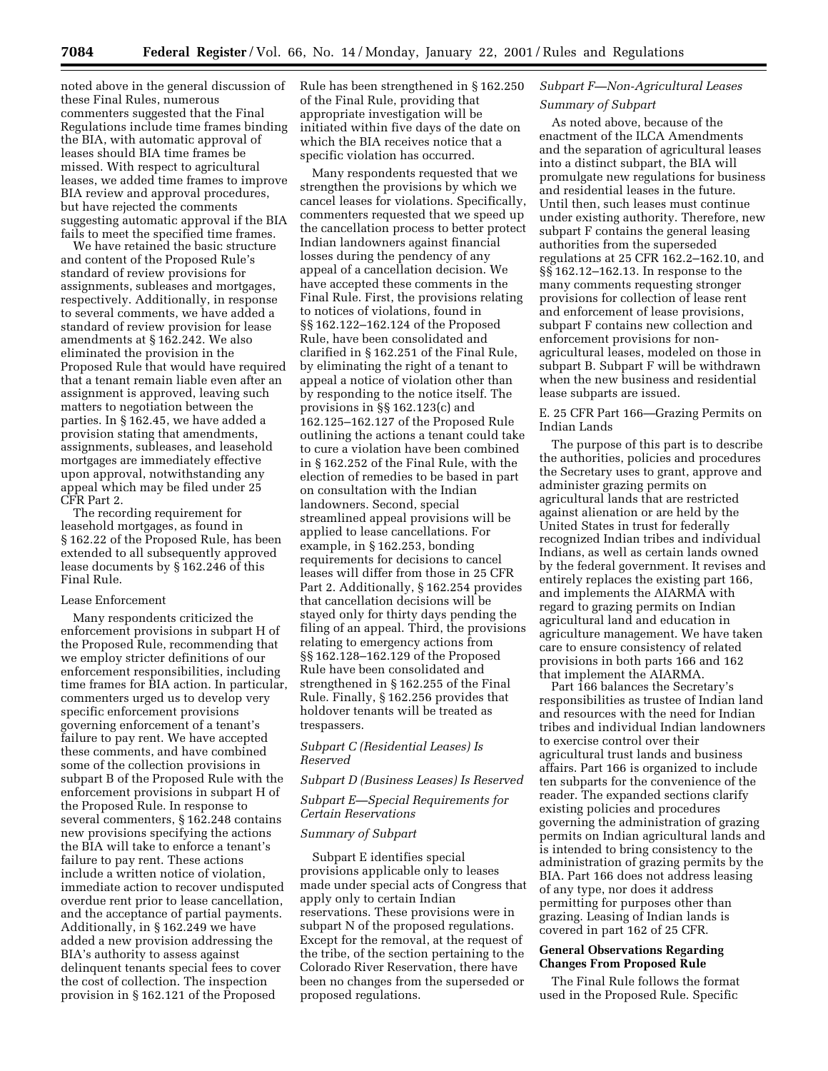noted above in the general discussion of these Final Rules, numerous commenters suggested that the Final Regulations include time frames binding the BIA, with automatic approval of leases should BIA time frames be missed. With respect to agricultural leases, we added time frames to improve BIA review and approval procedures, but have rejected the comments suggesting automatic approval if the BIA fails to meet the specified time frames.

We have retained the basic structure and content of the Proposed Rule's standard of review provisions for assignments, subleases and mortgages, respectively. Additionally, in response to several comments, we have added a standard of review provision for lease amendments at § 162.242. We also eliminated the provision in the Proposed Rule that would have required that a tenant remain liable even after an assignment is approved, leaving such matters to negotiation between the parties. In § 162.45, we have added a provision stating that amendments, assignments, subleases, and leasehold mortgages are immediately effective upon approval, notwithstanding any appeal which may be filed under 25 CFR Part 2.

The recording requirement for leasehold mortgages, as found in § 162.22 of the Proposed Rule, has been extended to all subsequently approved lease documents by § 162.246 of this Final Rule.

Lease Enforcement

Many respondents criticized the enforcement provisions in subpart H of the Proposed Rule, recommending that we employ stricter definitions of our enforcement responsibilities, including time frames for BIA action. In particular, commenters urged us to develop very specific enforcement provisions governing enforcement of a tenant's failure to pay rent. We have accepted these comments, and have combined some of the collection provisions in subpart B of the Proposed Rule with the enforcement provisions in subpart H of the Proposed Rule. In response to several commenters, § 162.248 contains new provisions specifying the actions the BIA will take to enforce a tenant's failure to pay rent. These actions include a written notice of violation, immediate action to recover undisputed overdue rent prior to lease cancellation, and the acceptance of partial payments. Additionally, in § 162.249 we have added a new provision addressing the BIA's authority to assess against delinquent tenants special fees to cover the cost of collection. The inspection provision in § 162.121 of the Proposed Rule has been strengthened in § 162.250 of the Final Rule, providing that appropriate investigation will be initiated within five days of the date on which the BIA receives notice that a specific violation has occurred.

Many respondents requested that we strengthen the provisions by which we cancel leases for violations. Specifically, commenters requested that we speed up the cancellation process to better protect Indian landowners against financial losses during the pendency of any appeal of a cancellation decision. We have accepted these comments in the Final Rule. First, the provisions relating to notices of violations, found in §§ 162.122–162.124 of the Proposed Rule, have been consolidated and clarified in § 162.251 of the Final Rule, by eliminating the right of a tenant to appeal a notice of violation other than by responding to the notice itself. The provisions in §§ 162.123(c) and 162.125–162.127 of the Proposed Rule outlining the actions a tenant could take to cure a violation have been combined in § 162.252 of the Final Rule, with the election of remedies to be based in part on consultation with the Indian landowners. Second, special streamlined appeal provisions will be applied to lease cancellations. For example, in § 162.253, bonding requirements for decisions to cancel leases will differ from those in 25 CFR Part 2. Additionally, § 162.254 provides that cancellation decisions will be stayed only for thirty days pending the filing of an appeal. Third, the provisions relating to emergency actions from §§ 162.128–162.129 of the Proposed Rule have been consolidated and strengthened in § 162.255 of the Final Rule. Finally, § 162.256 provides that holdover tenants will be treated as trespassers.

*Subpart C (Residential Leases) Is Reserved*

*Subpart D (Business Leases) Is Reserved*

*Subpart E—Special Requirements for Certain Reservations*

*Summary of Subpart*

Subpart E identifies special provisions applicable only to leases made under special acts of Congress that apply only to certain Indian reservations. These provisions were in subpart N of the proposed regulations. Except for the removal, at the request of the tribe, of the section pertaining to the Colorado River Reservation, there have been no changes from the superseded or proposed regulations.

*Subpart F—Non-Agricultural Leases*

*Summary of Subpart*

As noted above, because of the enactment of the ILCA Amendments and the separation of agricultural leases into a distinct subpart, the BIA will promulgate new regulations for business and residential leases in the future. Until then, such leases must continue under existing authority. Therefore, new subpart F contains the general leasing authorities from the superseded regulations at 25 CFR 162.2–162.10, and §§ 162.12–162.13. In response to the many comments requesting stronger provisions for collection of lease rent and enforcement of lease provisions, subpart F contains new collection and enforcement provisions for non-agricultural leases, modeled on those in subpart B. Subpart F will be withdrawn when the new business and residential lease subparts are issued.

E. 25 CFR Part 166—Grazing Permits on Indian Lands

The purpose of this part is to describe the authorities, policies and procedures the Secretary uses to grant, approve and administer grazing permits on agricultural lands that are restricted against alienation or are held by the United States in trust for federally recognized Indian tribes and individual Indians, as well as certain lands owned by the federal government. It revises and entirely replaces the existing part 166, and implements the AIARMA with regard to grazing permits on Indian agricultural land and education in agriculture management. We have taken care to ensure consistency of related provisions in both parts 166 and 162 that implement the AIARMA.

Part 166 balances the Secretary's responsibilities as trustee of Indian land and resources with the need for Indian tribes and individual Indian landowners to exercise control over their agricultural trust lands and business affairs. Part 166 is organized to include ten subparts for the convenience of the reader. The expanded sections clarify existing policies and procedures governing the administration of grazing permits on Indian agricultural lands and is intended to bring consistency to the administration of grazing permits by the BIA. Part 166 does not address leasing of any type, nor does it address permitting for purposes other than grazing. Leasing of Indian lands is covered in part 162 of 25 CFR.

**General Observations Regarding Changes From Proposed Rule**

The Final Rule follows the format used in the Proposed Rule. Specific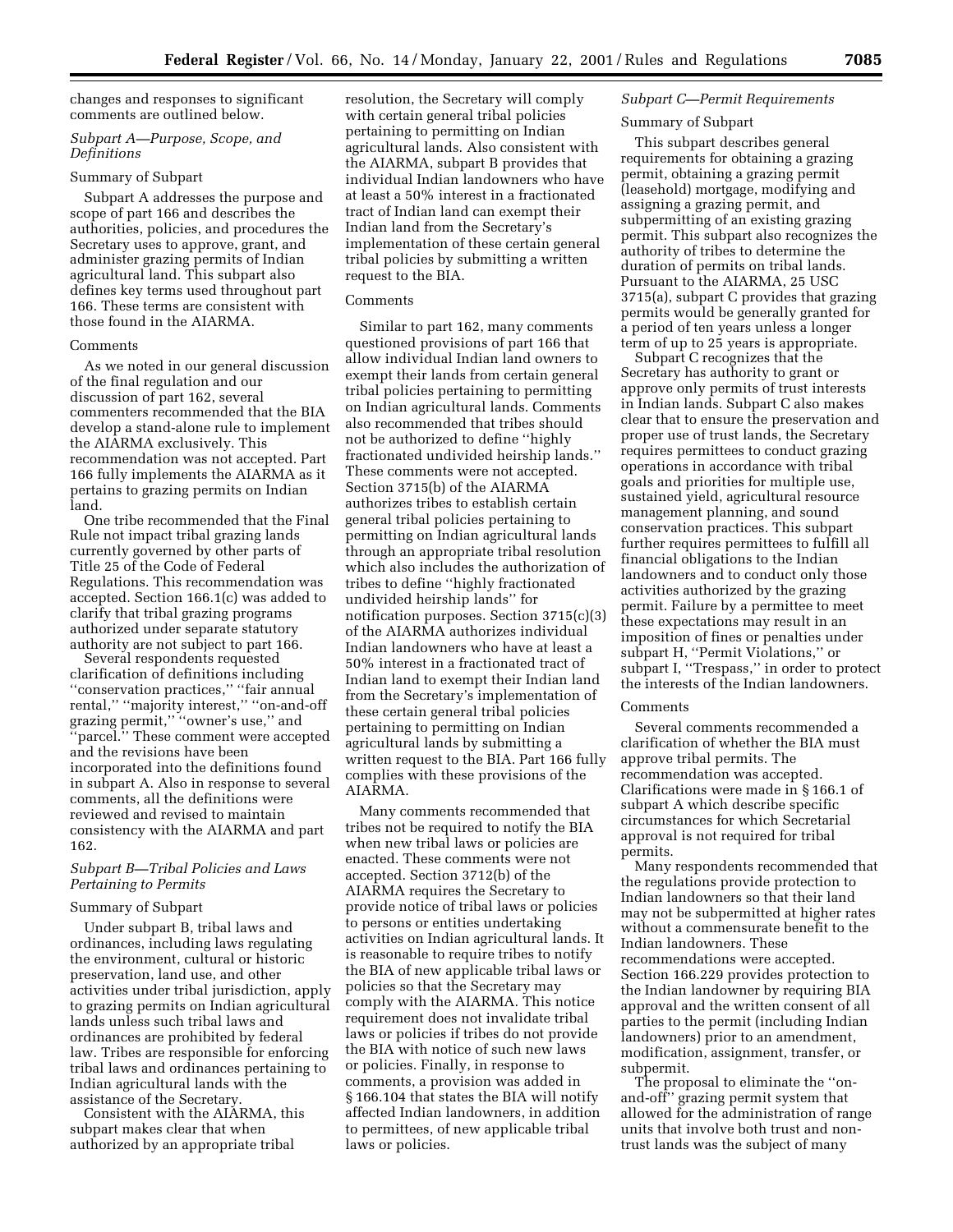changes and responses to significant comments are outlined below.

*Subpart A—Purpose, Scope, and Definitions*

Summary of Subpart

Subpart A addresses the purpose and scope of part 166 and describes the authorities, policies, and procedures the Secretary uses to approve, grant, and administer grazing permits of Indian agricultural land. This subpart also defines key terms used throughout part 166. These terms are consistent with those found in the AIARMA.

Comments

As we noted in our general discussion of the final regulation and our discussion of part 162, several commenters recommended that the BIA develop a stand-alone rule to implement the AIARMA exclusively. This recommendation was not accepted. Part 166 fully implements the AIARMA as it pertains to grazing permits on Indian land.

One tribe recommended that the Final Rule not impact tribal grazing lands currently governed by other parts of Title 25 of the Code of Federal Regulations. This recommendation was accepted. Section 166.1(c) was added to clarify that tribal grazing programs authorized under separate statutory authority are not subject to part 166.

Several respondents requested clarification of definitions including ''conservation practices,'' ''fair annual rental,'' ''majority interest,'' ''on-and-off grazing permit,'' ''owner's use,'' and ''parcel.'' These comment were accepted and the revisions have been incorporated into the definitions found in subpart A. Also in response to several comments, all the definitions were reviewed and revised to maintain consistency with the AIARMA and part 162.

*Subpart B—Tribal Policies and Laws Pertaining to Permits*

Summary of Subpart

Under subpart B, tribal laws and ordinances, including laws regulating the environment, cultural or historic preservation, land use, and other activities under tribal jurisdiction, apply to grazing permits on Indian agricultural lands unless such tribal laws and ordinances are prohibited by federal law. Tribes are responsible for enforcing tribal laws and ordinances pertaining to Indian agricultural lands with the assistance of the Secretary.

Consistent with the AIARMA, this subpart makes clear that when authorized by an appropriate tribal resolution, the Secretary will comply with certain general tribal policies pertaining to permitting on Indian agricultural lands. Also consistent with the AIARMA, subpart B provides that individual Indian landowners who have at least a 50% interest in a fractionated tract of Indian land can exempt their Indian land from the Secretary's implementation of these certain general tribal policies by submitting a written request to the BIA.

Comments

Similar to part 162, many comments questioned provisions of part 166 that allow individual Indian land owners to exempt their lands from certain general tribal policies pertaining to permitting on Indian agricultural lands. Comments also recommended that tribes should not be authorized to define ''highly fractionated undivided heirship lands.'' These comments were not accepted. Section 3715(b) of the AIARMA authorizes tribes to establish certain general tribal policies pertaining to permitting on Indian agricultural lands through an appropriate tribal resolution which also includes the authorization of tribes to define ''highly fractionated undivided heirship lands'' for notification purposes. Section 3715(c)(3) of the AIARMA authorizes individual Indian landowners who have at least a 50% interest in a fractionated tract of Indian land to exempt their Indian land from the Secretary's implementation of these certain general tribal policies pertaining to permitting on Indian agricultural lands by submitting a written request to the BIA. Part 166 fully complies with these provisions of the AIARMA.

Many comments recommended that tribes not be required to notify the BIA when new tribal laws or policies are enacted. These comments were not accepted. Section 3712(b) of the AIARMA requires the Secretary to provide notice of tribal laws or policies to persons or entities undertaking activities on Indian agricultural lands. It is reasonable to require tribes to notify the BIA of new applicable tribal laws or policies so that the Secretary may comply with the AIARMA. This notice requirement does not invalidate tribal laws or policies if tribes do not provide the BIA with notice of such new laws or policies. Finally, in response to comments, a provision was added in § 166.104 that states the BIA will notify affected Indian landowners, in addition to permittees, of new applicable tribal laws or policies.

*Subpart C—Permit Requirements*

Summary of Subpart

This subpart describes general requirements for obtaining a grazing permit, obtaining a grazing permit (leasehold) mortgage, modifying and assigning a grazing permit, and subpermitting of an existing grazing permit. This subpart also recognizes the authority of tribes to determine the duration of permits on tribal lands. Pursuant to the AIARMA, 25 USC 3715(a), subpart C provides that grazing permits would be generally granted for a period of ten years unless a longer term of up to 25 years is appropriate.

Subpart C recognizes that the Secretary has authority to grant or approve only permits of trust interests in Indian lands. Subpart C also makes clear that to ensure the preservation and proper use of trust lands, the Secretary requires permittees to conduct grazing operations in accordance with tribal goals and priorities for multiple use, sustained yield, agricultural resource management planning, and sound conservation practices. This subpart further requires permittees to fulfill all financial obligations to the Indian landowners and to conduct only those activities authorized by the grazing permit. Failure by a permittee to meet these expectations may result in an imposition of fines or penalties under subpart H, ''Permit Violations,'' or subpart I, ''Trespass,'' in order to protect the interests of the Indian landowners.

Comments

Several comments recommended a clarification of whether the BIA must approve tribal permits. The recommendation was accepted. Clarifications were made in § 166.1 of subpart A which describe specific circumstances for which Secretarial approval is not required for tribal permits.

Many respondents recommended that the regulations provide protection to Indian landowners so that their land may not be subpermitted at higher rates without a commensurate benefit to the Indian landowners. These recommendations were accepted. Section 166.229 provides protection to the Indian landowner by requiring BIA approval and the written consent of all parties to the permit (including Indian landowners) prior to an amendment, modification, assignment, transfer, or subpermit.

The proposal to eliminate the ''on-and-off'' grazing permit system that allowed for the administration of range units that involve both trust and non-trust lands was the subject of many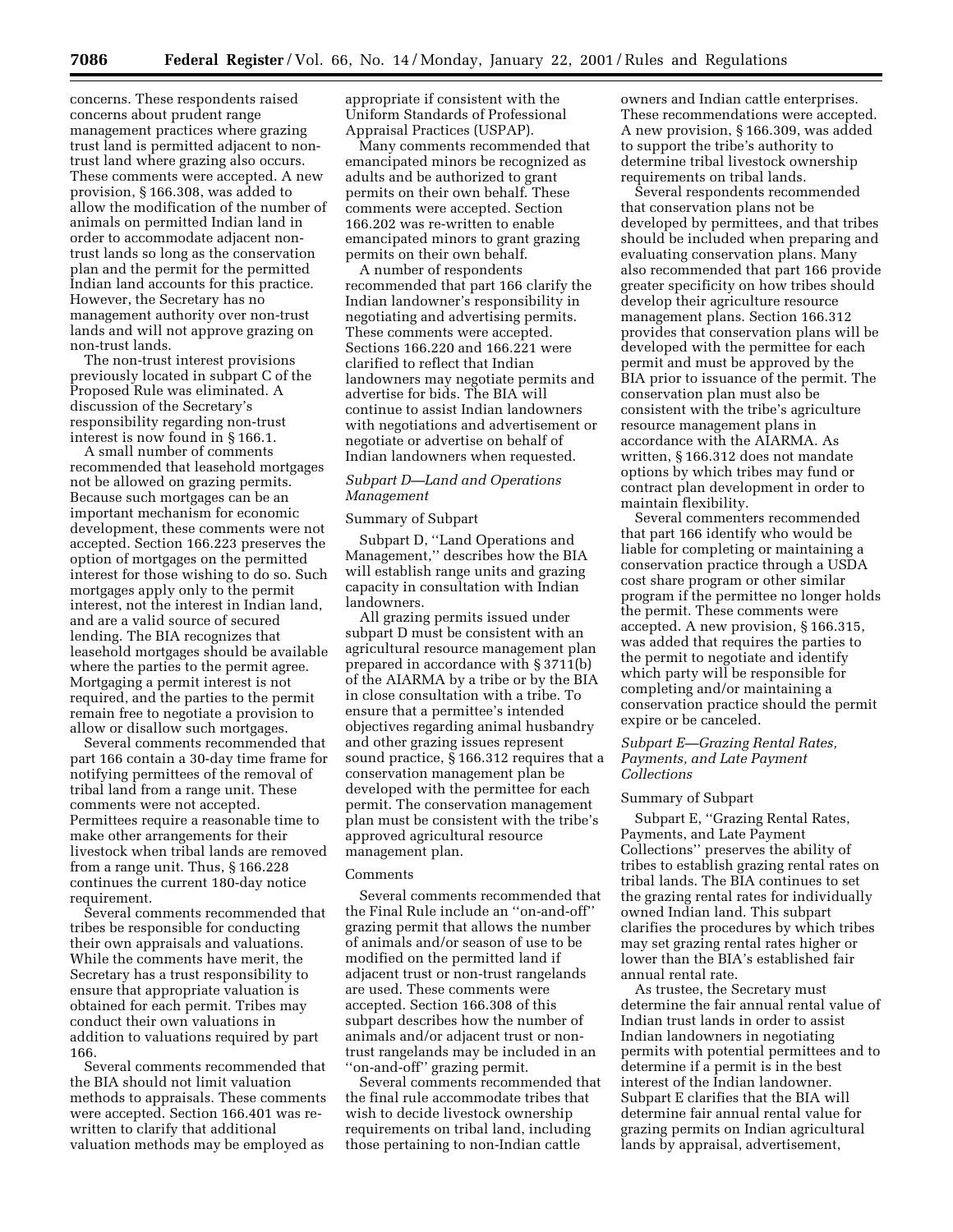concerns. These respondents raised concerns about prudent range management practices where grazing trust land is permitted adjacent to non-trust land where grazing also occurs. These comments were accepted. A new provision, § 166.308, was added to allow the modification of the number of animals on permitted Indian land in order to accommodate adjacent non-trust lands so long as the conservation plan and the permit for the permitted Indian land accounts for this practice. However, the Secretary has no management authority over non-trust lands and will not approve grazing on non-trust lands.

The non-trust interest provisions previously located in subpart C of the Proposed Rule was eliminated. A discussion of the Secretary's responsibility regarding non-trust interest is now found in § 166.1.

A small number of comments recommended that leasehold mortgages not be allowed on grazing permits. Because such mortgages can be an important mechanism for economic development, these comments were not accepted. Section 166.223 preserves the option of mortgages on the permitted interest for those wishing to do so. Such mortgages apply only to the permit interest, not the interest in Indian land, and are a valid source of secured lending. The BIA recognizes that leasehold mortgages should be available where the parties to the permit agree. Mortgaging a permit interest is not required, and the parties to the permit remain free to negotiate a provision to allow or disallow such mortgages.

Several comments recommended that part 166 contain a 30-day time frame for notifying permittees of the removal of tribal land from a range unit. These comments were not accepted. Permittees require a reasonable time to make other arrangements for their livestock when tribal lands are removed from a range unit. Thus, § 166.228 continues the current 180-day notice requirement.

Several comments recommended that tribes be responsible for conducting their own appraisals and valuations. While the comments have merit, the Secretary has a trust responsibility to ensure that appropriate valuation is obtained for each permit. Tribes may conduct their own valuations in addition to valuations required by part 166.

Several comments recommended that the BIA should not limit valuation methods to appraisals. These comments were accepted. Section 166.401 was re-written to clarify that additional valuation methods may be employed as appropriate if consistent with the Uniform Standards of Professional Appraisal Practices (USPAP).

Many comments recommended that emancipated minors be recognized as adults and be authorized to grant permits on their own behalf. These comments were accepted. Section 166.202 was re-written to enable emancipated minors to grant grazing permits on their own behalf.

A number of respondents recommended that part 166 clarify the Indian landowner's responsibility in negotiating and advertising permits. These comments were accepted. Sections 166.220 and 166.221 were clarified to reflect that Indian landowners may negotiate permits and advertise for bids. The BIA will continue to assist Indian landowners with negotiations and advertisement or negotiate or advertise on behalf of Indian landowners when requested.

### *Subpart D—Land and Operations Management*

Summary of Subpart

Subpart D, ''Land Operations and Management,'' describes how the BIA will establish range units and grazing capacity in consultation with Indian landowners.

All grazing permits issued under subpart D must be consistent with an agricultural resource management plan prepared in accordance with § 3711(b) of the AIARMA by a tribe or by the BIA in close consultation with a tribe. To ensure that a permittee's intended objectives regarding animal husbandry and other grazing issues represent sound practice, § 166.312 requires that a conservation management plan be developed with the permittee for each permit. The conservation management plan must be consistent with the tribe's approved agricultural resource management plan.

Comments

Several comments recommended that the Final Rule include an ''on-and-off'' grazing permit that allows the number of animals and/or season of use to be modified on the permitted land if adjacent trust or non-trust rangelands are used. These comments were accepted. Section 166.308 of this subpart describes how the number of animals and/or adjacent trust or non-trust rangelands may be included in an ''on-and-off'' grazing permit.

Several comments recommended that the final rule accommodate tribes that wish to decide livestock ownership requirements on tribal land, including those pertaining to non-Indian cattle owners and Indian cattle enterprises. These recommendations were accepted. A new provision, § 166.309, was added to support the tribe's authority to determine tribal livestock ownership requirements on tribal lands.

Several respondents recommended that conservation plans not be developed by permittees, and that tribes should be included when preparing and evaluating conservation plans. Many also recommended that part 166 provide greater specificity on how tribes should develop their agriculture resource management plans. Section 166.312 provides that conservation plans will be developed with the permittee for each permit and must be approved by the BIA prior to issuance of the permit. The conservation plan must also be consistent with the tribe's agriculture resource management plans in accordance with the AIARMA. As written, § 166.312 does not mandate options by which tribes may fund or contract plan development in order to maintain flexibility.

Several commenters recommended that part 166 identify who would be liable for completing or maintaining a conservation practice through a USDA cost share program or other similar program if the permittee no longer holds the permit. These comments were accepted. A new provision, § 166.315, was added that requires the parties to the permit to negotiate and identify which party will be responsible for completing and/or maintaining a conservation practice should the permit expire or be canceled.

### *Subpart E—Grazing Rental Rates, Payments, and Late Payment Collections*

Summary of Subpart

Subpart E, ''Grazing Rental Rates, Payments, and Late Payment Collections'' preserves the ability of tribes to establish grazing rental rates on tribal lands. The BIA continues to set the grazing rental rates for individually owned Indian land. This subpart clarifies the procedures by which tribes may set grazing rental rates higher or lower than the BIA's established fair annual rental rate.

As trustee, the Secretary must determine the fair annual rental value of Indian trust lands in order to assist Indian landowners in negotiating permits with potential permittees and to determine if a permit is in the best interest of the Indian landowner. Subpart E clarifies that the BIA will determine fair annual rental value for grazing permits on Indian agricultural lands by appraisal, advertisement,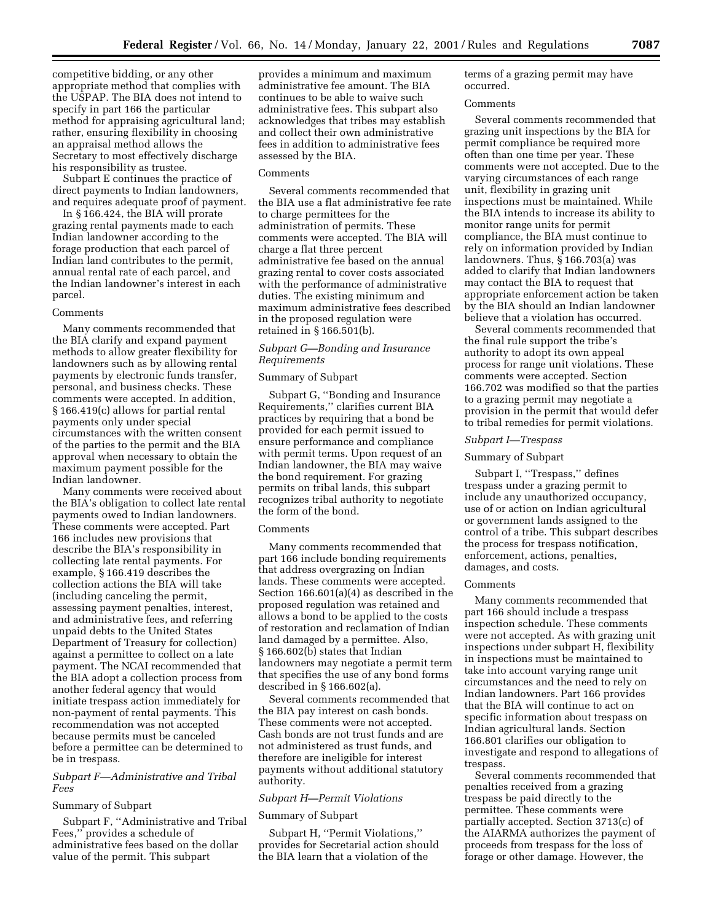competitive bidding, or any other appropriate method that complies with the USPAP. The BIA does not intend to specify in part 166 the particular method for appraising agricultural land; rather, ensuring flexibility in choosing an appraisal method allows the Secretary to most effectively discharge his responsibility as trustee.

Subpart E continues the practice of direct payments to Indian landowners, and requires adequate proof of payment.

In § 166.424, the BIA will prorate grazing rental payments made to each Indian landowner according to the forage production that each parcel of Indian land contributes to the permit, annual rental rate of each parcel, and the Indian landowner's interest in each parcel.

Comments

Many comments recommended that the BIA clarify and expand payment methods to allow greater flexibility for landowners such as by allowing rental payments by electronic funds transfer, personal, and business checks. These comments were accepted. In addition, § 166.419(c) allows for partial rental payments only under special circumstances with the written consent of the parties to the permit and the BIA approval when necessary to obtain the maximum payment possible for the Indian landowner.

Many comments were received about the BIA's obligation to collect late rental payments owed to Indian landowners. These comments were accepted. Part 166 includes new provisions that describe the BIA's responsibility in collecting late rental payments. For example, § 166.419 describes the collection actions the BIA will take (including canceling the permit, assessing payment penalties, interest, and administrative fees, and referring unpaid debts to the United States Department of Treasury for collection) against a permittee to collect on a late payment. The NCAI recommended that the BIA adopt a collection process from another federal agency that would initiate trespass action immediately for non-payment of rental payments. This recommendation was not accepted because permits must be canceled before a permittee can be determined to be in trespass.

*Subpart F—Administrative and Tribal Fees*

Summary of Subpart

Subpart F, ''Administrative and Tribal Fees,'' provides a schedule of administrative fees based on the dollar value of the permit. This subpart provides a minimum and maximum administrative fee amount. The BIA continues to be able to waive such administrative fees. This subpart also acknowledges that tribes may establish and collect their own administrative fees in addition to administrative fees assessed by the BIA.

Comments

Several comments recommended that the BIA use a flat administrative fee rate to charge permittees for the administration of permits. These comments were accepted. The BIA will charge a flat three percent administrative fee based on the annual grazing rental to cover costs associated with the performance of administrative duties. The existing minimum and maximum administrative fees described in the proposed regulation were retained in § 166.501(b).

*Subpart G—Bonding and Insurance Requirements*

Summary of Subpart

Subpart G, ''Bonding and Insurance Requirements,'' clarifies current BIA practices by requiring that a bond be provided for each permit issued to ensure performance and compliance with permit terms. Upon request of an Indian landowner, the BIA may waive the bond requirement. For grazing permits on tribal lands, this subpart recognizes tribal authority to negotiate the form of the bond.

Comments

Many comments recommended that part 166 include bonding requirements that address overgrazing on Indian lands. These comments were accepted. Section 166.601(a)(4) as described in the proposed regulation was retained and allows a bond to be applied to the costs of restoration and reclamation of Indian land damaged by a permittee. Also, § 166.602(b) states that Indian landowners may negotiate a permit term that specifies the use of any bond forms described in § 166.602(a).

Several comments recommended that the BIA pay interest on cash bonds. These comments were not accepted. Cash bonds are not trust funds and are not administered as trust funds, and therefore are ineligible for interest payments without additional statutory authority.

*Subpart H—Permit Violations*

Summary of Subpart

Subpart H, ''Permit Violations,'' provides for Secretarial action should the BIA learn that a violation of the terms of a grazing permit may have occurred.

Comments

Several comments recommended that grazing unit inspections by the BIA for permit compliance be required more often than one time per year. These comments were not accepted. Due to the varying circumstances of each range unit, flexibility in grazing unit inspections must be maintained. While the BIA intends to increase its ability to monitor range units for permit compliance, the BIA must continue to rely on information provided by Indian landowners. Thus, § 166.703(a) was added to clarify that Indian landowners may contact the BIA to request that appropriate enforcement action be taken by the BIA should an Indian landowner believe that a violation has occurred.

Several comments recommended that the final rule support the tribe's authority to adopt its own appeal process for range unit violations. These comments were accepted. Section 166.702 was modified so that the parties to a grazing permit may negotiate a provision in the permit that would defer to tribal remedies for permit violations.

*Subpart I—Trespass*

Summary of Subpart

Subpart I, ''Trespass,'' defines trespass under a grazing permit to include any unauthorized occupancy, use of or action on Indian agricultural or government lands assigned to the control of a tribe. This subpart describes the process for trespass notification, enforcement, actions, penalties, damages, and costs.

Comments

Many comments recommended that part 166 should include a trespass inspection schedule. These comments were not accepted. As with grazing unit inspections under subpart H, flexibility in inspections must be maintained to take into account varying range unit circumstances and the need to rely on Indian landowners. Part 166 provides that the BIA will continue to act on specific information about trespass on Indian agricultural lands. Section 166.801 clarifies our obligation to investigate and respond to allegations of trespass.

Several comments recommended that penalties received from a grazing trespass be paid directly to the permittee. These comments were partially accepted. Section 3713(c) of the AIARMA authorizes the payment of proceeds from trespass for the loss of forage or other damage. However, the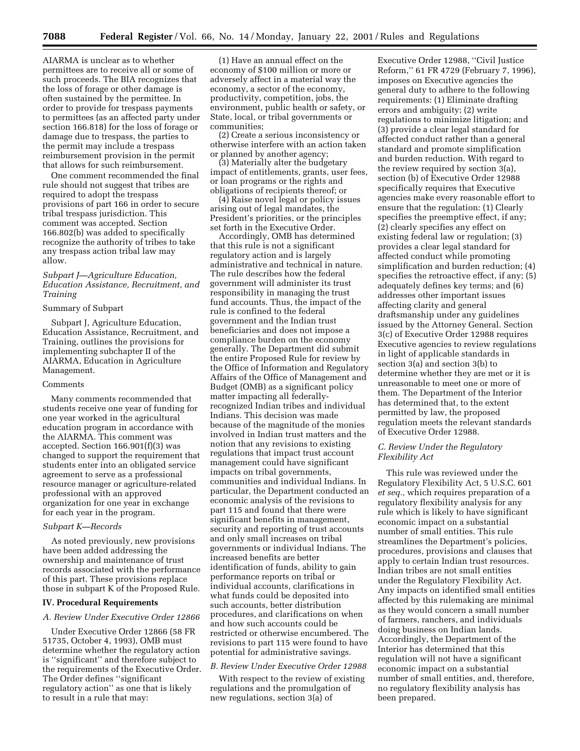AIARMA is unclear as to whether permittees are to receive all or some of such proceeds. The BIA recognizes that the loss of forage or other damage is often sustained by the permittee. In order to provide for trespass payments to permittees (as an affected party under section 166.818) for the loss of forage or damage due to trespass, the parties to the permit may include a trespass reimbursement provision in the permit that allows for such reimbursement.

One comment recommended the final rule should not suggest that tribes are required to adopt the trespass provisions of part 166 in order to secure tribal trespass jurisdiction. This comment was accepted. Section 166.802(b) was added to specifically recognize the authority of tribes to take any trespass action tribal law may allow.

### *Subpart J—Agriculture Education, Education Assistance, Recruitment, and Training*

Summary of Subpart

Subpart J, Agriculture Education, Education Assistance, Recruitment, and Training, outlines the provisions for implementing subchapter II of the AIARMA, Education in Agriculture Management.

Comments

Many comments recommended that students receive one year of funding for one year worked in the agricultural education program in accordance with the AIARMA. This comment was accepted. Section 166.901(f)(3) was changed to support the requirement that students enter into an obligated service agreement to serve as a professional resource manager or agriculture-related professional with an approved organization for one year in exchange for each year in the program.

### *Subpart K—Records*

As noted previously, new provisions have been added addressing the ownership and maintenance of trust records associated with the performance of this part. These provisions replace those in subpart K of the Proposed Rule.

## IV. Procedural Requirements

### *A. Review Under Executive Order 12866*

Under Executive Order 12866 (58 FR 51735, October 4, 1993), OMB must determine whether the regulatory action is ''significant'' and therefore subject to the requirements of the Executive Order. The Order defines ''significant regulatory action'' as one that is likely to result in a rule that may:

(1) Have an annual effect on the economy of $100 million or more or adversely affect in a material way the economy, a sector of the economy, productivity, competition, jobs, the environment, public health or safety, or State, local, or tribal governments or communities;

(2) Create a serious inconsistency or otherwise interfere with an action taken or planned by another agency;

(3) Materially alter the budgetary impact of entitlements, grants, user fees, or loan programs or the rights and obligations of recipients thereof; or

(4) Raise novel legal or policy issues arising out of legal mandates, the President's priorities, or the principles set forth in the Executive Order.

Accordingly, OMB has determined that this rule is not a significant regulatory action and is largely administrative and technical in nature. The rule describes how the federal government will administer its trust responsibility in managing the trust fund accounts. Thus, the impact of the rule is confined to the federal government and the Indian trust beneficiaries and does not impose a compliance burden on the economy generally. The Department did submit the entire Proposed Rule for review by the Office of Information and Regulatory Affairs of the Office of Management and Budget (OMB) as a significant policy matter impacting all federally-recognized Indian tribes and individual Indians. This decision was made because of the magnitude of the monies involved in Indian trust matters and the notion that any revisions to existing regulations that impact trust account management could have significant impacts on tribal governments, communities and individual Indians. In particular, the Department conducted an economic analysis of the revisions to part 115 and found that there were significant benefits in management, security and reporting of trust accounts and only small increases on tribal governments or individual Indians. The increased benefits are better identification of funds, ability to gain performance reports on tribal or individual accounts, clarifications in what funds could be deposited into such accounts, better distribution procedures, and clarifications on when and how such accounts could be restricted or otherwise encumbered. The revisions to part 115 were found to have potential for administrative savings.

### *B. Review Under Executive Order 12988*

With respect to the review of existing regulations and the promulgation of new regulations, section 3(a) of Executive Order 12988, ''Civil Justice Reform,'' 61 FR 4729 (February 7, 1996), imposes on Executive agencies the general duty to adhere to the following requirements: (1) Eliminate drafting errors and ambiguity; (2) write regulations to minimize litigation; and (3) provide a clear legal standard for affected conduct rather than a general standard and promote simplification and burden reduction. With regard to the review required by section 3(a), section (b) of Executive Order 12988 specifically requires that Executive agencies make every reasonable effort to ensure that the regulation: (1) Clearly specifies the preemptive effect, if any; (2) clearly specifies any effect on existing federal law or regulation; (3) provides a clear legal standard for affected conduct while promoting simplification and burden reduction; (4) specifies the retroactive effect, if any; (5) adequately defines key terms; and (6) addresses other important issues affecting clarity and general draftsmanship under any guidelines issued by the Attorney General. Section 3(c) of Executive Order 12988 requires Executive agencies to review regulations in light of applicable standards in section 3(a) and section 3(b) to determine whether they are met or it is unreasonable to meet one or more of them. The Department of the Interior has determined that, to the extent permitted by law, the proposed regulation meets the relevant standards of Executive Order 12988.

### *C. Review Under the Regulatory Flexibility Act*

This rule was reviewed under the Regulatory Flexibility Act, 5 U.S.C. 601 *et seq.,* which requires preparation of a regulatory flexibility analysis for any rule which is likely to have significant economic impact on a substantial number of small entities. This rule streamlines the Department's policies, procedures, provisions and clauses that apply to certain Indian trust resources. Indian tribes are not small entities under the Regulatory Flexibility Act. Any impacts on identified small entities affected by this rulemaking are minimal as they would concern a small number of farmers, ranchers, and individuals doing business on Indian lands. Accordingly, the Department of the Interior has determined that this regulation will not have a significant economic impact on a substantial number of small entities, and, therefore, no regulatory flexibility analysis has been prepared.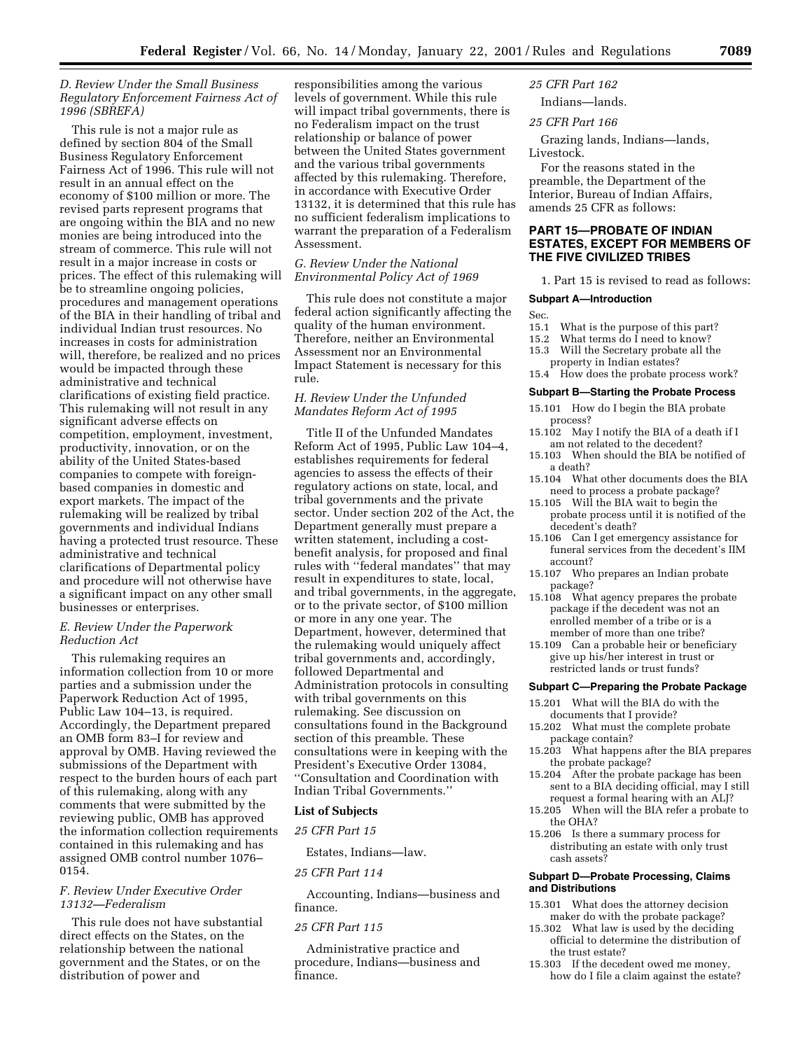### D. Review Under the Small Business Regulatory Enforcement Fairness Act of 1996 (SBREFA)

This rule is not a major rule as defined by section 804 of the Small Business Regulatory Enforcement Fairness Act of 1996. This rule will not result in an annual effect on the economy of $100 million or more. The revised parts represent programs that are ongoing within the BIA and no new monies are being introduced into the stream of commerce. This rule will not result in a major increase in costs or prices. The effect of this rulemaking will be to streamline ongoing policies, procedures and management operations of the BIA in their handling of tribal and individual Indian trust resources. No increases in costs for administration will, therefore, be realized and no prices would be impacted through these administrative and technical clarifications of existing field practice. This rulemaking will not result in any significant adverse effects on competition, employment, investment, productivity, innovation, or on the ability of the United States-based companies to compete with foreign-based companies in domestic and export markets. The impact of the rulemaking will be realized by tribal governments and individual Indians having a protected trust resource. These administrative and technical clarifications of Departmental policy and procedure will not otherwise have a significant impact on any other small businesses or enterprises.

### E. Review Under the Paperwork Reduction Act

This rulemaking requires an information collection from 10 or more parties and a submission under the Paperwork Reduction Act of 1995, Public Law 104–13, is required. Accordingly, the Department prepared an OMB form 83–I for review and approval by OMB. Having reviewed the submissions of the Department with respect to the burden hours of each part of this rulemaking, along with any comments that were submitted by the reviewing public, OMB has approved the information collection requirements contained in this rulemaking and has assigned OMB control number 1076–0154.

### F. Review Under Executive Order 13132—Federalism

This rule does not have substantial direct effects on the States, on the relationship between the national government and the States, or on the distribution of power and responsibilities among the various levels of government. While this rule will impact tribal governments, there is no Federalism impact on the trust relationship or balance of power between the United States government and the various tribal governments affected by this rulemaking. Therefore, in accordance with Executive Order 13132, it is determined that this rule has no sufficient federalism implications to warrant the preparation of a Federalism Assessment.

### G. Review Under the National Environmental Policy Act of 1969

This rule does not constitute a major federal action significantly affecting the quality of the human environment. Therefore, neither an Environmental Assessment nor an Environmental Impact Statement is necessary for this rule.

### H. Review Under the Unfunded Mandates Reform Act of 1995

Title II of the Unfunded Mandates Reform Act of 1995, Public Law 104–4, establishes requirements for federal agencies to assess the effects of their regulatory actions on state, local, and tribal governments and the private sector. Under section 202 of the Act, the Department generally must prepare a written statement, including a cost-benefit analysis, for proposed and final rules with "federal mandates" that may result in expenditures to state, local, and tribal governments, in the aggregate, or to the private sector, of $100 million or more in any one year. The Department, however, determined that the rulemaking would uniquely affect tribal governments and, accordingly, followed Departmental and Administration protocols in consulting with tribal governments on this rulemaking. See discussion on consultations found in the Background section of this preamble. These consultations were in keeping with the President's Executive Order 13084, "Consultation and Coordination with Indian Tribal Governments."

**List of Subjects**

*25 CFR Part 15*

Estates, Indians—law.

*25 CFR Part 114*

Accounting, Indians—business and finance.

*25 CFR Part 115*

Administrative practice and procedure, Indians—business and finance.

*25 CFR Part 162*

Indians—lands.

*25 CFR Part 166*

Grazing lands, Indians—lands, Livestock.

For the reasons stated in the preamble, the Department of the Interior, Bureau of Indian Affairs, amends 25 CFR as follows:

## PART 15—PROBATE OF INDIAN ESTATES, EXCEPT FOR MEMBERS OF THE FIVE CIVILIZED TRIBES

1. Part 15 is revised to read as follows:

**Subpart A—Introduction**

Sec.
- 15.1 What is the purpose of this part?
- 15.2 What terms do I need to know?
- 15.3 Will the Secretary probate all the property in Indian estates?
- 15.4 How does the probate process work?

**Subpart B—Starting the Probate Process**

- 15.101 How do I begin the BIA probate process?
- 15.102 May I notify the BIA of a death if I am not related to the decedent?
- 15.103 When should the BIA be notified of a death?
- 15.104 What other documents does the BIA need to process a probate package?
- 15.105 Will the BIA wait to begin the probate process until it is notified of the decedent's death?
- 15.106 Can I get emergency assistance for funeral services from the decedent's IIM account?
- 15.107 Who prepares an Indian probate package?
- 15.108 What agency prepares the probate package if the decedent was not an enrolled member of a tribe or is a member of more than one tribe?
- 15.109 Can a probable heir or beneficiary give up his/her interest in trust or restricted lands or trust funds?

**Subpart C—Preparing the Probate Package**

- 15.201 What will the BIA do with the documents that I provide?
- 15.202 What must the complete probate package contain?
- 15.203 What happens after the BIA prepares the probate package?
- 15.204 After the probate package has been sent to a BIA deciding official, may I still request a formal hearing with an ALJ?
- 15.205 When will the BIA refer a probate to the OHA?
- 15.206 Is there a summary process for distributing an estate with only trust cash assets?

**Subpart D—Probate Processing, Claims and Distributions**

- 15.301 What does the attorney decision maker do with the probate package?
- 15.302 What law is used by the deciding official to determine the distribution of the trust estate?
- 15.303 If the decedent owed me money, how do I file a claim against the estate?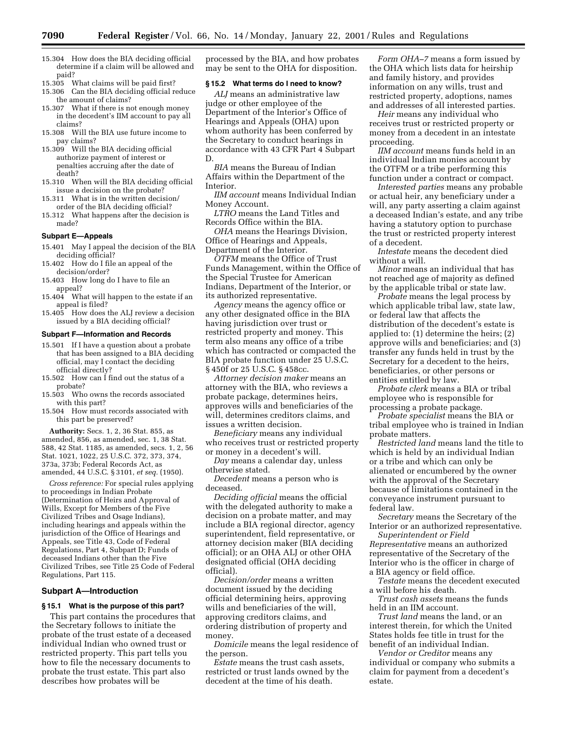15.304 How does the BIA deciding official determine if a claim will be allowed and paid?
15.305 What claims will be paid first?
15.306 Can the BIA deciding official reduce the amount of claims?
15.307 What if there is not enough money in the decedent's IIM account to pay all claims?
15.308 Will the BIA use future income to pay claims?
15.309 Will the BIA deciding official authorize payment of interest or penalties accruing after the date of death?
15.310 When will the BIA deciding official issue a decision on the probate?
15.311 What is in the written decision/order of the BIA deciding official?
15.312 What happens after the decision is made?

**Subpart E—Appeals**

15.401 May I appeal the decision of the BIA deciding official?
15.402 How do I file an appeal of the decision/order?
15.403 How long do I have to file an appeal?
15.404 What will happen to the estate if an appeal is filed?
15.405 How does the ALJ review a decision issued by a BIA deciding official?

**Subpart F—Information and Records**

15.501 If I have a question about a probate that has been assigned to a BIA deciding official, may I contact the deciding official directly?
15.502 How can I find out the status of a probate?
15.503 Who owns the records associated with this part?
15.504 How must records associated with this part be preserved?

**Authority:** Secs. 1, 2, 36 Stat. 855, as amended, 856, as amended, sec. 1, 38 Stat. 588, 42 Stat. 1185, as amended, secs. 1, 2, 56 Stat. 1021, 1022, 25 U.S.C. 372, 373, 374, 373a, 373b; Federal Records Act, as amended, 44 U.S.C. § 3101, *et seq.* (1950).

*Cross reference:* For special rules applying to proceedings in Indian Probate (Determination of Heirs and Approval of Wills, Except for Members of the Five Civilized Tribes and Osage Indians), including hearings and appeals within the jurisdiction of the Office of Hearings and Appeals, see Title 43, Code of Federal Regulations, Part 4, Subpart D; Funds of deceased Indians other than the Five Civilized Tribes, see Title 25 Code of Federal Regulations, Part 115.

## Subpart A—Introduction

### § 15.1 What is the purpose of this part?

This part contains the procedures that the Secretary follows to initiate the probate of the trust estate of a deceased individual Indian who owned trust or restricted property. This part tells you how to file the necessary documents to probate the trust estate. This part also describes how probates will be processed by the BIA, and how probates may be sent to the OHA for disposition.

### § 15.2 What terms do I need to know?

*ALJ* means an administrative law judge or other employee of the Department of the Interior's Office of Hearings and Appeals (OHA) upon whom authority has been conferred by the Secretary to conduct hearings in accordance with 43 CFR Part 4 Subpart D.

*BIA* means the Bureau of Indian Affairs within the Department of the Interior.

*IIM account* means Individual Indian Money Account.

*LTRO* means the Land Titles and Records Office within the BIA.

*OHA* means the Hearings Division, Office of Hearings and Appeals, Department of the Interior.

*OTFM* means the Office of Trust Funds Management, within the Office of the Special Trustee for American Indians, Department of the Interior, or its authorized representative.

*Agency* means the agency office or any other designated office in the BIA having jurisdiction over trust or restricted property and money. This term also means any office of a tribe which has contracted or compacted the BIA probate function under 25 U.S.C. § 450f or 25 U.S.C. § 458cc.

*Attorney decision maker* means an attorney with the BIA, who reviews a probate package, determines heirs, approves wills and beneficiaries of the will, determines creditors claims, and issues a written decision.

*Beneficiary* means any individual who receives trust or restricted property or money in a decedent's will.

*Day* means a calendar day, unless otherwise stated.

*Decedent* means a person who is deceased.

*Deciding official* means the official with the delegated authority to make a decision on a probate matter, and may include a BIA regional director, agency superintendent, field representative, or attorney decision maker (BIA deciding official); or an OHA ALJ or other OHA designated official (OHA deciding official).

*Decision/order* means a written document issued by the deciding official determining heirs, approving wills and beneficiaries of the will, approving creditors claims, and ordering distribution of property and money.

*Domicile* means the legal residence of the person.

*Estate* means the trust cash assets, restricted or trust lands owned by the decedent at the time of his death.

*Form OHA–7* means a form issued by the OHA which lists data for heirship and family history, and provides information on any wills, trust and restricted property, adoptions, names and addresses of all interested parties.

*Heir* means any individual who receives trust or restricted property or money from a decedent in an intestate proceeding.

*IIM account* means funds held in an individual Indian monies account by the OTFM or a tribe performing this function under a contract or compact.

*Interested parties* means any probable or actual heir, any beneficiary under a will, any party asserting a claim against a deceased Indian's estate, and any tribe having a statutory option to purchase the trust or restricted property interest of a decedent.

*Intestate* means the decedent died without a will.

*Minor* means an individual that has not reached age of majority as defined by the applicable tribal or state law.

*Probate* means the legal process by which applicable tribal law, state law, or federal law that affects the distribution of the decedent's estate is applied to: (1) determine the heirs; (2) approve wills and beneficiaries; and (3) transfer any funds held in trust by the Secretary for a decedent to the heirs, beneficiaries, or other persons or entities entitled by law.

*Probate clerk* means a BIA or tribal employee who is responsible for processing a probate package.

*Probate specialist* means the BIA or tribal employee who is trained in Indian probate matters.

*Restricted land* means land the title to which is held by an individual Indian or a tribe and which can only be alienated or encumbered by the owner with the approval of the Secretary because of limitations contained in the conveyance instrument pursuant to federal law.

*Secretary* means the Secretary of the Interior or an authorized representative.

*Superintendent or Field Representative* means an authorized representative of the Secretary of the Interior who is the officer in charge of a BIA agency or field office.

*Testate* means the decedent executed a will before his death.

*Trust cash assets* means the funds held in an IIM account.

*Trust land* means the land, or an interest therein, for which the United States holds fee title in trust for the benefit of an individual Indian.

*Vendor or Creditor* means any individual or company who submits a claim for payment from a decedent's estate.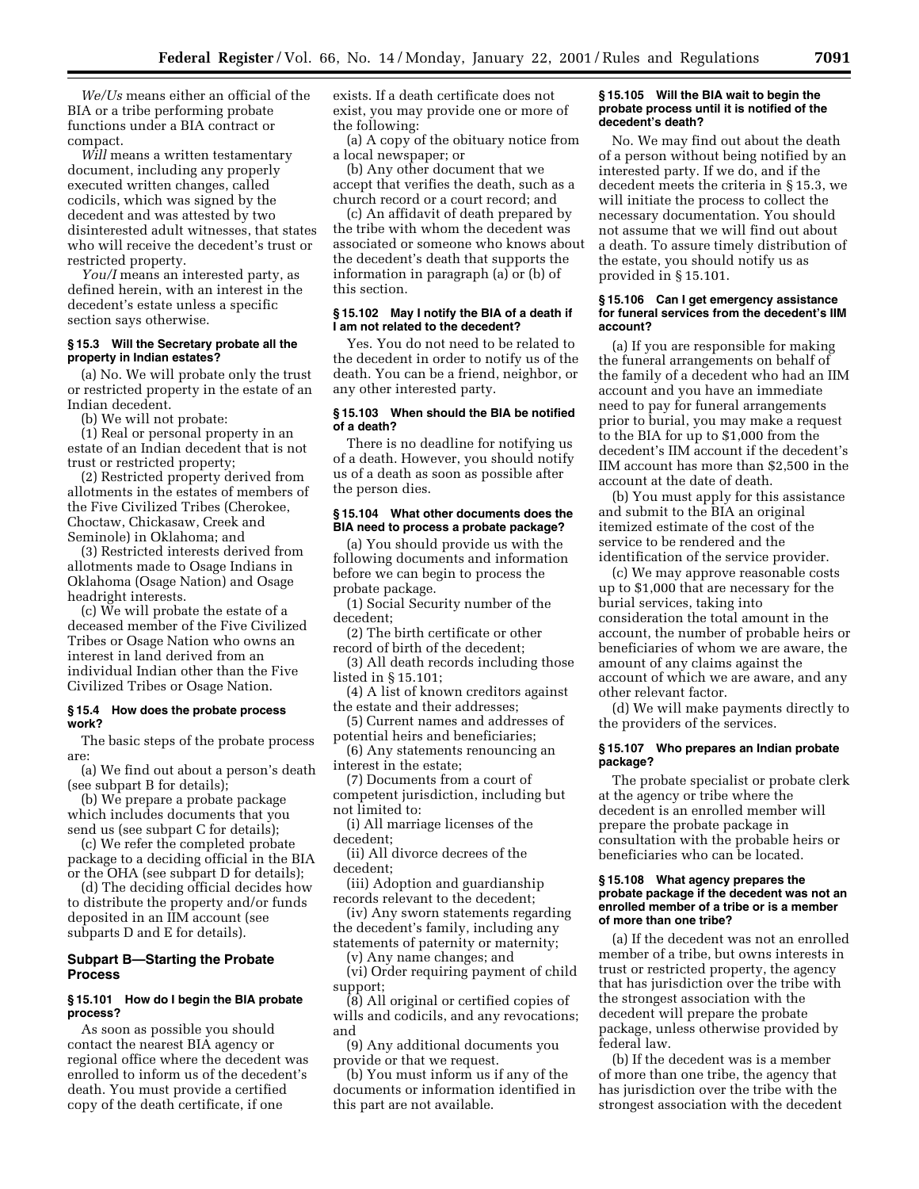*We/Us* means either an official of the BIA or a tribe performing probate functions under a BIA contract or compact.

*Will* means a written testamentary document, including any properly executed written changes, called codicils, which was signed by the decedent and was attested by two disinterested adult witnesses, that states who will receive the decedent's trust or restricted property.

*You/I* means an interested party, as defined herein, with an interest in the decedent's estate unless a specific section says otherwise.

#### § 15.3 Will the Secretary probate all the property in Indian estates?

(a) No. We will probate only the trust or restricted property in the estate of an Indian decedent.

(b) We will not probate:

(1) Real or personal property in an estate of an Indian decedent that is not trust or restricted property;

(2) Restricted property derived from allotments in the estates of members of the Five Civilized Tribes (Cherokee, Choctaw, Chickasaw, Creek and Seminole) in Oklahoma; and

(3) Restricted interests derived from allotments made to Osage Indians in Oklahoma (Osage Nation) and Osage headright interests.

(c) We will probate the estate of a deceased member of the Five Civilized Tribes or Osage Nation who owns an interest in land derived from an individual Indian other than the Five Civilized Tribes or Osage Nation.

#### § 15.4 How does the probate process work?

The basic steps of the probate process are:

(a) We find out about a person's death (see subpart B for details);

(b) We prepare a probate package which includes documents that you send us (see subpart C for details);

(c) We refer the completed probate package to a deciding official in the BIA or the OHA (see subpart D for details);

(d) The deciding official decides how to distribute the property and/or funds deposited in an IIM account (see subparts D and E for details).

### Subpart B—Starting the Probate Process

#### § 15.101 How do I begin the BIA probate process?

As soon as possible you should contact the nearest BIA agency or regional office where the decedent was enrolled to inform us of the decedent's death. You must provide a certified copy of the death certificate, if one exists. If a death certificate does not exist, you may provide one or more of the following:

(a) A copy of the obituary notice from a local newspaper; or

(b) Any other document that we accept that verifies the death, such as a church record or a court record; and

(c) An affidavit of death prepared by the tribe with whom the decedent was associated or someone who knows about the decedent's death that supports the information in paragraph (a) or (b) of this section.

#### § 15.102 May I notify the BIA of a death if I am not related to the decedent?

Yes. You do not need to be related to the decedent in order to notify us of the death. You can be a friend, neighbor, or any other interested party.

#### § 15.103 When should the BIA be notified of a death?

There is no deadline for notifying us of a death. However, you should notify us of a death as soon as possible after the person dies.

#### § 15.104 What other documents does the BIA need to process a probate package?

(a) You should provide us with the following documents and information before we can begin to process the probate package.

(1) Social Security number of the decedent;

(2) The birth certificate or other record of birth of the decedent;

(3) All death records including those listed in § 15.101;

(4) A list of known creditors against the estate and their addresses;

(5) Current names and addresses of potential heirs and beneficiaries;

(6) Any statements renouncing an interest in the estate;

(7) Documents from a court of competent jurisdiction, including but not limited to:

(i) All marriage licenses of the decedent;

(ii) All divorce decrees of the decedent;

(iii) Adoption and guardianship records relevant to the decedent;

(iv) Any sworn statements regarding the decedent's family, including any statements of paternity or maternity;

(v) Any name changes; and

(vi) Order requiring payment of child support;

(8) All original or certified copies of wills and codicils, and any revocations; and

(9) Any additional documents you provide or that we request.

(b) You must inform us if any of the documents or information identified in this part are not available.

#### § 15.105 Will the BIA wait to begin the probate process until it is notified of the decedent's death?

No. We may find out about the death of a person without being notified by an interested party. If we do, and if the decedent meets the criteria in § 15.3, we will initiate the process to collect the necessary documentation. You should not assume that we will find out about a death. To assure timely distribution of the estate, you should notify us as provided in § 15.101.

#### § 15.106 Can I get emergency assistance for funeral services from the decedent's IIM account?

(a) If you are responsible for making the funeral arrangements on behalf of the family of a decedent who had an IIM account and you have an immediate need to pay for funeral arrangements prior to burial, you may make a request to the BIA for up to $1,000 from the decedent's IIM account if the decedent's IIM account has more than $2,500 in the account at the date of death.

(b) You must apply for this assistance and submit to the BIA an original itemized estimate of the cost of the service to be rendered and the identification of the service provider.

(c) We may approve reasonable costs up to $1,000 that are necessary for the burial services, taking into consideration the total amount in the account, the number of probable heirs or beneficiaries of whom we are aware, the amount of any claims against the account of which we are aware, and any other relevant factor.

(d) We will make payments directly to the providers of the services.

#### § 15.107 Who prepares an Indian probate package?

The probate specialist or probate clerk at the agency or tribe where the decedent is an enrolled member will prepare the probate package in consultation with the probable heirs or beneficiaries who can be located.

#### § 15.108 What agency prepares the probate package if the decedent was not an enrolled member of a tribe or is a member of more than one tribe?

(a) If the decedent was not an enrolled member of a tribe, but owns interests in trust or restricted property, the agency that has jurisdiction over the tribe with the strongest association with the decedent will prepare the probate package, unless otherwise provided by federal law.

(b) If the decedent was is a member of more than one tribe, the agency that has jurisdiction over the tribe with the strongest association with the decedent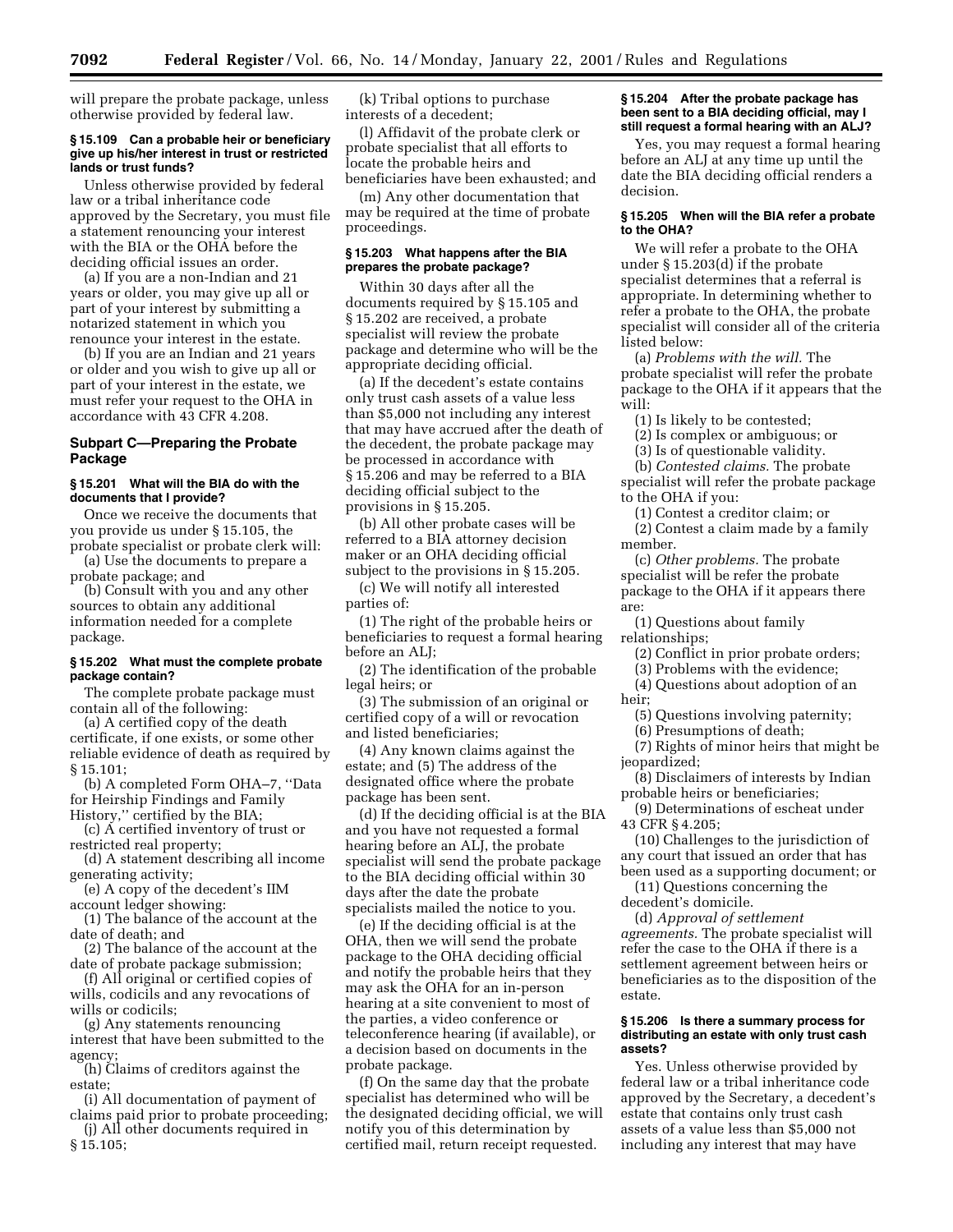will prepare the probate package, unless otherwise provided by federal law.

#### § 15.109 Can a probable heir or beneficiary give up his/her interest in trust or restricted lands or trust funds?

Unless otherwise provided by federal law or a tribal inheritance code approved by the Secretary, you must file a statement renouncing your interest with the BIA or the OHA before the deciding official issues an order.

(a) If you are a non-Indian and 21 years or older, you may give up all or part of your interest by submitting a notarized statement in which you renounce your interest in the estate.

(b) If you are an Indian and 21 years or older and you wish to give up all or part of your interest in the estate, we must refer your request to the OHA in accordance with 43 CFR 4.208.

### Subpart C—Preparing the Probate Package

#### § 15.201 What will the BIA do with the documents that I provide?

Once we receive the documents that you provide us under § 15.105, the probate specialist or probate clerk will:

(a) Use the documents to prepare a probate package; and

(b) Consult with you and any other sources to obtain any additional information needed for a complete package.

#### § 15.202 What must the complete probate package contain?

The complete probate package must contain all of the following:

(a) A certified copy of the death certificate, if one exists, or some other reliable evidence of death as required by § 15.101;

(b) A completed Form OHA–7, ''Data for Heirship Findings and Family History,'' certified by the BIA;

(c) A certified inventory of trust or restricted real property;

(d) A statement describing all income generating activity;

(e) A copy of the decedent's IIM account ledger showing:

(1) The balance of the account at the date of death; and

(2) The balance of the account at the date of probate package submission;

(f) All original or certified copies of wills, codicils and any revocations of wills or codicils;

(g) Any statements renouncing interest that have been submitted to the agency;

(h) Claims of creditors against the estate;

(i) All documentation of payment of claims paid prior to probate proceeding;

(j) All other documents required in § 15.105;

(k) Tribal options to purchase interests of a decedent;

(l) Affidavit of the probate clerk or probate specialist that all efforts to locate the probable heirs and beneficiaries have been exhausted; and

(m) Any other documentation that may be required at the time of probate proceedings.

#### § 15.203 What happens after the BIA prepares the probate package?

Within 30 days after all the documents required by § 15.105 and § 15.202 are received, a probate specialist will review the probate package and determine who will be the appropriate deciding official.

(a) If the decedent's estate contains only trust cash assets of a value less than $5,000 not including any interest that may have accrued after the death of the decedent, the probate package may be processed in accordance with § 15.206 and may be referred to a BIA deciding official subject to the provisions in § 15.205.

(b) All other probate cases will be referred to a BIA attorney decision maker or an OHA deciding official subject to the provisions in § 15.205.

(c) We will notify all interested parties of:

(1) The right of the probable heirs or beneficiaries to request a formal hearing before an ALJ;

(2) The identification of the probable legal heirs; or

(3) The submission of an original or certified copy of a will or revocation and listed beneficiaries;

(4) Any known claims against the estate; and (5) The address of the designated office where the probate package has been sent.

(d) If the deciding official is at the BIA and you have not requested a formal hearing before an ALJ, the probate specialist will send the probate package to the BIA deciding official within 30 days after the date the probate specialists mailed the notice to you.

(e) If the deciding official is at the OHA, then we will send the probate package to the OHA deciding official and notify the probable heirs that they may ask the OHA for an in-person hearing at a site convenient to most of the parties, a video conference or teleconference hearing (if available), or a decision based on documents in the probate package.

(f) On the same day that the probate specialist has determined who will be the designated deciding official, we will notify you of this determination by certified mail, return receipt requested.

#### § 15.204 After the probate package has been sent to a BIA deciding official, may I still request a formal hearing with an ALJ?

Yes, you may request a formal hearing before an ALJ at any time up until the date the BIA deciding official renders a decision.

#### § 15.205 When will the BIA refer a probate to the OHA?

We will refer a probate to the OHA under § 15.203(d) if the probate specialist determines that a referral is appropriate. In determining whether to refer a probate to the OHA, the probate specialist will consider all of the criteria listed below:

(a) *Problems with the will.* The probate specialist will refer the probate package to the OHA if it appears that the will:

(1) Is likely to be contested;

(2) Is complex or ambiguous; or

(3) Is of questionable validity.

(b) *Contested claims.* The probate specialist will refer the probate package to the OHA if you:

(1) Contest a creditor claim; or

(2) Contest a claim made by a family member.

(c) *Other problems.* The probate specialist will be refer the probate package to the OHA if it appears there are:

(1) Questions about family relationships;

(2) Conflict in prior probate orders;

(3) Problems with the evidence;

(4) Questions about adoption of an heir;

(5) Questions involving paternity;

(6) Presumptions of death;

(7) Rights of minor heirs that might be jeopardized;

(8) Disclaimers of interests by Indian probable heirs or beneficiaries;

(9) Determinations of escheat under 43 CFR § 4.205;

(10) Challenges to the jurisdiction of any court that issued an order that has been used as a supporting document; or

(11) Questions concerning the decedent's domicile.

(d) *Approval of settlement agreements.* The probate specialist will refer the case to the OHA if there is a settlement agreement between heirs or beneficiaries as to the disposition of the estate.

#### § 15.206 Is there a summary process for distributing an estate with only trust cash assets?

Yes. Unless otherwise provided by federal law or a tribal inheritance code approved by the Secretary, a decedent's estate that contains only trust cash assets of a value less than $5,000 not including any interest that may have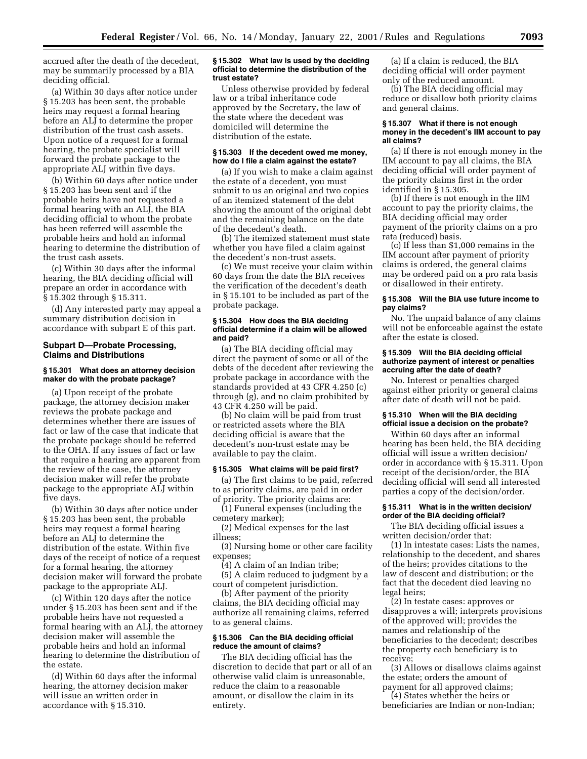accrued after the death of the decedent, may be summarily processed by a BIA deciding official.

(a) Within 30 days after notice under § 15.203 has been sent, the probable heirs may request a formal hearing before an ALJ to determine the proper distribution of the trust cash assets. Upon notice of a request for a formal hearing, the probate specialist will forward the probate package to the appropriate ALJ within five days.

(b) Within 60 days after notice under § 15.203 has been sent and if the probable heirs have not requested a formal hearing with an ALJ, the BIA deciding official to whom the probate has been referred will assemble the probable heirs and hold an informal hearing to determine the distribution of the trust cash assets.

(c) Within 30 days after the informal hearing, the BIA deciding official will prepare an order in accordance with § 15.302 through § 15.311.

(d) Any interested party may appeal a summary distribution decision in accordance with subpart E of this part.

## Subpart D—Probate Processing, Claims and Distributions

### § 15.301 What does an attorney decision maker do with the probate package?

(a) Upon receipt of the probate package, the attorney decision maker reviews the probate package and determines whether there are issues of fact or law of the case that indicate that the probate package should be referred to the OHA. If any issues of fact or law that require a hearing are apparent from the review of the case, the attorney decision maker will refer the probate package to the appropriate ALJ within five days.

(b) Within 30 days after notice under § 15.203 has been sent, the probable heirs may request a formal hearing before an ALJ to determine the distribution of the estate. Within five days of the receipt of notice of a request for a formal hearing, the attorney decision maker will forward the probate package to the appropriate ALJ.

(c) Within 120 days after the notice under § 15.203 has been sent and if the probable heirs have not requested a formal hearing with an ALJ, the attorney decision maker will assemble the probable heirs and hold an informal hearing to determine the distribution of the estate.

(d) Within 60 days after the informal hearing, the attorney decision maker will issue an written order in accordance with § 15.310.

### § 15.302 What law is used by the deciding official to determine the distribution of the trust estate?

Unless otherwise provided by federal law or a tribal inheritance code approved by the Secretary, the law of the state where the decedent was domiciled will determine the distribution of the estate.

### § 15.303 If the decedent owed me money, how do I file a claim against the estate?

(a) If you wish to make a claim against the estate of a decedent, you must submit to us an original and two copies of an itemized statement of the debt showing the amount of the original debt and the remaining balance on the date of the decedent's death.

(b) The itemized statement must state whether you have filed a claim against the decedent's non-trust assets.

(c) We must receive your claim within 60 days from the date the BIA receives the verification of the decedent's death in § 15.101 to be included as part of the probate package.

### § 15.304 How does the BIA deciding official determine if a claim will be allowed and paid?

(a) The BIA deciding official may direct the payment of some or all of the debts of the decedent after reviewing the probate package in accordance with the standards provided at 43 CFR 4.250 (c) through (g), and no claim prohibited by 43 CFR 4.250 will be paid.

(b) No claim will be paid from trust or restricted assets where the BIA deciding official is aware that the decedent's non-trust estate may be available to pay the claim.

### § 15.305 What claims will be paid first?

(a) The first claims to be paid, referred to as priority claims, are paid in order of priority. The priority claims are:

(1) Funeral expenses (including the cemetery marker);

(2) Medical expenses for the last illness;

(3) Nursing home or other care facility expenses;

(4) A claim of an Indian tribe;

(5) A claim reduced to judgment by a court of competent jurisdiction.

(b) After payment of the priority claims, the BIA deciding official may authorize all remaining claims, referred to as general claims.

### § 15.306 Can the BIA deciding official reduce the amount of claims?

The BIA deciding official has the discretion to decide that part or all of an otherwise valid claim is unreasonable, reduce the claim to a reasonable amount, or disallow the claim in its entirety.

(a) If a claim is reduced, the BIA deciding official will order payment only of the reduced amount.

(b) The BIA deciding official may reduce or disallow both priority claims and general claims.

### § 15.307 What if there is not enough money in the decedent's IIM account to pay all claims?

(a) If there is not enough money in the IIM account to pay all claims, the BIA deciding official will order payment of the priority claims first in the order identified in § 15.305.

(b) If there is not enough in the IIM account to pay the priority claims, the BIA deciding official may order payment of the priority claims on a pro rata (reduced) basis.

(c) If less than $1,000 remains in the IIM account after payment of priority claims is ordered, the general claims may be ordered paid on a pro rata basis or disallowed in their entirety.

### § 15.308 Will the BIA use future income to pay claims?

No. The unpaid balance of any claims will not be enforceable against the estate after the estate is closed.

### § 15.309 Will the BIA deciding official authorize payment of interest or penalties accruing after the date of death?

No. Interest or penalties charged against either priority or general claims after date of death will not be paid.

### § 15.310 When will the BIA deciding official issue a decision on the probate?

Within 60 days after an informal hearing has been held, the BIA deciding official will issue a written decision/order in accordance with § 15.311. Upon receipt of the decision/order, the BIA deciding official will send all interested parties a copy of the decision/order.

### § 15.311 What is in the written decision/order of the BIA deciding official?

The BIA deciding official issues a written decision/order that:

(1) In intestate cases: Lists the names, relationship to the decedent, and shares of the heirs; provides citations to the law of descent and distribution; or the fact that the decedent died leaving no legal heirs;

(2) In testate cases: approves or disapproves a will; interprets provisions of the approved will; provides the names and relationship of the beneficiaries to the decedent; describes the property each beneficiary is to receive;

(3) Allows or disallows claims against the estate; orders the amount of payment for all approved claims;

(4) States whether the heirs or beneficiaries are Indian or non-Indian;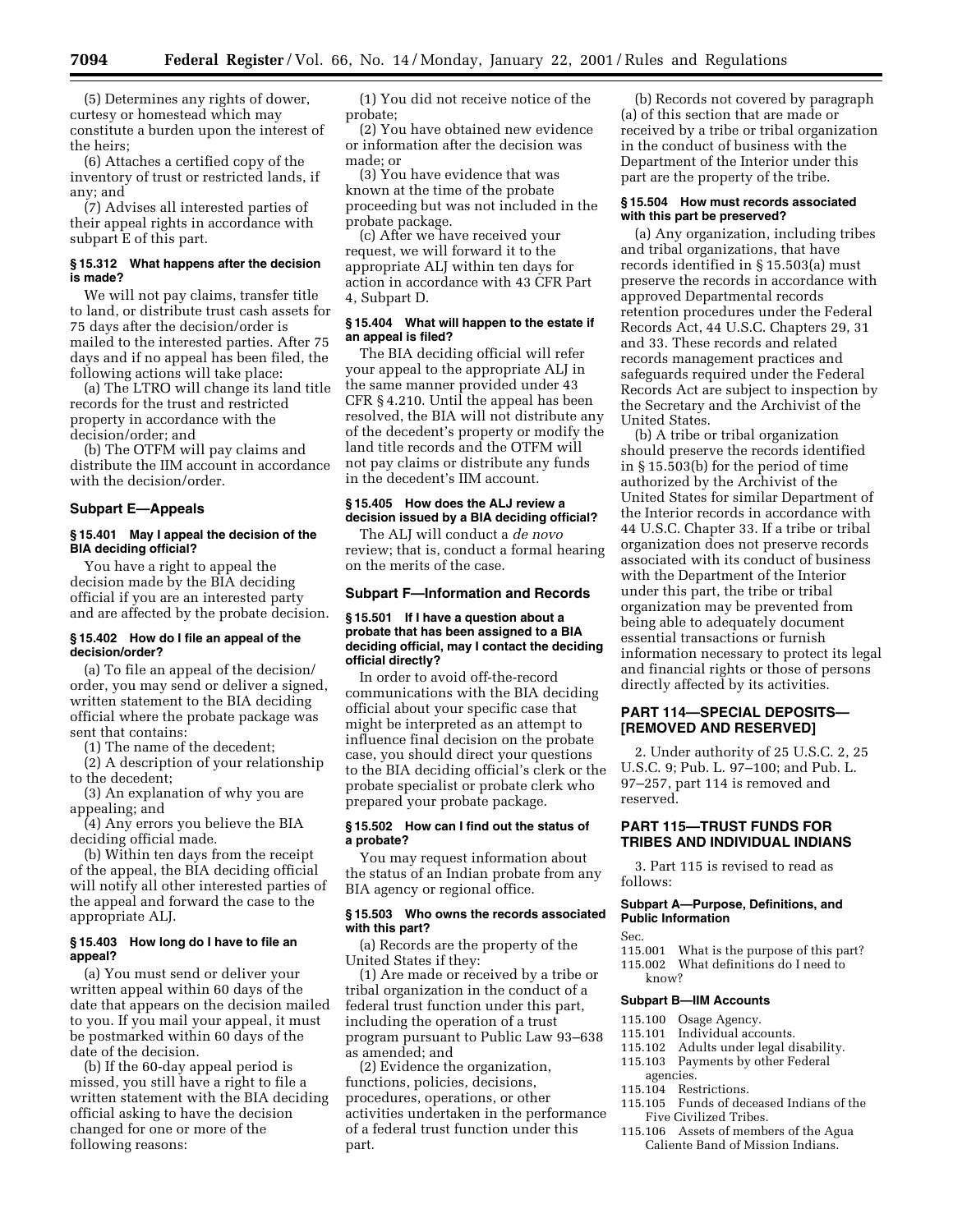(5) Determines any rights of dower, curtesy or homestead which may constitute a burden upon the interest of the heirs;

(6) Attaches a certified copy of the inventory of trust or restricted lands, if any; and

(7) Advises all interested parties of their appeal rights in accordance with subpart E of this part.

#### § 15.312 What happens after the decision is made?

We will not pay claims, transfer title to land, or distribute trust cash assets for 75 days after the decision/order is mailed to the interested parties. After 75 days and if no appeal has been filed, the following actions will take place:

(a) The LTRO will change its land title records for the trust and restricted property in accordance with the decision/order; and

(b) The OTFM will pay claims and distribute the IIM account in accordance with the decision/order.

### Subpart E—Appeals

#### § 15.401 May I appeal the decision of the BIA deciding official?

You have a right to appeal the decision made by the BIA deciding official if you are an interested party and are affected by the probate decision.

#### § 15.402 How do I file an appeal of the decision/order?

(a) To file an appeal of the decision/order, you may send or deliver a signed, written statement to the BIA deciding official where the probate package was sent that contains:

(1) The name of the decedent;

(2) A description of your relationship to the decedent;

(3) An explanation of why you are appealing; and

(4) Any errors you believe the BIA deciding official made.

(b) Within ten days from the receipt of the appeal, the BIA deciding official will notify all other interested parties of the appeal and forward the case to the appropriate ALJ.

#### § 15.403 How long do I have to file an appeal?

(a) You must send or deliver your written appeal within 60 days of the date that appears on the decision mailed to you. If you mail your appeal, it must be postmarked within 60 days of the date of the decision.

(b) If the 60-day appeal period is missed, you still have a right to file a written statement with the BIA deciding official asking to have the decision changed for one or more of the following reasons:

(1) You did not receive notice of the probate;

(2) You have obtained new evidence or information after the decision was made; or

(3) You have evidence that was known at the time of the probate proceeding but was not included in the probate package.

(c) After we have received your request, we will forward it to the appropriate ALJ within ten days for action in accordance with 43 CFR Part 4, Subpart D.

#### § 15.404 What will happen to the estate if an appeal is filed?

The BIA deciding official will refer your appeal to the appropriate ALJ in the same manner provided under 43 CFR § 4.210. Until the appeal has been resolved, the BIA will not distribute any of the decedent's property or modify the land title records and the OTFM will not pay claims or distribute any funds in the decedent's IIM account.

#### § 15.405 How does the ALJ review a decision issued by a BIA deciding official?

The ALJ will conduct a *de novo* review; that is, conduct a formal hearing on the merits of the case.

### Subpart F—Information and Records

#### § 15.501 If I have a question about a probate that has been assigned to a BIA deciding official, may I contact the deciding official directly?

In order to avoid off-the-record communications with the BIA deciding official about your specific case that might be interpreted as an attempt to influence final decision on the probate case, you should direct your questions to the BIA deciding official's clerk or the probate specialist or probate clerk who prepared your probate package.

#### § 15.502 How can I find out the status of a probate?

You may request information about the status of an Indian probate from any BIA agency or regional office.

#### § 15.503 Who owns the records associated with this part?

(a) Records are the property of the United States if they:

(1) Are made or received by a tribe or tribal organization in the conduct of a federal trust function under this part, including the operation of a trust program pursuant to Public Law 93–638 as amended; and

(2) Evidence the organization, functions, policies, decisions, procedures, operations, or other activities undertaken in the performance of a federal trust function under this part.

(b) Records not covered by paragraph (a) of this section that are made or received by a tribe or tribal organization in the conduct of business with the Department of the Interior under this part are the property of the tribe.

#### § 15.504 How must records associated with this part be preserved?

(a) Any organization, including tribes and tribal organizations, that have records identified in § 15.503(a) must preserve the records in accordance with approved Departmental records retention procedures under the Federal Records Act, 44 U.S.C. Chapters 29, 31 and 33. These records and related records management practices and safeguards required under the Federal Records Act are subject to inspection by the Secretary and the Archivist of the United States.

(b) A tribe or tribal organization should preserve the records identified in § 15.503(b) for the period of time authorized by the Archivist of the United States for similar Department of the Interior records in accordance with 44 U.S.C. Chapter 33. If a tribe or tribal organization does not preserve records associated with its conduct of business with the Department of the Interior under this part, the tribe or tribal organization may be prevented from being able to adequately document essential transactions or furnish information necessary to protect its legal and financial rights or those of persons directly affected by its activities.

## PART 114—SPECIAL DEPOSITS—[REMOVED AND RESERVED]

2. Under authority of 25 U.S.C. 2, 25 U.S.C. 9; Pub. L. 97–100; and Pub. L. 97–257, part 114 is removed and reserved.

## PART 115—TRUST FUNDS FOR TRIBES AND INDIVIDUAL INDIANS

3. Part 115 is revised to read as follows:

### Subpart A—Purpose, Definitions, and Public Information

Sec.
115.001 What is the purpose of this part?
115.002 What definitions do I need to know?

### Subpart B—IIM Accounts

115.100 Osage Agency.
115.101 Individual accounts.
115.102 Adults under legal disability.
115.103 Payments by other Federal agencies.
115.104 Restrictions.
115.105 Funds of deceased Indians of the Five Civilized Tribes.
115.106 Assets of members of the Agua Caliente Band of Mission Indians.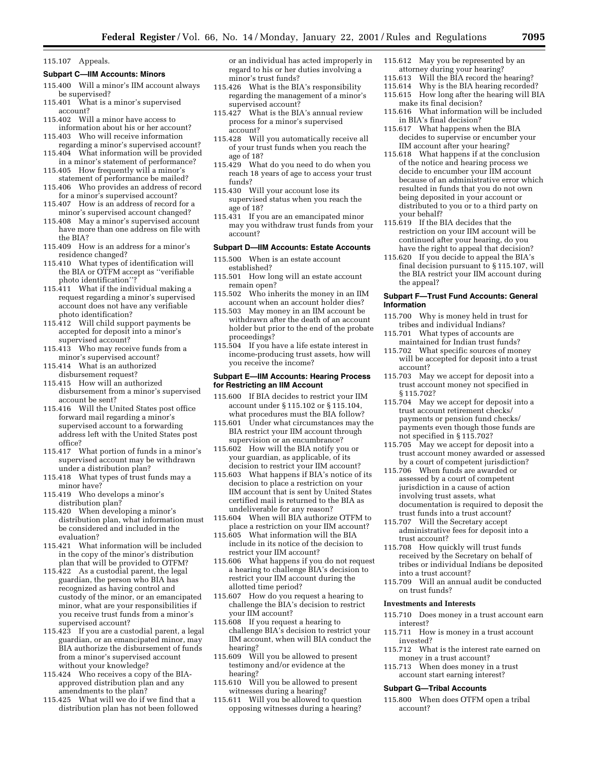115.107 Appeals.

**Subpart C—IIM Accounts: Minors**

115.400 Will a minor's IIM account always be supervised?
115.401 What is a minor's supervised account?
115.402 Will a minor have access to information about his or her account?
115.403 Who will receive information regarding a minor's supervised account?
115.404 What information will be provided in a minor's statement of performance?
115.405 How frequently will a minor's statement of performance be mailed?
115.406 Who provides an address of record for a minor's supervised account?
115.407 How is an address of record for a minor's supervised account changed?
115.408 May a minor's supervised account have more than one address on file with the BIA?
115.409 How is an address for a minor's residence changed?
115.410 What types of identification will the BIA or OTFM accept as ''verifiable photo identification''?
115.411 What if the individual making a request regarding a minor's supervised account does not have any verifiable photo identification?
115.412 Will child support payments be accepted for deposit into a minor's supervised account?
115.413 Who may receive funds from a minor's supervised account?
115.414 What is an authorized disbursement request?
115.415 How will an authorized disbursement from a minor's supervised account be sent?
115.416 Will the United States post office forward mail regarding a minor's supervised account to a forwarding address left with the United States post office?
115.417 What portion of funds in a minor's supervised account may be withdrawn under a distribution plan?
115.418 What types of trust funds may a minor have?
115.419 Who develops a minor's distribution plan?
115.420 When developing a minor's distribution plan, what information must be considered and included in the evaluation?
115.421 What information will be included in the copy of the minor's distribution plan that will be provided to OTFM?
115.422 As a custodial parent, the legal guardian, the person who BIA has recognized as having control and custody of the minor, or an emancipated minor, what are your responsibilities if you receive trust funds from a minor's supervised account?
115.423 If you are a custodial parent, a legal guardian, or an emancipated minor, may BIA authorize the disbursement of funds from a minor's supervised account without your knowledge?
115.424 Who receives a copy of the BIA-approved distribution plan and any amendments to the plan?
115.425 What will we do if we find that a distribution plan has not been followed or an individual has acted improperly in regard to his or her duties involving a minor's trust funds?
115.426 What is the BIA's responsibility regarding the management of a minor's supervised account?
115.427 What is the BIA's annual review process for a minor's supervised account?
115.428 Will you automatically receive all of your trust funds when you reach the age of 18?
115.429 What do you need to do when you reach 18 years of age to access your trust funds?
115.430 Will your account lose its supervised status when you reach the age of 18?
115.431 If you are an emancipated minor may you withdraw trust funds from your account?

**Subpart D—IIM Accounts: Estate Accounts**

115.500 When is an estate account established?
115.501 How long will an estate account remain open?
115.502 Who inherits the money in an IIM account when an account holder dies?
115.503 May money in an IIM account be withdrawn after the death of an account holder but prior to the end of the probate proceedings?
115.504 If you have a life estate interest in income-producing trust assets, how will you receive the income?

**Subpart E—IIM Accounts: Hearing Process for Restricting an IIM Account**

115.600 If BIA decides to restrict your IIM account under § 115.102 or § 115.104, what procedures must the BIA follow?
115.601 Under what circumstances may the BIA restrict your IIM account through supervision or an encumbrance?
115.602 How will the BIA notify you or your guardian, as applicable, of its decision to restrict your IIM account?
115.603 What happens if BIA's notice of its decision to place a restriction on your IIM account that is sent by United States certified mail is returned to the BIA as undeliverable for any reason?
115.604 When will BIA authorize OTFM to place a restriction on your IIM account?
115.605 What information will the BIA include in its notice of the decision to restrict your IIM account?
115.606 What happens if you do not request a hearing to challenge BIA's decision to restrict your IIM account during the allotted time period?
115.607 How do you request a hearing to challenge the BIA's decision to restrict your IIM account?
115.608 If you request a hearing to challenge BIA's decision to restrict your IIM account, when will BIA conduct the hearing?
115.609 Will you be allowed to present testimony and/or evidence at the hearing?
115.610 Will you be allowed to present witnesses during a hearing?
115.611 Will you be allowed to question opposing witnesses during a hearing?
115.612 May you be represented by an attorney during your hearing?
115.613 Will the BIA record the hearing?
115.614 Why is the BIA hearing recorded?
115.615 How long after the hearing will BIA make its final decision?
115.616 What information will be included in BIA's final decision?
115.617 What happens when the BIA decides to supervise or encumber your IIM account after your hearing?
115.618 What happens if at the conclusion of the notice and hearing process we decide to encumber your IIM account because of an administrative error which resulted in funds that you do not own being deposited in your account or distributed to you or to a third party on your behalf?
115.619 If the BIA decides that the restriction on your IIM account will be continued after your hearing, do you have the right to appeal that decision?
115.620 If you decide to appeal the BIA's final decision pursuant to § 115.107, will the BIA restrict your IIM account during the appeal?

**Subpart F—Trust Fund Accounts: General Information**

115.700 Why is money held in trust for tribes and individual Indians?
115.701 What types of accounts are maintained for Indian trust funds?
115.702 What specific sources of money will be accepted for deposit into a trust account?
115.703 May we accept for deposit into a trust account money not specified in § 115.702?
115.704 May we accept for deposit into a trust account retirement checks/payments or pension fund checks/payments even though those funds are not specified in § 115.702?
115.705 May we accept for deposit into a trust account money awarded or assessed by a court of competent jurisdiction?
115.706 When funds are awarded or assessed by a court of competent jurisdiction in a cause of action involving trust assets, what documentation is required to deposit the trust funds into a trust account?
115.707 Will the Secretary accept administrative fees for deposit into a trust account?
115.708 How quickly will trust funds received by the Secretary on behalf of tribes or individual Indians be deposited into a trust account?
115.709 Will an annual audit be conducted on trust funds?

**Investments and Interests**

115.710 Does money in a trust account earn interest?
115.711 How is money in a trust account invested?
115.712 What is the interest rate earned on money in a trust account?
115.713 When does money in a trust account start earning interest?

**Subpart G—Tribal Accounts**

115.800 When does OTFM open a tribal account?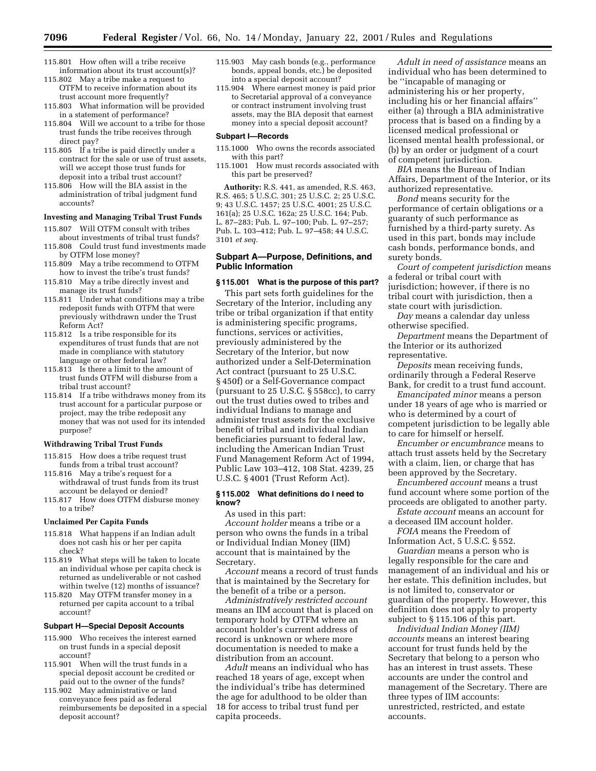115.801 How often will a tribe receive information about its trust account(s)?
115.802 May a tribe make a request to OTFM to receive information about its trust account more frequently?
115.803 What information will be provided in a statement of performance?
115.804 Will we account to a tribe for those trust funds the tribe receives through direct pay?
115.805 If a tribe is paid directly under a contract for the sale or use of trust assets, will we accept those trust funds for deposit into a tribal trust account?
115.806 How will the BIA assist in the administration of tribal judgment fund accounts?

**Investing and Managing Tribal Trust Funds**

115.807 Will OTFM consult with tribes about investments of tribal trust funds?
115.808 Could trust fund investments made by OTFM lose money?
115.809 May a tribe recommend to OTFM how to invest the tribe's trust funds?
115.810 May a tribe directly invest and manage its trust funds?
115.811 Under what conditions may a tribe redeposit funds with OTFM that were previously withdrawn under the Trust Reform Act?
115.812 Is a tribe responsible for its expenditures of trust funds that are not made in compliance with statutory language or other federal law?
115.813 Is there a limit to the amount of trust funds OTFM will disburse from a tribal trust account?
115.814 If a tribe withdraws money from its trust account for a particular purpose or project, may the tribe redeposit any money that was not used for its intended purpose?

**Withdrawing Tribal Trust Funds**

115.815 How does a tribe request trust funds from a tribal trust account?
115.816 May a tribe's request for a withdrawal of trust funds from its trust account be delayed or denied?
115.817 How does OTFM disburse money to a tribe?

**Unclaimed Per Capita Funds**

115.818 What happens if an Indian adult does not cash his or her per capita check?
115.819 What steps will be taken to locate an individual whose per capita check is returned as undeliverable or not cashed within twelve (12) months of issuance?
115.820 May OTFM transfer money in a returned per capita account to a tribal account?

**Subpart H—Special Deposit Accounts**

115.900 Who receives the interest earned on trust funds in a special deposit account?
115.901 When will the trust funds in a special deposit account be credited or paid out to the owner of the funds?
115.902 May administrative or land conveyance fees paid as federal reimbursements be deposited in a special deposit account?
115.903 May cash bonds (e.g., performance bonds, appeal bonds, etc.) be deposited into a special deposit account?
115.904 Where earnest money is paid prior to Secretarial approval of a conveyance or contract instrument involving trust assets, may the BIA deposit that earnest money into a special deposit account?

**Subpart I—Records**

115.1000 Who owns the records associated with this part?
115.1001 How must records associated with this part be preserved?

**Authority:** R.S. 441, as amended, R.S. 463, R.S. 465; 5 U.S.C. 301; 25 U.S.C. 2; 25 U.S.C. 9; 43 U.S.C. 1457; 25 U.S.C. 4001; 25 U.S.C. 161(a); 25 U.S.C. 162a; 25 U.S.C. 164; Pub. L. 87–283; Pub. L. 97–100; Pub. L. 97–257; Pub. L. 103–412; Pub. L. 97–458; 44 U.S.C. 3101 *et seq.*

## Subpart A—Purpose, Definitions, and Public Information

### § 115.001 What is the purpose of this part?

This part sets forth guidelines for the Secretary of the Interior, including any tribe or tribal organization if that entity is administering specific programs, functions, services or activities, previously administered by the Secretary of the Interior, but now authorized under a Self-Determination Act contract (pursuant to 25 U.S.C. § 450f) or a Self-Governance compact (pursuant to 25 U.S.C. § 558cc), to carry out the trust duties owed to tribes and individual Indians to manage and administer trust assets for the exclusive benefit of tribal and individual Indian beneficiaries pursuant to federal law, including the American Indian Trust Fund Management Reform Act of 1994, Public Law 103–412, 108 Stat. 4239, 25 U.S.C. § 4001 (Trust Reform Act).

### § 115.002 What definitions do I need to know?

As used in this part:

*Account holder* means a tribe or a person who owns the funds in a tribal or Individual Indian Money (IIM) account that is maintained by the Secretary.

*Account* means a record of trust funds that is maintained by the Secretary for the benefit of a tribe or a person.

*Administratively restricted account* means an IIM account that is placed on temporary hold by OTFM where an account holder's current address of record is unknown or where more documentation is needed to make a distribution from an account.

*Adult* means an individual who has reached 18 years of age, except when the individual's tribe has determined the age for adulthood to be older than 18 for access to tribal trust fund per capita proceeds.

*Adult in need of assistance* means an individual who has been determined to be ''incapable of managing or administering his or her property, including his or her financial affairs'' either (a) through a BIA administrative process that is based on a finding by a licensed medical professional or licensed mental health professional, or (b) by an order or judgment of a court of competent jurisdiction.

*BIA* means the Bureau of Indian Affairs, Department of the Interior, or its authorized representative.

*Bond* means security for the performance of certain obligations or a guaranty of such performance as furnished by a third-party surety. As used in this part, bonds may include cash bonds, performance bonds, and surety bonds.

*Court of competent jurisdiction* means a federal or tribal court with jurisdiction; however, if there is no tribal court with jurisdiction, then a state court with jurisdiction.

*Day* means a calendar day unless otherwise specified.

*Department* means the Department of the Interior or its authorized representative.

*Deposits* mean receiving funds, ordinarily through a Federal Reserve Bank, for credit to a trust fund account.

*Emancipated minor* means a person under 18 years of age who is married or who is determined by a court of competent jurisdiction to be legally able to care for himself or herself.

*Encumber or encumbrance* means to attach trust assets held by the Secretary with a claim, lien, or charge that has been approved by the Secretary.

*Encumbered account* means a trust fund account where some portion of the proceeds are obligated to another party.

*Estate account* means an account for a deceased IIM account holder.

*FOIA* means the Freedom of Information Act, 5 U.S.C. § 552.

*Guardian* means a person who is legally responsible for the care and management of an individual and his or her estate. This definition includes, but is not limited to, conservator or guardian of the property. However, this definition does not apply to property subject to § 115.106 of this part.

*Individual Indian Money (IIM) accounts* means an interest bearing account for trust funds held by the Secretary that belong to a person who has an interest in trust assets. These accounts are under the control and management of the Secretary. There are three types of IIM accounts: unrestricted, restricted, and estate accounts.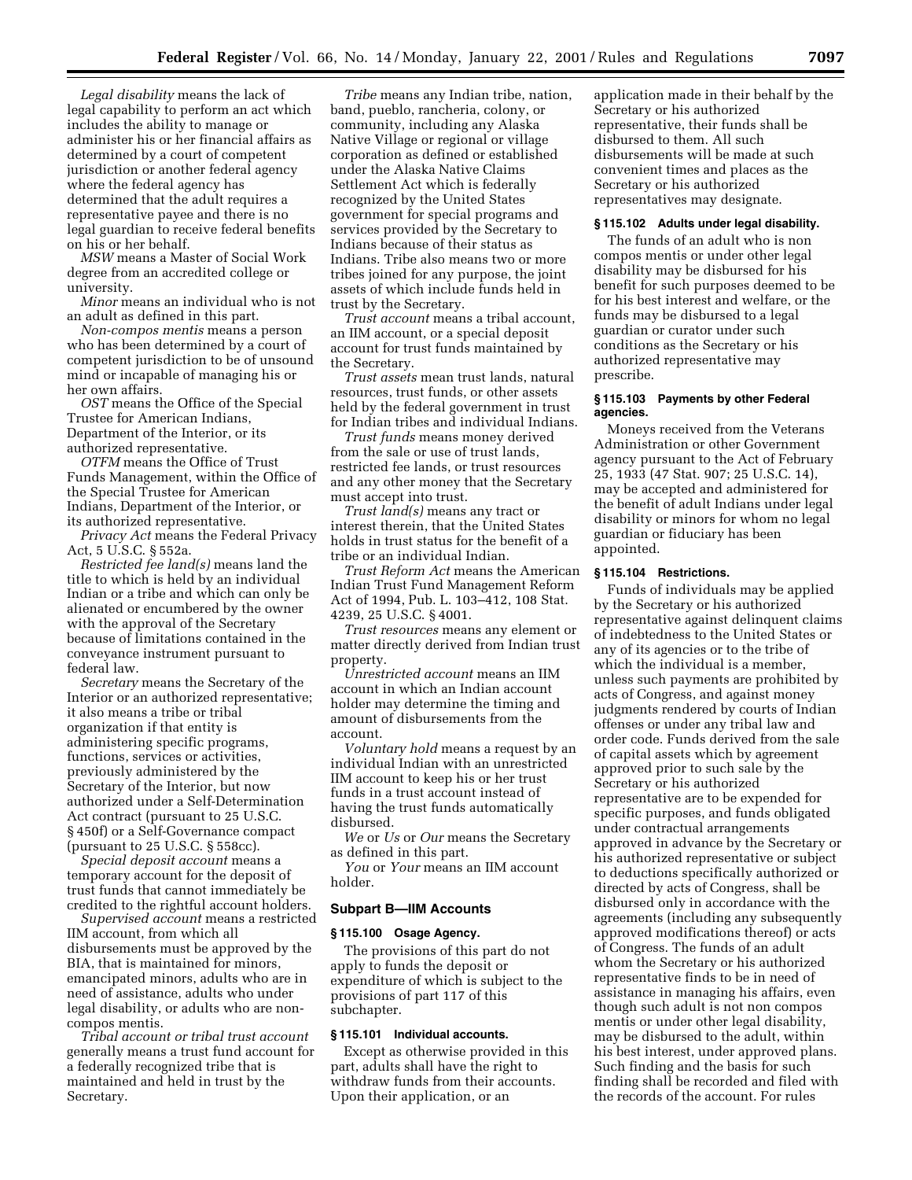*Legal disability* means the lack of legal capability to perform an act which includes the ability to manage or administer his or her financial affairs as determined by a court of competent jurisdiction or another federal agency where the federal agency has determined that the adult requires a representative payee and there is no legal guardian to receive federal benefits on his or her behalf.

*MSW* means a Master of Social Work degree from an accredited college or university.

*Minor* means an individual who is not an adult as defined in this part.

*Non-compos mentis* means a person who has been determined by a court of competent jurisdiction to be of unsound mind or incapable of managing his or her own affairs.

*OST* means the Office of the Special Trustee for American Indians, Department of the Interior, or its authorized representative.

*OTFM* means the Office of Trust Funds Management, within the Office of the Special Trustee for American Indians, Department of the Interior, or its authorized representative.

*Privacy Act* means the Federal Privacy Act, 5 U.S.C. § 552a.

*Restricted fee land(s)* means land the title to which is held by an individual Indian or a tribe and which can only be alienated or encumbered by the owner with the approval of the Secretary because of limitations contained in the conveyance instrument pursuant to federal law.

*Secretary* means the Secretary of the Interior or an authorized representative; it also means a tribe or tribal organization if that entity is administering specific programs, functions, services or activities, previously administered by the Secretary of the Interior, but now authorized under a Self-Determination Act contract (pursuant to 25 U.S.C. § 450f) or a Self-Governance compact (pursuant to 25 U.S.C. § 558cc).

*Special deposit account* means a temporary account for the deposit of trust funds that cannot immediately be credited to the rightful account holders.

*Supervised account* means a restricted IIM account, from which all disbursements must be approved by the BIA, that is maintained for minors, emancipated minors, adults who are in need of assistance, adults who under legal disability, or adults who are non-compos mentis.

*Tribal account or tribal trust account* generally means a trust fund account for a federally recognized tribe that is maintained and held in trust by the Secretary.

*Tribe* means any Indian tribe, nation, band, pueblo, rancheria, colony, or community, including any Alaska Native Village or regional or village corporation as defined or established under the Alaska Native Claims Settlement Act which is federally recognized by the United States government for special programs and services provided by the Secretary to Indians because of their status as Indians. Tribe also means two or more tribes joined for any purpose, the joint assets of which include funds held in trust by the Secretary.

*Trust account* means a tribal account, an IIM account, or a special deposit account for trust funds maintained by the Secretary.

*Trust assets* mean trust lands, natural resources, trust funds, or other assets held by the federal government in trust for Indian tribes and individual Indians.

*Trust funds* means money derived from the sale or use of trust lands, restricted fee lands, or trust resources and any other money that the Secretary must accept into trust.

*Trust land(s)* means any tract or interest therein, that the United States holds in trust status for the benefit of a tribe or an individual Indian.

*Trust Reform Act* means the American Indian Trust Fund Management Reform Act of 1994, Pub. L. 103–412, 108 Stat. 4239, 25 U.S.C. § 4001.

*Trust resources* means any element or matter directly derived from Indian trust property.

*Unrestricted account* means an IIM account in which an Indian account holder may determine the timing and amount of disbursements from the account.

*Voluntary hold* means a request by an individual Indian with an unrestricted IIM account to keep his or her trust funds in a trust account instead of having the trust funds automatically disbursed.

*We* or *Us* or *Our* means the Secretary as defined in this part.

*You* or *Your* means an IIM account holder.

## Subpart B—IIM Accounts

### § 115.100 Osage Agency.

The provisions of this part do not apply to funds the deposit or expenditure of which is subject to the provisions of part 117 of this subchapter.

### § 115.101 Individual accounts.

Except as otherwise provided in this part, adults shall have the right to withdraw funds from their accounts. Upon their application, or an application made in their behalf by the Secretary or his authorized representative, their funds shall be disbursed to them. All such disbursements will be made at such convenient times and places as the Secretary or his authorized representatives may designate.

### § 115.102 Adults under legal disability.

The funds of an adult who is non compos mentis or under other legal disability may be disbursed for his benefit for such purposes deemed to be for his best interest and welfare, or the funds may be disbursed to a legal guardian or curator under such conditions as the Secretary or his authorized representative may prescribe.

### § 115.103 Payments by other Federal agencies.

Moneys received from the Veterans Administration or other Government agency pursuant to the Act of February 25, 1933 (47 Stat. 907; 25 U.S.C. 14), may be accepted and administered for the benefit of adult Indians under legal disability or minors for whom no legal guardian or fiduciary has been appointed.

### § 115.104 Restrictions.

Funds of individuals may be applied by the Secretary or his authorized representative against delinquent claims of indebtedness to the United States or any of its agencies or to the tribe of which the individual is a member, unless such payments are prohibited by acts of Congress, and against money judgments rendered by courts of Indian offenses or under any tribal law and order code. Funds derived from the sale of capital assets which by agreement approved prior to such sale by the Secretary or his authorized representative are to be expended for specific purposes, and funds obligated under contractual arrangements approved in advance by the Secretary or his authorized representative or subject to deductions specifically authorized or directed by acts of Congress, shall be disbursed only in accordance with the agreements (including any subsequently approved modifications thereof) or acts of Congress. The funds of an adult whom the Secretary or his authorized representative finds to be in need of assistance in managing his affairs, even though such adult is not non compos mentis or under other legal disability, may be disbursed to the adult, within his best interest, under approved plans. Such finding and the basis for such finding shall be recorded and filed with the records of the account. For rules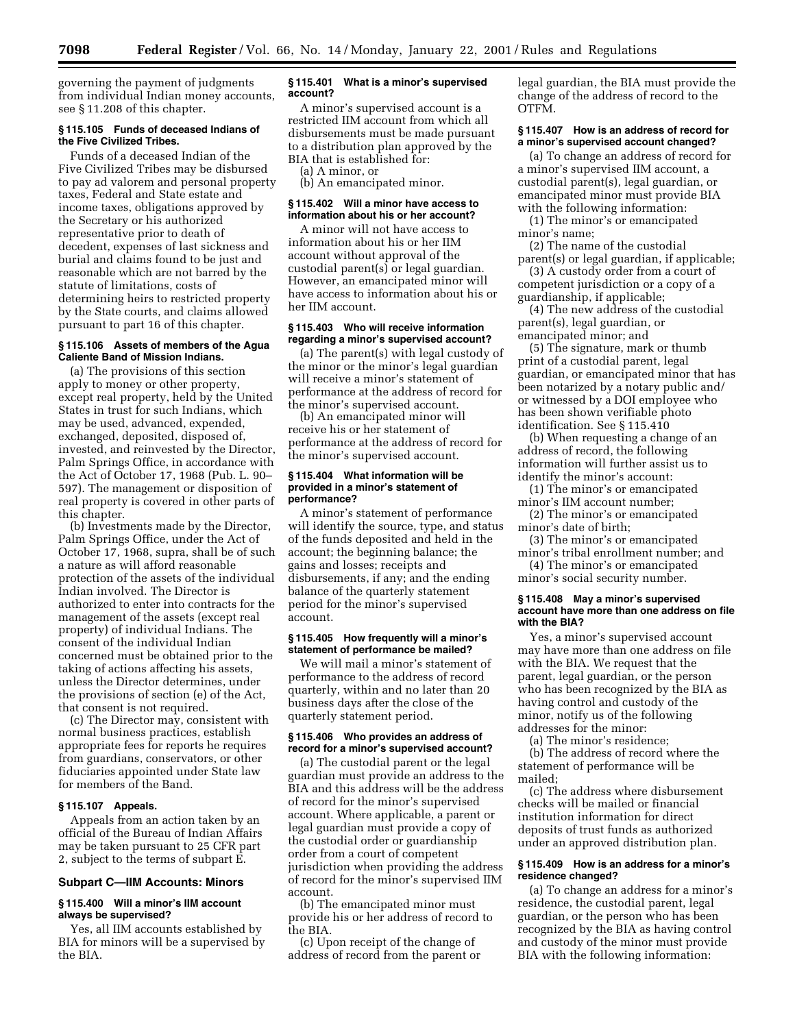governing the payment of judgments from individual Indian money accounts, see § 11.208 of this chapter.

#### § 115.105 Funds of deceased Indians of the Five Civilized Tribes.

Funds of a deceased Indian of the Five Civilized Tribes may be disbursed to pay ad valorem and personal property taxes, Federal and State estate and income taxes, obligations approved by the Secretary or his authorized representative prior to death of decedent, expenses of last sickness and burial and claims found to be just and reasonable which are not barred by the statute of limitations, costs of determining heirs to restricted property by the State courts, and claims allowed pursuant to part 16 of this chapter.

#### § 115.106 Assets of members of the Agua Caliente Band of Mission Indians.

(a) The provisions of this section apply to money or other property, except real property, held by the United States in trust for such Indians, which may be used, advanced, expended, exchanged, deposited, disposed of, invested, and reinvested by the Director, Palm Springs Office, in accordance with the Act of October 17, 1968 (Pub. L. 90–597). The management or disposition of real property is covered in other parts of this chapter.

(b) Investments made by the Director, Palm Springs Office, under the Act of October 17, 1968, supra, shall be of such a nature as will afford reasonable protection of the assets of the individual Indian involved. The Director is authorized to enter into contracts for the management of the assets (except real property) of individual Indians. The consent of the individual Indian concerned must be obtained prior to the taking of actions affecting his assets, unless the Director determines, under the provisions of section (e) of the Act, that consent is not required.

(c) The Director may, consistent with normal business practices, establish appropriate fees for reports he requires from guardians, conservators, or other fiduciaries appointed under State law for members of the Band.

#### § 115.107 Appeals.

Appeals from an action taken by an official of the Bureau of Indian Affairs may be taken pursuant to 25 CFR part 2, subject to the terms of subpart E.

### Subpart C—IIM Accounts: Minors

#### § 115.400 Will a minor's IIM account always be supervised?

Yes, all IIM accounts established by BIA for minors will be a supervised by the BIA.

#### § 115.401 What is a minor's supervised account?

A minor's supervised account is a restricted IIM account from which all disbursements must be made pursuant to a distribution plan approved by the BIA that is established for:

(a) A minor, or

(b) An emancipated minor.

#### § 115.402 Will a minor have access to information about his or her account?

A minor will not have access to information about his or her IIM account without approval of the custodial parent(s) or legal guardian. However, an emancipated minor will have access to information about his or her IIM account.

#### § 115.403 Who will receive information regarding a minor's supervised account?

(a) The parent(s) with legal custody of the minor or the minor's legal guardian will receive a minor's statement of performance at the address of record for the minor's supervised account.

(b) An emancipated minor will receive his or her statement of performance at the address of record for the minor's supervised account.

#### § 115.404 What information will be provided in a minor's statement of performance?

A minor's statement of performance will identify the source, type, and status of the funds deposited and held in the account; the beginning balance; the gains and losses; receipts and disbursements, if any; and the ending balance of the quarterly statement period for the minor's supervised account.

#### § 115.405 How frequently will a minor's statement of performance be mailed?

We will mail a minor's statement of performance to the address of record quarterly, within and no later than 20 business days after the close of the quarterly statement period.

#### § 115.406 Who provides an address of record for a minor's supervised account?

(a) The custodial parent or the legal guardian must provide an address to the BIA and this address will be the address of record for the minor's supervised account. Where applicable, a parent or legal guardian must provide a copy of the custodial order or guardianship order from a court of competent jurisdiction when providing the address of record for the minor's supervised IIM account.

(b) The emancipated minor must provide his or her address of record to the BIA.

(c) Upon receipt of the change of address of record from the parent or legal guardian, the BIA must provide the change of the address of record to the OTFM.

#### § 115.407 How is an address of record for a minor's supervised account changed?

(a) To change an address of record for a minor's supervised IIM account, a custodial parent(s), legal guardian, or emancipated minor must provide BIA with the following information:

(1) The minor's or emancipated minor's name;

(2) The name of the custodial parent(s) or legal guardian, if applicable;

(3) A custody order from a court of competent jurisdiction or a copy of a guardianship, if applicable;

(4) The new address of the custodial parent(s), legal guardian, or emancipated minor; and

(5) The signature, mark or thumb print of a custodial parent, legal guardian, or emancipated minor that has been notarized by a notary public and/or witnessed by a DOI employee who has been shown verifiable photo identification. See § 115.410

(b) When requesting a change of an address of record, the following information will further assist us to identify the minor's account:

(1) The minor's or emancipated minor's IIM account number;

(2) The minor's or emancipated minor's date of birth;

(3) The minor's or emancipated minor's tribal enrollment number; and

(4) The minor's or emancipated minor's social security number.

#### § 115.408 May a minor's supervised account have more than one address on file with the BIA?

Yes, a minor's supervised account may have more than one address on file with the BIA. We request that the parent, legal guardian, or the person who has been recognized by the BIA as having control and custody of the minor, notify us of the following addresses for the minor:

(a) The minor's residence;

(b) The address of record where the statement of performance will be mailed;

(c) The address where disbursement checks will be mailed or financial institution information for direct deposits of trust funds as authorized under an approved distribution plan.

#### § 115.409 How is an address for a minor's residence changed?

(a) To change an address for a minor's residence, the custodial parent, legal guardian, or the person who has been recognized by the BIA as having control and custody of the minor must provide BIA with the following information: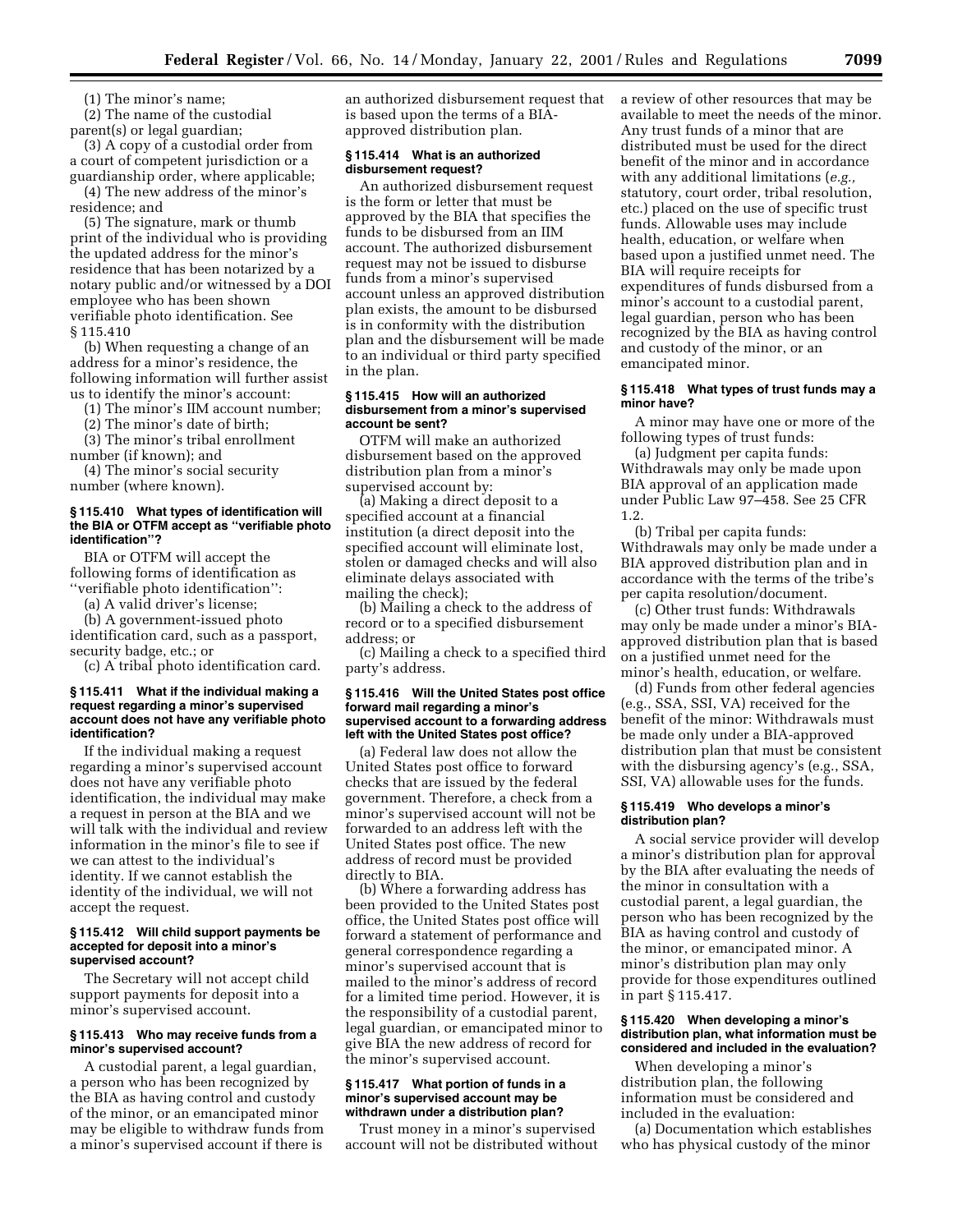(1) The minor's name;

(2) The name of the custodial parent(s) or legal guardian;

(3) A copy of a custodial order from a court of competent jurisdiction or a guardianship order, where applicable;

(4) The new address of the minor's residence; and

(5) The signature, mark or thumb print of the individual who is providing the updated address for the minor's residence that has been notarized by a notary public and/or witnessed by a DOI employee who has been shown verifiable photo identification. See § 115.410

(b) When requesting a change of an address for a minor's residence, the following information will further assist us to identify the minor's account:

(1) The minor's IIM account number;

(2) The minor's date of birth;

(3) The minor's tribal enrollment number (if known); and

(4) The minor's social security number (where known).

### § 115.410 What types of identification will the BIA or OTFM accept as "verifiable photo identification"?

BIA or OTFM will accept the following forms of identification as "verifiable photo identification":

(a) A valid driver's license;

(b) A government-issued photo identification card, such as a passport, security badge, etc.; or

(c) A tribal photo identification card.

### § 115.411 What if the individual making a request regarding a minor's supervised account does not have any verifiable photo identification?

If the individual making a request regarding a minor's supervised account does not have any verifiable photo identification, the individual may make a request in person at the BIA and we will talk with the individual and review information in the minor's file to see if we can attest to the individual's identity. If we cannot establish the identity of the individual, we will not accept the request.

### § 115.412 Will child support payments be accepted for deposit into a minor's supervised account?

The Secretary will not accept child support payments for deposit into a minor's supervised account.

### § 115.413 Who may receive funds from a minor's supervised account?

A custodial parent, a legal guardian, a person who has been recognized by the BIA as having control and custody of the minor, or an emancipated minor may be eligible to withdraw funds from a minor's supervised account if there is an authorized disbursement request that is based upon the terms of a BIA-approved distribution plan.

### § 115.414 What is an authorized disbursement request?

An authorized disbursement request is the form or letter that must be approved by the BIA that specifies the funds to be disbursed from an IIM account. The authorized disbursement request may not be issued to disburse funds from a minor's supervised account unless an approved distribution plan exists, the amount to be disbursed is in conformity with the distribution plan and the disbursement will be made to an individual or third party specified in the plan.

### § 115.415 How will an authorized disbursement from a minor's supervised account be sent?

OTFM will make an authorized disbursement based on the approved distribution plan from a minor's supervised account by:

(a) Making a direct deposit to a specified account at a financial institution (a direct deposit into the specified account will eliminate lost, stolen or damaged checks and will also eliminate delays associated with mailing the check);

(b) Mailing a check to the address of record or to a specified disbursement address; or

(c) Mailing a check to a specified third party's address.

### § 115.416 Will the United States post office forward mail regarding a minor's supervised account to a forwarding address left with the United States post office?

(a) Federal law does not allow the United States post office to forward checks that are issued by the federal government. Therefore, a check from a minor's supervised account will not be forwarded to an address left with the United States post office. The new address of record must be provided directly to BIA.

(b) Where a forwarding address has been provided to the United States post office, the United States post office will forward a statement of performance and general correspondence regarding a minor's supervised account that is mailed to the minor's address of record for a limited time period. However, it is the responsibility of a custodial parent, legal guardian, or emancipated minor to give BIA the new address of record for the minor's supervised account.

### § 115.417 What portion of funds in a minor's supervised account may be withdrawn under a distribution plan?

Trust money in a minor's supervised account will not be distributed without a review of other resources that may be available to meet the needs of the minor. Any trust funds of a minor that are distributed must be used for the direct benefit of the minor and in accordance with any additional limitations (*e.g.,* statutory, court order, tribal resolution, etc.) placed on the use of specific trust funds. Allowable uses may include health, education, or welfare when based upon a justified unmet need. The BIA will require receipts for expenditures of funds disbursed from a minor's account to a custodial parent, legal guardian, person who has been recognized by the BIA as having control and custody of the minor, or an emancipated minor.

### § 115.418 What types of trust funds may a minor have?

A minor may have one or more of the following types of trust funds:

(a) Judgment per capita funds: Withdrawals may only be made upon BIA approval of an application made under Public Law 97–458. See 25 CFR 1.2.

(b) Tribal per capita funds: Withdrawals may only be made under a BIA approved distribution plan and in accordance with the terms of the tribe's per capita resolution/document.

(c) Other trust funds: Withdrawals may only be made under a minor's BIA-approved distribution plan that is based on a justified unmet need for the minor's health, education, or welfare.

(d) Funds from other federal agencies (e.g., SSA, SSI, VA) received for the benefit of the minor: Withdrawals must be made only under a BIA-approved distribution plan that must be consistent with the disbursing agency's (e.g., SSA, SSI, VA) allowable uses for the funds.

### § 115.419 Who develops a minor's distribution plan?

A social service provider will develop a minor's distribution plan for approval by the BIA after evaluating the needs of the minor in consultation with a custodial parent, a legal guardian, the person who has been recognized by the BIA as having control and custody of the minor, or emancipated minor. A minor's distribution plan may only provide for those expenditures outlined in part § 115.417.

### § 115.420 When developing a minor's distribution plan, what information must be considered and included in the evaluation?

When developing a minor's distribution plan, the following information must be considered and included in the evaluation:

(a) Documentation which establishes who has physical custody of the minor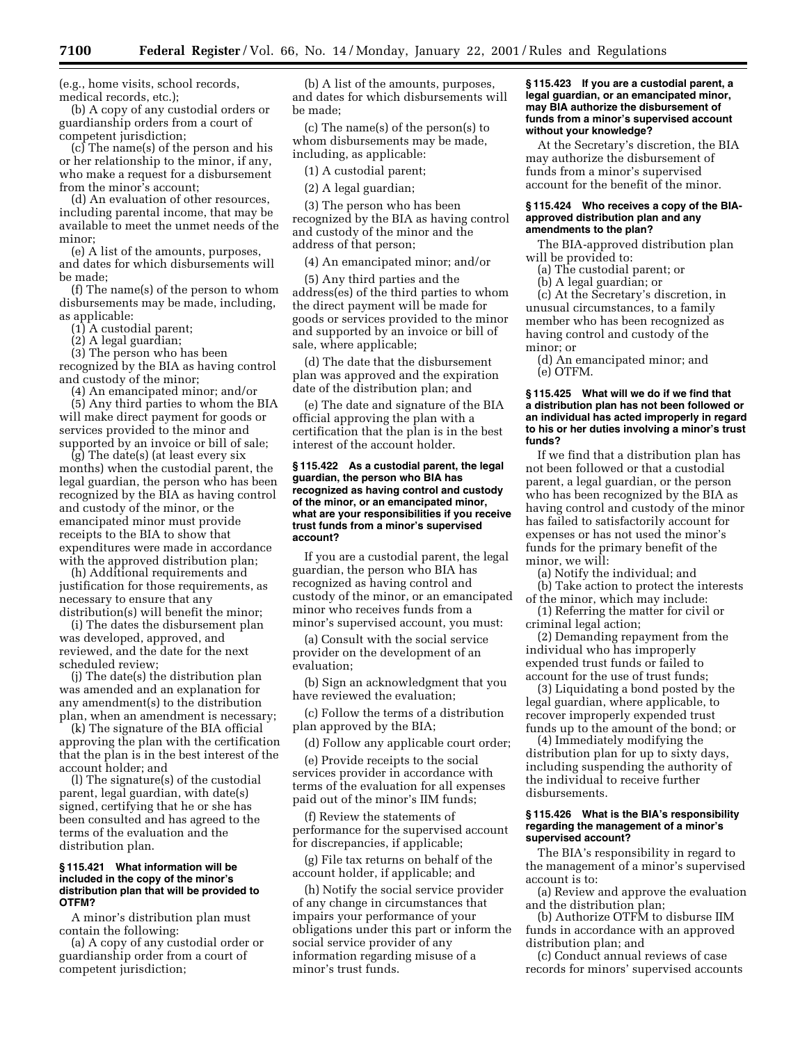(e.g., home visits, school records, medical records, etc.);

(b) A copy of any custodial orders or guardianship orders from a court of competent jurisdiction;

(c) The name(s) of the person and his or her relationship to the minor, if any, who make a request for a disbursement from the minor's account;

(d) An evaluation of other resources, including parental income, that may be available to meet the unmet needs of the minor;

(e) A list of the amounts, purposes, and dates for which disbursements will be made;

(f) The name(s) of the person to whom disbursements may be made, including, as applicable:

(1) A custodial parent;

(2) A legal guardian;

(3) The person who has been recognized by the BIA as having control and custody of the minor;

(4) An emancipated minor; and/or

(5) Any third parties to whom the BIA will make direct payment for goods or services provided to the minor and supported by an invoice or bill of sale;

(g) The date(s) (at least every six months) when the custodial parent, the legal guardian, the person who has been recognized by the BIA as having control and custody of the minor, or the emancipated minor must provide receipts to the BIA to show that expenditures were made in accordance with the approved distribution plan;

(h) Additional requirements and justification for those requirements, as necessary to ensure that any distribution(s) will benefit the minor;

(i) The dates the disbursement plan was developed, approved, and reviewed, and the date for the next scheduled review;

(j) The date(s) the distribution plan was amended and an explanation for any amendment(s) to the distribution plan, when an amendment is necessary;

(k) The signature of the BIA official approving the plan with the certification that the plan is in the best interest of the account holder; and

(l) The signature(s) of the custodial parent, legal guardian, with date(s) signed, certifying that he or she has been consulted and has agreed to the terms of the evaluation and the distribution plan.

**§ 115.421 What information will be included in the copy of the minor's distribution plan that will be provided to OTFM?**

A minor's distribution plan must contain the following:

(a) A copy of any custodial order or guardianship order from a court of competent jurisdiction;

(b) A list of the amounts, purposes, and dates for which disbursements will be made;

(c) The name(s) of the person(s) to whom disbursements may be made, including, as applicable:

(1) A custodial parent;

(2) A legal guardian;

(3) The person who has been recognized by the BIA as having control and custody of the minor and the address of that person;

(4) An emancipated minor; and/or

(5) Any third parties and the address(es) of the third parties to whom the direct payment will be made for goods or services provided to the minor and supported by an invoice or bill of sale, where applicable;

(d) The date that the disbursement plan was approved and the expiration date of the distribution plan; and

(e) The date and signature of the BIA official approving the plan with a certification that the plan is in the best interest of the account holder.

**§ 115.422 As a custodial parent, the legal guardian, the person who BIA has recognized as having control and custody of the minor, or an emancipated minor, what are your responsibilities if you receive trust funds from a minor's supervised account?**

If you are a custodial parent, the legal guardian, the person who BIA has recognized as having control and custody of the minor, or an emancipated minor who receives funds from a minor's supervised account, you must:

(a) Consult with the social service provider on the development of an evaluation;

(b) Sign an acknowledgment that you have reviewed the evaluation;

(c) Follow the terms of a distribution plan approved by the BIA;

(d) Follow any applicable court order;

(e) Provide receipts to the social services provider in accordance with terms of the evaluation for all expenses paid out of the minor's IIM funds;

(f) Review the statements of performance for the supervised account for discrepancies, if applicable;

(g) File tax returns on behalf of the account holder, if applicable; and

(h) Notify the social service provider of any change in circumstances that impairs your performance of your obligations under this part or inform the social service provider of any information regarding misuse of a minor's trust funds.

**§ 115.423 If you are a custodial parent, a legal guardian, or an emancipated minor, may BIA authorize the disbursement of funds from a minor's supervised account without your knowledge?**

At the Secretary's discretion, the BIA may authorize the disbursement of funds from a minor's supervised account for the benefit of the minor.

**§ 115.424 Who receives a copy of the BIA-approved distribution plan and any amendments to the plan?**

The BIA-approved distribution plan will be provided to:

(a) The custodial parent; or

(b) A legal guardian; or

(c) At the Secretary's discretion, in unusual circumstances, to a family member who has been recognized as having control and custody of the minor; or

(d) An emancipated minor; and

(e) OTFM.

**§ 115.425 What will we do if we find that a distribution plan has not been followed or an individual has acted improperly in regard to his or her duties involving a minor's trust funds?**

If we find that a distribution plan has not been followed or that a custodial parent, a legal guardian, or the person who has been recognized by the BIA as having control and custody of the minor has failed to satisfactorily account for expenses or has not used the minor's funds for the primary benefit of the minor, we will:

(a) Notify the individual; and

(b) Take action to protect the interests of the minor, which may include:

(1) Referring the matter for civil or criminal legal action;

(2) Demanding repayment from the individual who has improperly expended trust funds or failed to account for the use of trust funds;

(3) Liquidating a bond posted by the legal guardian, where applicable, to recover improperly expended trust funds up to the amount of the bond; or

(4) Immediately modifying the distribution plan for up to sixty days, including suspending the authority of the individual to receive further disbursements.

**§ 115.426 What is the BIA's responsibility regarding the management of a minor's supervised account?**

The BIA's responsibility in regard to the management of a minor's supervised account is to:

(a) Review and approve the evaluation and the distribution plan;

(b) Authorize OTFM to disburse IIM funds in accordance with an approved distribution plan; and

(c) Conduct annual reviews of case records for minors' supervised accounts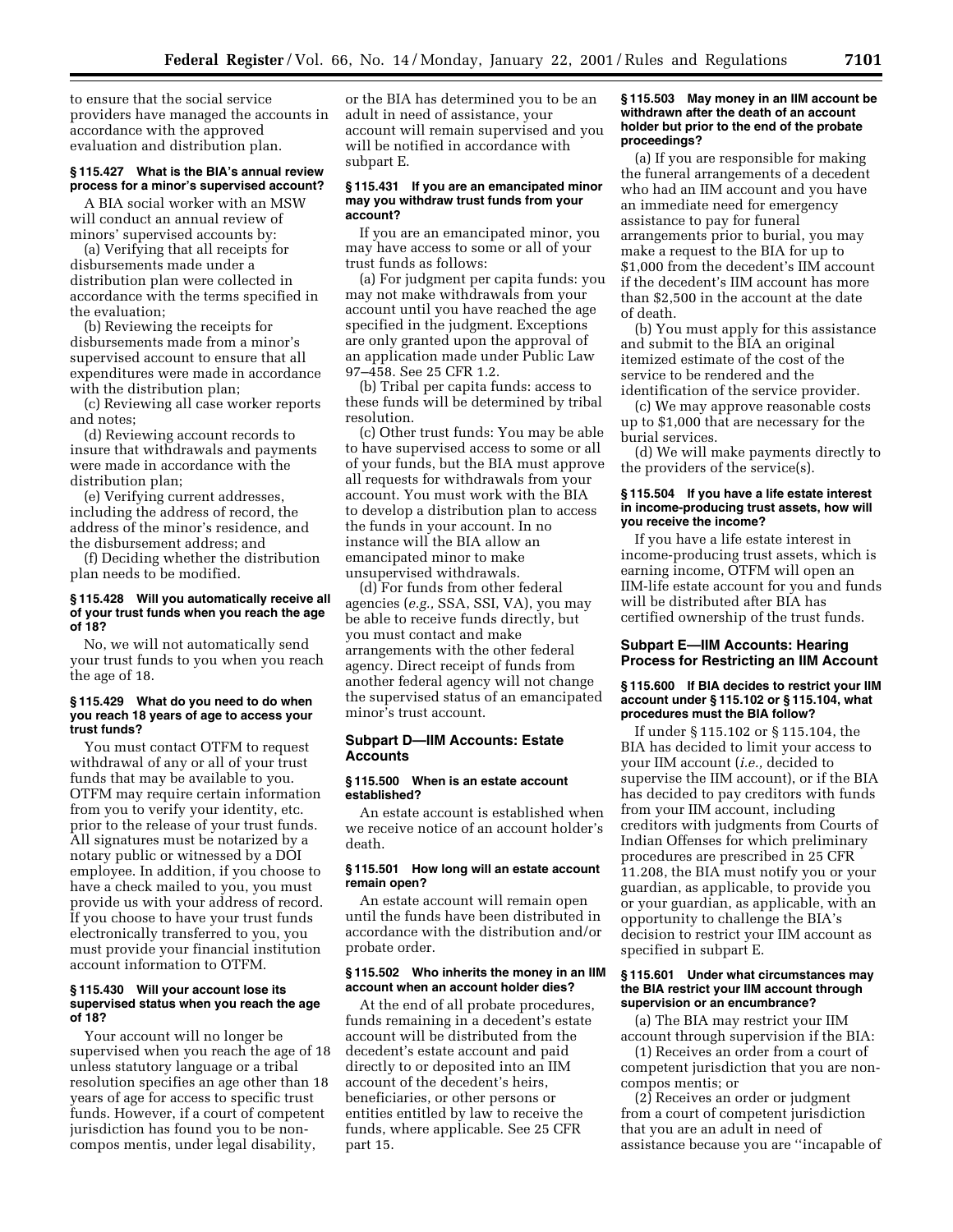to ensure that the social service providers have managed the accounts in accordance with the approved evaluation and distribution plan.

#### § 115.427 What is the BIA's annual review process for a minor's supervised account?

A BIA social worker with an MSW will conduct an annual review of minors' supervised accounts by:

(a) Verifying that all receipts for disbursements made under a distribution plan were collected in accordance with the terms specified in the evaluation;

(b) Reviewing the receipts for disbursements made from a minor's supervised account to ensure that all expenditures were made in accordance with the distribution plan;

(c) Reviewing all case worker reports and notes;

(d) Reviewing account records to insure that withdrawals and payments were made in accordance with the distribution plan;

(e) Verifying current addresses, including the address of record, the address of the minor's residence, and the disbursement address; and

(f) Deciding whether the distribution plan needs to be modified.

#### § 115.428 Will you automatically receive all of your trust funds when you reach the age of 18?

No, we will not automatically send your trust funds to you when you reach the age of 18.

#### § 115.429 What do you need to do when you reach 18 years of age to access your trust funds?

You must contact OTFM to request withdrawal of any or all of your trust funds that may be available to you. OTFM may require certain information from you to verify your identity, etc. prior to the release of your trust funds. All signatures must be notarized by a notary public or witnessed by a DOI employee. In addition, if you choose to have a check mailed to you, you must provide us with your address of record. If you choose to have your trust funds electronically transferred to you, you must provide your financial institution account information to OTFM.

#### § 115.430 Will your account lose its supervised status when you reach the age of 18?

Your account will no longer be supervised when you reach the age of 18 unless statutory language or a tribal resolution specifies an age other than 18 years of age for access to specific trust funds. However, if a court of competent jurisdiction has found you to be non-compos mentis, under legal disability, or the BIA has determined you to be an adult in need of assistance, your account will remain supervised and you will be notified in accordance with subpart E.

#### § 115.431 If you are an emancipated minor may you withdraw trust funds from your account?

If you are an emancipated minor, you may have access to some or all of your trust funds as follows:

(a) For judgment per capita funds: you may not make withdrawals from your account until you have reached the age specified in the judgment. Exceptions are only granted upon the approval of an application made under Public Law 97–458. See 25 CFR 1.2.

(b) Tribal per capita funds: access to these funds will be determined by tribal resolution.

(c) Other trust funds: You may be able to have supervised access to some or all of your funds, but the BIA must approve all requests for withdrawals from your account. You must work with the BIA to develop a distribution plan to access the funds in your account. In no instance will the BIA allow an emancipated minor to make unsupervised withdrawals.

(d) For funds from other federal agencies (*e.g.,* SSA, SSI, VA), you may be able to receive funds directly, but you must contact and make arrangements with the other federal agency. Direct receipt of funds from another federal agency will not change the supervised status of an emancipated minor's trust account.

### Subpart D—IIM Accounts: Estate Accounts

#### § 115.500 When is an estate account established?

An estate account is established when we receive notice of an account holder's death.

#### § 115.501 How long will an estate account remain open?

An estate account will remain open until the funds have been distributed in accordance with the distribution and/or probate order.

#### § 115.502 Who inherits the money in an IIM account when an account holder dies?

At the end of all probate procedures, funds remaining in a decedent's estate account will be distributed from the decedent's estate account and paid directly to or deposited into an IIM account of the decedent's heirs, beneficiaries, or other persons or entities entitled by law to receive the funds, where applicable. See 25 CFR part 15.

#### § 115.503 May money in an IIM account be withdrawn after the death of an account holder but prior to the end of the probate proceedings?

(a) If you are responsible for making the funeral arrangements of a decedent who had an IIM account and you have an immediate need for emergency assistance to pay for funeral arrangements prior to burial, you may make a request to the BIA for up to $1,000 from the decedent's IIM account if the decedent's IIM account has more than $2,500 in the account at the date of death.

(b) You must apply for this assistance and submit to the BIA an original itemized estimate of the cost of the service to be rendered and the identification of the service provider.

(c) We may approve reasonable costs up to $1,000 that are necessary for the burial services.

(d) We will make payments directly to the providers of the service(s).

#### § 115.504 If you have a life estate interest in income-producing trust assets, how will you receive the income?

If you have a life estate interest in income-producing trust assets, which is earning income, OTFM will open an IIM-life estate account for you and funds will be distributed after BIA has certified ownership of the trust funds.

### Subpart E—IIM Accounts: Hearing Process for Restricting an IIM Account

#### § 115.600 If BIA decides to restrict your IIM account under § 115.102 or § 115.104, what procedures must the BIA follow?

If under § 115.102 or § 115.104, the BIA has decided to limit your access to your IIM account (*i.e.,* decided to supervise the IIM account), or if the BIA has decided to pay creditors with funds from your IIM account, including creditors with judgments from Courts of Indian Offenses for which preliminary procedures are prescribed in 25 CFR 11.208, the BIA must notify you or your guardian, as applicable, to provide you or your guardian, as applicable, with an opportunity to challenge the BIA's decision to restrict your IIM account as specified in subpart E.

#### § 115.601 Under what circumstances may the BIA restrict your IIM account through supervision or an encumbrance?

(a) The BIA may restrict your IIM account through supervision if the BIA:

(1) Receives an order from a court of competent jurisdiction that you are non-compos mentis; or

(2) Receives an order or judgment from a court of competent jurisdiction that you are an adult in need of assistance because you are ''incapable of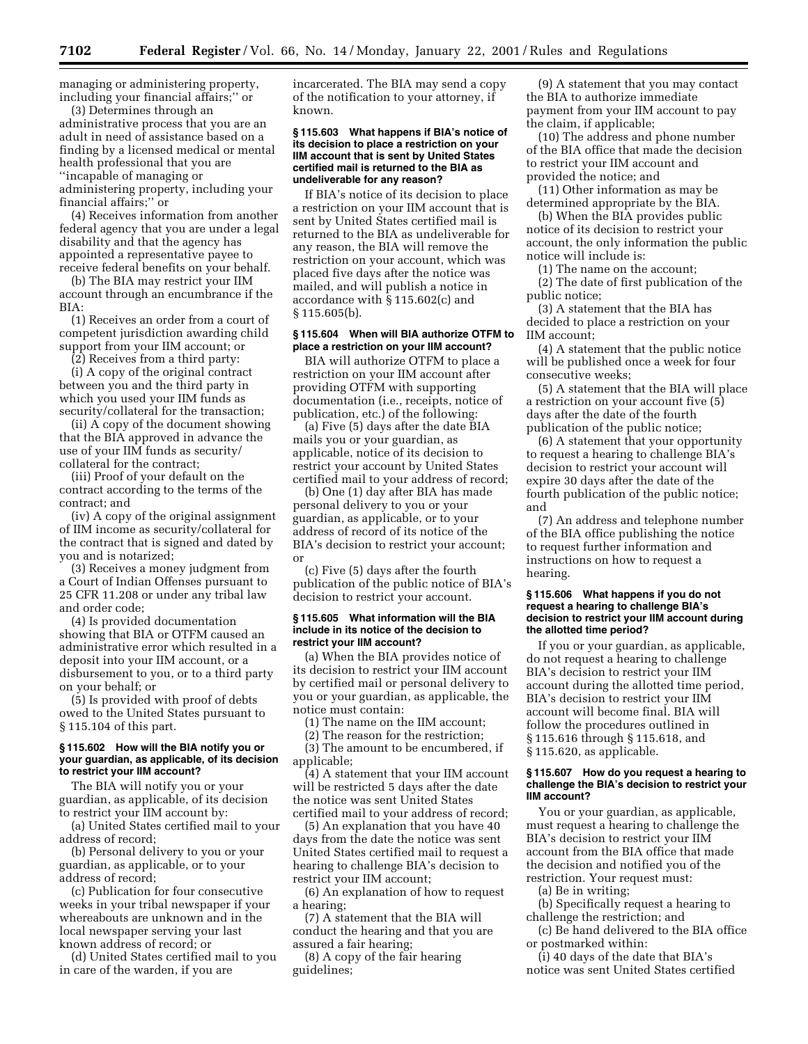managing or administering property, including your financial affairs;'' or

(3) Determines through an administrative process that you are an adult in need of assistance based on a finding by a licensed medical or mental health professional that you are ''incapable of managing or administering property, including your financial affairs;'' or

(4) Receives information from another federal agency that you are under a legal disability and that the agency has appointed a representative payee to receive federal benefits on your behalf.

(b) The BIA may restrict your IIM account through an encumbrance if the BIA:

(1) Receives an order from a court of competent jurisdiction awarding child support from your IIM account; or

(2) Receives from a third party:

(i) A copy of the original contract between you and the third party in which you used your IIM funds as security/collateral for the transaction;

(ii) A copy of the document showing that the BIA approved in advance the use of your IIM funds as security/collateral for the contract;

(iii) Proof of your default on the contract according to the terms of the contract; and

(iv) A copy of the original assignment of IIM income as security/collateral for the contract that is signed and dated by you and is notarized;

(3) Receives a money judgment from a Court of Indian Offenses pursuant to 25 CFR 11.208 or under any tribal law and order code;

(4) Is provided documentation showing that BIA or OTFM caused an administrative error which resulted in a deposit into your IIM account, or a disbursement to you, or to a third party on your behalf; or

(5) Is provided with proof of debts owed to the United States pursuant to § 115.104 of this part.

#### § 115.602 How will the BIA notify you or your guardian, as applicable, of its decision to restrict your IIM account?

The BIA will notify you or your guardian, as applicable, of its decision to restrict your IIM account by:

(a) United States certified mail to your address of record;

(b) Personal delivery to you or your guardian, as applicable, or to your address of record;

(c) Publication for four consecutive weeks in your tribal newspaper if your whereabouts are unknown and in the local newspaper serving your last known address of record; or

(d) United States certified mail to you in care of the warden, if you are incarcerated. The BIA may send a copy of the notification to your attorney, if known.

#### § 115.603 What happens if BIA's notice of its decision to place a restriction on your IIM account that is sent by United States certified mail is returned to the BIA as undeliverable for any reason?

If BIA's notice of its decision to place a restriction on your IIM account that is sent by United States certified mail is returned to the BIA as undeliverable for any reason, the BIA will remove the restriction on your account, which was placed five days after the notice was mailed, and will publish a notice in accordance with § 115.602(c) and § 115.605(b).

#### § 115.604 When will BIA authorize OTFM to place a restriction on your IIM account?

BIA will authorize OTFM to place a restriction on your IIM account after providing OTFM with supporting documentation (i.e., receipts, notice of publication, etc.) of the following:

(a) Five (5) days after the date BIA mails you or your guardian, as applicable, notice of its decision to restrict your account by United States certified mail to your address of record;

(b) One (1) day after BIA has made personal delivery to you or your guardian, as applicable, or to your address of record of its notice of the BIA's decision to restrict your account; or

(c) Five (5) days after the fourth publication of the public notice of BIA's decision to restrict your account.

#### § 115.605 What information will the BIA include in its notice of the decision to restrict your IIM account?

(a) When the BIA provides notice of its decision to restrict your IIM account by certified mail or personal delivery to you or your guardian, as applicable, the notice must contain:

(1) The name on the IIM account;

(2) The reason for the restriction;

(3) The amount to be encumbered, if applicable;

(4) A statement that your IIM account will be restricted 5 days after the date the notice was sent United States certified mail to your address of record;

(5) An explanation that you have 40 days from the date the notice was sent United States certified mail to request a hearing to challenge BIA's decision to restrict your IIM account;

(6) An explanation of how to request a hearing;

(7) A statement that the BIA will conduct the hearing and that you are assured a fair hearing;

(8) A copy of the fair hearing guidelines;

(9) A statement that you may contact the BIA to authorize immediate payment from your IIM account to pay the claim, if applicable;

(10) The address and phone number of the BIA office that made the decision to restrict your IIM account and provided the notice; and

(11) Other information as may be determined appropriate by the BIA.

(b) When the BIA provides public notice of its decision to restrict your account, the only information the public notice will include is:

(1) The name on the account;

(2) The date of first publication of the public notice;

(3) A statement that the BIA has decided to place a restriction on your IIM account;

(4) A statement that the public notice will be published once a week for four consecutive weeks;

(5) A statement that the BIA will place a restriction on your account five (5) days after the date of the fourth publication of the public notice;

(6) A statement that your opportunity to request a hearing to challenge BIA's decision to restrict your account will expire 30 days after the date of the fourth publication of the public notice; and

(7) An address and telephone number of the BIA office publishing the notice to request further information and instructions on how to request a hearing.

#### § 115.606 What happens if you do not request a hearing to challenge BIA's decision to restrict your IIM account during the allotted time period?

If you or your guardian, as applicable, do not request a hearing to challenge BIA's decision to restrict your IIM account during the allotted time period, BIA's decision to restrict your IIM account will become final. BIA will follow the procedures outlined in § 115.616 through § 115.618, and § 115.620, as applicable.

#### § 115.607 How do you request a hearing to challenge the BIA's decision to restrict your IIM account?

You or your guardian, as applicable, must request a hearing to challenge the BIA's decision to restrict your IIM account from the BIA office that made the decision and notified you of the restriction. Your request must:

(a) Be in writing;

(b) Specifically request a hearing to challenge the restriction; and

(c) Be hand delivered to the BIA office or postmarked within:

(i) 40 days of the date that BIA's notice was sent United States certified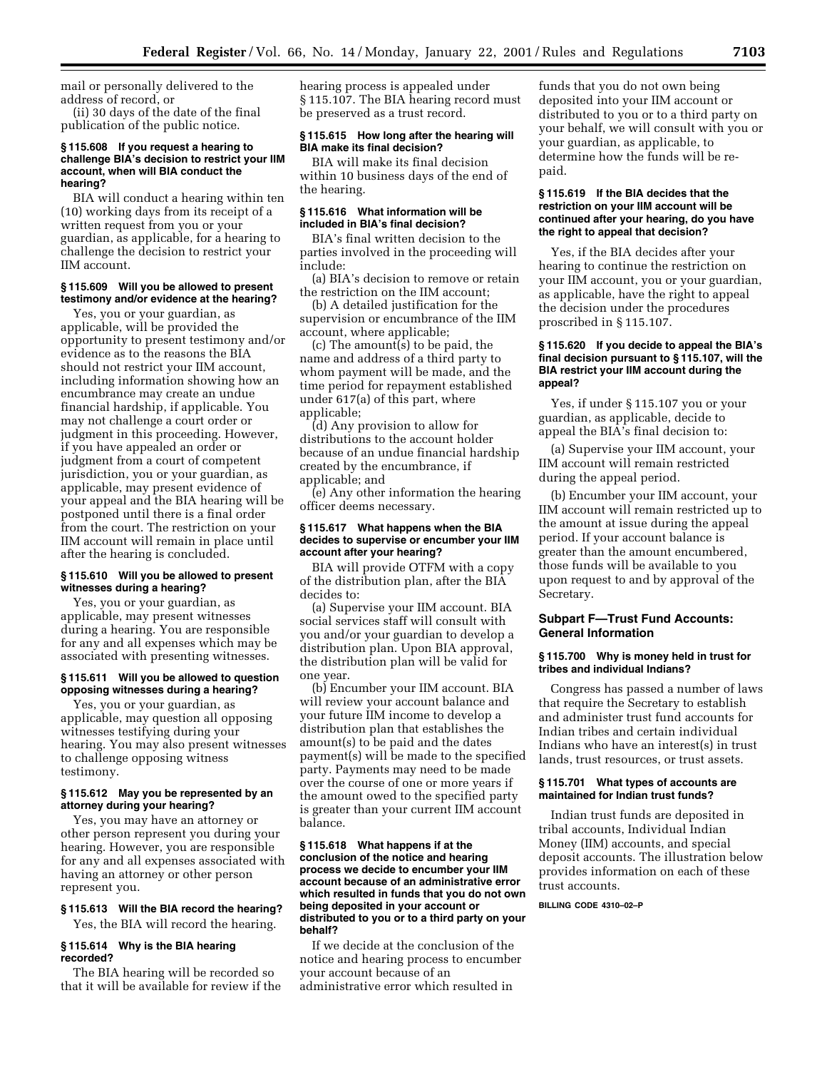mail or personally delivered to the address of record, or

(ii) 30 days of the date of the final publication of the public notice.

#### § 115.608 If you request a hearing to challenge BIA's decision to restrict your IIM account, when will BIA conduct the hearing?

BIA will conduct a hearing within ten (10) working days from its receipt of a written request from you or your guardian, as applicable, for a hearing to challenge the decision to restrict your IIM account.

#### § 115.609 Will you be allowed to present testimony and/or evidence at the hearing?

Yes, you or your guardian, as applicable, will be provided the opportunity to present testimony and/or evidence as to the reasons the BIA should not restrict your IIM account, including information showing how an encumbrance may create an undue financial hardship, if applicable. You may not challenge a court order or judgment in this proceeding. However, if you have appealed an order or judgment from a court of competent jurisdiction, you or your guardian, as applicable, may present evidence of your appeal and the BIA hearing will be postponed until there is a final order from the court. The restriction on your IIM account will remain in place until after the hearing is concluded.

#### § 115.610 Will you be allowed to present witnesses during a hearing?

Yes, you or your guardian, as applicable, may present witnesses during a hearing. You are responsible for any and all expenses which may be associated with presenting witnesses.

#### § 115.611 Will you be allowed to question opposing witnesses during a hearing?

Yes, you or your guardian, as applicable, may question all opposing witnesses testifying during your hearing. You may also present witnesses to challenge opposing witness testimony.

#### § 115.612 May you be represented by an attorney during your hearing?

Yes, you may have an attorney or other person represent you during your hearing. However, you are responsible for any and all expenses associated with having an attorney or other person represent you.

#### § 115.613 Will the BIA record the hearing?

Yes, the BIA will record the hearing.

#### § 115.614 Why is the BIA hearing recorded?

The BIA hearing will be recorded so that it will be available for review if the hearing process is appealed under § 115.107. The BIA hearing record must be preserved as a trust record.

#### § 115.615 How long after the hearing will BIA make its final decision?

BIA will make its final decision within 10 business days of the end of the hearing.

#### § 115.616 What information will be included in BIA's final decision?

BIA's final written decision to the parties involved in the proceeding will include:

(a) BIA's decision to remove or retain the restriction on the IIM account;

(b) A detailed justification for the supervision or encumbrance of the IIM account, where applicable;

(c) The amount(s) to be paid, the name and address of a third party to whom payment will be made, and the time period for repayment established under 617(a) of this part, where applicable;

(d) Any provision to allow for distributions to the account holder because of an undue financial hardship created by the encumbrance, if applicable; and

(e) Any other information the hearing officer deems necessary.

#### § 115.617 What happens when the BIA decides to supervise or encumber your IIM account after your hearing?

BIA will provide OTFM with a copy of the distribution plan, after the BIA decides to:

(a) Supervise your IIM account. BIA social services staff will consult with you and/or your guardian to develop a distribution plan. Upon BIA approval, the distribution plan will be valid for one year.

(b) Encumber your IIM account. BIA will review your account balance and your future IIM income to develop a distribution plan that establishes the amount(s) to be paid and the dates payment(s) will be made to the specified party. Payments may need to be made over the course of one or more years if the amount owed to the specified party is greater than your current IIM account balance.

#### § 115.618 What happens if at the conclusion of the notice and hearing process we decide to encumber your IIM account because of an administrative error which resulted in funds that you do not own being deposited in your account or distributed to you or to a third party on your behalf?

If we decide at the conclusion of the notice and hearing process to encumber your account because of an administrative error which resulted in funds that you do not own being deposited into your IIM account or distributed to you or to a third party on your behalf, we will consult with you or your guardian, as applicable, to determine how the funds will be re-paid.

#### § 115.619 If the BIA decides that the restriction on your IIM account will be continued after your hearing, do you have the right to appeal that decision?

Yes, if the BIA decides after your hearing to continue the restriction on your IIM account, you or your guardian, as applicable, have the right to appeal the decision under the procedures proscribed in § 115.107.

#### § 115.620 If you decide to appeal the BIA's final decision pursuant to § 115.107, will the BIA restrict your IIM account during the appeal?

Yes, if under § 115.107 you or your guardian, as applicable, decide to appeal the BIA's final decision to:

(a) Supervise your IIM account, your IIM account will remain restricted during the appeal period.

(b) Encumber your IIM account, your IIM account will remain restricted up to the amount at issue during the appeal period. If your account balance is greater than the amount encumbered, those funds will be available to you upon request to and by approval of the Secretary.

### Subpart F—Trust Fund Accounts: General Information

#### § 115.700 Why is money held in trust for tribes and individual Indians?

Congress has passed a number of laws that require the Secretary to establish and administer trust fund accounts for Indian tribes and certain individual Indians who have an interest(s) in trust lands, trust resources, or trust assets.

#### § 115.701 What types of accounts are maintained for Indian trust funds?

Indian trust funds are deposited in tribal accounts, Individual Indian Money (IIM) accounts, and special deposit accounts. The illustration below provides information on each of these trust accounts.

BILLING CODE 4310–02–P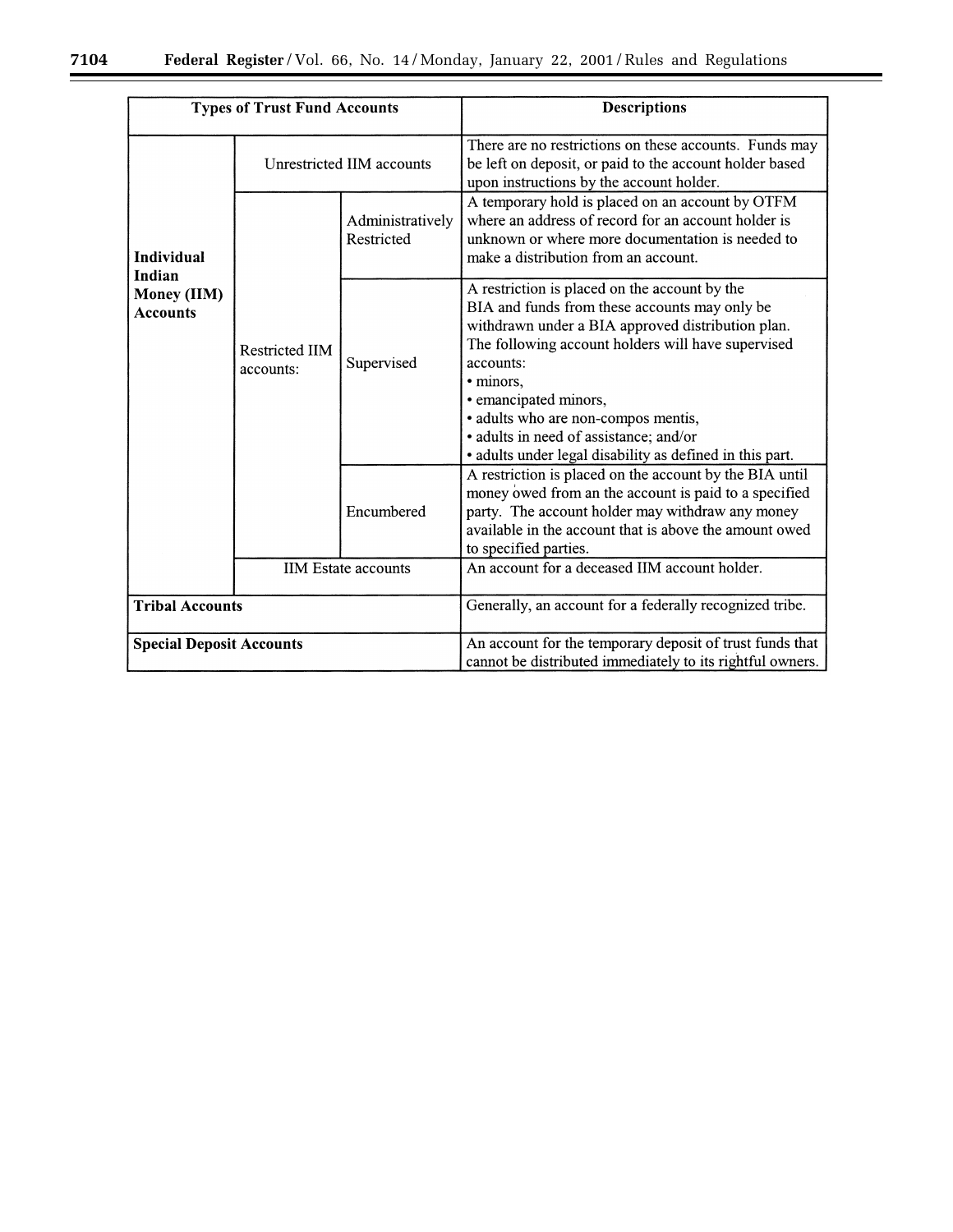| Types of Trust Fund Accounts | | | Descriptions |
|---|---|---|---|
| **Individual Indian Money (IIM) Accounts** | Unrestricted IIM accounts | | There are no restrictions on these accounts. Funds may be left on deposit, or paid to the account holder based upon instructions by the account holder. |
| | Restricted IIM accounts: | Administratively Restricted | A temporary hold is placed on an account by OTFM where an address of record for an account holder is unknown or where more documentation is needed to make a distribution from an account. |
| | | Supervised | A restriction is placed on the account by the BIA and funds from these accounts may only be withdrawn under a BIA approved distribution plan. The following account holders will have supervised accounts: • minors, • emancipated minors, • adults who are non-compos mentis, • adults in need of assistance; and/or • adults under legal disability as defined in this part. |
| | | Encumbered | A restriction is placed on the account by the BIA until money owed from an the account is paid to a specified party. The account holder may withdraw any money available in the account that is above the amount owed to specified parties. |
| | IIM Estate accounts | | An account for a deceased IIM account holder. |
| **Tribal Accounts** | | | Generally, an account for a federally recognized tribe. |
| **Special Deposit Accounts** | | | An account for the temporary deposit of trust funds that cannot be distributed immediately to its rightful owners. |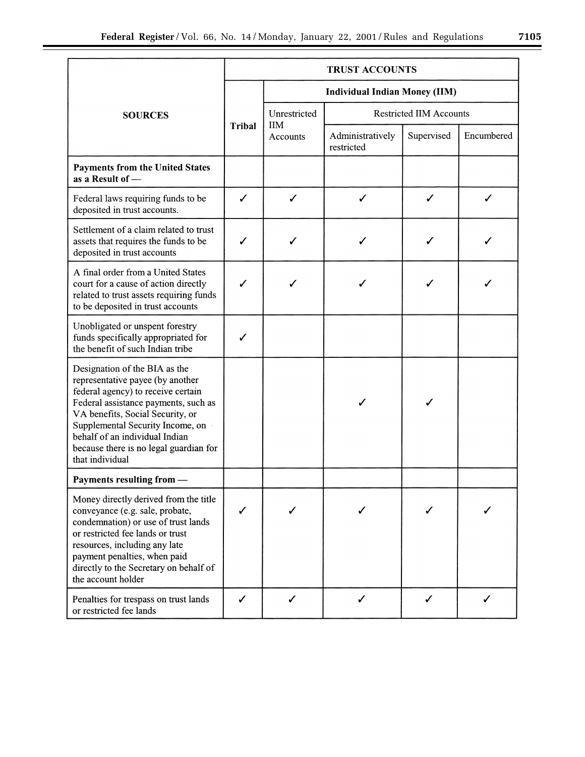| SOURCES | TRUST ACCOUNTS | | | | |
|---|---|---|---|---|---|
| | Tribal | Individual Indian Money (IIM) | | | |
| | | Unrestricted IIM Accounts | Restricted IIM Accounts | | |
| | | | Administratively restricted | Supervised | Encumbered |
| **Payments from the United States as a Result of —** | | | | | |
| Federal laws requiring funds to be deposited in trust accounts. | ✓ | ✓ | ✓ | ✓ | ✓ |
| Settlement of a claim related to trust assets that requires the funds to be deposited in trust accounts | ✓ | ✓ | ✓ | ✓ | ✓ |
| A final order from a United States court for a cause of action directly related to trust assets requiring funds to be deposited in trust accounts | ✓ | ✓ | ✓ | ✓ | ✓ |
| Unobligated or unspent forestry funds specifically appropriated for the benefit of such Indian tribe | ✓ | | | | |
| Designation of the BIA as the representative payee (by another federal agency) to receive certain Federal assistance payments, such as VA benefits, Social Security, or Supplemental Security Income, on behalf of an individual Indian because there is no legal guardian for that individual | | | ✓ | ✓ | |
| **Payments resulting from —** | | | | | |
| Money directly derived from the title conveyance (e.g. sale, probate, condemnation) or use of trust lands or restricted fee lands or trust resources, including any late payment penalties, when paid directly to the Secretary on behalf of the account holder | ✓ | ✓ | ✓ | ✓ | ✓ |
| Penalties for trespass on trust lands or restricted fee lands | ✓ | ✓ | ✓ | ✓ | ✓ |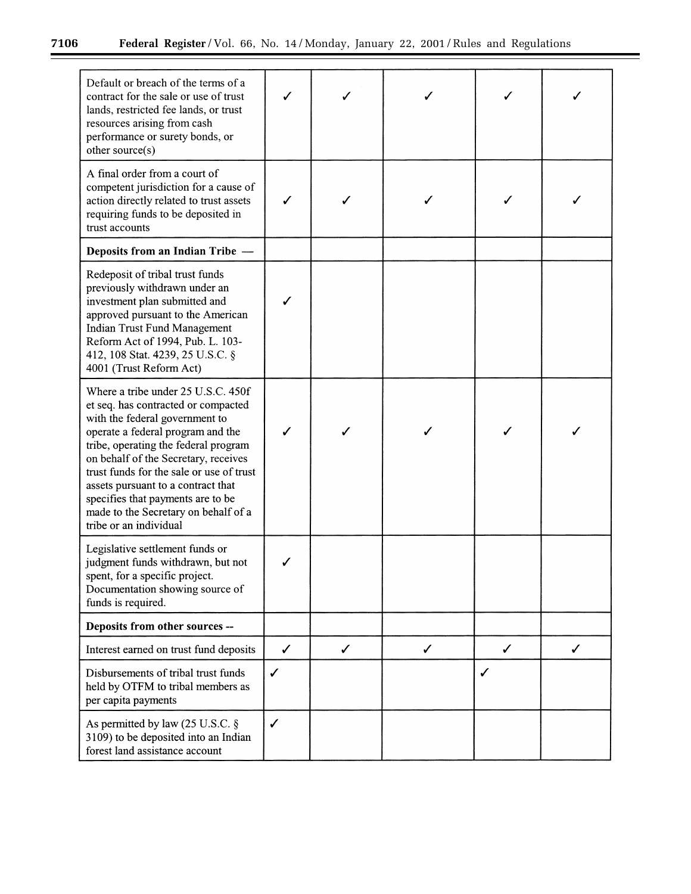| | | | | | |
|---|---|---|---|---|---|
| Default or breach of the terms of a contract for the sale or use of trust lands, restricted fee lands, or trust resources arising from cash performance or surety bonds, or other source(s) | ✓ | ✓ | ✓ | ✓ | ✓ |
| A final order from a court of competent jurisdiction for a cause of action directly related to trust assets requiring funds to be deposited in trust accounts | ✓ | ✓ | ✓ | ✓ | ✓ |
| **Deposits from an Indian Tribe —** | | | | | |
| Redeposit of tribal trust funds previously withdrawn under an investment plan submitted and approved pursuant to the American Indian Trust Fund Management Reform Act of 1994, Pub. L. 103-412, 108 Stat. 4239, 25 U.S.C. § 4001 (Trust Reform Act) | ✓ | | | | |
| Where a tribe under 25 U.S.C. 450f et seq. has contracted or compacted with the federal government to operate a federal program and the tribe, operating the federal program on behalf of the Secretary, receives trust funds for the sale or use of trust assets pursuant to a contract that specifies that payments are to be made to the Secretary on behalf of a tribe or an individual | ✓ | ✓ | ✓ | ✓ | ✓ |
| Legislative settlement funds or judgment funds withdrawn, but not spent, for a specific project. Documentation showing source of funds is required. | ✓ | | | | |
| **Deposits from other sources --** | | | | | |
| Interest earned on trust fund deposits | ✓ | ✓ | ✓ | ✓ | ✓ |
| Disbursements of tribal trust funds held by OTFM to tribal members as per capita payments | ✓ | | | ✓ | |
| As permitted by law (25 U.S.C. § 3109) to be deposited into an Indian forest land assistance account | ✓ | | | | |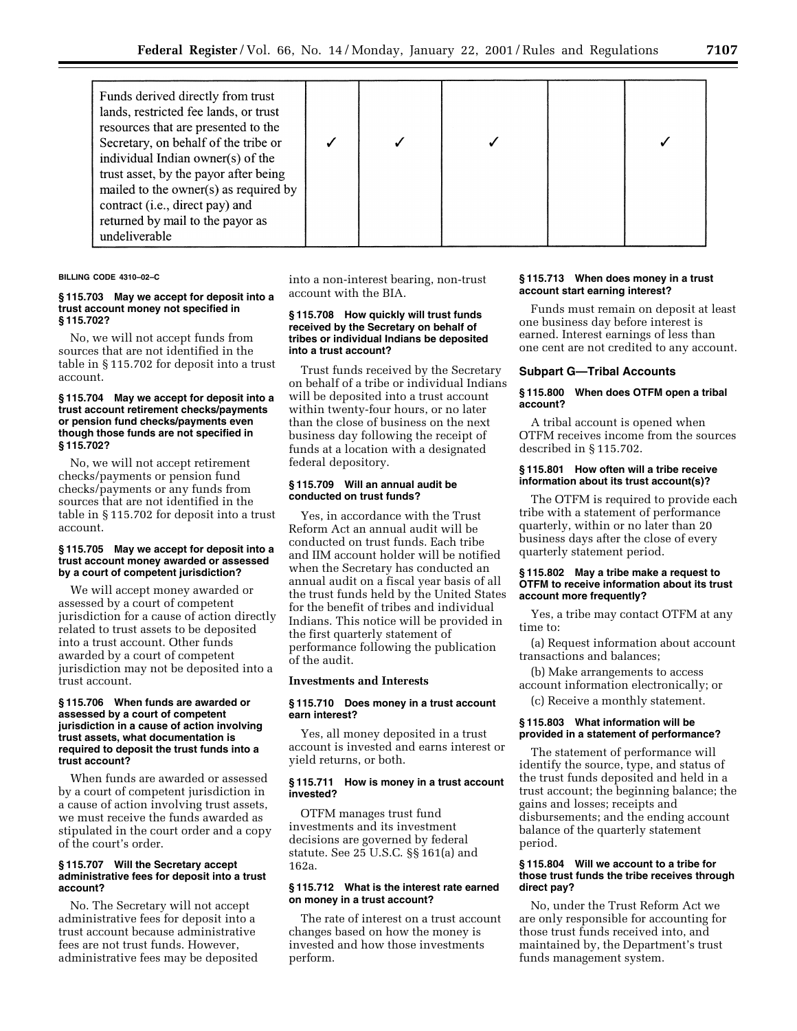| | | | | | |
|---|---|---|---|---|---|
| Funds derived directly from trust lands, restricted fee lands, or trust resources that are presented to the Secretary, on behalf of the tribe or individual Indian owner(s) of the trust asset, by the payor after being mailed to the owner(s) as required by contract (i.e., direct pay) and returned by mail to the payor as undeliverable | ✓ | ✓ | ✓ | | ✓ |

BILLING CODE 4310–02–C

#### § 115.703 May we accept for deposit into a trust account money not specified in § 115.702?

No, we will not accept funds from sources that are not identified in the table in § 115.702 for deposit into a trust account.

#### § 115.704 May we accept for deposit into a trust account retirement checks/payments or pension fund checks/payments even though those funds are not specified in § 115.702?

No, we will not accept retirement checks/payments or pension fund checks/payments or any funds from sources that are not identified in the table in § 115.702 for deposit into a trust account.

#### § 115.705 May we accept for deposit into a trust account money awarded or assessed by a court of competent jurisdiction?

We will accept money awarded or assessed by a court of competent jurisdiction for a cause of action directly related to trust assets to be deposited into a trust account. Other funds awarded by a court of competent jurisdiction may not be deposited into a trust account.

#### § 115.706 When funds are awarded or assessed by a court of competent jurisdiction in a cause of action involving trust assets, what documentation is required to deposit the trust funds into a trust account?

When funds are awarded or assessed by a court of competent jurisdiction in a cause of action involving trust assets, we must receive the funds awarded as stipulated in the court order and a copy of the court's order.

#### § 115.707 Will the Secretary accept administrative fees for deposit into a trust account?

No. The Secretary will not accept administrative fees for deposit into a trust account because administrative fees are not trust funds. However, administrative fees may be deposited into a non-interest bearing, non-trust account with the BIA.

#### § 115.708 How quickly will trust funds received by the Secretary on behalf of tribes or individual Indians be deposited into a trust account?

Trust funds received by the Secretary on behalf of a tribe or individual Indians will be deposited into a trust account within twenty-four hours, or no later than the close of business on the next business day following the receipt of funds at a location with a designated federal depository.

#### § 115.709 Will an annual audit be conducted on trust funds?

Yes, in accordance with the Trust Reform Act an annual audit will be conducted on trust funds. Each tribe and IIM account holder will be notified when the Secretary has conducted an annual audit on a fiscal year basis of all the trust funds held by the United States for the benefit of tribes and individual Indians. This notice will be provided in the first quarterly statement of performance following the publication of the audit.

### Investments and Interests

#### § 115.710 Does money in a trust account earn interest?

Yes, all money deposited in a trust account is invested and earns interest or yield returns, or both.

#### § 115.711 How is money in a trust account invested?

OTFM manages trust fund investments and its investment decisions are governed by federal statute. See 25 U.S.C. §§ 161(a) and 162a.

#### § 115.712 What is the interest rate earned on money in a trust account?

The rate of interest on a trust account changes based on how the money is invested and how those investments perform.

#### § 115.713 When does money in a trust account start earning interest?

Funds must remain on deposit at least one business day before interest is earned. Interest earnings of less than one cent are not credited to any account.

## Subpart G—Tribal Accounts

#### § 115.800 When does OTFM open a tribal account?

A tribal account is opened when OTFM receives income from the sources described in § 115.702.

#### § 115.801 How often will a tribe receive information about its trust account(s)?

The OTFM is required to provide each tribe with a statement of performance quarterly, within or no later than 20 business days after the close of every quarterly statement period.

#### § 115.802 May a tribe make a request to OTFM to receive information about its trust account more frequently?

Yes, a tribe may contact OTFM at any time to:

(a) Request information about account transactions and balances;

(b) Make arrangements to access account information electronically; or

(c) Receive a monthly statement.

#### § 115.803 What information will be provided in a statement of performance?

The statement of performance will identify the source, type, and status of the trust funds deposited and held in a trust account; the beginning balance; the gains and losses; receipts and disbursements; and the ending account balance of the quarterly statement period.

#### § 115.804 Will we account to a tribe for those trust funds the tribe receives through direct pay?

No, under the Trust Reform Act we are only responsible for accounting for those trust funds received into, and maintained by, the Department's trust funds management system.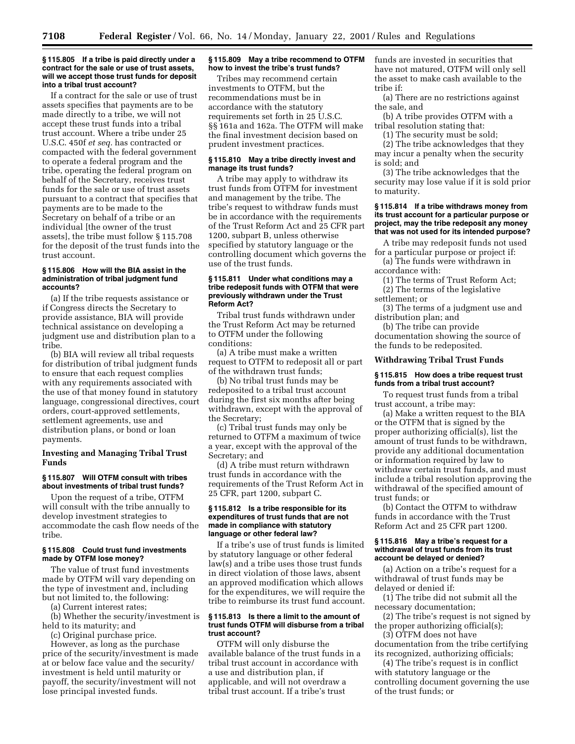#### § 115.805 If a tribe is paid directly under a contract for the sale or use of trust assets, will we accept those trust funds for deposit into a tribal trust account?

If a contract for the sale or use of trust assets specifies that payments are to be made directly to a tribe, we will not accept these trust funds into a tribal trust account. Where a tribe under 25 U.S.C. 450f *et seq.* has contracted or compacted with the federal government to operate a federal program and the tribe, operating the federal program on behalf of the Secretary, receives trust funds for the sale or use of trust assets pursuant to a contract that specifies that payments are to be made to the Secretary on behalf of a tribe or an individual [the owner of the trust assets], the tribe must follow § 115.708 for the deposit of the trust funds into the trust account.

#### § 115.806 How will the BIA assist in the administration of tribal judgment fund accounts?

(a) If the tribe requests assistance or if Congress directs the Secretary to provide assistance, BIA will provide technical assistance on developing a judgment use and distribution plan to a tribe.

(b) BIA will review all tribal requests for distribution of tribal judgment funds to ensure that each request complies with any requirements associated with the use of that money found in statutory language, congressional directives, court orders, court-approved settlements, settlement agreements, use and distribution plans, or bond or loan payments.

### Investing and Managing Tribal Trust Funds

#### § 115.807 Will OTFM consult with tribes about investments of tribal trust funds?

Upon the request of a tribe, OTFM will consult with the tribe annually to develop investment strategies to accommodate the cash flow needs of the tribe.

#### § 115.808 Could trust fund investments made by OTFM lose money?

The value of trust fund investments made by OTFM will vary depending on the type of investment and, including but not limited to, the following:

(a) Current interest rates;

(b) Whether the security/investment is held to its maturity; and

(c) Original purchase price.

However, as long as the purchase price of the security/investment is made at or below face value and the security/investment is held until maturity or payoff, the security/investment will not lose principal invested funds.

#### § 115.809 May a tribe recommend to OTFM how to invest the tribe's trust funds?

Tribes may recommend certain investments to OTFM, but the recommendations must be in accordance with the statutory requirements set forth in 25 U.S.C. §§ 161a and 162a. The OTFM will make the final investment decision based on prudent investment practices.

#### § 115.810 May a tribe directly invest and manage its trust funds?

A tribe may apply to withdraw its trust funds from OTFM for investment and management by the tribe. The tribe's request to withdraw funds must be in accordance with the requirements of the Trust Reform Act and 25 CFR part 1200, subpart B, unless otherwise specified by statutory language or the controlling document which governs the use of the trust funds.

#### § 115.811 Under what conditions may a tribe redeposit funds with OTFM that were previously withdrawn under the Trust Reform Act?

Tribal trust funds withdrawn under the Trust Reform Act may be returned to OTFM under the following conditions:

(a) A tribe must make a written request to OTFM to redeposit all or part of the withdrawn trust funds;

(b) No tribal trust funds may be redeposited to a tribal trust account during the first six months after being withdrawn, except with the approval of the Secretary;

(c) Tribal trust funds may only be returned to OTFM a maximum of twice a year, except with the approval of the Secretary; and

(d) A tribe must return withdrawn trust funds in accordance with the requirements of the Trust Reform Act in 25 CFR, part 1200, subpart C.

#### § 115.812 Is a tribe responsible for its expenditures of trust funds that are not made in compliance with statutory language or other federal law?

If a tribe's use of trust funds is limited by statutory language or other federal law(s) and a tribe uses those trust funds in direct violation of those laws, absent an approved modification which allows for the expenditures, we will require the tribe to reimburse its trust fund account.

#### § 115.813 Is there a limit to the amount of trust funds OTFM will disburse from a tribal trust account?

OTFM will only disburse the available balance of the trust funds in a tribal trust account in accordance with a use and distribution plan, if applicable, and will not overdraw a tribal trust account. If a tribe's trust funds are invested in securities that have not matured, OTFM will only sell the asset to make cash available to the tribe if:

(a) There are no restrictions against the sale, and

(b) A tribe provides OTFM with a tribal resolution stating that:

(1) The security must be sold;

(2) The tribe acknowledges that they may incur a penalty when the security is sold; and

(3) The tribe acknowledges that the security may lose value if it is sold prior to maturity.

#### § 115.814 If a tribe withdraws money from its trust account for a particular purpose or project, may the tribe redeposit any money that was not used for its intended purpose?

A tribe may redeposit funds not used for a particular purpose or project if:

(a) The funds were withdrawn in accordance with:

(1) The terms of Trust Reform Act;

(2) The terms of the legislative settlement; or

(3) The terms of a judgment use and distribution plan; and

(b) The tribe can provide documentation showing the source of the funds to be redeposited.

### Withdrawing Tribal Trust Funds

#### § 115.815 How does a tribe request trust funds from a tribal trust account?

To request trust funds from a tribal trust account, a tribe may:

(a) Make a written request to the BIA or the OTFM that is signed by the proper authorizing official(s), list the amount of trust funds to be withdrawn, provide any additional documentation or information required by law to withdraw certain trust funds, and must include a tribal resolution approving the withdrawal of the specified amount of trust funds; or

(b) Contact the OTFM to withdraw funds in accordance with the Trust Reform Act and 25 CFR part 1200.

#### § 115.816 May a tribe's request for a withdrawal of trust funds from its trust account be delayed or denied?

(a) Action on a tribe's request for a withdrawal of trust funds may be delayed or denied if:

(1) The tribe did not submit all the necessary documentation;

(2) The tribe's request is not signed by the proper authorizing official(s);

(3) OTFM does not have documentation from the tribe certifying its recognized, authorizing officials;

(4) The tribe's request is in conflict with statutory language or the controlling document governing the use of the trust funds; or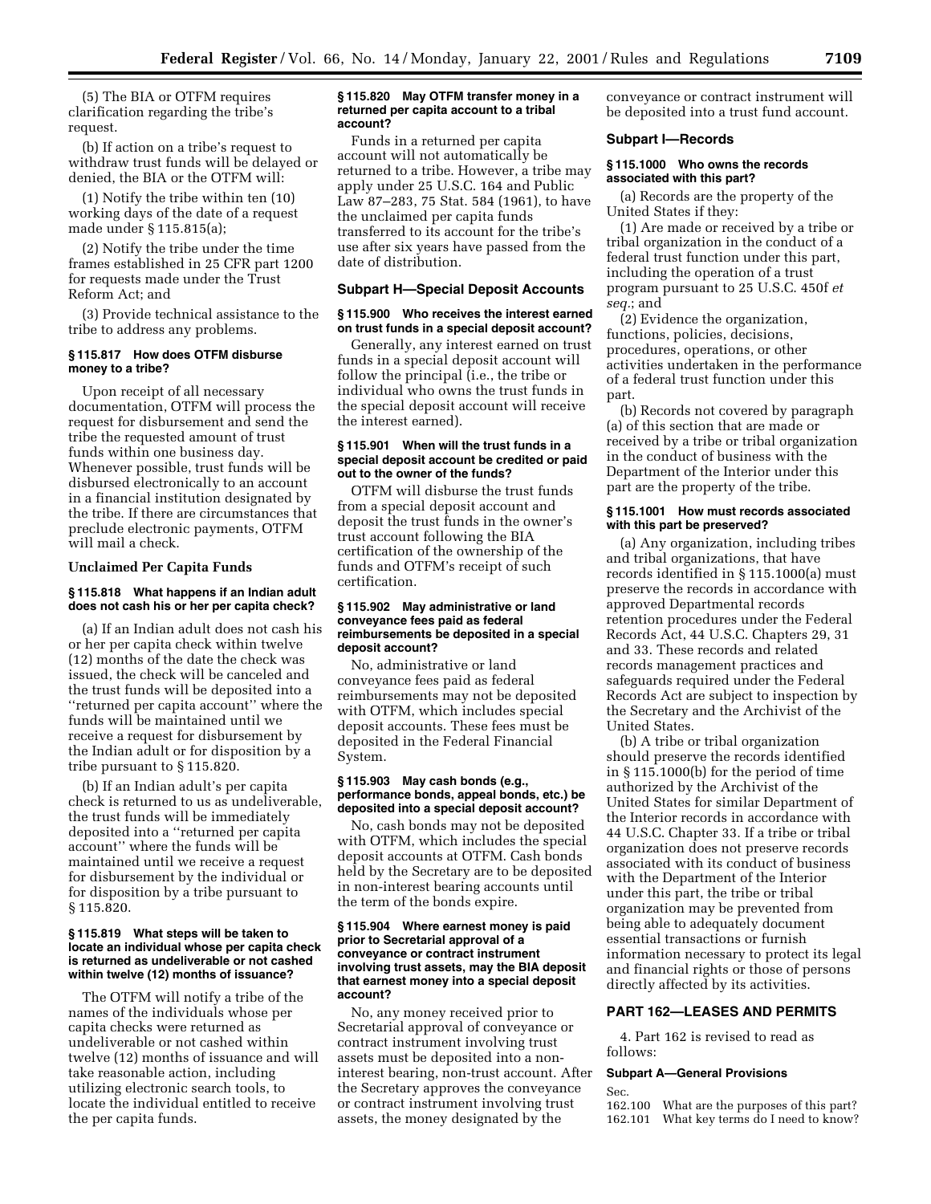(5) The BIA or OTFM requires clarification regarding the tribe's request.

(b) If action on a tribe's request to withdraw trust funds will be delayed or denied, the BIA or the OTFM will:

(1) Notify the tribe within ten (10) working days of the date of a request made under § 115.815(a);

(2) Notify the tribe under the time frames established in 25 CFR part 1200 for requests made under the Trust Reform Act; and

(3) Provide technical assistance to the tribe to address any problems.

#### § 115.817 How does OTFM disburse money to a tribe?

Upon receipt of all necessary documentation, OTFM will process the request for disbursement and send the tribe the requested amount of trust funds within one business day. Whenever possible, trust funds will be disbursed electronically to an account in a financial institution designated by the tribe. If there are circumstances that preclude electronic payments, OTFM will mail a check.

### Unclaimed Per Capita Funds

#### § 115.818 What happens if an Indian adult does not cash his or her per capita check?

(a) If an Indian adult does not cash his or her per capita check within twelve (12) months of the date the check was issued, the check will be canceled and the trust funds will be deposited into a ''returned per capita account'' where the funds will be maintained until we receive a request for disbursement by the Indian adult or for disposition by a tribe pursuant to § 115.820.

(b) If an Indian adult's per capita check is returned to us as undeliverable, the trust funds will be immediately deposited into a ''returned per capita account'' where the funds will be maintained until we receive a request for disbursement by the individual or for disposition by a tribe pursuant to § 115.820.

#### § 115.819 What steps will be taken to locate an individual whose per capita check is returned as undeliverable or not cashed within twelve (12) months of issuance?

The OTFM will notify a tribe of the names of the individuals whose per capita checks were returned as undeliverable or not cashed within twelve (12) months of issuance and will take reasonable action, including utilizing electronic search tools, to locate the individual entitled to receive the per capita funds.

#### § 115.820 May OTFM transfer money in a returned per capita account to a tribal account?

Funds in a returned per capita account will not automatically be returned to a tribe. However, a tribe may apply under 25 U.S.C. 164 and Public Law 87–283, 75 Stat. 584 (1961), to have the unclaimed per capita funds transferred to its account for the tribe's use after six years have passed from the date of distribution.

### Subpart H—Special Deposit Accounts

#### § 115.900 Who receives the interest earned on trust funds in a special deposit account?

Generally, any interest earned on trust funds in a special deposit account will follow the principal (i.e., the tribe or individual who owns the trust funds in the special deposit account will receive the interest earned).

#### § 115.901 When will the trust funds in a special deposit account be credited or paid out to the owner of the funds?

OTFM will disburse the trust funds from a special deposit account and deposit the trust funds in the owner's trust account following the BIA certification of the ownership of the funds and OTFM's receipt of such certification.

#### § 115.902 May administrative or land conveyance fees paid as federal reimbursements be deposited in a special deposit account?

No, administrative or land conveyance fees paid as federal reimbursements may not be deposited with OTFM, which includes special deposit accounts. These fees must be deposited in the Federal Financial System.

#### § 115.903 May cash bonds (e.g., performance bonds, appeal bonds, etc.) be deposited into a special deposit account?

No, cash bonds may not be deposited with OTFM, which includes the special deposit accounts at OTFM. Cash bonds held by the Secretary are to be deposited in non-interest bearing accounts until the term of the bonds expire.

#### § 115.904 Where earnest money is paid prior to Secretarial approval of a conveyance or contract instrument involving trust assets, may the BIA deposit that earnest money into a special deposit account?

No, any money received prior to Secretarial approval of conveyance or contract instrument involving trust assets must be deposited into a non-interest bearing, non-trust account. After the Secretary approves the conveyance or contract instrument involving trust assets, the money designated by the conveyance or contract instrument will be deposited into a trust fund account.

### Subpart I—Records

#### § 115.1000 Who owns the records associated with this part?

(a) Records are the property of the United States if they:

(1) Are made or received by a tribe or tribal organization in the conduct of a federal trust function under this part, including the operation of a trust program pursuant to 25 U.S.C. 450f *et seq.*; and

(2) Evidence the organization, functions, policies, decisions, procedures, operations, or other activities undertaken in the performance of a federal trust function under this part.

(b) Records not covered by paragraph (a) of this section that are made or received by a tribe or tribal organization in the conduct of business with the Department of the Interior under this part are the property of the tribe.

#### § 115.1001 How must records associated with this part be preserved?

(a) Any organization, including tribes and tribal organizations, that have records identified in § 115.1000(a) must preserve the records in accordance with approved Departmental records retention procedures under the Federal Records Act, 44 U.S.C. Chapters 29, 31 and 33. These records and related records management practices and safeguards required under the Federal Records Act are subject to inspection by the Secretary and the Archivist of the United States.

(b) A tribe or tribal organization should preserve the records identified in § 115.1000(b) for the period of time authorized by the Archivist of the United States for similar Department of the Interior records in accordance with 44 U.S.C. Chapter 33. If a tribe or tribal organization does not preserve records associated with its conduct of business with the Department of the Interior under this part, the tribe or tribal organization may be prevented from being able to adequately document essential transactions or furnish information necessary to protect its legal and financial rights or those of persons directly affected by its activities.

## PART 162—LEASES AND PERMITS

4. Part 162 is revised to read as follows:

### Subpart A—General Provisions

Sec.
162.100 What are the purposes of this part?
162.101 What key terms do I need to know?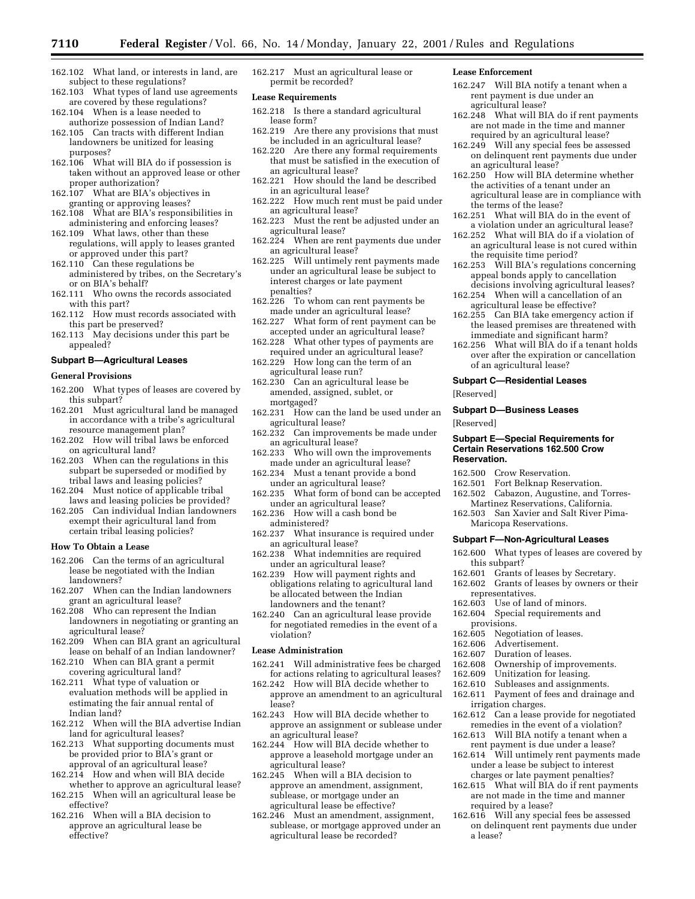162.102 What land, or interests in land, are subject to these regulations?
162.103 What types of land use agreements are covered by these regulations?
162.104 When is a lease needed to authorize possession of Indian Land?
162.105 Can tracts with different Indian landowners be unitized for leasing purposes?
162.106 What will BIA do if possession is taken without an approved lease or other proper authorization?
162.107 What are BIA's objectives in granting or approving leases?
162.108 What are BIA's responsibilities in administering and enforcing leases?
162.109 What laws, other than these regulations, will apply to leases granted or approved under this part?
162.110 Can these regulations be administered by tribes, on the Secretary's or on BIA's behalf?
162.111 Who owns the records associated with this part?
162.112 How must records associated with this part be preserved?
162.113 May decisions under this part be appealed?

### Subpart B—Agricultural Leases

#### General Provisions

162.200 What types of leases are covered by this subpart?
162.201 Must agricultural land be managed in accordance with a tribe's agricultural resource management plan?
162.202 How will tribal laws be enforced on agricultural land?
162.203 When can the regulations in this subpart be superseded or modified by tribal laws and leasing policies?
162.204 Must notice of applicable tribal laws and leasing policies be provided?
162.205 Can individual Indian landowners exempt their agricultural land from certain tribal leasing policies?

#### How To Obtain a Lease

162.206 Can the terms of an agricultural lease be negotiated with the Indian landowners?
162.207 When can the Indian landowners grant an agricultural lease?
162.208 Who can represent the Indian landowners in negotiating or granting an agricultural lease?
162.209 When can BIA grant an agricultural lease on behalf of an Indian landowner?
162.210 When can BIA grant a permit covering agricultural land?
162.211 What type of valuation or evaluation methods will be applied in estimating the fair annual rental of Indian land?
162.212 When will the BIA advertise Indian land for agricultural leases?
162.213 What supporting documents must be provided prior to BIA's grant or approval of an agricultural lease?
162.214 How and when will BIA decide whether to approve an agricultural lease?
162.215 When will an agricultural lease be effective?
162.216 When will a BIA decision to approve an agricultural lease be effective?
162.217 Must an agricultural lease or permit be recorded?

#### Lease Requirements

162.218 Is there a standard agricultural lease form?
162.219 Are there any provisions that must be included in an agricultural lease?
162.220 Are there any formal requirements that must be satisfied in the execution of an agricultural lease?
162.221 How should the land be described in an agricultural lease?
162.222 How much rent must be paid under an agricultural lease?
162.223 Must the rent be adjusted under an agricultural lease?
162.224 When are rent payments due under an agricultural lease?
162.225 Will untimely rent payments made under an agricultural lease be subject to interest charges or late payment penalties?
162.226 To whom can rent payments be made under an agricultural lease?
162.227 What form of rent payment can be accepted under an agricultural lease?
162.228 What other types of payments are required under an agricultural lease?
162.229 How long can the term of an agricultural lease run?
162.230 Can an agricultural lease be amended, assigned, sublet, or mortgaged?
162.231 How can the land be used under an agricultural lease?
162.232 Can improvements be made under an agricultural lease?
162.233 Who will own the improvements made under an agricultural lease?
162.234 Must a tenant provide a bond under an agricultural lease?
162.235 What form of bond can be accepted under an agricultural lease?
162.236 How will a cash bond be administered?
162.237 What insurance is required under an agricultural lease?
162.238 What indemnities are required under an agricultural lease?
162.239 How will payment rights and obligations relating to agricultural land be allocated between the Indian landowners and the tenant?
162.240 Can an agricultural lease provide for negotiated remedies in the event of a violation?

#### Lease Administration

162.241 Will administrative fees be charged for actions relating to agricultural leases?
162.242 How will BIA decide whether to approve an amendment to an agricultural lease?
162.243 How will BIA decide whether to approve an assignment or sublease under an agricultural lease?
162.244 How will BIA decide whether to approve a leasehold mortgage under an agricultural lease?
162.245 When will a BIA decision to approve an amendment, assignment, sublease, or mortgage under an agricultural lease be effective?
162.246 Must an amendment, assignment, sublease, or mortgage approved under an agricultural lease be recorded?

#### Lease Enforcement

162.247 Will BIA notify a tenant when a rent payment is due under an agricultural lease?
162.248 What will BIA do if rent payments are not made in the time and manner required by an agricultural lease?
162.249 Will any special fees be assessed on delinquent rent payments due under an agricultural lease?
162.250 How will BIA determine whether the activities of a tenant under an agricultural lease are in compliance with the terms of the lease?
162.251 What will BIA do in the event of a violation under an agricultural lease?
162.252 What will BIA do if a violation of an agricultural lease is not cured within the requisite time period?
162.253 Will BIA's regulations concerning appeal bonds apply to cancellation decisions involving agricultural leases?
162.254 When will a cancellation of an agricultural lease be effective?
162.255 Can BIA take emergency action if the leased premises are threatened with immediate and significant harm?
162.256 What will BIA do if a tenant holds over after the expiration or cancellation of an agricultural lease?

### Subpart C—Residential Leases

[Reserved]

### Subpart D—Business Leases

[Reserved]

### Subpart E—Special Requirements for Certain Reservations 162.500 Crow Reservation.

162.500 Crow Reservation.
162.501 Fort Belknap Reservation.
162.502 Cabazon, Augustine, and Torres-Martinez Reservations, California.
162.503 San Xavier and Salt River Pima-Maricopa Reservations.

### Subpart F—Non-Agricultural Leases

162.600 What types of leases are covered by this subpart?
162.601 Grants of leases by Secretary.
162.602 Grants of leases by owners or their representatives.
162.603 Use of land of minors.
162.604 Special requirements and provisions.
162.605 Negotiation of leases.
162.606 Advertisement.
162.607 Duration of leases.
162.608 Ownership of improvements.
162.609 Unitization for leasing.
162.610 Subleases and assignments.
162.611 Payment of fees and drainage and irrigation charges.
162.612 Can a lease provide for negotiated remedies in the event of a violation?
162.613 Will BIA notify a tenant when a rent payment is due under a lease?
162.614 Will untimely rent payments made under a lease be subject to interest charges or late payment penalties?
162.615 What will BIA do if rent payments are not made in the time and manner required by a lease?
162.616 Will any special fees be assessed on delinquent rent payments due under a lease?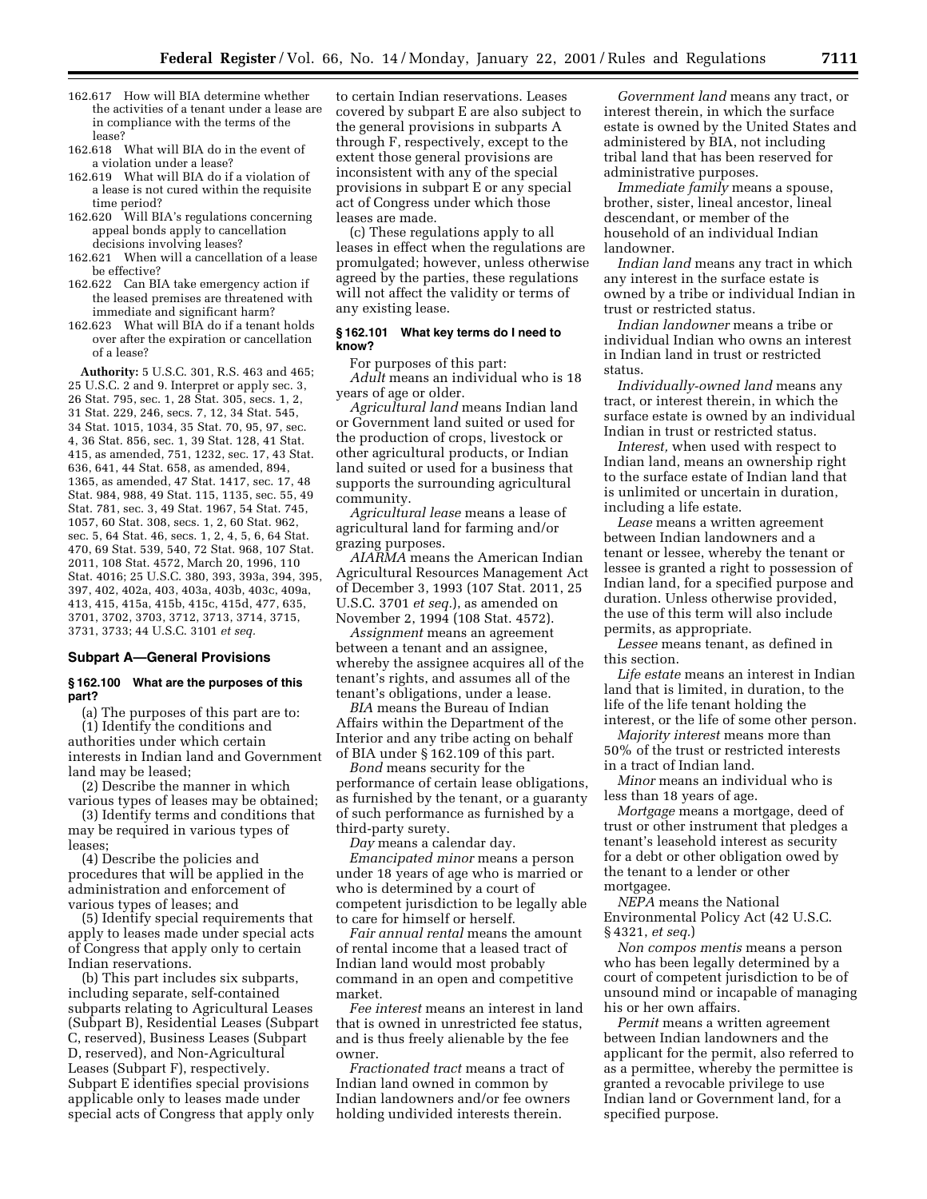162.617 How will BIA determine whether the activities of a tenant under a lease are in compliance with the terms of the lease?

162.618 What will BIA do in the event of a violation under a lease?

162.619 What will BIA do if a violation of a lease is not cured within the requisite time period?

162.620 Will BIA's regulations concerning appeal bonds apply to cancellation decisions involving leases?

162.621 When will a cancellation of a lease be effective?

162.622 Can BIA take emergency action if the leased premises are threatened with immediate and significant harm?

162.623 What will BIA do if a tenant holds over after the expiration or cancellation of a lease?

**Authority:** 5 U.S.C. 301, R.S. 463 and 465; 25 U.S.C. 2 and 9. Interpret or apply sec. 3, 26 Stat. 795, sec. 1, 28 Stat. 305, secs. 1, 2, 31 Stat. 229, 246, secs. 7, 12, 34 Stat. 545, 34 Stat. 1015, 1034, 35 Stat. 70, 95, 97, sec. 4, 36 Stat. 856, sec. 1, 39 Stat. 128, 41 Stat. 415, as amended, 751, 1232, sec. 17, 43 Stat. 636, 641, 44 Stat. 658, as amended, 894, 1365, as amended, 47 Stat. 1417, sec. 17, 48 Stat. 984, 988, 49 Stat. 115, 1135, sec. 55, 49 Stat. 781, sec. 3, 49 Stat. 1967, 54 Stat. 745, 1057, 60 Stat. 308, secs. 1, 2, 60 Stat. 962, sec. 5, 64 Stat. 46, secs. 1, 2, 4, 5, 6, 64 Stat. 470, 69 Stat. 539, 540, 72 Stat. 968, 107 Stat. 2011, 108 Stat. 4572, March 20, 1996, 110 Stat. 4016; 25 U.S.C. 380, 393, 393a, 394, 395, 397, 402, 402a, 403, 403a, 403b, 403c, 409a, 413, 415, 415a, 415b, 415c, 415d, 477, 635, 3701, 3702, 3703, 3712, 3713, 3714, 3715, 3731, 3733; 44 U.S.C. 3101 *et seq.*

## Subpart A—General Provisions

### § 162.100 What are the purposes of this part?

(a) The purposes of this part are to:

(1) Identify the conditions and authorities under which certain interests in Indian land and Government land may be leased;

(2) Describe the manner in which various types of leases may be obtained;

(3) Identify terms and conditions that may be required in various types of leases;

(4) Describe the policies and procedures that will be applied in the administration and enforcement of various types of leases; and

(5) Identify special requirements that apply to leases made under special acts of Congress that apply only to certain Indian reservations.

(b) This part includes six subparts, including separate, self-contained subparts relating to Agricultural Leases (Subpart B), Residential Leases (Subpart C, reserved), Business Leases (Subpart D, reserved), and Non-Agricultural Leases (Subpart F), respectively. Subpart E identifies special provisions applicable only to leases made under special acts of Congress that apply only to certain Indian reservations. Leases covered by subpart E are also subject to the general provisions in subparts A through F, respectively, except to the extent those general provisions are inconsistent with any of the special provisions in subpart E or any special act of Congress under which those leases are made.

(c) These regulations apply to all leases in effect when the regulations are promulgated; however, unless otherwise agreed by the parties, these regulations will not affect the validity or terms of any existing lease.

### § 162.101 What key terms do I need to know?

For purposes of this part:

*Adult* means an individual who is 18 years of age or older.

*Agricultural land* means Indian land or Government land suited or used for the production of crops, livestock or other agricultural products, or Indian land suited or used for a business that supports the surrounding agricultural community.

*Agricultural lease* means a lease of agricultural land for farming and/or grazing purposes.

*AIARMA* means the American Indian Agricultural Resources Management Act of December 3, 1993 (107 Stat. 2011, 25 U.S.C. 3701 *et seq.*), as amended on November 2, 1994 (108 Stat. 4572).

*Assignment* means an agreement between a tenant and an assignee, whereby the assignee acquires all of the tenant's rights, and assumes all of the tenant's obligations, under a lease.

*BIA* means the Bureau of Indian Affairs within the Department of the Interior and any tribe acting on behalf of BIA under § 162.109 of this part.

*Bond* means security for the performance of certain lease obligations, as furnished by the tenant, or a guaranty of such performance as furnished by a third-party surety.

*Day* means a calendar day.

*Emancipated minor* means a person under 18 years of age who is married or who is determined by a court of competent jurisdiction to be legally able to care for himself or herself.

*Fair annual rental* means the amount of rental income that a leased tract of Indian land would most probably command in an open and competitive market.

*Fee interest* means an interest in land that is owned in unrestricted fee status, and is thus freely alienable by the fee owner.

*Fractionated tract* means a tract of Indian land owned in common by Indian landowners and/or fee owners holding undivided interests therein.

*Government land* means any tract, or interest therein, in which the surface estate is owned by the United States and administered by BIA, not including tribal land that has been reserved for administrative purposes.

*Immediate family* means a spouse, brother, sister, lineal ancestor, lineal descendant, or member of the household of an individual Indian landowner.

*Indian land* means any tract in which any interest in the surface estate is owned by a tribe or individual Indian in trust or restricted status.

*Indian landowner* means a tribe or individual Indian who owns an interest in Indian land in trust or restricted status.

*Individually-owned land* means any tract, or interest therein, in which the surface estate is owned by an individual Indian in trust or restricted status.

*Interest,* when used with respect to Indian land, means an ownership right to the surface estate of Indian land that is unlimited or uncertain in duration, including a life estate.

*Lease* means a written agreement between Indian landowners and a tenant or lessee, whereby the tenant or lessee is granted a right to possession of Indian land, for a specified purpose and duration. Unless otherwise provided, the use of this term will also include permits, as appropriate.

*Lessee* means tenant, as defined in this section.

*Life estate* means an interest in Indian land that is limited, in duration, to the life of the life tenant holding the interest, or the life of some other person.

*Majority interest* means more than 50% of the trust or restricted interests in a tract of Indian land.

*Minor* means an individual who is less than 18 years of age.

*Mortgage* means a mortgage, deed of trust or other instrument that pledges a tenant's leasehold interest as security for a debt or other obligation owed by the tenant to a lender or other mortgagee.

*NEPA* means the National Environmental Policy Act (42 U.S.C. § 4321, *et seq.*)

*Non compos mentis* means a person who has been legally determined by a court of competent jurisdiction to be of unsound mind or incapable of managing his or her own affairs.

*Permit* means a written agreement between Indian landowners and the applicant for the permit, also referred to as a permittee, whereby the permittee is granted a revocable privilege to use Indian land or Government land, for a specified purpose.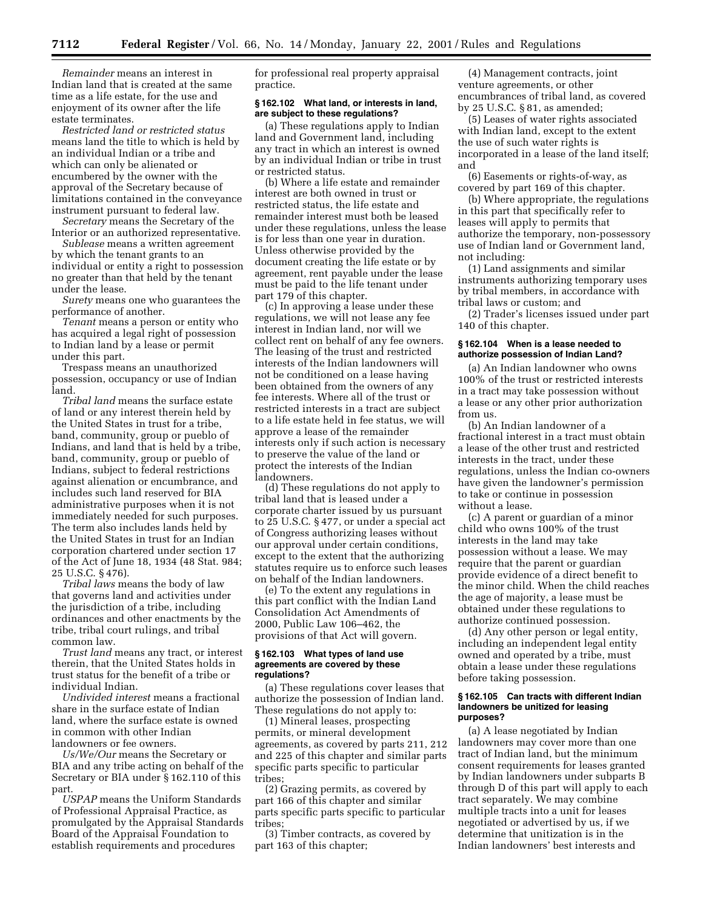*Remainder* means an interest in Indian land that is created at the same time as a life estate, for the use and enjoyment of its owner after the life estate terminates.

*Restricted land or restricted status* means land the title to which is held by an individual Indian or a tribe and which can only be alienated or encumbered by the owner with the approval of the Secretary because of limitations contained in the conveyance instrument pursuant to federal law.

*Secretary* means the Secretary of the Interior or an authorized representative.

*Sublease* means a written agreement by which the tenant grants to an individual or entity a right to possession no greater than that held by the tenant under the lease.

*Surety* means one who guarantees the performance of another.

*Tenant* means a person or entity who has acquired a legal right of possession to Indian land by a lease or permit under this part.

Trespass means an unauthorized possession, occupancy or use of Indian land.

*Tribal land* means the surface estate of land or any interest therein held by the United States in trust for a tribe, band, community, group or pueblo of Indians, and land that is held by a tribe, band, community, group or pueblo of Indians, subject to federal restrictions against alienation or encumbrance, and includes such land reserved for BIA administrative purposes when it is not immediately needed for such purposes. The term also includes lands held by the United States in trust for an Indian corporation chartered under section 17 of the Act of June 18, 1934 (48 Stat. 984; 25 U.S.C. § 476).

*Tribal laws* means the body of law that governs land and activities under the jurisdiction of a tribe, including ordinances and other enactments by the tribe, tribal court rulings, and tribal common law.

*Trust land* means any tract, or interest therein, that the United States holds in trust status for the benefit of a tribe or individual Indian.

*Undivided interest* means a fractional share in the surface estate of Indian land, where the surface estate is owned in common with other Indian landowners or fee owners.

*Us/We/Our* means the Secretary or BIA and any tribe acting on behalf of the Secretary or BIA under § 162.110 of this part.

*USPAP* means the Uniform Standards of Professional Appraisal Practice, as promulgated by the Appraisal Standards Board of the Appraisal Foundation to establish requirements and procedures for professional real property appraisal practice.

#### § 162.102 What land, or interests in land, are subject to these regulations?

(a) These regulations apply to Indian land and Government land, including any tract in which an interest is owned by an individual Indian or tribe in trust or restricted status.

(b) Where a life estate and remainder interest are both owned in trust or restricted status, the life estate and remainder interest must both be leased under these regulations, unless the lease is for less than one year in duration. Unless otherwise provided by the document creating the life estate or by agreement, rent payable under the lease must be paid to the life tenant under part 179 of this chapter.

(c) In approving a lease under these regulations, we will not lease any fee interest in Indian land, nor will we collect rent on behalf of any fee owners. The leasing of the trust and restricted interests of the Indian landowners will not be conditioned on a lease having been obtained from the owners of any fee interests. Where all of the trust or restricted interests in a tract are subject to a life estate held in fee status, we will approve a lease of the remainder interests only if such action is necessary to preserve the value of the land or protect the interests of the Indian landowners.

(d) These regulations do not apply to tribal land that is leased under a corporate charter issued by us pursuant to 25 U.S.C. § 477, or under a special act of Congress authorizing leases without our approval under certain conditions, except to the extent that the authorizing statutes require us to enforce such leases on behalf of the Indian landowners.

(e) To the extent any regulations in this part conflict with the Indian Land Consolidation Act Amendments of 2000, Public Law 106–462, the provisions of that Act will govern.

#### § 162.103 What types of land use agreements are covered by these regulations?

(a) These regulations cover leases that authorize the possession of Indian land. These regulations do not apply to:

(1) Mineral leases, prospecting permits, or mineral development agreements, as covered by parts 211, 212 and 225 of this chapter and similar parts specific parts specific to particular tribes;

(2) Grazing permits, as covered by part 166 of this chapter and similar parts specific parts specific to particular tribes;

(3) Timber contracts, as covered by part 163 of this chapter;

(4) Management contracts, joint venture agreements, or other encumbrances of tribal land, as covered by 25 U.S.C. § 81, as amended;

(5) Leases of water rights associated with Indian land, except to the extent the use of such water rights is incorporated in a lease of the land itself; and

(6) Easements or rights-of-way, as covered by part 169 of this chapter.

(b) Where appropriate, the regulations in this part that specifically refer to leases will apply to permits that authorize the temporary, non-possessory use of Indian land or Government land, not including:

(1) Land assignments and similar instruments authorizing temporary uses by tribal members, in accordance with tribal laws or custom; and

(2) Trader's licenses issued under part 140 of this chapter.

#### § 162.104 When is a lease needed to authorize possession of Indian Land?

(a) An Indian landowner who owns 100% of the trust or restricted interests in a tract may take possession without a lease or any other prior authorization from us.

(b) An Indian landowner of a fractional interest in a tract must obtain a lease of the other trust and restricted interests in the tract, under these regulations, unless the Indian co-owners have given the landowner's permission to take or continue in possession without a lease.

(c) A parent or guardian of a minor child who owns 100% of the trust interests in the land may take possession without a lease. We may require that the parent or guardian provide evidence of a direct benefit to the minor child. When the child reaches the age of majority, a lease must be obtained under these regulations to authorize continued possession.

(d) Any other person or legal entity, including an independent legal entity owned and operated by a tribe, must obtain a lease under these regulations before taking possession.

#### § 162.105 Can tracts with different Indian landowners be unitized for leasing purposes?

(a) A lease negotiated by Indian landowners may cover more than one tract of Indian land, but the minimum consent requirements for leases granted by Indian landowners under subparts B through D of this part will apply to each tract separately. We may combine multiple tracts into a unit for leases negotiated or advertised by us, if we determine that unitization is in the Indian landowners' best interests and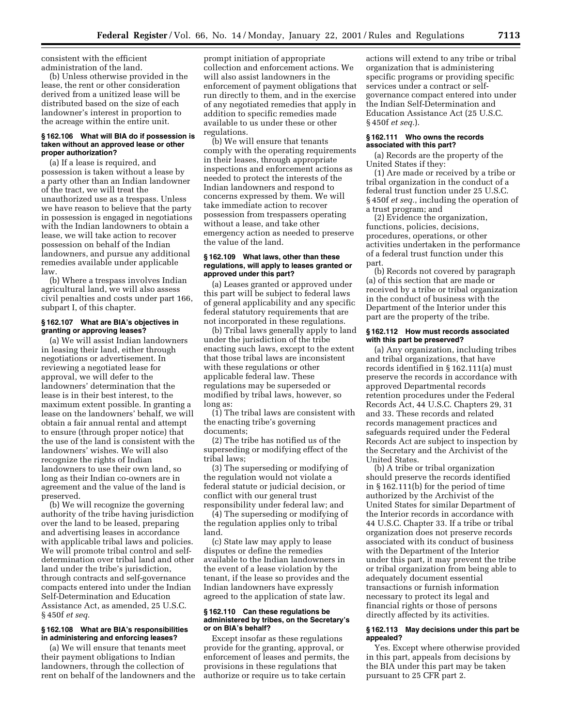consistent with the efficient administration of the land.

(b) Unless otherwise provided in the lease, the rent or other consideration derived from a unitized lease will be distributed based on the size of each landowner's interest in proportion to the acreage within the entire unit.

#### § 162.106 What will BIA do if possession is taken without an approved lease or other proper authorization?

(a) If a lease is required, and possession is taken without a lease by a party other than an Indian landowner of the tract, we will treat the unauthorized use as a trespass. Unless we have reason to believe that the party in possession is engaged in negotiations with the Indian landowners to obtain a lease, we will take action to recover possession on behalf of the Indian landowners, and pursue any additional remedies available under applicable law.

(b) Where a trespass involves Indian agricultural land, we will also assess civil penalties and costs under part 166, subpart I, of this chapter.

#### § 162.107 What are BIA's objectives in granting or approving leases?

(a) We will assist Indian landowners in leasing their land, either through negotiations or advertisement. In reviewing a negotiated lease for approval, we will defer to the landowners' determination that the lease is in their best interest, to the maximum extent possible. In granting a lease on the landowners' behalf, we will obtain a fair annual rental and attempt to ensure (through proper notice) that the use of the land is consistent with the landowners' wishes. We will also recognize the rights of Indian landowners to use their own land, so long as their Indian co-owners are in agreement and the value of the land is preserved.

(b) We will recognize the governing authority of the tribe having jurisdiction over the land to be leased, preparing and advertising leases in accordance with applicable tribal laws and policies. We will promote tribal control and self-determination over tribal land and other land under the tribe's jurisdiction, through contracts and self-governance compacts entered into under the Indian Self-Determination and Education Assistance Act, as amended, 25 U.S.C. § 450f *et seq.*

#### § 162.108 What are BIA's responsibilities in administering and enforcing leases?

(a) We will ensure that tenants meet their payment obligations to Indian landowners, through the collection of rent on behalf of the landowners and the prompt initiation of appropriate collection and enforcement actions. We will also assist landowners in the enforcement of payment obligations that run directly to them, and in the exercise of any negotiated remedies that apply in addition to specific remedies made available to us under these or other regulations.

(b) We will ensure that tenants comply with the operating requirements in their leases, through appropriate inspections and enforcement actions as needed to protect the interests of the Indian landowners and respond to concerns expressed by them. We will take immediate action to recover possession from trespassers operating without a lease, and take other emergency action as needed to preserve the value of the land.

#### § 162.109 What laws, other than these regulations, will apply to leases granted or approved under this part?

(a) Leases granted or approved under this part will be subject to federal laws of general applicability and any specific federal statutory requirements that are not incorporated in these regulations.

(b) Tribal laws generally apply to land under the jurisdiction of the tribe enacting such laws, except to the extent that those tribal laws are inconsistent with these regulations or other applicable federal law. These regulations may be superseded or modified by tribal laws, however, so long as:

(1) The tribal laws are consistent with the enacting tribe's governing documents;

(2) The tribe has notified us of the superseding or modifying effect of the tribal laws;

(3) The superseding or modifying of the regulation would not violate a federal statute or judicial decision, or conflict with our general trust responsibility under federal law; and

(4) The superseding or modifying of the regulation applies only to tribal land.

(c) State law may apply to lease disputes or define the remedies available to the Indian landowners in the event of a lease violation by the tenant, if the lease so provides and the Indian landowners have expressly agreed to the application of state law.

#### § 162.110 Can these regulations be administered by tribes, on the Secretary's or on BIA's behalf?

Except insofar as these regulations provide for the granting, approval, or enforcement of leases and permits, the provisions in these regulations that authorize or require us to take certain actions will extend to any tribe or tribal organization that is administering specific programs or providing specific services under a contract or self-governance compact entered into under the Indian Self-Determination and Education Assistance Act (25 U.S.C. § 450f *et seq.*).

#### § 162.111 Who owns the records associated with this part?

(a) Records are the property of the United States if they:

(1) Are made or received by a tribe or tribal organization in the conduct of a federal trust function under 25 U.S.C. § 450f *et seq.*, including the operation of a trust program; and

(2) Evidence the organization, functions, policies, decisions, procedures, operations, or other activities undertaken in the performance of a federal trust function under this part.

(b) Records not covered by paragraph (a) of this section that are made or received by a tribe or tribal organization in the conduct of business with the Department of the Interior under this part are the property of the tribe.

#### § 162.112 How must records associated with this part be preserved?

(a) Any organization, including tribes and tribal organizations, that have records identified in § 162.111(a) must preserve the records in accordance with approved Departmental records retention procedures under the Federal Records Act, 44 U.S.C. Chapters 29, 31 and 33. These records and related records management practices and safeguards required under the Federal Records Act are subject to inspection by the Secretary and the Archivist of the United States.

(b) A tribe or tribal organization should preserve the records identified in § 162.111(b) for the period of time authorized by the Archivist of the United States for similar Department of the Interior records in accordance with 44 U.S.C. Chapter 33. If a tribe or tribal organization does not preserve records associated with its conduct of business with the Department of the Interior under this part, it may prevent the tribe or tribal organization from being able to adequately document essential transactions or furnish information necessary to protect its legal and financial rights or those of persons directly affected by its activities.

#### § 162.113 May decisions under this part be appealed?

Yes. Except where otherwise provided in this part, appeals from decisions by the BIA under this part may be taken pursuant to 25 CFR part 2.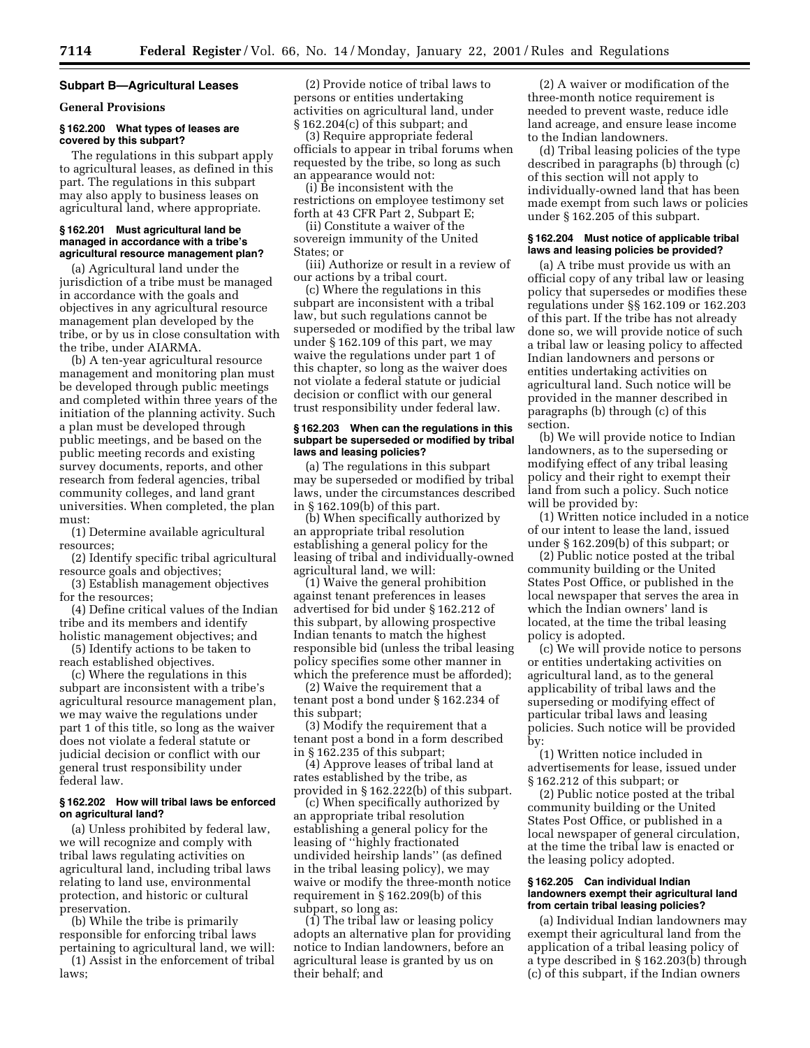## Subpart B—Agricultural Leases

### General Provisions

#### § 162.200 What types of leases are covered by this subpart?

The regulations in this subpart apply to agricultural leases, as defined in this part. The regulations in this subpart may also apply to business leases on agricultural land, where appropriate.

#### § 162.201 Must agricultural land be managed in accordance with a tribe's agricultural resource management plan?

(a) Agricultural land under the jurisdiction of a tribe must be managed in accordance with the goals and objectives in any agricultural resource management plan developed by the tribe, or by us in close consultation with the tribe, under AIARMA.

(b) A ten-year agricultural resource management and monitoring plan must be developed through public meetings and completed within three years of the initiation of the planning activity. Such a plan must be developed through public meetings, and be based on the public meeting records and existing survey documents, reports, and other research from federal agencies, tribal community colleges, and land grant universities. When completed, the plan must:

(1) Determine available agricultural resources;

(2) Identify specific tribal agricultural resource goals and objectives;

(3) Establish management objectives for the resources;

(4) Define critical values of the Indian tribe and its members and identify holistic management objectives; and

(5) Identify actions to be taken to reach established objectives.

(c) Where the regulations in this subpart are inconsistent with a tribe's agricultural resource management plan, we may waive the regulations under part 1 of this title, so long as the waiver does not violate a federal statute or judicial decision or conflict with our general trust responsibility under federal law.

#### § 162.202 How will tribal laws be enforced on agricultural land?

(a) Unless prohibited by federal law, we will recognize and comply with tribal laws regulating activities on agricultural land, including tribal laws relating to land use, environmental protection, and historic or cultural preservation.

(b) While the tribe is primarily responsible for enforcing tribal laws pertaining to agricultural land, we will:

(1) Assist in the enforcement of tribal laws;

(2) Provide notice of tribal laws to persons or entities undertaking activities on agricultural land, under § 162.204(c) of this subpart; and

(3) Require appropriate federal officials to appear in tribal forums when requested by the tribe, so long as such an appearance would not:

(i) Be inconsistent with the restrictions on employee testimony set forth at 43 CFR Part 2, Subpart E;

(ii) Constitute a waiver of the sovereign immunity of the United States; or

(iii) Authorize or result in a review of our actions by a tribal court.

(c) Where the regulations in this subpart are inconsistent with a tribal law, but such regulations cannot be superseded or modified by the tribal law under § 162.109 of this part, we may waive the regulations under part 1 of this chapter, so long as the waiver does not violate a federal statute or judicial decision or conflict with our general trust responsibility under federal law.

#### § 162.203 When can the regulations in this subpart be superseded or modified by tribal laws and leasing policies?

(a) The regulations in this subpart may be superseded or modified by tribal laws, under the circumstances described in § 162.109(b) of this part.

(b) When specifically authorized by an appropriate tribal resolution establishing a general policy for the leasing of tribal and individually-owned agricultural land, we will:

(1) Waive the general prohibition against tenant preferences in leases advertised for bid under § 162.212 of this subpart, by allowing prospective Indian tenants to match the highest responsible bid (unless the tribal leasing policy specifies some other manner in which the preference must be afforded);

(2) Waive the requirement that a tenant post a bond under § 162.234 of this subpart;

(3) Modify the requirement that a tenant post a bond in a form described in § 162.235 of this subpart;

(4) Approve leases of tribal land at rates established by the tribe, as provided in § 162.222(b) of this subpart.

(c) When specifically authorized by an appropriate tribal resolution establishing a general policy for the leasing of "highly fractionated undivided heirship lands" (as defined in the tribal leasing policy), we may waive or modify the three-month notice requirement in § 162.209(b) of this subpart, so long as:

(1) The tribal law or leasing policy adopts an alternative plan for providing notice to Indian landowners, before an agricultural lease is granted by us on their behalf; and

(2) A waiver or modification of the three-month notice requirement is needed to prevent waste, reduce idle land acreage, and ensure lease income to the Indian landowners.

(d) Tribal leasing policies of the type described in paragraphs (b) through (c) of this section will not apply to individually-owned land that has been made exempt from such laws or policies under § 162.205 of this subpart.

#### § 162.204 Must notice of applicable tribal laws and leasing policies be provided?

(a) A tribe must provide us with an official copy of any tribal law or leasing policy that supersedes or modifies these regulations under §§ 162.109 or 162.203 of this part. If the tribe has not already done so, we will provide notice of such a tribal law or leasing policy to affected Indian landowners and persons or entities undertaking activities on agricultural land. Such notice will be provided in the manner described in paragraphs (b) through (c) of this section.

(b) We will provide notice to Indian landowners, as to the superseding or modifying effect of any tribal leasing policy and their right to exempt their land from such a policy. Such notice will be provided by:

(1) Written notice included in a notice of our intent to lease the land, issued under § 162.209(b) of this subpart; or

(2) Public notice posted at the tribal community building or the United States Post Office, or published in the local newspaper that serves the area in which the Indian owners' land is located, at the time the tribal leasing policy is adopted.

(c) We will provide notice to persons or entities undertaking activities on agricultural land, as to the general applicability of tribal laws and the superseding or modifying effect of particular tribal laws and leasing policies. Such notice will be provided by:

(1) Written notice included in advertisements for lease, issued under § 162.212 of this subpart; or

(2) Public notice posted at the tribal community building or the United States Post Office, or published in a local newspaper of general circulation, at the time the tribal law is enacted or the leasing policy adopted.

#### § 162.205 Can individual Indian landowners exempt their agricultural land from certain tribal leasing policies?

(a) Individual Indian landowners may exempt their agricultural land from the application of a tribal leasing policy of a type described in § 162.203(b) through (c) of this subpart, if the Indian owners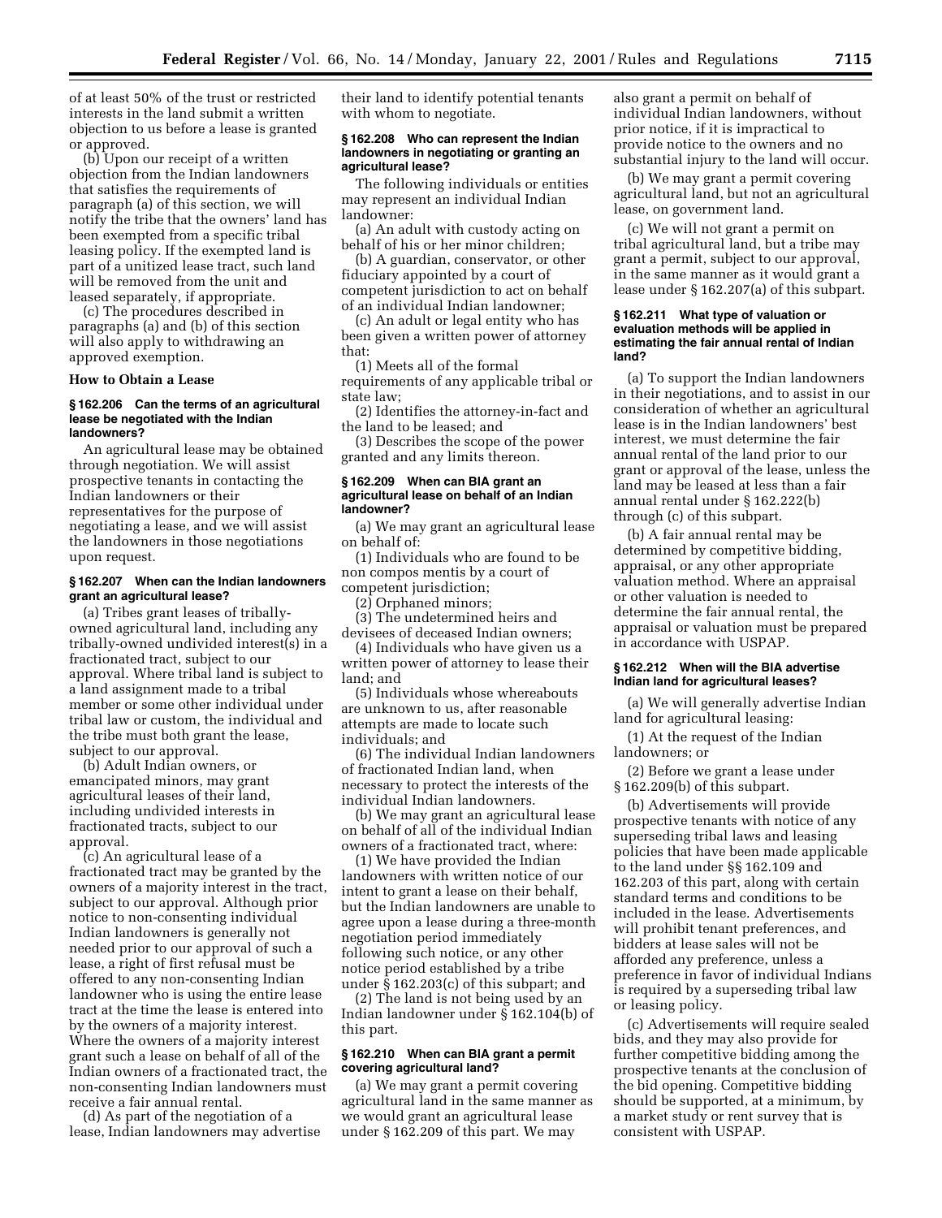of at least 50% of the trust or restricted interests in the land submit a written objection to us before a lease is granted or approved.

(b) Upon our receipt of a written objection from the Indian landowners that satisfies the requirements of paragraph (a) of this section, we will notify the tribe that the owners' land has been exempted from a specific tribal leasing policy. If the exempted land is part of a unitized lease tract, such land will be removed from the unit and leased separately, if appropriate.

(c) The procedures described in paragraphs (a) and (b) of this section will also apply to withdrawing an approved exemption.

**How to Obtain a Lease**

**§ 162.206 Can the terms of an agricultural lease be negotiated with the Indian landowners?**

An agricultural lease may be obtained through negotiation. We will assist prospective tenants in contacting the Indian landowners or their representatives for the purpose of negotiating a lease, and we will assist the landowners in those negotiations upon request.

**§ 162.207 When can the Indian landowners grant an agricultural lease?**

(a) Tribes grant leases of tribally-owned agricultural land, including any tribally-owned undivided interest(s) in a fractionated tract, subject to our approval. Where tribal land is subject to a land assignment made to a tribal member or some other individual under tribal law or custom, the individual and the tribe must both grant the lease, subject to our approval.

(b) Adult Indian owners, or emancipated minors, may grant agricultural leases of their land, including undivided interests in fractionated tracts, subject to our approval.

(c) An agricultural lease of a fractionated tract may be granted by the owners of a majority interest in the tract, subject to our approval. Although prior notice to non-consenting individual Indian landowners is generally not needed prior to our approval of such a lease, a right of first refusal must be offered to any non-consenting Indian landowner who is using the entire lease tract at the time the lease is entered into by the owners of a majority interest. Where the owners of a majority interest grant such a lease on behalf of all of the Indian owners of a fractionated tract, the non-consenting Indian landowners must receive a fair annual rental.

(d) As part of the negotiation of a lease, Indian landowners may advertise their land to identify potential tenants with whom to negotiate.

**§ 162.208 Who can represent the Indian landowners in negotiating or granting an agricultural lease?**

The following individuals or entities may represent an individual Indian landowner:

(a) An adult with custody acting on behalf of his or her minor children;

(b) A guardian, conservator, or other fiduciary appointed by a court of competent jurisdiction to act on behalf of an individual Indian landowner;

(c) An adult or legal entity who has been given a written power of attorney that:

(1) Meets all of the formal requirements of any applicable tribal or state law;

(2) Identifies the attorney-in-fact and the land to be leased; and

(3) Describes the scope of the power granted and any limits thereon.

**§ 162.209 When can BIA grant an agricultural lease on behalf of an Indian landowner?**

(a) We may grant an agricultural lease on behalf of:

(1) Individuals who are found to be non compos mentis by a court of competent jurisdiction;

(2) Orphaned minors;

(3) The undetermined heirs and devisees of deceased Indian owners;

(4) Individuals who have given us a written power of attorney to lease their land; and

(5) Individuals whose whereabouts are unknown to us, after reasonable attempts are made to locate such individuals; and

(6) The individual Indian landowners of fractionated Indian land, when necessary to protect the interests of the individual Indian landowners.

(b) We may grant an agricultural lease on behalf of all of the individual Indian owners of a fractionated tract, where:

(1) We have provided the Indian landowners with written notice of our intent to grant a lease on their behalf, but the Indian landowners are unable to agree upon a lease during a three-month negotiation period immediately following such notice, or any other notice period established by a tribe under § 162.203(c) of this subpart; and

(2) The land is not being used by an Indian landowner under § 162.104(b) of this part.

**§ 162.210 When can BIA grant a permit covering agricultural land?**

(a) We may grant a permit covering agricultural land in the same manner as we would grant an agricultural lease under § 162.209 of this part. We may also grant a permit on behalf of individual Indian landowners, without prior notice, if it is impractical to provide notice to the owners and no substantial injury to the land will occur.

(b) We may grant a permit covering agricultural land, but not an agricultural lease, on government land.

(c) We will not grant a permit on tribal agricultural land, but a tribe may grant a permit, subject to our approval, in the same manner as it would grant a lease under § 162.207(a) of this subpart.

**§ 162.211 What type of valuation or evaluation methods will be applied in estimating the fair annual rental of Indian land?**

(a) To support the Indian landowners in their negotiations, and to assist in our consideration of whether an agricultural lease is in the Indian landowners' best interest, we must determine the fair annual rental of the land prior to our grant or approval of the lease, unless the land may be leased at less than a fair annual rental under § 162.222(b) through (c) of this subpart.

(b) A fair annual rental may be determined by competitive bidding, appraisal, or any other appropriate valuation method. Where an appraisal or other valuation is needed to determine the fair annual rental, the appraisal or valuation must be prepared in accordance with USPAP.

**§ 162.212 When will the BIA advertise Indian land for agricultural leases?**

(a) We will generally advertise Indian land for agricultural leasing:

(1) At the request of the Indian landowners; or

(2) Before we grant a lease under § 162.209(b) of this subpart.

(b) Advertisements will provide prospective tenants with notice of any superseding tribal laws and leasing policies that have been made applicable to the land under §§ 162.109 and 162.203 of this part, along with certain standard terms and conditions to be included in the lease. Advertisements will prohibit tenant preferences, and bidders at lease sales will not be afforded any preference, unless a preference in favor of individual Indians is required by a superseding tribal law or leasing policy.

(c) Advertisements will require sealed bids, and they may also provide for further competitive bidding among the prospective tenants at the conclusion of the bid opening. Competitive bidding should be supported, at a minimum, by a market study or rent survey that is consistent with USPAP.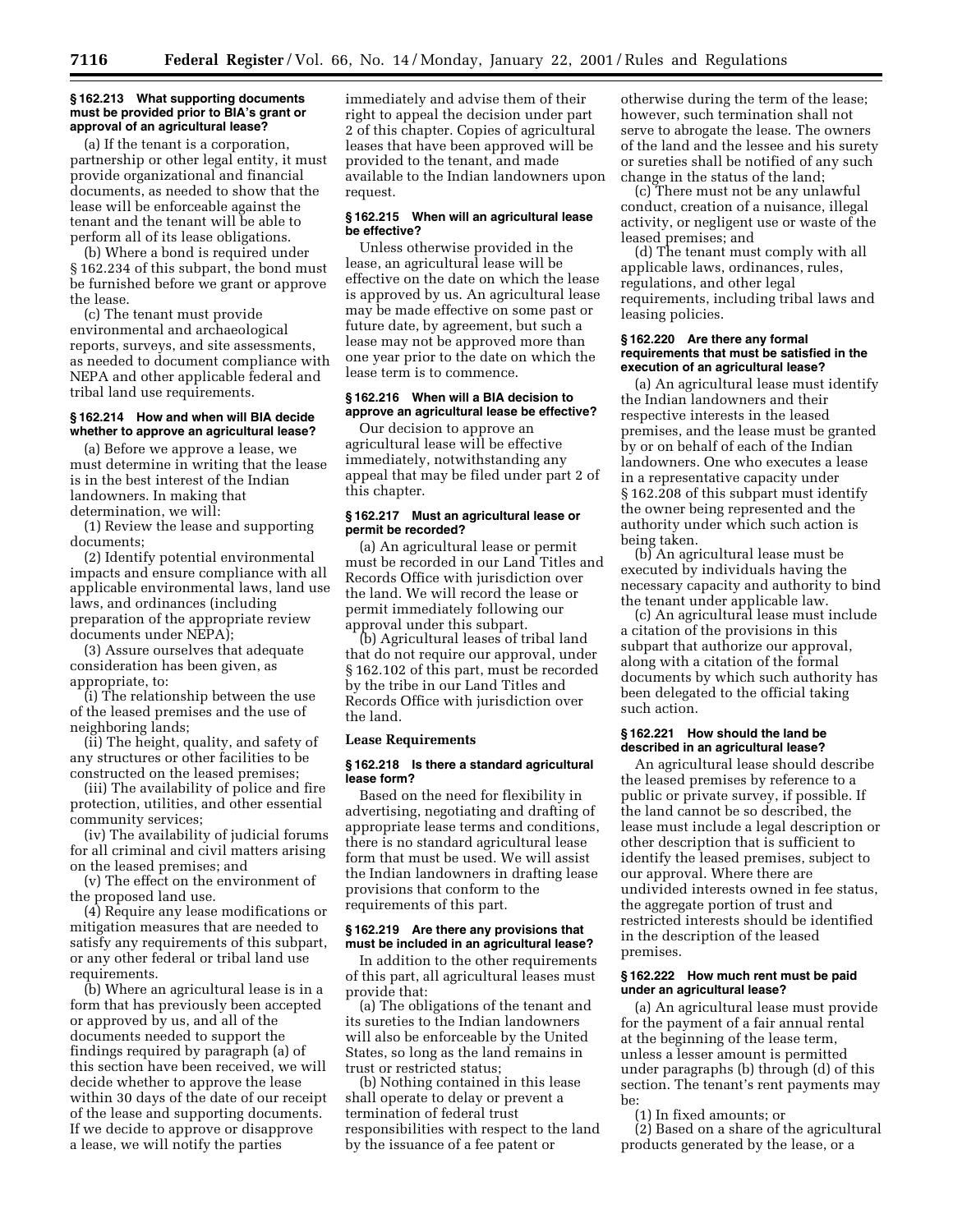#### § 162.213 What supporting documents must be provided prior to BIA's grant or approval of an agricultural lease?

(a) If the tenant is a corporation, partnership or other legal entity, it must provide organizational and financial documents, as needed to show that the lease will be enforceable against the tenant and the tenant will be able to perform all of its lease obligations.

(b) Where a bond is required under § 162.234 of this subpart, the bond must be furnished before we grant or approve the lease.

(c) The tenant must provide environmental and archaeological reports, surveys, and site assessments, as needed to document compliance with NEPA and other applicable federal and tribal land use requirements.

#### § 162.214 How and when will BIA decide whether to approve an agricultural lease?

(a) Before we approve a lease, we must determine in writing that the lease is in the best interest of the Indian landowners. In making that determination, we will:

(1) Review the lease and supporting documents;

(2) Identify potential environmental impacts and ensure compliance with all applicable environmental laws, land use laws, and ordinances (including preparation of the appropriate review documents under NEPA);

(3) Assure ourselves that adequate consideration has been given, as appropriate, to:

(i) The relationship between the use of the leased premises and the use of neighboring lands;

(ii) The height, quality, and safety of any structures or other facilities to be constructed on the leased premises;

(iii) The availability of police and fire protection, utilities, and other essential community services;

(iv) The availability of judicial forums for all criminal and civil matters arising on the leased premises; and

(v) The effect on the environment of the proposed land use.

(4) Require any lease modifications or mitigation measures that are needed to satisfy any requirements of this subpart, or any other federal or tribal land use requirements.

(b) Where an agricultural lease is in a form that has previously been accepted or approved by us, and all of the documents needed to support the findings required by paragraph (a) of this section have been received, we will decide whether to approve the lease within 30 days of the date of our receipt of the lease and supporting documents. If we decide to approve or disapprove a lease, we will notify the parties immediately and advise them of their right to appeal the decision under part 2 of this chapter. Copies of agricultural leases that have been approved will be provided to the tenant, and made available to the Indian landowners upon request.

#### § 162.215 When will an agricultural lease be effective?

Unless otherwise provided in the lease, an agricultural lease will be effective on the date on which the lease is approved by us. An agricultural lease may be made effective on some past or future date, by agreement, but such a lease may not be approved more than one year prior to the date on which the lease term is to commence.

#### § 162.216 When will a BIA decision to approve an agricultural lease be effective?

Our decision to approve an agricultural lease will be effective immediately, notwithstanding any appeal that may be filed under part 2 of this chapter.

#### § 162.217 Must an agricultural lease or permit be recorded?

(a) An agricultural lease or permit must be recorded in our Land Titles and Records Office with jurisdiction over the land. We will record the lease or permit immediately following our approval under this subpart.

(b) Agricultural leases of tribal land that do not require our approval, under § 162.102 of this part, must be recorded by the tribe in our Land Titles and Records Office with jurisdiction over the land.

### Lease Requirements

#### § 162.218 Is there a standard agricultural lease form?

Based on the need for flexibility in advertising, negotiating and drafting of appropriate lease terms and conditions, there is no standard agricultural lease form that must be used. We will assist the Indian landowners in drafting lease provisions that conform to the requirements of this part.

#### § 162.219 Are there any provisions that must be included in an agricultural lease?

In addition to the other requirements of this part, all agricultural leases must provide that:

(a) The obligations of the tenant and its sureties to the Indian landowners will also be enforceable by the United States, so long as the land remains in trust or restricted status;

(b) Nothing contained in this lease shall operate to delay or prevent a termination of federal trust responsibilities with respect to the land by the issuance of a fee patent or otherwise during the term of the lease; however, such termination shall not serve to abrogate the lease. The owners of the land and the lessee and his surety or sureties shall be notified of any such change in the status of the land;

(c) There must not be any unlawful conduct, creation of a nuisance, illegal activity, or negligent use or waste of the leased premises; and

(d) The tenant must comply with all applicable laws, ordinances, rules, regulations, and other legal requirements, including tribal laws and leasing policies.

#### § 162.220 Are there any formal requirements that must be satisfied in the execution of an agricultural lease?

(a) An agricultural lease must identify the Indian landowners and their respective interests in the leased premises, and the lease must be granted by or on behalf of each of the Indian landowners. One who executes a lease in a representative capacity under § 162.208 of this subpart must identify the owner being represented and the authority under which such action is being taken.

(b) An agricultural lease must be executed by individuals having the necessary capacity and authority to bind the tenant under applicable law.

(c) An agricultural lease must include a citation of the provisions in this subpart that authorize our approval, along with a citation of the formal documents by which such authority has been delegated to the official taking such action.

#### § 162.221 How should the land be described in an agricultural lease?

An agricultural lease should describe the leased premises by reference to a public or private survey, if possible. If the land cannot be so described, the lease must include a legal description or other description that is sufficient to identify the leased premises, subject to our approval. Where there are undivided interests owned in fee status, the aggregate portion of trust and restricted interests should be identified in the description of the leased premises.

#### § 162.222 How much rent must be paid under an agricultural lease?

(a) An agricultural lease must provide for the payment of a fair annual rental at the beginning of the lease term, unless a lesser amount is permitted under paragraphs (b) through (d) of this section. The tenant's rent payments may be:

(1) In fixed amounts; or

(2) Based on a share of the agricultural products generated by the lease, or a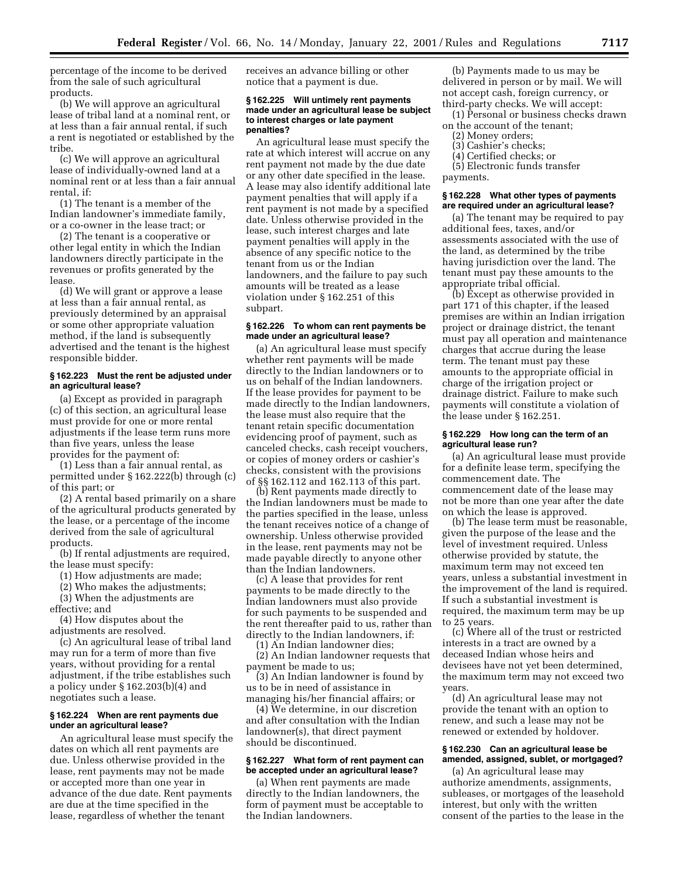percentage of the income to be derived from the sale of such agricultural products.

(b) We will approve an agricultural lease of tribal land at a nominal rent, or at less than a fair annual rental, if such a rent is negotiated or established by the tribe.

(c) We will approve an agricultural lease of individually-owned land at a nominal rent or at less than a fair annual rental, if:

(1) The tenant is a member of the Indian landowner's immediate family, or a co-owner in the lease tract; or

(2) The tenant is a cooperative or other legal entity in which the Indian landowners directly participate in the revenues or profits generated by the lease.

(d) We will grant or approve a lease at less than a fair annual rental, as previously determined by an appraisal or some other appropriate valuation method, if the land is subsequently advertised and the tenant is the highest responsible bidder.

### § 162.223 Must the rent be adjusted under an agricultural lease?

(a) Except as provided in paragraph (c) of this section, an agricultural lease must provide for one or more rental adjustments if the lease term runs more than five years, unless the lease provides for the payment of:

(1) Less than a fair annual rental, as permitted under § 162.222(b) through (c) of this part; or

(2) A rental based primarily on a share of the agricultural products generated by the lease, or a percentage of the income derived from the sale of agricultural products.

(b) If rental adjustments are required, the lease must specify:

(1) How adjustments are made;

(2) Who makes the adjustments;

(3) When the adjustments are effective; and

(4) How disputes about the adjustments are resolved.

(c) An agricultural lease of tribal land may run for a term of more than five years, without providing for a rental adjustment, if the tribe establishes such a policy under § 162.203(b)(4) and negotiates such a lease.

### § 162.224 When are rent payments due under an agricultural lease?

An agricultural lease must specify the dates on which all rent payments are due. Unless otherwise provided in the lease, rent payments may not be made or accepted more than one year in advance of the due date. Rent payments are due at the time specified in the lease, regardless of whether the tenant receives an advance billing or other notice that a payment is due.

### § 162.225 Will untimely rent payments made under an agricultural lease be subject to interest charges or late payment penalties?

An agricultural lease must specify the rate at which interest will accrue on any rent payment not made by the due date or any other date specified in the lease. A lease may also identify additional late payment penalties that will apply if a rent payment is not made by a specified date. Unless otherwise provided in the lease, such interest charges and late payment penalties will apply in the absence of any specific notice to the tenant from us or the Indian landowners, and the failure to pay such amounts will be treated as a lease violation under § 162.251 of this subpart.

### § 162.226 To whom can rent payments be made under an agricultural lease?

(a) An agricultural lease must specify whether rent payments will be made directly to the Indian landowners or to us on behalf of the Indian landowners. If the lease provides for payment to be made directly to the Indian landowners, the lease must also require that the tenant retain specific documentation evidencing proof of payment, such as canceled checks, cash receipt vouchers, or copies of money orders or cashier's checks, consistent with the provisions of §§ 162.112 and 162.113 of this part.

(b) Rent payments made directly to the Indian landowners must be made to the parties specified in the lease, unless the tenant receives notice of a change of ownership. Unless otherwise provided in the lease, rent payments may not be made payable directly to anyone other than the Indian landowners.

(c) A lease that provides for rent payments to be made directly to the Indian landowners must also provide for such payments to be suspended and the rent thereafter paid to us, rather than directly to the Indian landowners, if:

(1) An Indian landowner dies;

(2) An Indian landowner requests that payment be made to us;

(3) An Indian landowner is found by us to be in need of assistance in managing his/her financial affairs; or

(4) We determine, in our discretion and after consultation with the Indian landowner(s), that direct payment should be discontinued.

### § 162.227 What form of rent payment can be accepted under an agricultural lease?

(a) When rent payments are made directly to the Indian landowners, the form of payment must be acceptable to the Indian landowners.

(b) Payments made to us may be delivered in person or by mail. We will not accept cash, foreign currency, or third-party checks. We will accept:

(1) Personal or business checks drawn on the account of the tenant;

(2) Money orders;

(3) Cashier's checks;

(4) Certified checks; or

(5) Electronic funds transfer payments.

### § 162.228 What other types of payments are required under an agricultural lease?

(a) The tenant may be required to pay additional fees, taxes, and/or assessments associated with the use of the land, as determined by the tribe having jurisdiction over the land. The tenant must pay these amounts to the appropriate tribal official.

(b) Except as otherwise provided in part 171 of this chapter, if the leased premises are within an Indian irrigation project or drainage district, the tenant must pay all operation and maintenance charges that accrue during the lease term. The tenant must pay these amounts to the appropriate official in charge of the irrigation project or drainage district. Failure to make such payments will constitute a violation of the lease under § 162.251.

### § 162.229 How long can the term of an agricultural lease run?

(a) An agricultural lease must provide for a definite lease term, specifying the commencement date. The commencement date of the lease may not be more than one year after the date on which the lease is approved.

(b) The lease term must be reasonable, given the purpose of the lease and the level of investment required. Unless otherwise provided by statute, the maximum term may not exceed ten years, unless a substantial investment in the improvement of the land is required. If such a substantial investment is required, the maximum term may be up to 25 years.

(c) Where all of the trust or restricted interests in a tract are owned by a deceased Indian whose heirs and devisees have not yet been determined, the maximum term may not exceed two years.

(d) An agricultural lease may not provide the tenant with an option to renew, and such a lease may not be renewed or extended by holdover.

### § 162.230 Can an agricultural lease be amended, assigned, sublet, or mortgaged?

(a) An agricultural lease may authorize amendments, assignments, subleases, or mortgages of the leasehold interest, but only with the written consent of the parties to the lease in the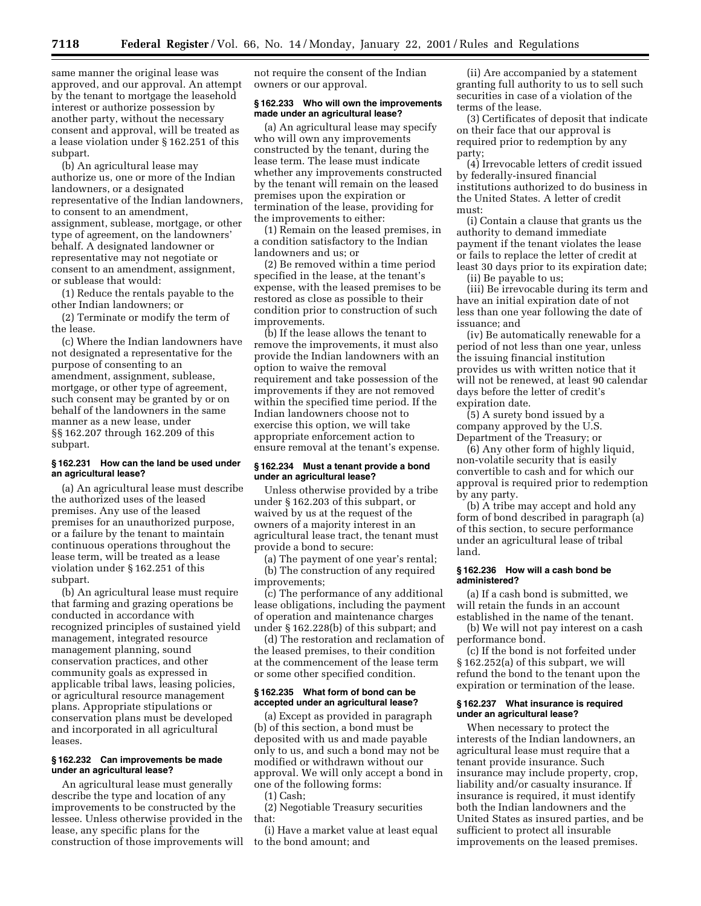same manner the original lease was approved, and our approval. An attempt by the tenant to mortgage the leasehold interest or authorize possession by another party, without the necessary consent and approval, will be treated as a lease violation under § 162.251 of this subpart.

(b) An agricultural lease may authorize us, one or more of the Indian landowners, or a designated representative of the Indian landowners, to consent to an amendment, assignment, sublease, mortgage, or other type of agreement, on the landowners' behalf. A designated landowner or representative may not negotiate or consent to an amendment, assignment, or sublease that would:

(1) Reduce the rentals payable to the other Indian landowners; or

(2) Terminate or modify the term of the lease.

(c) Where the Indian landowners have not designated a representative for the purpose of consenting to an amendment, assignment, sublease, mortgage, or other type of agreement, such consent may be granted by or on behalf of the landowners in the same manner as a new lease, under §§ 162.207 through 162.209 of this subpart.

#### § 162.231 How can the land be used under an agricultural lease?

(a) An agricultural lease must describe the authorized uses of the leased premises. Any use of the leased premises for an unauthorized purpose, or a failure by the tenant to maintain continuous operations throughout the lease term, will be treated as a lease violation under § 162.251 of this subpart.

(b) An agricultural lease must require that farming and grazing operations be conducted in accordance with recognized principles of sustained yield management, integrated resource management planning, sound conservation practices, and other community goals as expressed in applicable tribal laws, leasing policies, or agricultural resource management plans. Appropriate stipulations or conservation plans must be developed and incorporated in all agricultural leases.

#### § 162.232 Can improvements be made under an agricultural lease?

An agricultural lease must generally describe the type and location of any improvements to be constructed by the lessee. Unless otherwise provided in the lease, any specific plans for the construction of those improvements will not require the consent of the Indian owners or our approval.

#### § 162.233 Who will own the improvements made under an agricultural lease?

(a) An agricultural lease may specify who will own any improvements constructed by the tenant, during the lease term. The lease must indicate whether any improvements constructed by the tenant will remain on the leased premises upon the expiration or termination of the lease, providing for the improvements to either:

(1) Remain on the leased premises, in a condition satisfactory to the Indian landowners and us; or

(2) Be removed within a time period specified in the lease, at the tenant's expense, with the leased premises to be restored as close as possible to their condition prior to construction of such improvements.

(b) If the lease allows the tenant to remove the improvements, it must also provide the Indian landowners with an option to waive the removal requirement and take possession of the improvements if they are not removed within the specified time period. If the Indian landowners choose not to exercise this option, we will take appropriate enforcement action to ensure removal at the tenant's expense.

#### § 162.234 Must a tenant provide a bond under an agricultural lease?

Unless otherwise provided by a tribe under § 162.203 of this subpart, or waived by us at the request of the owners of a majority interest in an agricultural lease tract, the tenant must provide a bond to secure:

(a) The payment of one year's rental;

(b) The construction of any required improvements;

(c) The performance of any additional lease obligations, including the payment of operation and maintenance charges under § 162.228(b) of this subpart; and

(d) The restoration and reclamation of the leased premises, to their condition at the commencement of the lease term or some other specified condition.

#### § 162.235 What form of bond can be accepted under an agricultural lease?

(a) Except as provided in paragraph (b) of this section, a bond must be deposited with us and made payable only to us, and such a bond may not be modified or withdrawn without our approval. We will only accept a bond in one of the following forms:

(1) Cash;

(2) Negotiable Treasury securities that:

(i) Have a market value at least equal to the bond amount; and

(ii) Are accompanied by a statement granting full authority to us to sell such securities in case of a violation of the terms of the lease.

(3) Certificates of deposit that indicate on their face that our approval is required prior to redemption by any party;

(4) Irrevocable letters of credit issued by federally-insured financial institutions authorized to do business in the United States. A letter of credit must:

(i) Contain a clause that grants us the authority to demand immediate payment if the tenant violates the lease or fails to replace the letter of credit at least 30 days prior to its expiration date;

(ii) Be payable to us;

(iii) Be irrevocable during its term and have an initial expiration date of not less than one year following the date of issuance; and

(iv) Be automatically renewable for a period of not less than one year, unless the issuing financial institution provides us with written notice that it will not be renewed, at least 90 calendar days before the letter of credit's expiration date.

(5) A surety bond issued by a company approved by the U.S. Department of the Treasury; or

(6) Any other form of highly liquid, non-volatile security that is easily convertible to cash and for which our approval is required prior to redemption by any party.

(b) A tribe may accept and hold any form of bond described in paragraph (a) of this section, to secure performance under an agricultural lease of tribal land.

#### § 162.236 How will a cash bond be administered?

(a) If a cash bond is submitted, we will retain the funds in an account established in the name of the tenant.

(b) We will not pay interest on a cash performance bond.

(c) If the bond is not forfeited under § 162.252(a) of this subpart, we will refund the bond to the tenant upon the expiration or termination of the lease.

#### § 162.237 What insurance is required under an agricultural lease?

When necessary to protect the interests of the Indian landowners, an agricultural lease must require that a tenant provide insurance. Such insurance may include property, crop, liability and/or casualty insurance. If insurance is required, it must identify both the Indian landowners and the United States as insured parties, and be sufficient to protect all insurable improvements on the leased premises.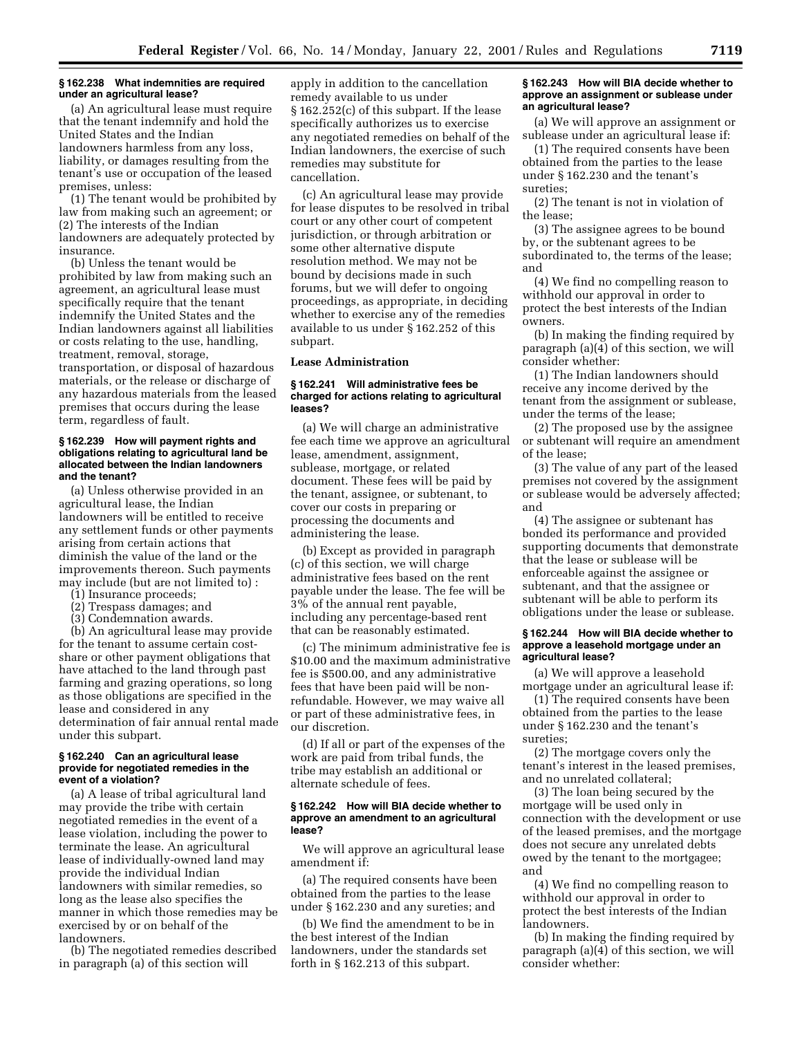### § 162.238 What indemnities are required under an agricultural lease?

(a) An agricultural lease must require that the tenant indemnify and hold the United States and the Indian landowners harmless from any loss, liability, or damages resulting from the tenant's use or occupation of the leased premises, unless:

(1) The tenant would be prohibited by law from making such an agreement; or

(2) The interests of the Indian landowners are adequately protected by insurance.

(b) Unless the tenant would be prohibited by law from making such an agreement, an agricultural lease must specifically require that the tenant indemnify the United States and the Indian landowners against all liabilities or costs relating to the use, handling, treatment, removal, storage, transportation, or disposal of hazardous materials, or the release or discharge of any hazardous materials from the leased premises that occurs during the lease term, regardless of fault.

### § 162.239 How will payment rights and obligations relating to agricultural land be allocated between the Indian landowners and the tenant?

(a) Unless otherwise provided in an agricultural lease, the Indian landowners will be entitled to receive any settlement funds or other payments arising from certain actions that diminish the value of the land or the improvements thereon. Such payments may include (but are not limited to) :

(1) Insurance proceeds;

(2) Trespass damages; and

(3) Condemnation awards.

(b) An agricultural lease may provide for the tenant to assume certain cost-share or other payment obligations that have attached to the land through past farming and grazing operations, so long as those obligations are specified in the lease and considered in any determination of fair annual rental made under this subpart.

### § 162.240 Can an agricultural lease provide for negotiated remedies in the event of a violation?

(a) A lease of tribal agricultural land may provide the tribe with certain negotiated remedies in the event of a lease violation, including the power to terminate the lease. An agricultural lease of individually-owned land may provide the individual Indian landowners with similar remedies, so long as the lease also specifies the manner in which those remedies may be exercised by or on behalf of the landowners.

(b) The negotiated remedies described in paragraph (a) of this section will apply in addition to the cancellation remedy available to us under § 162.252(c) of this subpart. If the lease specifically authorizes us to exercise any negotiated remedies on behalf of the Indian landowners, the exercise of such remedies may substitute for cancellation.

(c) An agricultural lease may provide for lease disputes to be resolved in tribal court or any other court of competent jurisdiction, or through arbitration or some other alternative dispute resolution method. We may not be bound by decisions made in such forums, but we will defer to ongoing proceedings, as appropriate, in deciding whether to exercise any of the remedies available to us under § 162.252 of this subpart.

## Lease Administration

### § 162.241 Will administrative fees be charged for actions relating to agricultural leases?

(a) We will charge an administrative fee each time we approve an agricultural lease, amendment, assignment, sublease, mortgage, or related document. These fees will be paid by the tenant, assignee, or subtenant, to cover our costs in preparing or processing the documents and administering the lease.

(b) Except as provided in paragraph (c) of this section, we will charge administrative fees based on the rent payable under the lease. The fee will be 3% of the annual rent payable, including any percentage-based rent that can be reasonably estimated.

(c) The minimum administrative fee is $10.00 and the maximum administrative fee is $500.00, and any administrative fees that have been paid will be non-refundable. However, we may waive all or part of these administrative fees, in our discretion.

(d) If all or part of the expenses of the work are paid from tribal funds, the tribe may establish an additional or alternate schedule of fees.

### § 162.242 How will BIA decide whether to approve an amendment to an agricultural lease?

We will approve an agricultural lease amendment if:

(a) The required consents have been obtained from the parties to the lease under § 162.230 and any sureties; and

(b) We find the amendment to be in the best interest of the Indian landowners, under the standards set forth in § 162.213 of this subpart.

### § 162.243 How will BIA decide whether to approve an assignment or sublease under an agricultural lease?

(a) We will approve an assignment or sublease under an agricultural lease if:

(1) The required consents have been obtained from the parties to the lease under § 162.230 and the tenant's sureties;

(2) The tenant is not in violation of the lease;

(3) The assignee agrees to be bound by, or the subtenant agrees to be subordinated to, the terms of the lease; and

(4) We find no compelling reason to withhold our approval in order to protect the best interests of the Indian owners.

(b) In making the finding required by paragraph (a)(4) of this section, we will consider whether:

(1) The Indian landowners should receive any income derived by the tenant from the assignment or sublease, under the terms of the lease;

(2) The proposed use by the assignee or subtenant will require an amendment of the lease;

(3) The value of any part of the leased premises not covered by the assignment or sublease would be adversely affected; and

(4) The assignee or subtenant has bonded its performance and provided supporting documents that demonstrate that the lease or sublease will be enforceable against the assignee or subtenant, and that the assignee or subtenant will be able to perform its obligations under the lease or sublease.

### § 162.244 How will BIA decide whether to approve a leasehold mortgage under an agricultural lease?

(a) We will approve a leasehold mortgage under an agricultural lease if:

(1) The required consents have been obtained from the parties to the lease under § 162.230 and the tenant's sureties;

(2) The mortgage covers only the tenant's interest in the leased premises, and no unrelated collateral;

(3) The loan being secured by the mortgage will be used only in connection with the development or use of the leased premises, and the mortgage does not secure any unrelated debts owed by the tenant to the mortgagee; and

(4) We find no compelling reason to withhold our approval in order to protect the best interests of the Indian landowners.

(b) In making the finding required by paragraph (a)(4) of this section, we will consider whether: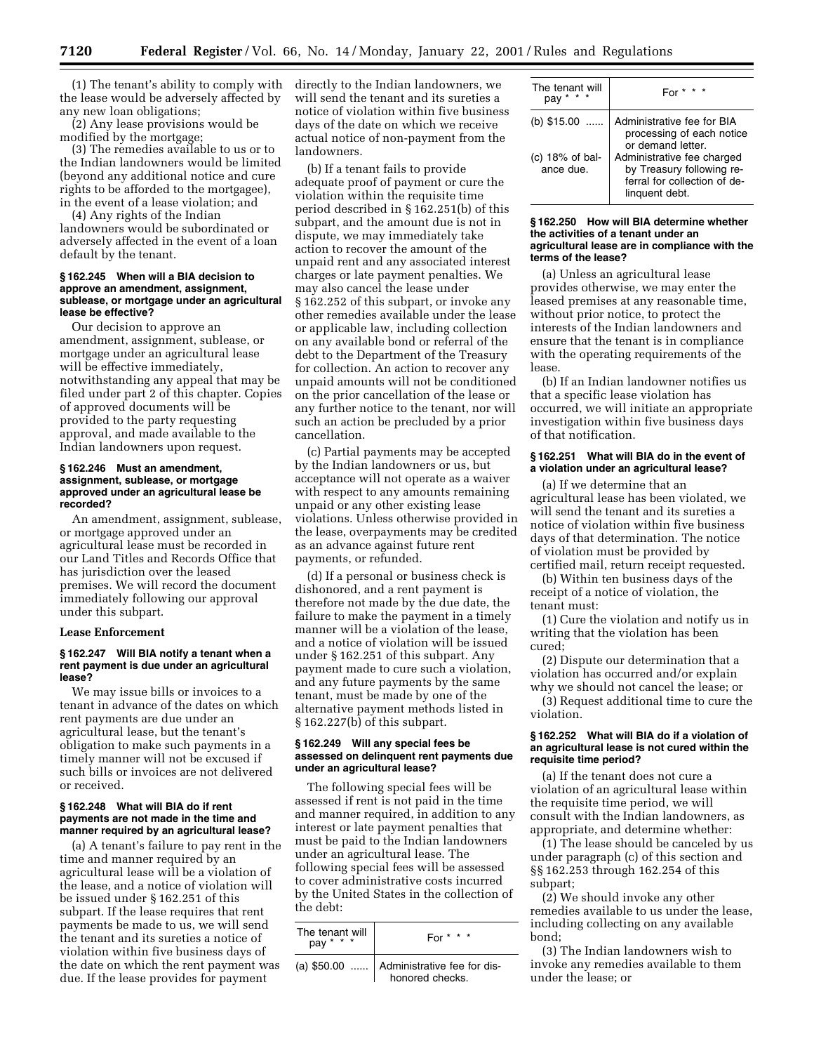(1) The tenant's ability to comply with the lease would be adversely affected by any new loan obligations;

(2) Any lease provisions would be modified by the mortgage;

(3) The remedies available to us or to the Indian landowners would be limited (beyond any additional notice and cure rights to be afforded to the mortgagee), in the event of a lease violation; and

(4) Any rights of the Indian landowners would be subordinated or adversely affected in the event of a loan default by the tenant.

#### § 162.245 When will a BIA decision to approve an amendment, assignment, sublease, or mortgage under an agricultural lease be effective?

Our decision to approve an amendment, assignment, sublease, or mortgage under an agricultural lease will be effective immediately, notwithstanding any appeal that may be filed under part 2 of this chapter. Copies of approved documents will be provided to the party requesting approval, and made available to the Indian landowners upon request.

#### § 162.246 Must an amendment, assignment, sublease, or mortgage approved under an agricultural lease be recorded?

An amendment, assignment, sublease, or mortgage approved under an agricultural lease must be recorded in our Land Titles and Records Office that has jurisdiction over the leased premises. We will record the document immediately following our approval under this subpart.

### Lease Enforcement

#### § 162.247 Will BIA notify a tenant when a rent payment is due under an agricultural lease?

We may issue bills or invoices to a tenant in advance of the dates on which rent payments are due under an agricultural lease, but the tenant's obligation to make such payments in a timely manner will not be excused if such bills or invoices are not delivered or received.

#### § 162.248 What will BIA do if rent payments are not made in the time and manner required by an agricultural lease?

(a) A tenant's failure to pay rent in the time and manner required by an agricultural lease will be a violation of the lease, and a notice of violation will be issued under § 162.251 of this subpart. If the lease requires that rent payments be made to us, we will send the tenant and its sureties a notice of violation within five business days of the date on which the rent payment was due. If the lease provides for payment directly to the Indian landowners, we will send the tenant and its sureties a notice of violation within five business days of the date on which we receive actual notice of non-payment from the landowners.

(b) If a tenant fails to provide adequate proof of payment or cure the violation within the requisite time period described in § 162.251(b) of this subpart, and the amount due is not in dispute, we may immediately take action to recover the amount of the unpaid rent and any associated interest charges or late payment penalties. We may also cancel the lease under § 162.252 of this subpart, or invoke any other remedies available under the lease or applicable law, including collection on any available bond or referral of the debt to the Department of the Treasury for collection. An action to recover any unpaid amounts will not be conditioned on the prior cancellation of the lease or any further notice to the tenant, nor will such an action be precluded by a prior cancellation.

(c) Partial payments may be accepted by the Indian landowners or us, but acceptance will not operate as a waiver with respect to any amounts remaining unpaid or any other existing lease violations. Unless otherwise provided in the lease, overpayments may be credited as an advance against future rent payments, or refunded.

(d) If a personal or business check is dishonored, and a rent payment is therefore not made by the due date, the failure to make the payment in a timely manner will be a violation of the lease, and a notice of violation will be issued under § 162.251 of this subpart. Any payment made to cure such a violation, and any future payments by the same tenant, must be made by one of the alternative payment methods listed in § 162.227(b) of this subpart.

#### § 162.249 Will any special fees be assessed on delinquent rent payments due under an agricultural lease?

The following special fees will be assessed if rent is not paid in the time and manner required, in addition to any interest or late payment penalties that must be paid to the Indian landowners under an agricultural lease. The following special fees will be assessed to cover administrative costs incurred by the United States in the collection of the debt:

| The tenant will pay * * * | For * * * |
|---|---|
| (a) $50.00 | Administrative fee for dishonored checks. |
| (b) $15.00 | Administrative fee for BIA processing of each notice or demand letter. |
| (c) 18% of balance due. | Administrative fee charged by Treasury following referral for collection of delinquent debt. |

#### § 162.250 How will BIA determine whether the activities of a tenant under an agricultural lease are in compliance with the terms of the lease?

(a) Unless an agricultural lease provides otherwise, we may enter the leased premises at any reasonable time, without prior notice, to protect the interests of the Indian landowners and ensure that the tenant is in compliance with the operating requirements of the lease.

(b) If an Indian landowner notifies us that a specific lease violation has occurred, we will initiate an appropriate investigation within five business days of that notification.

#### § 162.251 What will BIA do in the event of a violation under an agricultural lease?

(a) If we determine that an agricultural lease has been violated, we will send the tenant and its sureties a notice of violation within five business days of that determination. The notice of violation must be provided by certified mail, return receipt requested.

(b) Within ten business days of the receipt of a notice of violation, the tenant must:

(1) Cure the violation and notify us in writing that the violation has been cured;

(2) Dispute our determination that a violation has occurred and/or explain why we should not cancel the lease; or

(3) Request additional time to cure the violation.

#### § 162.252 What will BIA do if a violation of an agricultural lease is not cured within the requisite time period?

(a) If the tenant does not cure a violation of an agricultural lease within the requisite time period, we will consult with the Indian landowners, as appropriate, and determine whether:

(1) The lease should be canceled by us under paragraph (c) of this section and §§ 162.253 through 162.254 of this subpart;

(2) We should invoke any other remedies available to us under the lease, including collecting on any available bond;

(3) The Indian landowners wish to invoke any remedies available to them under the lease; or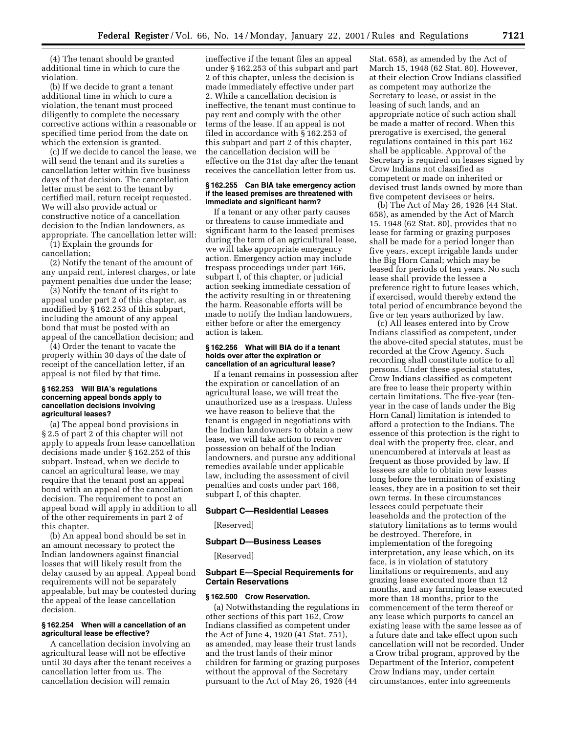(4) The tenant should be granted additional time in which to cure the violation.

(b) If we decide to grant a tenant additional time in which to cure a violation, the tenant must proceed diligently to complete the necessary corrective actions within a reasonable or specified time period from the date on which the extension is granted.

(c) If we decide to cancel the lease, we will send the tenant and its sureties a cancellation letter within five business days of that decision. The cancellation letter must be sent to the tenant by certified mail, return receipt requested. We will also provide actual or constructive notice of a cancellation decision to the Indian landowners, as appropriate. The cancellation letter will:

(1) Explain the grounds for cancellation;

(2) Notify the tenant of the amount of any unpaid rent, interest charges, or late payment penalties due under the lease;

(3) Notify the tenant of its right to appeal under part 2 of this chapter, as modified by § 162.253 of this subpart, including the amount of any appeal bond that must be posted with an appeal of the cancellation decision; and

(4) Order the tenant to vacate the property within 30 days of the date of receipt of the cancellation letter, if an appeal is not filed by that time.

**§ 162.253 Will BIA's regulations concerning appeal bonds apply to cancellation decisions involving agricultural leases?**

(a) The appeal bond provisions in § 2.5 of part 2 of this chapter will not apply to appeals from lease cancellation decisions made under § 162.252 of this subpart. Instead, when we decide to cancel an agricultural lease, we may require that the tenant post an appeal bond with an appeal of the cancellation decision. The requirement to post an appeal bond will apply in addition to all of the other requirements in part 2 of this chapter.

(b) An appeal bond should be set in an amount necessary to protect the Indian landowners against financial losses that will likely result from the delay caused by an appeal. Appeal bond requirements will not be separately appealable, but may be contested during the appeal of the lease cancellation decision.

**§ 162.254 When will a cancellation of an agricultural lease be effective?**

A cancellation decision involving an agricultural lease will not be effective until 30 days after the tenant receives a cancellation letter from us. The cancellation decision will remain ineffective if the tenant files an appeal under § 162.253 of this subpart and part 2 of this chapter, unless the decision is made immediately effective under part 2. While a cancellation decision is ineffective, the tenant must continue to pay rent and comply with the other terms of the lease. If an appeal is not filed in accordance with § 162.253 of this subpart and part 2 of this chapter, the cancellation decision will be effective on the 31st day after the tenant receives the cancellation letter from us.

**§ 162.255 Can BIA take emergency action if the leased premises are threatened with immediate and significant harm?**

If a tenant or any other party causes or threatens to cause immediate and significant harm to the leased premises during the term of an agricultural lease, we will take appropriate emergency action. Emergency action may include trespass proceedings under part 166, subpart I, of this chapter, or judicial action seeking immediate cessation of the activity resulting in or threatening the harm. Reasonable efforts will be made to notify the Indian landowners, either before or after the emergency action is taken.

**§ 162.256 What will BIA do if a tenant holds over after the expiration or cancellation of an agricultural lease?**

If a tenant remains in possession after the expiration or cancellation of an agricultural lease, we will treat the unauthorized use as a trespass. Unless we have reason to believe that the tenant is engaged in negotiations with the Indian landowners to obtain a new lease, we will take action to recover possession on behalf of the Indian landowners, and pursue any additional remedies available under applicable law, including the assessment of civil penalties and costs under part 166, subpart I, of this chapter.

## Subpart C—Residential Leases

[Reserved]

## Subpart D—Business Leases

[Reserved]

## Subpart E—Special Requirements for Certain Reservations

**§ 162.500 Crow Reservation.**

(a) Notwithstanding the regulations in other sections of this part 162, Crow Indians classified as competent under the Act of June 4, 1920 (41 Stat. 751), as amended, may lease their trust lands and the trust lands of their minor children for farming or grazing purposes without the approval of the Secretary pursuant to the Act of May 26, 1926 (44 Stat. 658), as amended by the Act of March 15, 1948 (62 Stat. 80). However, at their election Crow Indians classified as competent may authorize the Secretary to lease, or assist in the leasing of such lands, and an appropriate notice of such action shall be made a matter of record. When this prerogative is exercised, the general regulations contained in this part 162 shall be applicable. Approval of the Secretary is required on leases signed by Crow Indians not classified as competent or made on inherited or devised trust lands owned by more than five competent devisees or heirs.

(b) The Act of May 26, 1926 (44 Stat. 658), as amended by the Act of March 15, 1948 (62 Stat. 80), provides that no lease for farming or grazing purposes shall be made for a period longer than five years, except irrigable lands under the Big Horn Canal; which may be leased for periods of ten years. No such lease shall provide the lessee a preference right to future leases which, if exercised, would thereby extend the total period of encumbrance beyond the five or ten years authorized by law.

(c) All leases entered into by Crow Indians classified as competent, under the above-cited special statutes, must be recorded at the Crow Agency. Such recording shall constitute notice to all persons. Under these special statutes, Crow Indians classified as competent are free to lease their property within certain limitations. The five-year (ten-year in the case of lands under the Big Horn Canal) limitation is intended to afford a protection to the Indians. The essence of this protection is the right to deal with the property free, clear, and unencumbered at intervals at least as frequent as those provided by law. If lessees are able to obtain new leases long before the termination of existing leases, they are in a position to set their own terms. In these circumstances lessees could perpetuate their leaseholds and the protection of the statutory limitations as to terms would be destroyed. Therefore, in implementation of the foregoing interpretation, any lease which, on its face, is in violation of statutory limitations or requirements, and any grazing lease executed more than 12 months, and any farming lease executed more than 18 months, prior to the commencement of the term thereof or any lease which purports to cancel an existing lease with the same lessee as of a future date and take effect upon such cancellation will not be recorded. Under a Crow tribal program, approved by the Department of the Interior, competent Crow Indians may, under certain circumstances, enter into agreements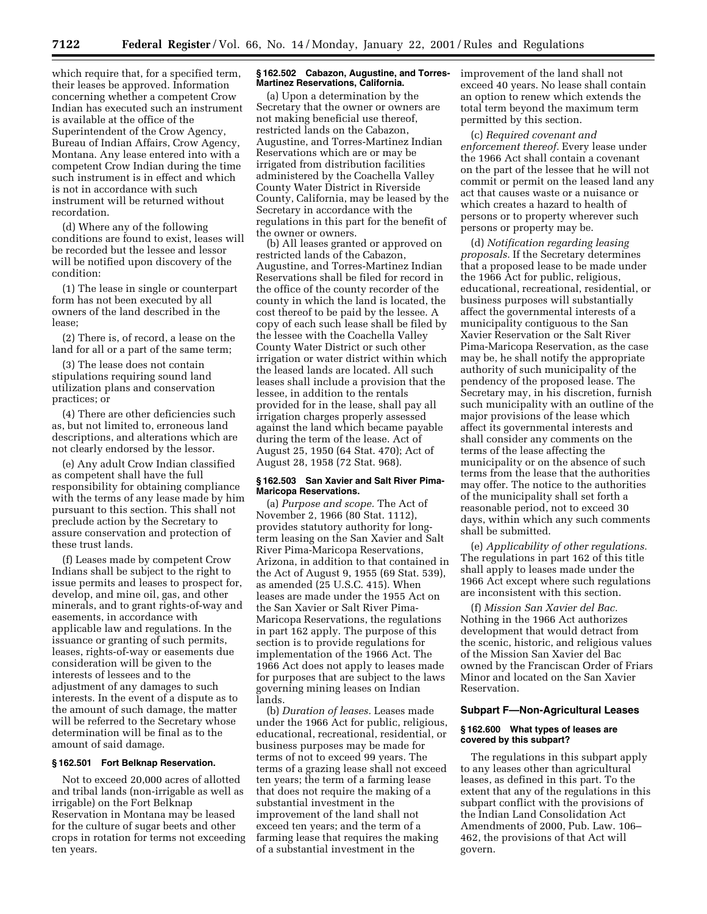which require that, for a specified term, their leases be approved. Information concerning whether a competent Crow Indian has executed such an instrument is available at the office of the Superintendent of the Crow Agency, Bureau of Indian Affairs, Crow Agency, Montana. Any lease entered into with a competent Crow Indian during the time such instrument is in effect and which is not in accordance with such instrument will be returned without recordation.

(d) Where any of the following conditions are found to exist, leases will be recorded but the lessee and lessor will be notified upon discovery of the condition:

(1) The lease in single or counterpart form has not been executed by all owners of the land described in the lease;

(2) There is, of record, a lease on the land for all or a part of the same term;

(3) The lease does not contain stipulations requiring sound land utilization plans and conservation practices; or

(4) There are other deficiencies such as, but not limited to, erroneous land descriptions, and alterations which are not clearly endorsed by the lessor.

(e) Any adult Crow Indian classified as competent shall have the full responsibility for obtaining compliance with the terms of any lease made by him pursuant to this section. This shall not preclude action by the Secretary to assure conservation and protection of these trust lands.

(f) Leases made by competent Crow Indians shall be subject to the right to issue permits and leases to prospect for, develop, and mine oil, gas, and other minerals, and to grant rights-of-way and easements, in accordance with applicable law and regulations. In the issuance or granting of such permits, leases, rights-of-way or easements due consideration will be given to the interests of lessees and to the adjustment of any damages to such interests. In the event of a dispute as to the amount of such damage, the matter will be referred to the Secretary whose determination will be final as to the amount of said damage.

### § 162.501 Fort Belknap Reservation.

Not to exceed 20,000 acres of allotted and tribal lands (non-irrigable as well as irrigable) on the Fort Belknap Reservation in Montana may be leased for the culture of sugar beets and other crops in rotation for terms not exceeding ten years.

### § 162.502 Cabazon, Augustine, and Torres-Martinez Reservations, California.

(a) Upon a determination by the Secretary that the owner or owners are not making beneficial use thereof, restricted lands on the Cabazon, Augustine, and Torres-Martinez Indian Reservations which are or may be irrigated from distribution facilities administered by the Coachella Valley County Water District in Riverside County, California, may be leased by the Secretary in accordance with the regulations in this part for the benefit of the owner or owners.

(b) All leases granted or approved on restricted lands of the Cabazon, Augustine, and Torres-Martinez Indian Reservations shall be filed for record in the office of the county recorder of the county in which the land is located, the cost thereof to be paid by the lessee. A copy of each such lease shall be filed by the lessee with the Coachella Valley County Water District or such other irrigation or water district within which the leased lands are located. All such leases shall include a provision that the lessee, in addition to the rentals provided for in the lease, shall pay all irrigation charges properly assessed against the land which became payable during the term of the lease. Act of August 25, 1950 (64 Stat. 470); Act of August 28, 1958 (72 Stat. 968).

### § 162.503 San Xavier and Salt River Pima-Maricopa Reservations.

(a) *Purpose and scope.* The Act of November 2, 1966 (80 Stat. 1112), provides statutory authority for long-term leasing on the San Xavier and Salt River Pima-Maricopa Reservations, Arizona, in addition to that contained in the Act of August 9, 1955 (69 Stat. 539), as amended (25 U.S.C. 415). When leases are made under the 1955 Act on the San Xavier or Salt River Pima-Maricopa Reservations, the regulations in part 162 apply. The purpose of this section is to provide regulations for implementation of the 1966 Act. The 1966 Act does not apply to leases made for purposes that are subject to the laws governing mining leases on Indian lands.

(b) *Duration of leases.* Leases made under the 1966 Act for public, religious, educational, recreational, residential, or business purposes may be made for terms of not to exceed 99 years. The terms of a grazing lease shall not exceed ten years; the term of a farming lease that does not require the making of a substantial investment in the improvement of the land shall not exceed ten years; and the term of a farming lease that requires the making of a substantial investment in the improvement of the land shall not exceed 40 years. No lease shall contain an option to renew which extends the total term beyond the maximum term permitted by this section.

(c) *Required covenant and enforcement thereof.* Every lease under the 1966 Act shall contain a covenant on the part of the lessee that he will not commit or permit on the leased land any act that causes waste or a nuisance or which creates a hazard to health of persons or to property wherever such persons or property may be.

(d) *Notification regarding leasing proposals.* If the Secretary determines that a proposed lease to be made under the 1966 Act for public, religious, educational, recreational, residential, or business purposes will substantially affect the governmental interests of a municipality contiguous to the San Xavier Reservation or the Salt River Pima-Maricopa Reservation, as the case may be, he shall notify the appropriate authority of such municipality of the pendency of the proposed lease. The Secretary may, in his discretion, furnish such municipality with an outline of the major provisions of the lease which affect its governmental interests and shall consider any comments on the terms of the lease affecting the municipality or on the absence of such terms from the lease that the authorities may offer. The notice to the authorities of the municipality shall set forth a reasonable period, not to exceed 30 days, within which any such comments shall be submitted.

(e) *Applicability of other regulations.* The regulations in part 162 of this title shall apply to leases made under the 1966 Act except where such regulations are inconsistent with this section.

(f) *Mission San Xavier del Bac.* Nothing in the 1966 Act authorizes development that would detract from the scenic, historic, and religious values of the Mission San Xavier del Bac owned by the Franciscan Order of Friars Minor and located on the San Xavier Reservation.

## Subpart F—Non-Agricultural Leases

### § 162.600 What types of leases are covered by this subpart?

The regulations in this subpart apply to any leases other than agricultural leases, as defined in this part. To the extent that any of the regulations in this subpart conflict with the provisions of the Indian Land Consolidation Act Amendments of 2000, Pub. Law. 106–462, the provisions of that Act will govern.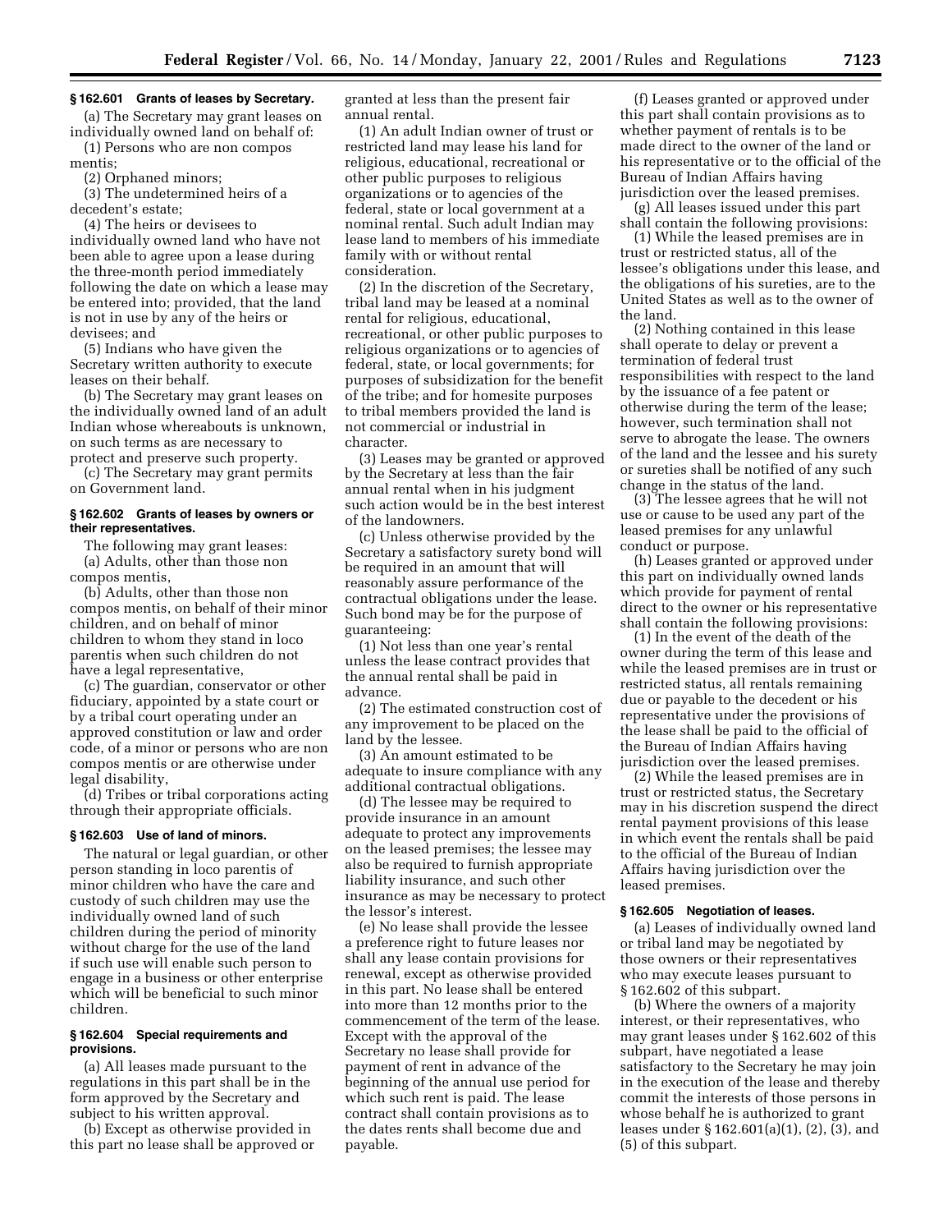### § 162.601 Grants of leases by Secretary.

(a) The Secretary may grant leases on individually owned land on behalf of:

(1) Persons who are non compos mentis;

(2) Orphaned minors;

(3) The undetermined heirs of a decedent's estate;

(4) The heirs or devisees to individually owned land who have not been able to agree upon a lease during the three-month period immediately following the date on which a lease may be entered into; provided, that the land is not in use by any of the heirs or devisees; and

(5) Indians who have given the Secretary written authority to execute leases on their behalf.

(b) The Secretary may grant leases on the individually owned land of an adult Indian whose whereabouts is unknown, on such terms as are necessary to protect and preserve such property.

(c) The Secretary may grant permits on Government land.

### § 162.602 Grants of leases by owners or their representatives.

The following may grant leases:

(a) Adults, other than those non compos mentis,

(b) Adults, other than those non compos mentis, on behalf of their minor children, and on behalf of minor children to whom they stand in loco parentis when such children do not have a legal representative,

(c) The guardian, conservator or other fiduciary, appointed by a state court or by a tribal court operating under an approved constitution or law and order code, of a minor or persons who are non compos mentis or are otherwise under legal disability,

(d) Tribes or tribal corporations acting through their appropriate officials.

### § 162.603 Use of land of minors.

The natural or legal guardian, or other person standing in loco parentis of minor children who have the care and custody of such children may use the individually owned land of such children during the period of minority without charge for the use of the land if such use will enable such person to engage in a business or other enterprise which will be beneficial to such minor children.

### § 162.604 Special requirements and provisions.

(a) All leases made pursuant to the regulations in this part shall be in the form approved by the Secretary and subject to his written approval.

(b) Except as otherwise provided in this part no lease shall be approved or granted at less than the present fair annual rental.

(1) An adult Indian owner of trust or restricted land may lease his land for religious, educational, recreational or other public purposes to religious organizations or to agencies of the federal, state or local government at a nominal rental. Such adult Indian may lease land to members of his immediate family with or without rental consideration.

(2) In the discretion of the Secretary, tribal land may be leased at a nominal rental for religious, educational, recreational, or other public purposes to religious organizations or to agencies of federal, state, or local governments; for purposes of subsidization for the benefit of the tribe; and for homesite purposes to tribal members provided the land is not commercial or industrial in character.

(3) Leases may be granted or approved by the Secretary at less than the fair annual rental when in his judgment such action would be in the best interest of the landowners.

(c) Unless otherwise provided by the Secretary a satisfactory surety bond will be required in an amount that will reasonably assure performance of the contractual obligations under the lease. Such bond may be for the purpose of guaranteeing:

(1) Not less than one year's rental unless the lease contract provides that the annual rental shall be paid in advance.

(2) The estimated construction cost of any improvement to be placed on the land by the lessee.

(3) An amount estimated to be adequate to insure compliance with any additional contractual obligations.

(d) The lessee may be required to provide insurance in an amount adequate to protect any improvements on the leased premises; the lessee may also be required to furnish appropriate liability insurance, and such other insurance as may be necessary to protect the lessor's interest.

(e) No lease shall provide the lessee a preference right to future leases nor shall any lease contain provisions for renewal, except as otherwise provided in this part. No lease shall be entered into more than 12 months prior to the commencement of the term of the lease. Except with the approval of the Secretary no lease shall provide for payment of rent in advance of the beginning of the annual use period for which such rent is paid. The lease contract shall contain provisions as to the dates rents shall become due and payable.

(f) Leases granted or approved under this part shall contain provisions as to whether payment of rentals is to be made direct to the owner of the land or his representative or to the official of the Bureau of Indian Affairs having jurisdiction over the leased premises.

(g) All leases issued under this part shall contain the following provisions:

(1) While the leased premises are in trust or restricted status, all of the lessee's obligations under this lease, and the obligations of his sureties, are to the United States as well as to the owner of the land.

(2) Nothing contained in this lease shall operate to delay or prevent a termination of federal trust responsibilities with respect to the land by the issuance of a fee patent or otherwise during the term of the lease; however, such termination shall not serve to abrogate the lease. The owners of the land and the lessee and his surety or sureties shall be notified of any such change in the status of the land.

(3) The lessee agrees that he will not use or cause to be used any part of the leased premises for any unlawful conduct or purpose.

(h) Leases granted or approved under this part on individually owned lands which provide for payment of rental direct to the owner or his representative shall contain the following provisions:

(1) In the event of the death of the owner during the term of this lease and while the leased premises are in trust or restricted status, all rentals remaining due or payable to the decedent or his representative under the provisions of the lease shall be paid to the official of the Bureau of Indian Affairs having jurisdiction over the leased premises.

(2) While the leased premises are in trust or restricted status, the Secretary may in his discretion suspend the direct rental payment provisions of this lease in which event the rentals shall be paid to the official of the Bureau of Indian Affairs having jurisdiction over the leased premises.

### § 162.605 Negotiation of leases.

(a) Leases of individually owned land or tribal land may be negotiated by those owners or their representatives who may execute leases pursuant to § 162.602 of this subpart.

(b) Where the owners of a majority interest, or their representatives, who may grant leases under § 162.602 of this subpart, have negotiated a lease satisfactory to the Secretary he may join in the execution of the lease and thereby commit the interests of those persons in whose behalf he is authorized to grant leases under § 162.601(a)(1), (2), (3), and (5) of this subpart.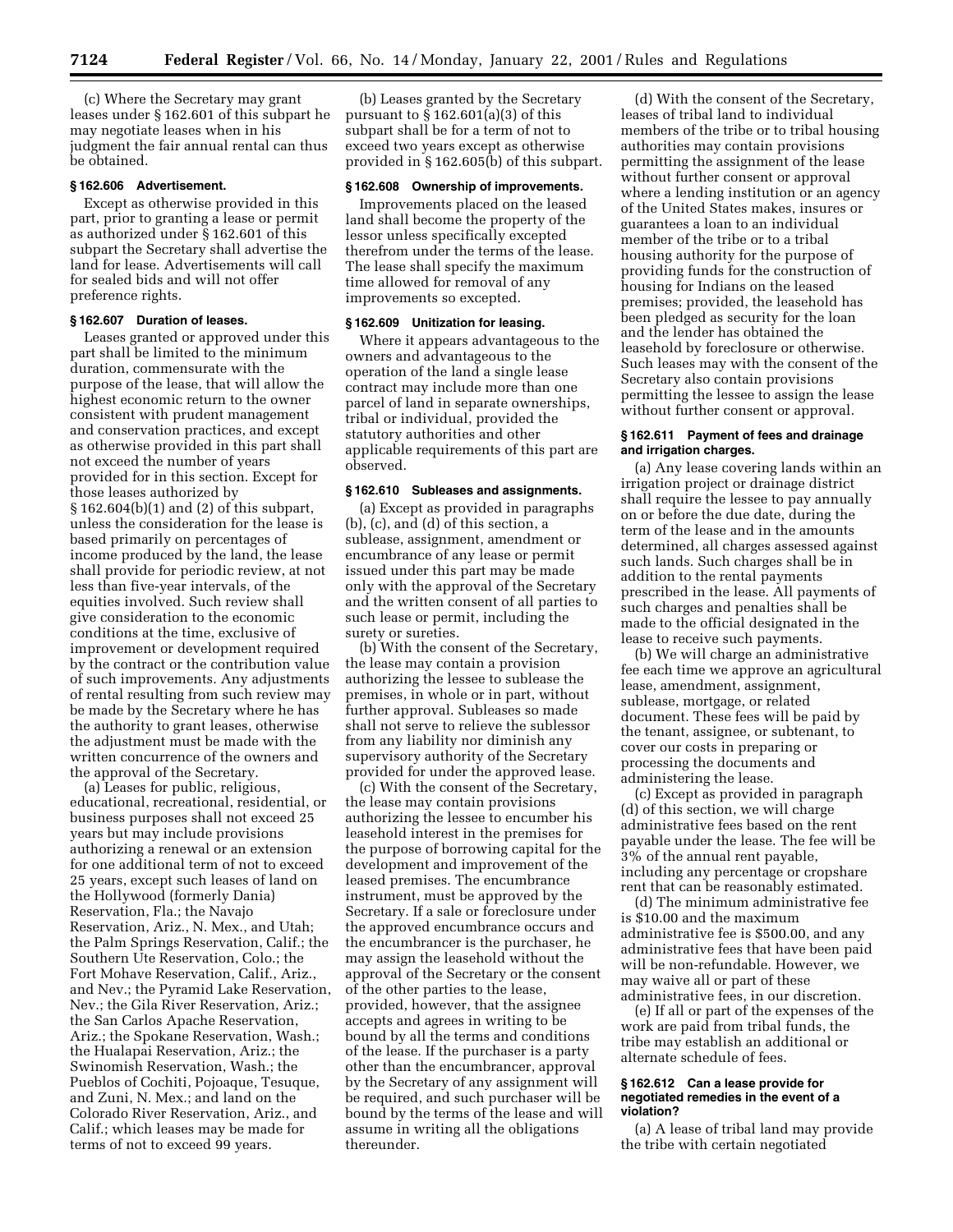(c) Where the Secretary may grant leases under § 162.601 of this subpart he may negotiate leases when in his judgment the fair annual rental can thus be obtained.

**§ 162.606 Advertisement.**

Except as otherwise provided in this part, prior to granting a lease or permit as authorized under § 162.601 of this subpart the Secretary shall advertise the land for lease. Advertisements will call for sealed bids and will not offer preference rights.

**§ 162.607 Duration of leases.**

Leases granted or approved under this part shall be limited to the minimum duration, commensurate with the purpose of the lease, that will allow the highest economic return to the owner consistent with prudent management and conservation practices, and except as otherwise provided in this part shall not exceed the number of years provided for in this section. Except for those leases authorized by § 162.604(b)(1) and (2) of this subpart, unless the consideration for the lease is based primarily on percentages of income produced by the land, the lease shall provide for periodic review, at not less than five-year intervals, of the equities involved. Such review shall give consideration to the economic conditions at the time, exclusive of improvement or development required by the contract or the contribution value of such improvements. Any adjustments of rental resulting from such review may be made by the Secretary where he has the authority to grant leases, otherwise the adjustment must be made with the written concurrence of the owners and the approval of the Secretary.

(a) Leases for public, religious, educational, recreational, residential, or business purposes shall not exceed 25 years but may include provisions authorizing a renewal or an extension for one additional term of not to exceed 25 years, except such leases of land on the Hollywood (formerly Dania) Reservation, Fla.; the Navajo Reservation, Ariz., N. Mex., and Utah; the Palm Springs Reservation, Calif.; the Southern Ute Reservation, Colo.; the Fort Mohave Reservation, Calif., Ariz., and Nev.; the Pyramid Lake Reservation, Nev.; the Gila River Reservation, Ariz.; the San Carlos Apache Reservation, Ariz.; the Spokane Reservation, Wash.; the Hualapai Reservation, Ariz.; the Swinomish Reservation, Wash.; the Pueblos of Cochiti, Pojoaque, Tesuque, and Zuni, N. Mex.; and land on the Colorado River Reservation, Ariz., and Calif.; which leases may be made for terms of not to exceed 99 years.

(b) Leases granted by the Secretary pursuant to § 162.601(a)(3) of this subpart shall be for a term of not to exceed two years except as otherwise provided in § 162.605(b) of this subpart.

**§ 162.608 Ownership of improvements.**

Improvements placed on the leased land shall become the property of the lessor unless specifically excepted therefrom under the terms of the lease. The lease shall specify the maximum time allowed for removal of any improvements so excepted.

**§ 162.609 Unitization for leasing.**

Where it appears advantageous to the owners and advantageous to the operation of the land a single lease contract may include more than one parcel of land in separate ownerships, tribal or individual, provided the statutory authorities and other applicable requirements of this part are observed.

**§ 162.610 Subleases and assignments.**

(a) Except as provided in paragraphs (b), (c), and (d) of this section, a sublease, assignment, amendment or encumbrance of any lease or permit issued under this part may be made only with the approval of the Secretary and the written consent of all parties to such lease or permit, including the surety or sureties.

(b) With the consent of the Secretary, the lease may contain a provision authorizing the lessee to sublease the premises, in whole or in part, without further approval. Subleases so made shall not serve to relieve the sublessor from any liability nor diminish any supervisory authority of the Secretary provided for under the approved lease.

(c) With the consent of the Secretary, the lease may contain provisions authorizing the lessee to encumber his leasehold interest in the premises for the purpose of borrowing capital for the development and improvement of the leased premises. The encumbrance instrument, must be approved by the Secretary. If a sale or foreclosure under the approved encumbrance occurs and the encumbrancer is the purchaser, he may assign the leasehold without the approval of the Secretary or the consent of the other parties to the lease, provided, however, that the assignee accepts and agrees in writing to be bound by all the terms and conditions of the lease. If the purchaser is a party other than the encumbrancer, approval by the Secretary of any assignment will be required, and such purchaser will be bound by the terms of the lease and will assume in writing all the obligations thereunder.

(d) With the consent of the Secretary, leases of tribal land to individual members of the tribe or to tribal housing authorities may contain provisions permitting the assignment of the lease without further consent or approval where a lending institution or an agency of the United States makes, insures or guarantees a loan to an individual member of the tribe or to a tribal housing authority for the purpose of providing funds for the construction of housing for Indians on the leased premises; provided, the leasehold has been pledged as security for the loan and the lender has obtained the leasehold by foreclosure or otherwise. Such leases may with the consent of the Secretary also contain provisions permitting the lessee to assign the lease without further consent or approval.

**§ 162.611 Payment of fees and drainage and irrigation charges.**

(a) Any lease covering lands within an irrigation project or drainage district shall require the lessee to pay annually on or before the due date, during the term of the lease and in the amounts determined, all charges assessed against such lands. Such charges shall be in addition to the rental payments prescribed in the lease. All payments of such charges and penalties shall be made to the official designated in the lease to receive such payments.

(b) We will charge an administrative fee each time we approve an agricultural lease, amendment, assignment, sublease, mortgage, or related document. These fees will be paid by the tenant, assignee, or subtenant, to cover our costs in preparing or processing the documents and administering the lease.

(c) Except as provided in paragraph (d) of this section, we will charge administrative fees based on the rent payable under the lease. The fee will be 3% of the annual rent payable, including any percentage or cropshare rent that can be reasonably estimated.

(d) The minimum administrative fee is $10.00 and the maximum administrative fee is $500.00, and any administrative fees that have been paid will be non-refundable. However, we may waive all or part of these administrative fees, in our discretion.

(e) If all or part of the expenses of the work are paid from tribal funds, the tribe may establish an additional or alternate schedule of fees.

**§ 162.612 Can a lease provide for negotiated remedies in the event of a violation?**

(a) A lease of tribal land may provide the tribe with certain negotiated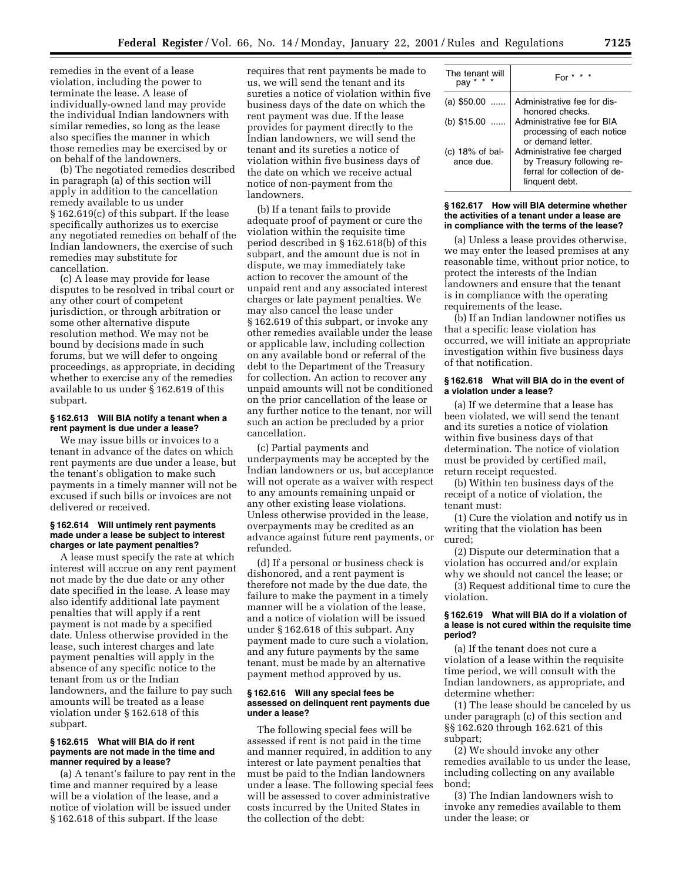remedies in the event of a lease violation, including the power to terminate the lease. A lease of individually-owned land may provide the individual Indian landowners with similar remedies, so long as the lease also specifies the manner in which those remedies may be exercised by or on behalf of the landowners.

(b) The negotiated remedies described in paragraph (a) of this section will apply in addition to the cancellation remedy available to us under § 162.619(c) of this subpart. If the lease specifically authorizes us to exercise any negotiated remedies on behalf of the Indian landowners, the exercise of such remedies may substitute for cancellation.

(c) A lease may provide for lease disputes to be resolved in tribal court or any other court of competent jurisdiction, or through arbitration or some other alternative dispute resolution method. We may not be bound by decisions made in such forums, but we will defer to ongoing proceedings, as appropriate, in deciding whether to exercise any of the remedies available to us under § 162.619 of this subpart.

#### § 162.613 Will BIA notify a tenant when a rent payment is due under a lease?

We may issue bills or invoices to a tenant in advance of the dates on which rent payments are due under a lease, but the tenant's obligation to make such payments in a timely manner will not be excused if such bills or invoices are not delivered or received.

#### § 162.614 Will untimely rent payments made under a lease be subject to interest charges or late payment penalties?

A lease must specify the rate at which interest will accrue on any rent payment not made by the due date or any other date specified in the lease. A lease may also identify additional late payment penalties that will apply if a rent payment is not made by a specified date. Unless otherwise provided in the lease, such interest charges and late payment penalties will apply in the absence of any specific notice to the tenant from us or the Indian landowners, and the failure to pay such amounts will be treated as a lease violation under § 162.618 of this subpart.

#### § 162.615 What will BIA do if rent payments are not made in the time and manner required by a lease?

(a) A tenant's failure to pay rent in the time and manner required by a lease will be a violation of the lease, and a notice of violation will be issued under § 162.618 of this subpart. If the lease requires that rent payments be made to us, we will send the tenant and its sureties a notice of violation within five business days of the date on which the rent payment was due. If the lease provides for payment directly to the Indian landowners, we will send the tenant and its sureties a notice of violation within five business days of the date on which we receive actual notice of non-payment from the landowners.

(b) If a tenant fails to provide adequate proof of payment or cure the violation within the requisite time period described in § 162.618(b) of this subpart, and the amount due is not in dispute, we may immediately take action to recover the amount of the unpaid rent and any associated interest charges or late payment penalties. We may also cancel the lease under § 162.619 of this subpart, or invoke any other remedies available under the lease or applicable law, including collection on any available bond or referral of the debt to the Department of the Treasury for collection. An action to recover any unpaid amounts will not be conditioned on the prior cancellation of the lease or any further notice to the tenant, nor will such an action be precluded by a prior cancellation.

(c) Partial payments and underpayments may be accepted by the Indian landowners or us, but acceptance will not operate as a waiver with respect to any amounts remaining unpaid or any other existing lease violations. Unless otherwise provided in the lease, overpayments may be credited as an advance against future rent payments, or refunded.

(d) If a personal or business check is dishonored, and a rent payment is therefore not made by the due date, the failure to make the payment in a timely manner will be a violation of the lease, and a notice of violation will be issued under § 162.618 of this subpart. Any payment made to cure such a violation, and any future payments by the same tenant, must be made by an alternative payment method approved by us.

#### § 162.616 Will any special fees be assessed on delinquent rent payments due under a lease?

The following special fees will be assessed if rent is not paid in the time and manner required, in addition to any interest or late payment penalties that must be paid to the Indian landowners under a lease. The following special fees will be assessed to cover administrative costs incurred by the United States in the collection of the debt:

| The tenant will pay * * * | For * * * |
|---|---|
| (a) $50.00 ...... | Administrative fee for dishonored checks. |
| (b) $15.00 ...... | Administrative fee for BIA processing of each notice or demand letter. |
| (c) 18% of balance due. | Administrative fee charged by Treasury following referral for collection of delinquent debt. |

#### § 162.617 How will BIA determine whether the activities of a tenant under a lease are in compliance with the terms of the lease?

(a) Unless a lease provides otherwise, we may enter the leased premises at any reasonable time, without prior notice, to protect the interests of the Indian landowners and ensure that the tenant is in compliance with the operating requirements of the lease.

(b) If an Indian landowner notifies us that a specific lease violation has occurred, we will initiate an appropriate investigation within five business days of that notification.

#### § 162.618 What will BIA do in the event of a violation under a lease?

(a) If we determine that a lease has been violated, we will send the tenant and its sureties a notice of violation within five business days of that determination. The notice of violation must be provided by certified mail, return receipt requested.

(b) Within ten business days of the receipt of a notice of violation, the tenant must:

(1) Cure the violation and notify us in writing that the violation has been cured;

(2) Dispute our determination that a violation has occurred and/or explain why we should not cancel the lease; or

(3) Request additional time to cure the violation.

#### § 162.619 What will BIA do if a violation of a lease is not cured within the requisite time period?

(a) If the tenant does not cure a violation of a lease within the requisite time period, we will consult with the Indian landowners, as appropriate, and determine whether:

(1) The lease should be canceled by us under paragraph (c) of this section and §§ 162.620 through 162.621 of this subpart;

(2) We should invoke any other remedies available to us under the lease, including collecting on any available bond;

(3) The Indian landowners wish to invoke any remedies available to them under the lease; or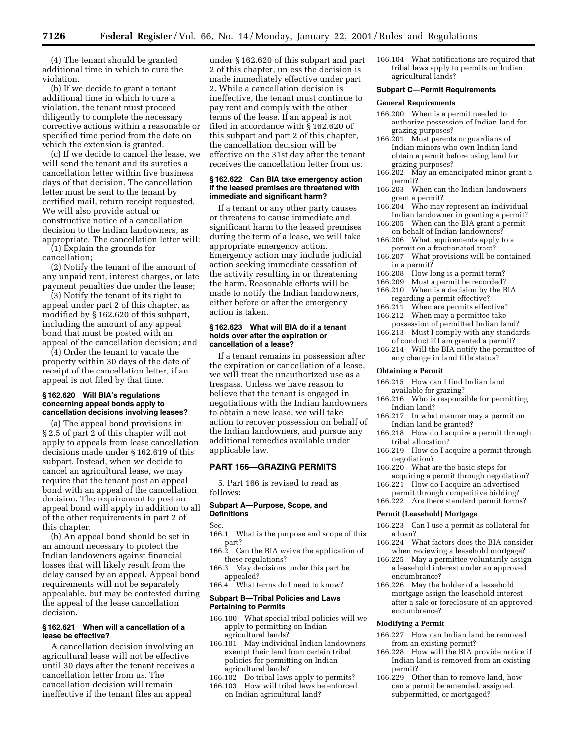(4) The tenant should be granted additional time in which to cure the violation.

(b) If we decide to grant a tenant additional time in which to cure a violation, the tenant must proceed diligently to complete the necessary corrective actions within a reasonable or specified time period from the date on which the extension is granted.

(c) If we decide to cancel the lease, we will send the tenant and its sureties a cancellation letter within five business days of that decision. The cancellation letter must be sent to the tenant by certified mail, return receipt requested. We will also provide actual or constructive notice of a cancellation decision to the Indian landowners, as appropriate. The cancellation letter will:

(1) Explain the grounds for cancellation;

(2) Notify the tenant of the amount of any unpaid rent, interest charges, or late payment penalties due under the lease;

(3) Notify the tenant of its right to appeal under part 2 of this chapter, as modified by § 162.620 of this subpart, including the amount of any appeal bond that must be posted with an appeal of the cancellation decision; and

(4) Order the tenant to vacate the property within 30 days of the date of receipt of the cancellation letter, if an appeal is not filed by that time.

#### § 162.620 Will BIA's regulations concerning appeal bonds apply to cancellation decisions involving leases?

(a) The appeal bond provisions in § 2.5 of part 2 of this chapter will not apply to appeals from lease cancellation decisions made under § 162.619 of this subpart. Instead, when we decide to cancel an agricultural lease, we may require that the tenant post an appeal bond with an appeal of the cancellation decision. The requirement to post an appeal bond will apply in addition to all of the other requirements in part 2 of this chapter.

(b) An appeal bond should be set in an amount necessary to protect the Indian landowners against financial losses that will likely result from the delay caused by an appeal. Appeal bond requirements will not be separately appealable, but may be contested during the appeal of the lease cancellation decision.

#### § 162.621 When will a cancellation of a lease be effective?

A cancellation decision involving an agricultural lease will not be effective until 30 days after the tenant receives a cancellation letter from us. The cancellation decision will remain ineffective if the tenant files an appeal under § 162.620 of this subpart and part 2 of this chapter, unless the decision is made immediately effective under part 2. While a cancellation decision is ineffective, the tenant must continue to pay rent and comply with the other terms of the lease. If an appeal is not filed in accordance with § 162.620 of this subpart and part 2 of this chapter, the cancellation decision will be effective on the 31st day after the tenant receives the cancellation letter from us.

#### § 162.622 Can BIA take emergency action if the leased premises are threatened with immediate and significant harm?

If a tenant or any other party causes or threatens to cause immediate and significant harm to the leased premises during the term of a lease, we will take appropriate emergency action. Emergency action may include judicial action seeking immediate cessation of the activity resulting in or threatening the harm. Reasonable efforts will be made to notify the Indian landowners, either before or after the emergency action is taken.

#### § 162.623 What will BIA do if a tenant holds over after the expiration or cancellation of a lease?

If a tenant remains in possession after the expiration or cancellation of a lease, we will treat the unauthorized use as a trespass. Unless we have reason to believe that the tenant is engaged in negotiations with the Indian landowners to obtain a new lease, we will take action to recover possession on behalf of the Indian landowners, and pursue any additional remedies available under applicable law.

## PART 166—GRAZING PERMITS

5. Part 166 is revised to read as follows:

### Subpart A—Purpose, Scope, and Definitions

Sec.

166.1 What is the purpose and scope of this part?

166.2 Can the BIA waive the application of these regulations?

166.3 May decisions under this part be appealed?

166.4 What terms do I need to know?

### Subpart B—Tribal Policies and Laws Pertaining to Permits

166.100 What special tribal policies will we apply to permitting on Indian agricultural lands?

166.101 May individual Indian landowners exempt their land from certain tribal policies for permitting on Indian agricultural lands?

166.102 Do tribal laws apply to permits?

166.103 How will tribal laws be enforced on Indian agricultural land?

166.104 What notifications are required that tribal laws apply to permits on Indian agricultural lands?

### Subpart C—Permit Requirements

**General Requirements**

166.200 When is a permit needed to authorize possession of Indian land for grazing purposes?

166.201 Must parents or guardians of Indian minors who own Indian land obtain a permit before using land for grazing purposes?

166.202 May an emancipated minor grant a permit?

166.203 When can the Indian landowners grant a permit?

166.204 Who may represent an individual Indian landowner in granting a permit?

166.205 When can the BIA grant a permit on behalf of Indian landowners?

166.206 What requirements apply to a permit on a fractionated tract?

166.207 What provisions will be contained in a permit?

166.208 How long is a permit term?

166.209 Must a permit be recorded?

166.210 When is a decision by the BIA regarding a permit effective?

166.211 When are permits effective?

166.212 When may a permittee take possession of permitted Indian land?

166.213 Must I comply with any standards of conduct if I am granted a permit?

166.214 Will the BIA notify the permittee of any change in land title status?

**Obtaining a Permit**

166.215 How can I find Indian land available for grazing?

166.216 Who is responsible for permitting Indian land?

166.217 In what manner may a permit on Indian land be granted?

166.218 How do I acquire a permit through tribal allocation?

166.219 How do I acquire a permit through negotiation?

166.220 What are the basic steps for acquiring a permit through negotiation?

166.221 How do I acquire an advertised permit through competitive bidding?

166.222 Are there standard permit forms?

**Permit (Leasehold) Mortgage**

166.223 Can I use a permit as collateral for a loan?

166.224 What factors does the BIA consider when reviewing a leasehold mortgage?

166.225 May a permittee voluntarily assign a leasehold interest under an approved encumbrance?

166.226 May the holder of a leasehold mortgage assign the leasehold interest after a sale or foreclosure of an approved encumbrance?

**Modifying a Permit**

166.227 How can Indian land be removed from an existing permit?

166.228 How will the BIA provide notice if Indian land is removed from an existing permit?

166.229 Other than to remove land, how can a permit be amended, assigned, subpermitted, or mortgaged?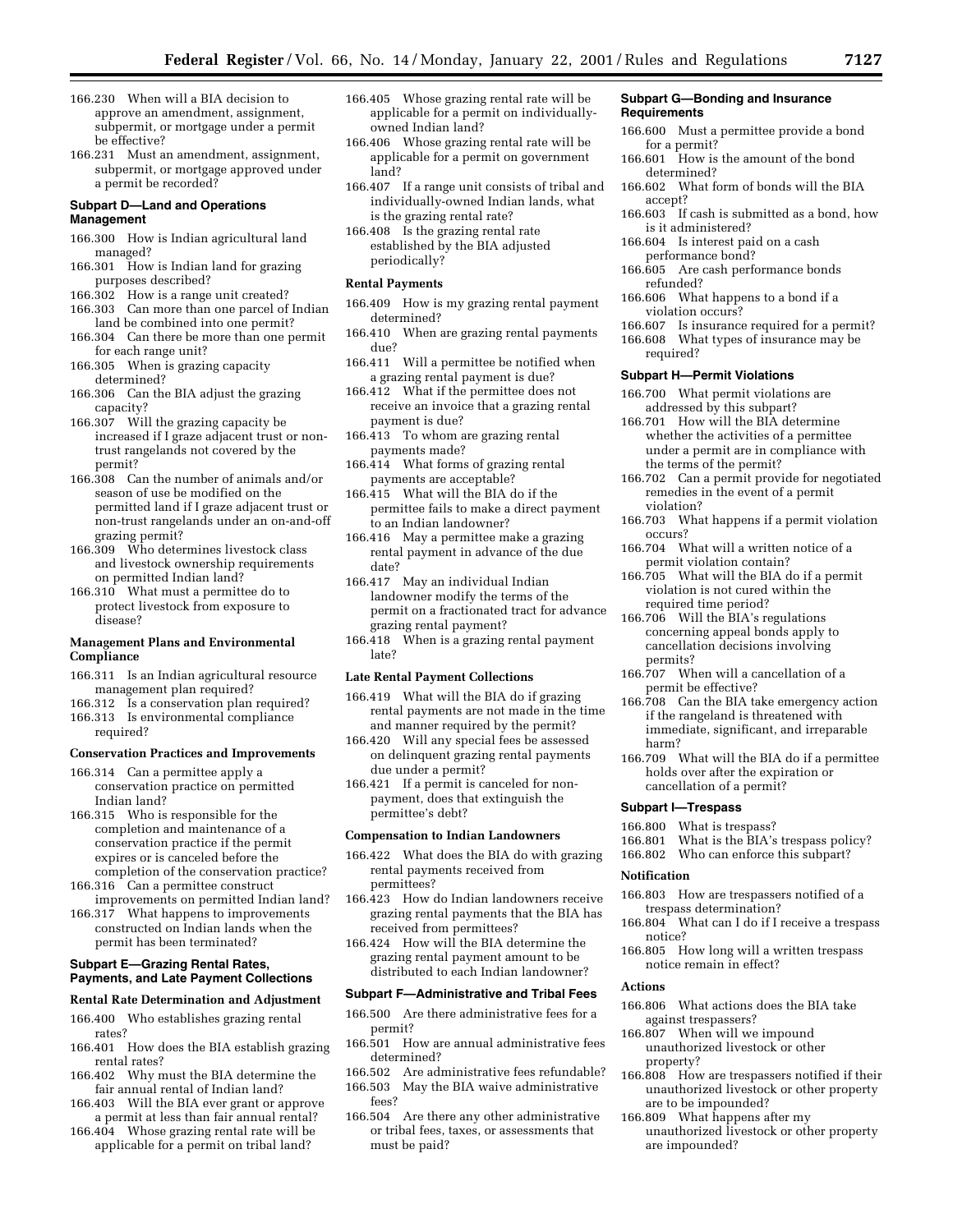166.230 When will a BIA decision to approve an amendment, assignment, subpermit, or mortgage under a permit be effective?
166.231 Must an amendment, assignment, subpermit, or mortgage approved under a permit be recorded?

### Subpart D—Land and Operations Management

166.300 How is Indian agricultural land managed?
166.301 How is Indian land for grazing purposes described?
166.302 How is a range unit created?
166.303 Can more than one parcel of Indian land be combined into one permit?
166.304 Can there be more than one permit for each range unit?
166.305 When is grazing capacity determined?
166.306 Can the BIA adjust the grazing capacity?
166.307 Will the grazing capacity be increased if I graze adjacent trust or non-trust rangelands not covered by the permit?
166.308 Can the number of animals and/or season of use be modified on the permitted land if I graze adjacent trust or non-trust rangelands under an on-and-off grazing permit?
166.309 Who determines livestock class and livestock ownership requirements on permitted Indian land?
166.310 What must a permittee do to protect livestock from exposure to disease?

#### Management Plans and Environmental Compliance

166.311 Is an Indian agricultural resource management plan required?
166.312 Is a conservation plan required?
166.313 Is environmental compliance required?

#### Conservation Practices and Improvements

166.314 Can a permittee apply a conservation practice on permitted Indian land?
166.315 Who is responsible for the completion and maintenance of a conservation practice if the permit expires or is canceled before the completion of the conservation practice?
166.316 Can a permittee construct improvements on permitted Indian land?
166.317 What happens to improvements constructed on Indian lands when the permit has been terminated?

### Subpart E—Grazing Rental Rates, Payments, and Late Payment Collections

#### Rental Rate Determination and Adjustment

166.400 Who establishes grazing rental rates?
166.401 How does the BIA establish grazing rental rates?
166.402 Why must the BIA determine the fair annual rental of Indian land?
166.403 Will the BIA ever grant or approve a permit at less than fair annual rental?
166.404 Whose grazing rental rate will be applicable for a permit on tribal land?
166.405 Whose grazing rental rate will be applicable for a permit on individually-owned Indian land?
166.406 Whose grazing rental rate will be applicable for a permit on government land?
166.407 If a range unit consists of tribal and individually-owned Indian lands, what is the grazing rental rate?
166.408 Is the grazing rental rate established by the BIA adjusted periodically?

#### Rental Payments

166.409 How is my grazing rental payment determined?
166.410 When are grazing rental payments due?
166.411 Will a permittee be notified when a grazing rental payment is due?
166.412 What if the permittee does not receive an invoice that a grazing rental payment is due?
166.413 To whom are grazing rental payments made?
166.414 What forms of grazing rental payments are acceptable?
166.415 What will the BIA do if the permittee fails to make a direct payment to an Indian landowner?
166.416 May a permittee make a grazing rental payment in advance of the due date?
166.417 May an individual Indian landowner modify the terms of the permit on a fractionated tract for advance grazing rental payment?
166.418 When is a grazing rental payment late?

#### Late Rental Payment Collections

166.419 What will the BIA do if grazing rental payments are not made in the time and manner required by the permit?
166.420 Will any special fees be assessed on delinquent grazing rental payments due under a permit?
166.421 If a permit is canceled for non-payment, does that extinguish the permittee's debt?

#### Compensation to Indian Landowners

166.422 What does the BIA do with grazing rental payments received from permittees?
166.423 How do Indian landowners receive grazing rental payments that the BIA has received from permittees?
166.424 How will the BIA determine the grazing rental payment amount to be distributed to each Indian landowner?

### Subpart F—Administrative and Tribal Fees

166.500 Are there administrative fees for a permit?
166.501 How are annual administrative fees determined?
166.502 Are administrative fees refundable?
166.503 May the BIA waive administrative fees?
166.504 Are there any other administrative or tribal fees, taxes, or assessments that must be paid?

### Subpart G—Bonding and Insurance Requirements

166.600 Must a permittee provide a bond for a permit?
166.601 How is the amount of the bond determined?
166.602 What form of bonds will the BIA accept?
166.603 If cash is submitted as a bond, how is it administered?
166.604 Is interest paid on a cash performance bond?
166.605 Are cash performance bonds refunded?
166.606 What happens to a bond if a violation occurs?
166.607 Is insurance required for a permit?
166.608 What types of insurance may be required?

### Subpart H—Permit Violations

166.700 What permit violations are addressed by this subpart?
166.701 How will the BIA determine whether the activities of a permittee under a permit are in compliance with the terms of the permit?
166.702 Can a permit provide for negotiated remedies in the event of a permit violation?
166.703 What happens if a permit violation occurs?
166.704 What will a written notice of a permit violation contain?
166.705 What will the BIA do if a permit violation is not cured within the required time period?
166.706 Will the BIA's regulations concerning appeal bonds apply to cancellation decisions involving permits?
166.707 When will a cancellation of a permit be effective?
166.708 Can the BIA take emergency action if the rangeland is threatened with immediate, significant, and irreparable harm?
166.709 What will the BIA do if a permittee holds over after the expiration or cancellation of a permit?

### Subpart I—Trespass

166.800 What is trespass?
166.801 What is the BIA's trespass policy?
166.802 Who can enforce this subpart?

#### Notification

166.803 How are trespassers notified of a trespass determination?
166.804 What can I do if I receive a trespass notice?
166.805 How long will a written trespass notice remain in effect?

#### Actions

166.806 What actions does the BIA take against trespassers?
166.807 When will we impound unauthorized livestock or other property?
166.808 How are trespassers notified if their unauthorized livestock or other property are to be impounded?
166.809 What happens after my unauthorized livestock or other property are impounded?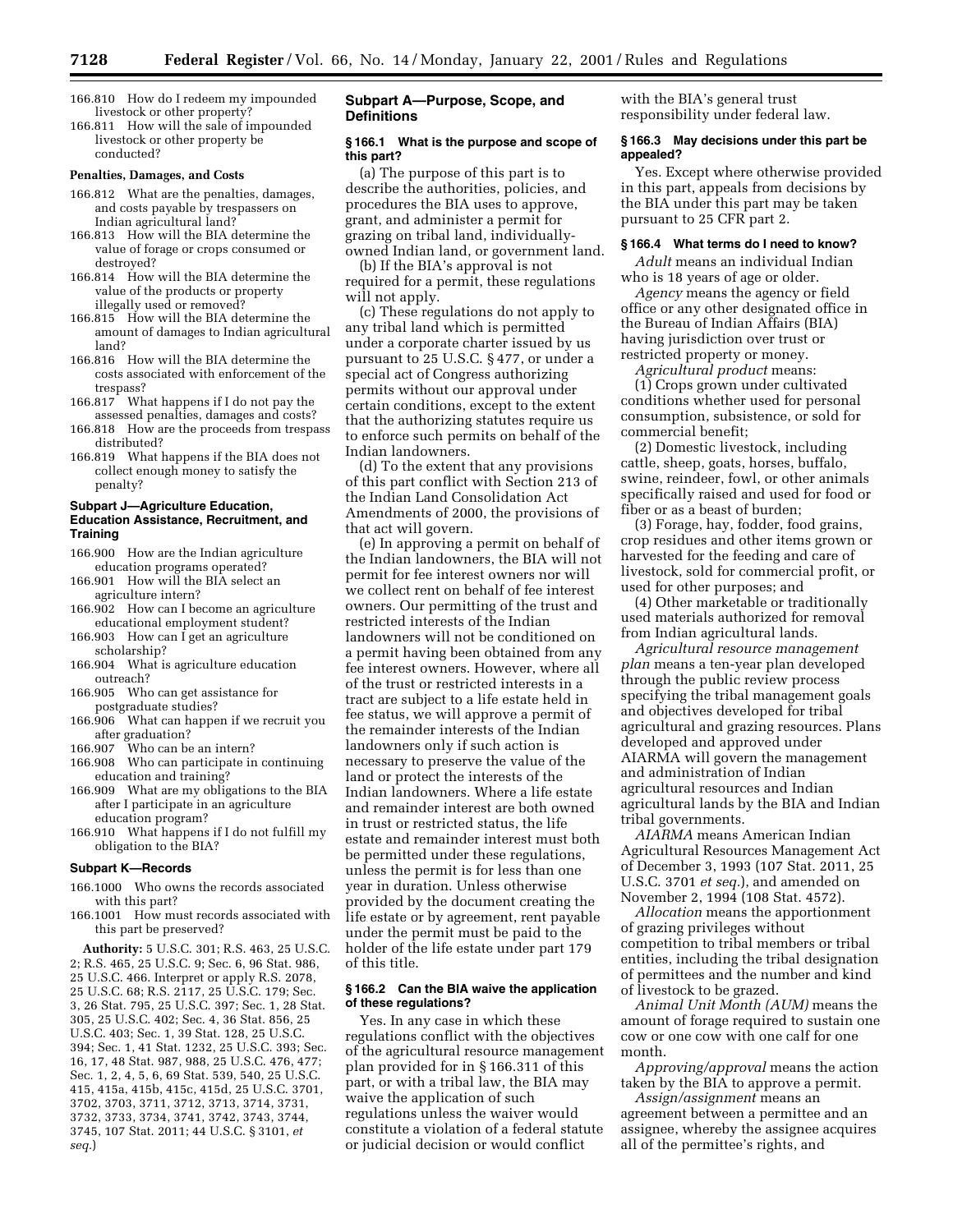166.810 How do I redeem my impounded livestock or other property?
166.811 How will the sale of impounded livestock or other property be conducted?

**Penalties, Damages, and Costs**

166.812 What are the penalties, damages, and costs payable by trespassers on Indian agricultural land?
166.813 How will the BIA determine the value of forage or crops consumed or destroyed?
166.814 How will the BIA determine the value of the products or property illegally used or removed?
166.815 How will the BIA determine the amount of damages to Indian agricultural land?
166.816 How will the BIA determine the costs associated with enforcement of the trespass?
166.817 What happens if I do not pay the assessed penalties, damages and costs?
166.818 How are the proceeds from trespass distributed?
166.819 What happens if the BIA does not collect enough money to satisfy the penalty?

**Subpart J—Agriculture Education, Education Assistance, Recruitment, and Training**

166.900 How are the Indian agriculture education programs operated?
166.901 How will the BIA select an agriculture intern?
166.902 How can I become an agriculture educational employment student?
166.903 How can I get an agriculture scholarship?
166.904 What is agriculture education outreach?
166.905 Who can get assistance for postgraduate studies?
166.906 What can happen if we recruit you after graduation?
166.907 Who can be an intern?
166.908 Who can participate in continuing education and training?
166.909 What are my obligations to the BIA after I participate in an agriculture education program?
166.910 What happens if I do not fulfill my obligation to the BIA?

**Subpart K—Records**

166.1000 Who owns the records associated with this part?
166.1001 How must records associated with this part be preserved?

**Authority:** 5 U.S.C. 301; R.S. 463, 25 U.S.C. 2; R.S. 465, 25 U.S.C. 9; Sec. 6, 96 Stat. 986, 25 U.S.C. 466. Interpret or apply R.S. 2078, 25 U.S.C. 68; R.S. 2117, 25 U.S.C. 179; Sec. 3, 26 Stat. 795, 25 U.S.C. 397; Sec. 1, 28 Stat. 305, 25 U.S.C. 402; Sec. 4, 36 Stat. 856, 25 U.S.C. 403; Sec. 1, 39 Stat. 128, 25 U.S.C. 394; Sec. 1, 41 Stat. 1232, 25 U.S.C. 393; Sec. 16, 17, 48 Stat. 987, 988, 25 U.S.C. 476, 477; Sec. 1, 2, 4, 5, 6, 69 Stat. 539, 540, 25 U.S.C. 415, 415a, 415b, 415c, 415d, 25 U.S.C. 3701, 3702, 3703, 3711, 3712, 3713, 3714, 3731, 3732, 3733, 3734, 3741, 3742, 3743, 3744, 3745, 107 Stat. 2011; 44 U.S.C. § 3101, *et seq.*)

## Subpart A—Purpose, Scope, and Definitions

### § 166.1 What is the purpose and scope of this part?

(a) The purpose of this part is to describe the authorities, policies, and procedures the BIA uses to approve, grant, and administer a permit for grazing on tribal land, individually-owned Indian land, or government land.

(b) If the BIA's approval is not required for a permit, these regulations will not apply.

(c) These regulations do not apply to any tribal land which is permitted under a corporate charter issued by us pursuant to 25 U.S.C. § 477, or under a special act of Congress authorizing permits without our approval under certain conditions, except to the extent that the authorizing statutes require us to enforce such permits on behalf of the Indian landowners.

(d) To the extent that any provisions of this part conflict with Section 213 of the Indian Land Consolidation Act Amendments of 2000, the provisions of that act will govern.

(e) In approving a permit on behalf of the Indian landowners, the BIA will not permit for fee interest owners nor will we collect rent on behalf of fee interest owners. Our permitting of the trust and restricted interests of the Indian landowners will not be conditioned on a permit having been obtained from any fee interest owners. However, where all of the trust or restricted interests in a tract are subject to a life estate held in fee status, we will approve a permit of the remainder interests of the Indian landowners only if such action is necessary to preserve the value of the land or protect the interests of the Indian landowners. Where a life estate and remainder interest are both owned in trust or restricted status, the life estate and remainder interest must both be permitted under these regulations, unless the permit is for less than one year in duration. Unless otherwise provided by the document creating the life estate or by agreement, rent payable under the permit must be paid to the holder of the life estate under part 179 of this title.

### § 166.2 Can the BIA waive the application of these regulations?

Yes. In any case in which these regulations conflict with the objectives of the agricultural resource management plan provided for in § 166.311 of this part, or with a tribal law, the BIA may waive the application of such regulations unless the waiver would constitute a violation of a federal statute or judicial decision or would conflict with the BIA's general trust responsibility under federal law.

### § 166.3 May decisions under this part be appealed?

Yes. Except where otherwise provided in this part, appeals from decisions by the BIA under this part may be taken pursuant to 25 CFR part 2.

### § 166.4 What terms do I need to know?

*Adult* means an individual Indian who is 18 years of age or older.

*Agency* means the agency or field office or any other designated office in the Bureau of Indian Affairs (BIA) having jurisdiction over trust or restricted property or money.

*Agricultural product* means:

(1) Crops grown under cultivated conditions whether used for personal consumption, subsistence, or sold for commercial benefit;

(2) Domestic livestock, including cattle, sheep, goats, horses, buffalo, swine, reindeer, fowl, or other animals specifically raised and used for food or fiber or as a beast of burden;

(3) Forage, hay, fodder, food grains, crop residues and other items grown or harvested for the feeding and care of livestock, sold for commercial profit, or used for other purposes; and

(4) Other marketable or traditionally used materials authorized for removal from Indian agricultural lands.

*Agricultural resource management plan* means a ten-year plan developed through the public review process specifying the tribal management goals and objectives developed for tribal agricultural and grazing resources. Plans developed and approved under AIARMA will govern the management and administration of Indian agricultural resources and Indian agricultural lands by the BIA and Indian tribal governments.

*AIARMA* means American Indian Agricultural Resources Management Act of December 3, 1993 (107 Stat. 2011, 25 U.S.C. 3701 *et seq.*), and amended on November 2, 1994 (108 Stat. 4572).

*Allocation* means the apportionment of grazing privileges without competition to tribal members or tribal entities, including the tribal designation of permittees and the number and kind of livestock to be grazed.

*Animal Unit Month (AUM)* means the amount of forage required to sustain one cow or one cow with one calf for one month.

*Approving/approval* means the action taken by the BIA to approve a permit.

*Assign/assignment* means an agreement between a permittee and an assignee, whereby the assignee acquires all of the permittee's rights, and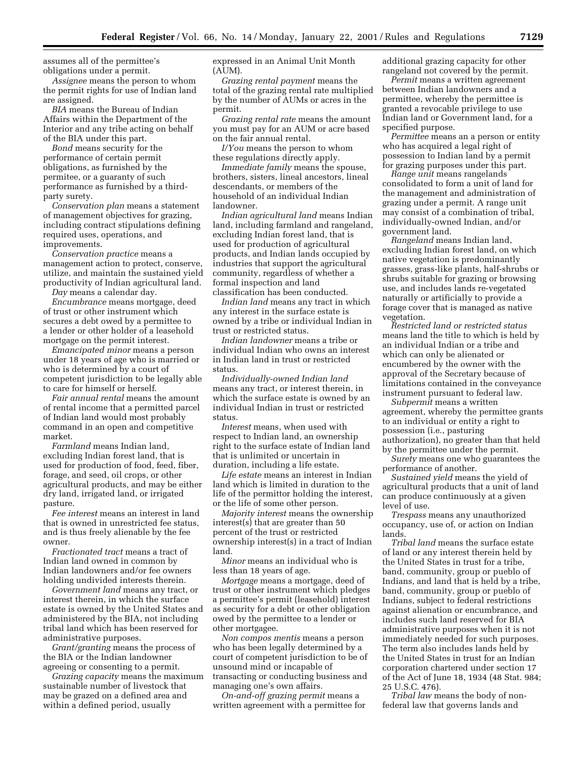assumes all of the permittee's obligations under a permit.

*Assignee* means the person to whom the permit rights for use of Indian land are assigned.

*BIA* means the Bureau of Indian Affairs within the Department of the Interior and any tribe acting on behalf of the BIA under this part.

*Bond* means security for the performance of certain permit obligations, as furnished by the permitee, or a guaranty of such performance as furnished by a third-party surety.

*Conservation plan* means a statement of management objectives for grazing, including contract stipulations defining required uses, operations, and improvements.

*Conservation practice* means a management action to protect, conserve, utilize, and maintain the sustained yield productivity of Indian agricultural land.

*Day* means a calendar day.

*Encumbrance* means mortgage, deed of trust or other instrument which secures a debt owed by a permittee to a lender or other holder of a leasehold mortgage on the permit interest.

*Emancipated minor* means a person under 18 years of age who is married or who is determined by a court of competent jurisdiction to be legally able to care for himself or herself.

*Fair annual rental* means the amount of rental income that a permitted parcel of Indian land would most probably command in an open and competitive market.

*Farmland* means Indian land, excluding Indian forest land, that is used for production of food, feed, fiber, forage, and seed, oil crops, or other agricultural products, and may be either dry land, irrigated land, or irrigated pasture.

*Fee interest* means an interest in land that is owned in unrestricted fee status, and is thus freely alienable by the fee owner.

*Fractionated tract* means a tract of Indian land owned in common by Indian landowners and/or fee owners holding undivided interests therein.

*Government land* means any tract, or interest therein, in which the surface estate is owned by the United States and administered by the BIA, not including tribal land which has been reserved for administrative purposes.

*Grant/granting* means the process of the BIA or the Indian landowner agreeing or consenting to a permit.

*Grazing capacity* means the maximum sustainable number of livestock that may be grazed on a defined area and within a defined period, usually expressed in an Animal Unit Month (AUM).

*Grazing rental payment* means the total of the grazing rental rate multiplied by the number of AUMs or acres in the permit.

*Grazing rental rate* means the amount you must pay for an AUM or acre based on the fair annual rental.

*I/You* means the person to whom these regulations directly apply.

*Immediate family* means the spouse, brothers, sisters, lineal ancestors, lineal descendants, or members of the household of an individual Indian landowner.

*Indian agricultural land* means Indian land, including farmland and rangeland, excluding Indian forest land, that is used for production of agricultural products, and Indian lands occupied by industries that support the agricultural community, regardless of whether a formal inspection and land classification has been conducted.

*Indian land* means any tract in which any interest in the surface estate is owned by a tribe or individual Indian in trust or restricted status.

*Indian landowner* means a tribe or individual Indian who owns an interest in Indian land in trust or restricted status.

*Individually-owned Indian land* means any tract, or interest therein, in which the surface estate is owned by an individual Indian in trust or restricted status.

*Interest* means, when used with respect to Indian land, an ownership right to the surface estate of Indian land that is unlimited or uncertain in duration, including a life estate.

*Life estate* means an interest in Indian land which is limited in duration to the life of the permittor holding the interest, or the life of some other person.

*Majority interest* means the ownership interest(s) that are greater than 50 percent of the trust or restricted ownership interest(s) in a tract of Indian land.

*Minor* means an individual who is less than 18 years of age.

*Mortgage* means a mortgage, deed of trust or other instrument which pledges a permittee's permit (leasehold) interest as security for a debt or other obligation owed by the permittee to a lender or other mortgagee.

*Non compos mentis* means a person who has been legally determined by a court of competent jurisdiction to be of unsound mind or incapable of transacting or conducting business and managing one's own affairs.

*On-and-off grazing permit* means a written agreement with a permittee for additional grazing capacity for other rangeland not covered by the permit.

*Permit* means a written agreement between Indian landowners and a permittee, whereby the permittee is granted a revocable privilege to use Indian land or Government land, for a specified purpose.

*Permittee* means an a person or entity who has acquired a legal right of possession to Indian land by a permit for grazing purposes under this part.

*Range unit* means rangelands consolidated to form a unit of land for the management and administration of grazing under a permit. A range unit may consist of a combination of tribal, individually-owned Indian, and/or government land.

*Rangeland* means Indian land, excluding Indian forest land, on which native vegetation is predominantly grasses, grass-like plants, half-shrubs or shrubs suitable for grazing or browsing use, and includes lands re-vegetated naturally or artificially to provide a forage cover that is managed as native vegetation.

*Restricted land or restricted status* means land the title to which is held by an individual Indian or a tribe and which can only be alienated or encumbered by the owner with the approval of the Secretary because of limitations contained in the conveyance instrument pursuant to federal law.

*Subpermit* means a written agreement, whereby the permittee grants to an individual or entity a right to possession (i.e., pasturing authorization), no greater than that held by the permittee under the permit.

*Surety* means one who guarantees the performance of another.

*Sustained yield* means the yield of agricultural products that a unit of land can produce continuously at a given level of use.

*Trespass* means any unauthorized occupancy, use of, or action on Indian lands.

*Tribal land* means the surface estate of land or any interest therein held by the United States in trust for a tribe, band, community, group or pueblo of Indians, and land that is held by a tribe, band, community, group or pueblo of Indians, subject to federal restrictions against alienation or encumbrance, and includes such land reserved for BIA administrative purposes when it is not immediately needed for such purposes. The term also includes lands held by the United States in trust for an Indian corporation chartered under section 17 of the Act of June 18, 1934 (48 Stat. 984; 25 U.S.C. 476).

*Tribal law* means the body of non-federal law that governs lands and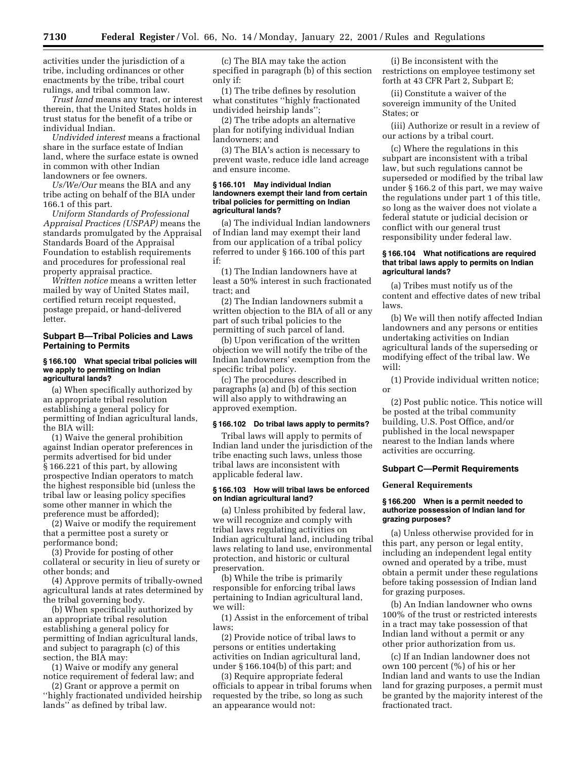activities under the jurisdiction of a tribe, including ordinances or other enactments by the tribe, tribal court rulings, and tribal common law.

*Trust land* means any tract, or interest therein, that the United States holds in trust status for the benefit of a tribe or individual Indian.

*Undivided interest* means a fractional share in the surface estate of Indian land, where the surface estate is owned in common with other Indian landowners or fee owners.

*Us/We/Our* means the BIA and any tribe acting on behalf of the BIA under 166.1 of this part.

*Uniform Standards of Professional Appraisal Practices (USPAP)* means the standards promulgated by the Appraisal Standards Board of the Appraisal Foundation to establish requirements and procedures for professional real property appraisal practice.

*Written notice* means a written letter mailed by way of United States mail, certified return receipt requested, postage prepaid, or hand-delivered letter.

## Subpart B—Tribal Policies and Laws Pertaining to Permits

### § 166.100 What special tribal policies will we apply to permitting on Indian agricultural lands?

(a) When specifically authorized by an appropriate tribal resolution establishing a general policy for permitting of Indian agricultural lands, the BIA will:

(1) Waive the general prohibition against Indian operator preferences in permits advertised for bid under § 166.221 of this part, by allowing prospective Indian operators to match the highest responsible bid (unless the tribal law or leasing policy specifies some other manner in which the preference must be afforded);

(2) Waive or modify the requirement that a permittee post a surety or performance bond;

(3) Provide for posting of other collateral or security in lieu of surety or other bonds; and

(4) Approve permits of tribally-owned agricultural lands at rates determined by the tribal governing body.

(b) When specifically authorized by an appropriate tribal resolution establishing a general policy for permitting of Indian agricultural lands, and subject to paragraph (c) of this section, the BIA may:

(1) Waive or modify any general notice requirement of federal law; and

(2) Grant or approve a permit on "highly fractionated undivided heirship lands" as defined by tribal law.

(c) The BIA may take the action specified in paragraph (b) of this section only if:

(1) The tribe defines by resolution what constitutes "highly fractionated undivided heirship lands";

(2) The tribe adopts an alternative plan for notifying individual Indian landowners; and

(3) The BIA's action is necessary to prevent waste, reduce idle land acreage and ensure income.

### § 166.101 May individual Indian landowners exempt their land from certain tribal policies for permitting on Indian agricultural lands?

(a) The individual Indian landowners of Indian land may exempt their land from our application of a tribal policy referred to under § 166.100 of this part if:

(1) The Indian landowners have at least a 50% interest in such fractionated tract; and

(2) The Indian landowners submit a written objection to the BIA of all or any part of such tribal policies to the permitting of such parcel of land.

(b) Upon verification of the written objection we will notify the tribe of the Indian landowners' exemption from the specific tribal policy.

(c) The procedures described in paragraphs (a) and (b) of this section will also apply to withdrawing an approved exemption.

### § 166.102 Do tribal laws apply to permits?

Tribal laws will apply to permits of Indian land under the jurisdiction of the tribe enacting such laws, unless those tribal laws are inconsistent with applicable federal law.

### § 166.103 How will tribal laws be enforced on Indian agricultural land?

(a) Unless prohibited by federal law, we will recognize and comply with tribal laws regulating activities on Indian agricultural land, including tribal laws relating to land use, environmental protection, and historic or cultural preservation.

(b) While the tribe is primarily responsible for enforcing tribal laws pertaining to Indian agricultural land, we will:

(1) Assist in the enforcement of tribal laws;

(2) Provide notice of tribal laws to persons or entities undertaking activities on Indian agricultural land, under § 166.104(b) of this part; and

(3) Require appropriate federal officials to appear in tribal forums when requested by the tribe, so long as such an appearance would not:

(i) Be inconsistent with the restrictions on employee testimony set forth at 43 CFR Part 2, Subpart E;

(ii) Constitute a waiver of the sovereign immunity of the United States; or

(iii) Authorize or result in a review of our actions by a tribal court.

(c) Where the regulations in this subpart are inconsistent with a tribal law, but such regulations cannot be superseded or modified by the tribal law under § 166.2 of this part, we may waive the regulations under part 1 of this title, so long as the waiver does not violate a federal statute or judicial decision or conflict with our general trust responsibility under federal law.

### § 166.104 What notifications are required that tribal laws apply to permits on Indian agricultural lands?

(a) Tribes must notify us of the content and effective dates of new tribal laws.

(b) We will then notify affected Indian landowners and any persons or entities undertaking activities on Indian agricultural lands of the superseding or modifying effect of the tribal law. We will:

(1) Provide individual written notice; or

(2) Post public notice. This notice will be posted at the tribal community building, U.S. Post Office, and/or published in the local newspaper nearest to the Indian lands where activities are occurring.

## Subpart C—Permit Requirements

### General Requirements

### § 166.200 When is a permit needed to authorize possession of Indian land for grazing purposes?

(a) Unless otherwise provided for in this part, any person or legal entity, including an independent legal entity owned and operated by a tribe, must obtain a permit under these regulations before taking possession of Indian land for grazing purposes.

(b) An Indian landowner who owns 100% of the trust or restricted interests in a tract may take possession of that Indian land without a permit or any other prior authorization from us.

(c) If an Indian landowner does not own 100 percent (%) of his or her Indian land and wants to use the Indian land for grazing purposes, a permit must be granted by the majority interest of the fractionated tract.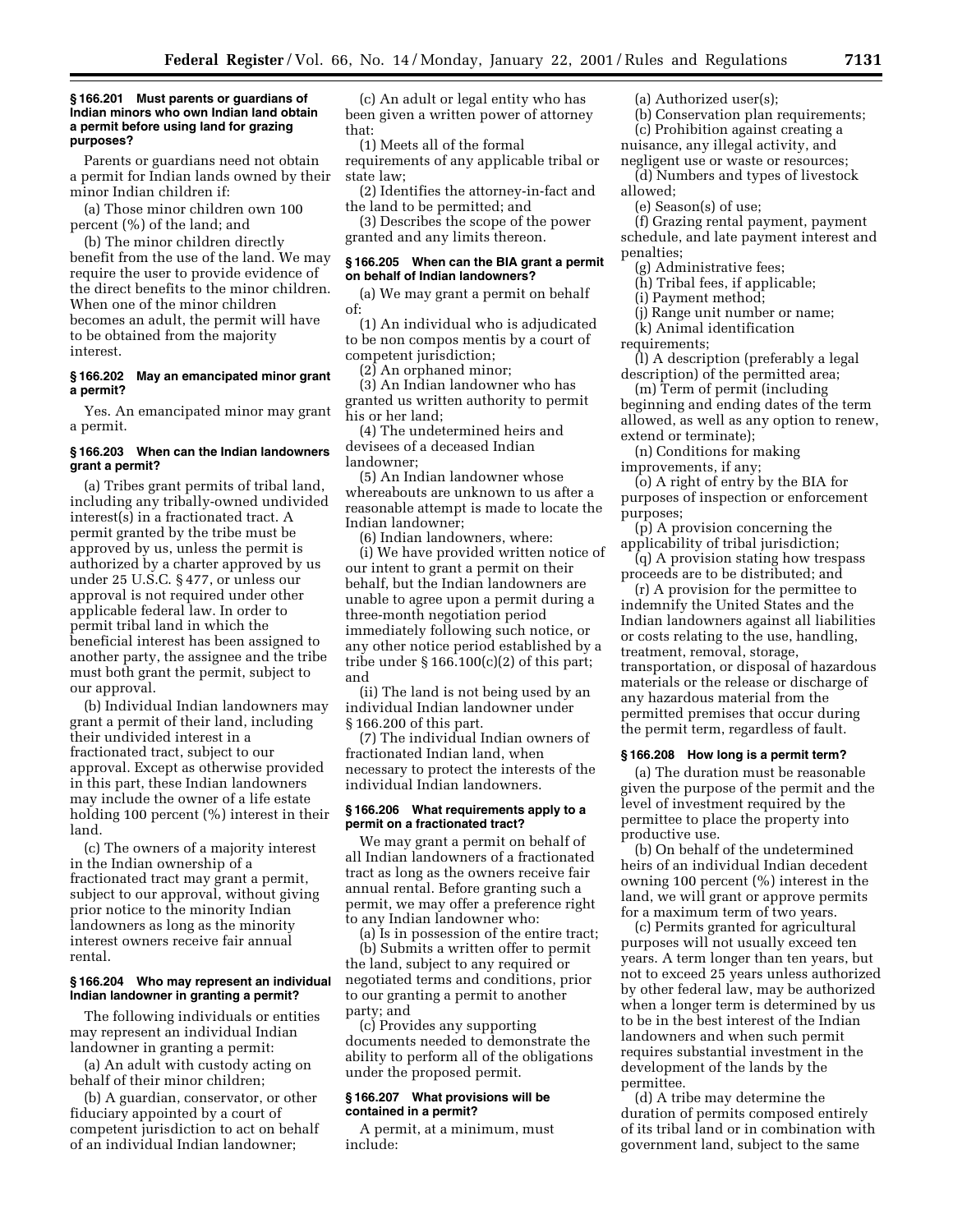**§ 166.201 Must parents or guardians of Indian minors who own Indian land obtain a permit before using land for grazing purposes?**

Parents or guardians need not obtain a permit for Indian lands owned by their minor Indian children if:

(a) Those minor children own 100 percent (%) of the land; and

(b) The minor children directly benefit from the use of the land. We may require the user to provide evidence of the direct benefits to the minor children. When one of the minor children becomes an adult, the permit will have to be obtained from the majority interest.

**§ 166.202 May an emancipated minor grant a permit?**

Yes. An emancipated minor may grant a permit.

**§ 166.203 When can the Indian landowners grant a permit?**

(a) Tribes grant permits of tribal land, including any tribally-owned undivided interest(s) in a fractionated tract. A permit granted by the tribe must be approved by us, unless the permit is authorized by a charter approved by us under 25 U.S.C. § 477, or unless our approval is not required under other applicable federal law. In order to permit tribal land in which the beneficial interest has been assigned to another party, the assignee and the tribe must both grant the permit, subject to our approval.

(b) Individual Indian landowners may grant a permit of their land, including their undivided interest in a fractionated tract, subject to our approval. Except as otherwise provided in this part, these Indian landowners may include the owner of a life estate holding 100 percent (%) interest in their land.

(c) The owners of a majority interest in the Indian ownership of a fractionated tract may grant a permit, subject to our approval, without giving prior notice to the minority Indian landowners as long as the minority interest owners receive fair annual rental.

**§ 166.204 Who may represent an individual Indian landowner in granting a permit?**

The following individuals or entities may represent an individual Indian landowner in granting a permit:

(a) An adult with custody acting on behalf of their minor children;

(b) A guardian, conservator, or other fiduciary appointed by a court of competent jurisdiction to act on behalf of an individual Indian landowner;

(c) An adult or legal entity who has been given a written power of attorney that:

(1) Meets all of the formal requirements of any applicable tribal or state law;

(2) Identifies the attorney-in-fact and the land to be permitted; and

(3) Describes the scope of the power granted and any limits thereon.

**§ 166.205 When can the BIA grant a permit on behalf of Indian landowners?**

(a) We may grant a permit on behalf of:

(1) An individual who is adjudicated to be non compos mentis by a court of competent jurisdiction;

(2) An orphaned minor;

(3) An Indian landowner who has granted us written authority to permit his or her land;

(4) The undetermined heirs and devisees of a deceased Indian landowner;

(5) An Indian landowner whose whereabouts are unknown to us after a reasonable attempt is made to locate the Indian landowner;

(6) Indian landowners, where:

(i) We have provided written notice of our intent to grant a permit on their behalf, but the Indian landowners are unable to agree upon a permit during a three-month negotiation period immediately following such notice, or any other notice period established by a tribe under § 166.100(c)(2) of this part; and

(ii) The land is not being used by an individual Indian landowner under § 166.200 of this part.

(7) The individual Indian owners of fractionated Indian land, when necessary to protect the interests of the individual Indian landowners.

**§ 166.206 What requirements apply to a permit on a fractionated tract?**

We may grant a permit on behalf of all Indian landowners of a fractionated tract as long as the owners receive fair annual rental. Before granting such a permit, we may offer a preference right to any Indian landowner who:

(a) Is in possession of the entire tract;

(b) Submits a written offer to permit the land, subject to any required or negotiated terms and conditions, prior to our granting a permit to another party; and

(c) Provides any supporting documents needed to demonstrate the ability to perform all of the obligations under the proposed permit.

**§ 166.207 What provisions will be contained in a permit?**

A permit, at a minimum, must include:

(a) Authorized user(s);

(b) Conservation plan requirements;

(c) Prohibition against creating a nuisance, any illegal activity, and negligent use or waste or resources;

(d) Numbers and types of livestock allowed;

(e) Season(s) of use;

(f) Grazing rental payment, payment schedule, and late payment interest and penalties;

(g) Administrative fees;

(h) Tribal fees, if applicable;

(i) Payment method;

(j) Range unit number or name;

(k) Animal identification requirements;

(l) A description (preferably a legal description) of the permitted area;

(m) Term of permit (including beginning and ending dates of the term allowed, as well as any option to renew, extend or terminate);

(n) Conditions for making improvements, if any;

(o) A right of entry by the BIA for purposes of inspection or enforcement purposes;

(p) A provision concerning the applicability of tribal jurisdiction;

(q) A provision stating how trespass proceeds are to be distributed; and

(r) A provision for the permittee to indemnify the United States and the Indian landowners against all liabilities or costs relating to the use, handling, treatment, removal, storage, transportation, or disposal of hazardous materials or the release or discharge of any hazardous material from the permitted premises that occur during the permit term, regardless of fault.

**§ 166.208 How long is a permit term?**

(a) The duration must be reasonable given the purpose of the permit and the level of investment required by the permittee to place the property into productive use.

(b) On behalf of the undetermined heirs of an individual Indian decedent owning 100 percent (%) interest in the land, we will grant or approve permits for a maximum term of two years.

(c) Permits granted for agricultural purposes will not usually exceed ten years. A term longer than ten years, but not to exceed 25 years unless authorized by other federal law, may be authorized when a longer term is determined by us to be in the best interest of the Indian landowners and when such permit requires substantial investment in the development of the lands by the permittee.

(d) A tribe may determine the duration of permits composed entirely of its tribal land or in combination with government land, subject to the same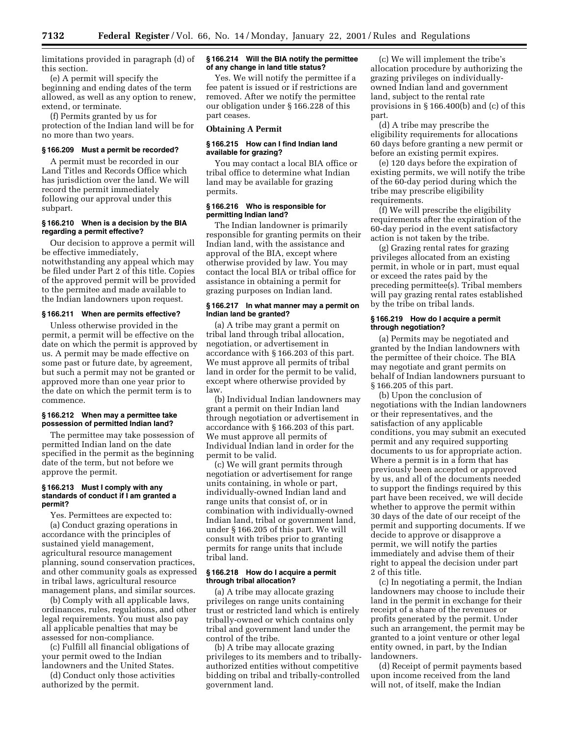limitations provided in paragraph (d) of this section.

(e) A permit will specify the beginning and ending dates of the term allowed, as well as any option to renew, extend, or terminate.

(f) Permits granted by us for protection of the Indian land will be for no more than two years.

#### § 166.209 Must a permit be recorded?

A permit must be recorded in our Land Titles and Records Office which has jurisdiction over the land. We will record the permit immediately following our approval under this subpart.

#### § 166.210 When is a decision by the BIA regarding a permit effective?

Our decision to approve a permit will be effective immediately, notwithstanding any appeal which may be filed under Part 2 of this title. Copies of the approved permit will be provided to the permitee and made available to the Indian landowners upon request.

#### § 166.211 When are permits effective?

Unless otherwise provided in the permit, a permit will be effective on the date on which the permit is approved by us. A permit may be made effective on some past or future date, by agreement, but such a permit may not be granted or approved more than one year prior to the date on which the permit term is to commence.

#### § 166.212 When may a permittee take possession of permitted Indian land?

The permittee may take possession of permitted Indian land on the date specified in the permit as the beginning date of the term, but not before we approve the permit.

#### § 166.213 Must I comply with any standards of conduct if I am granted a permit?

Yes. Permittees are expected to:

(a) Conduct grazing operations in accordance with the principles of sustained yield management, agricultural resource management planning, sound conservation practices, and other community goals as expressed in tribal laws, agricultural resource management plans, and similar sources.

(b) Comply with all applicable laws, ordinances, rules, regulations, and other legal requirements. You must also pay all applicable penalties that may be assessed for non-compliance.

(c) Fulfill all financial obligations of your permit owed to the Indian landowners and the United States.

(d) Conduct only those activities authorized by the permit.

#### § 166.214 Will the BIA notify the permittee of any change in land title status?

Yes. We will notify the permittee if a fee patent is issued or if restrictions are removed. After we notify the permittee our obligation under § 166.228 of this part ceases.

### Obtaining A Permit

#### § 166.215 How can I find Indian land available for grazing?

You may contact a local BIA office or tribal office to determine what Indian land may be available for grazing permits.

#### § 166.216 Who is responsible for permitting Indian land?

The Indian landowner is primarily responsible for granting permits on their Indian land, with the assistance and approval of the BIA, except where otherwise provided by law. You may contact the local BIA or tribal office for assistance in obtaining a permit for grazing purposes on Indian land.

#### § 166.217 In what manner may a permit on Indian land be granted?

(a) A tribe may grant a permit on tribal land through tribal allocation, negotiation, or advertisement in accordance with § 166.203 of this part. We must approve all permits of tribal land in order for the permit to be valid, except where otherwise provided by law.

(b) Individual Indian landowners may grant a permit on their Indian land through negotiation or advertisement in accordance with § 166.203 of this part. We must approve all permits of Individual Indian land in order for the permit to be valid.

(c) We will grant permits through negotiation or advertisement for range units containing, in whole or part, individually-owned Indian land and range units that consist of, or in combination with individually-owned Indian land, tribal or government land, under § 166.205 of this part. We will consult with tribes prior to granting permits for range units that include tribal land.

#### § 166.218 How do I acquire a permit through tribal allocation?

(a) A tribe may allocate grazing privileges on range units containing trust or restricted land which is entirely tribally-owned or which contains only tribal and government land under the control of the tribe.

(b) A tribe may allocate grazing privileges to its members and to tribally-authorized entities without competitive bidding on tribal and tribally-controlled government land.

(c) We will implement the tribe's allocation procedure by authorizing the grazing privileges on individually-owned Indian land and government land, subject to the rental rate provisions in § 166.400(b) and (c) of this part.

(d) A tribe may prescribe the eligibility requirements for allocations 60 days before granting a new permit or before an existing permit expires.

(e) 120 days before the expiration of existing permits, we will notify the tribe of the 60-day period during which the tribe may prescribe eligibility requirements.

(f) We will prescribe the eligibility requirements after the expiration of the 60-day period in the event satisfactory action is not taken by the tribe.

(g) Grazing rental rates for grazing privileges allocated from an existing permit, in whole or in part, must equal or exceed the rates paid by the preceding permittee(s). Tribal members will pay grazing rental rates established by the tribe on tribal lands.

#### § 166.219 How do I acquire a permit through negotiation?

(a) Permits may be negotiated and granted by the Indian landowners with the permittee of their choice. The BIA may negotiate and grant permits on behalf of Indian landowners pursuant to § 166.205 of this part.

(b) Upon the conclusion of negotiations with the Indian landowners or their representatives, and the satisfaction of any applicable conditions, you may submit an executed permit and any required supporting documents to us for appropriate action. Where a permit is in a form that has previously been accepted or approved by us, and all of the documents needed to support the findings required by this part have been received, we will decide whether to approve the permit within 30 days of the date of our receipt of the permit and supporting documents. If we decide to approve or disapprove a permit, we will notify the parties immediately and advise them of their right to appeal the decision under part 2 of this title.

(c) In negotiating a permit, the Indian landowners may choose to include their land in the permit in exchange for their receipt of a share of the revenues or profits generated by the permit. Under such an arrangement, the permit may be granted to a joint venture or other legal entity owned, in part, by the Indian landowners.

(d) Receipt of permit payments based upon income received from the land will not, of itself, make the Indian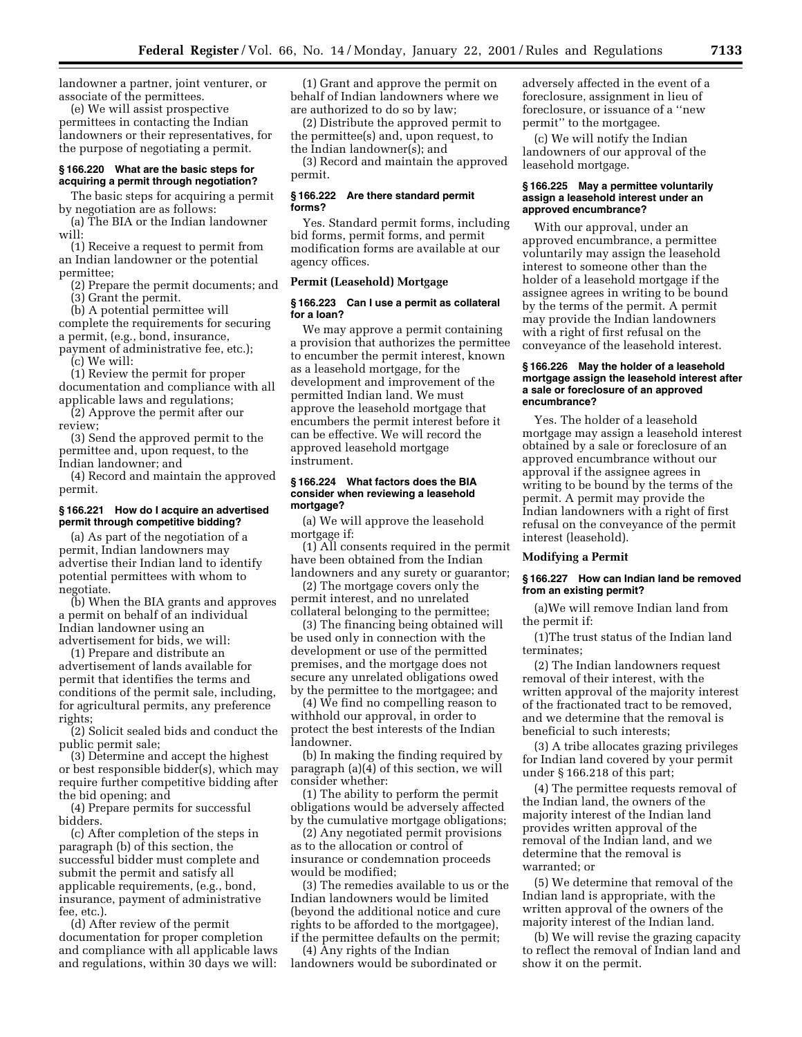landowner a partner, joint venturer, or associate of the permittees.

(e) We will assist prospective permittees in contacting the Indian landowners or their representatives, for the purpose of negotiating a permit.

#### § 166.220 What are the basic steps for acquiring a permit through negotiation?

The basic steps for acquiring a permit by negotiation are as follows:

(a) The BIA or the Indian landowner will:

(1) Receive a request to permit from an Indian landowner or the potential permittee;

(2) Prepare the permit documents; and

(3) Grant the permit.

(b) A potential permittee will complete the requirements for securing a permit, (e.g., bond, insurance, payment of administrative fee, etc.);

(c) We will:

(1) Review the permit for proper documentation and compliance with all applicable laws and regulations;

(2) Approve the permit after our review;

(3) Send the approved permit to the permittee and, upon request, to the Indian landowner; and

(4) Record and maintain the approved permit.

#### § 166.221 How do I acquire an advertised permit through competitive bidding?

(a) As part of the negotiation of a permit, Indian landowners may advertise their Indian land to identify potential permittees with whom to negotiate.

(b) When the BIA grants and approves a permit on behalf of an individual Indian landowner using an advertisement for bids, we will:

(1) Prepare and distribute an advertisement of lands available for permit that identifies the terms and conditions of the permit sale, including, for agricultural permits, any preference rights;

(2) Solicit sealed bids and conduct the public permit sale;

(3) Determine and accept the highest or best responsible bidder(s), which may require further competitive bidding after the bid opening; and

(4) Prepare permits for successful bidders.

(c) After completion of the steps in paragraph (b) of this section, the successful bidder must complete and submit the permit and satisfy all applicable requirements, (e.g., bond, insurance, payment of administrative fee, etc.).

(d) After review of the permit documentation for proper completion and compliance with all applicable laws and regulations, within 30 days we will:

(1) Grant and approve the permit on behalf of Indian landowners where we are authorized to do so by law;

(2) Distribute the approved permit to the permittee(s) and, upon request, to the Indian landowner(s); and

(3) Record and maintain the approved permit.

#### § 166.222 Are there standard permit forms?

Yes. Standard permit forms, including bid forms, permit forms, and permit modification forms are available at our agency offices.

### Permit (Leasehold) Mortgage

#### § 166.223 Can I use a permit as collateral for a loan?

We may approve a permit containing a provision that authorizes the permittee to encumber the permit interest, known as a leasehold mortgage, for the development and improvement of the permitted Indian land. We must approve the leasehold mortgage that encumbers the permit interest before it can be effective. We will record the approved leasehold mortgage instrument.

#### § 166.224 What factors does the BIA consider when reviewing a leasehold mortgage?

(a) We will approve the leasehold mortgage if:

(1) All consents required in the permit have been obtained from the Indian landowners and any surety or guarantor;

(2) The mortgage covers only the permit interest, and no unrelated collateral belonging to the permittee;

(3) The financing being obtained will be used only in connection with the development or use of the permitted premises, and the mortgage does not secure any unrelated obligations owed by the permittee to the mortgagee; and

(4) We find no compelling reason to withhold our approval, in order to protect the best interests of the Indian landowner.

(b) In making the finding required by paragraph (a)(4) of this section, we will consider whether:

(1) The ability to perform the permit obligations would be adversely affected by the cumulative mortgage obligations;

(2) Any negotiated permit provisions as to the allocation or control of insurance or condemnation proceeds would be modified;

(3) The remedies available to us or the Indian landowners would be limited (beyond the additional notice and cure rights to be afforded to the mortgagee), if the permittee defaults on the permit;

(4) Any rights of the Indian landowners would be subordinated or adversely affected in the event of a foreclosure, assignment in lieu of foreclosure, or issuance of a "new permit" to the mortgagee.

(c) We will notify the Indian landowners of our approval of the leasehold mortgage.

#### § 166.225 May a permittee voluntarily assign a leasehold interest under an approved encumbrance?

With our approval, under an approved encumbrance, a permittee voluntarily may assign the leasehold interest to someone other than the holder of a leasehold mortgage if the assignee agrees in writing to be bound by the terms of the permit. A permit may provide the Indian landowners with a right of first refusal on the conveyance of the leasehold interest.

#### § 166.226 May the holder of a leasehold mortgage assign the leasehold interest after a sale or foreclosure of an approved encumbrance?

Yes. The holder of a leasehold mortgage may assign a leasehold interest obtained by a sale or foreclosure of an approved encumbrance without our approval if the assignee agrees in writing to be bound by the terms of the permit. A permit may provide the Indian landowners with a right of first refusal on the conveyance of the permit interest (leasehold).

### Modifying a Permit

#### § 166.227 How can Indian land be removed from an existing permit?

(a)We will remove Indian land from the permit if:

(1)The trust status of the Indian land terminates;

(2) The Indian landowners request removal of their interest, with the written approval of the majority interest of the fractionated tract to be removed, and we determine that the removal is beneficial to such interests;

(3) A tribe allocates grazing privileges for Indian land covered by your permit under § 166.218 of this part;

(4) The permittee requests removal of the Indian land, the owners of the majority interest of the Indian land provides written approval of the removal of the Indian land, and we determine that the removal is warranted; or

(5) We determine that removal of the Indian land is appropriate, with the written approval of the owners of the majority interest of the Indian land.

(b) We will revise the grazing capacity to reflect the removal of Indian land and show it on the permit.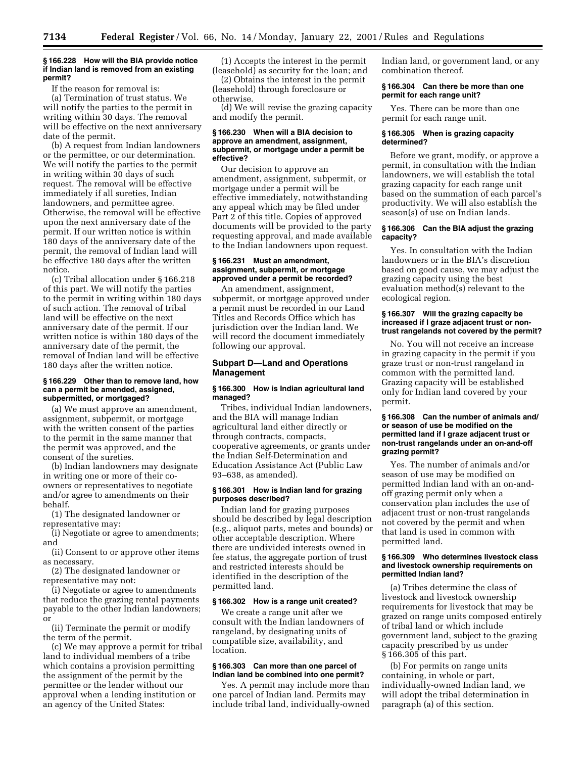#### § 166.228 How will the BIA provide notice if Indian land is removed from an existing permit?

If the reason for removal is:

(a) Termination of trust status. We will notify the parties to the permit in writing within 30 days. The removal will be effective on the next anniversary date of the permit.

(b) A request from Indian landowners or the permittee, or our determination. We will notify the parties to the permit in writing within 30 days of such request. The removal will be effective immediately if all sureties, Indian landowners, and permittee agree. Otherwise, the removal will be effective upon the next anniversary date of the permit. If our written notice is within 180 days of the anniversary date of the permit, the removal of Indian land will be effective 180 days after the written notice.

(c) Tribal allocation under § 166.218 of this part. We will notify the parties to the permit in writing within 180 days of such action. The removal of tribal land will be effective on the next anniversary date of the permit. If our written notice is within 180 days of the anniversary date of the permit, the removal of Indian land will be effective 180 days after the written notice.

#### § 166.229 Other than to remove land, how can a permit be amended, assigned, subpermitted, or mortgaged?

(a) We must approve an amendment, assignment, subpermit, or mortgage with the written consent of the parties to the permit in the same manner that the permit was approved, and the consent of the sureties.

(b) Indian landowners may designate in writing one or more of their co-owners or representatives to negotiate and/or agree to amendments on their behalf.

(1) The designated landowner or representative may:

(i) Negotiate or agree to amendments; and

(ii) Consent to or approve other items as necessary.

(2) The designated landowner or representative may not:

(i) Negotiate or agree to amendments that reduce the grazing rental payments payable to the other Indian landowners; or

(ii) Terminate the permit or modify the term of the permit.

(c) We may approve a permit for tribal land to individual members of a tribe which contains a provision permitting the assignment of the permit by the permittee or the lender without our approval when a lending institution or an agency of the United States:

(1) Accepts the interest in the permit (leasehold) as security for the loan; and

(2) Obtains the interest in the permit (leasehold) through foreclosure or otherwise.

(d) We will revise the grazing capacity and modify the permit.

#### § 166.230 When will a BIA decision to approve an amendment, assignment, subpermit, or mortgage under a permit be effective?

Our decision to approve an amendment, assignment, subpermit, or mortgage under a permit will be effective immediately, notwithstanding any appeal which may be filed under Part 2 of this title. Copies of approved documents will be provided to the party requesting approval, and made available to the Indian landowners upon request.

#### § 166.231 Must an amendment, assignment, subpermit, or mortgage approved under a permit be recorded?

An amendment, assignment, subpermit, or mortgage approved under a permit must be recorded in our Land Titles and Records Office which has jurisdiction over the Indian land. We will record the document immediately following our approval.

### Subpart D—Land and Operations Management

#### § 166.300 How is Indian agricultural land managed?

Tribes, individual Indian landowners, and the BIA will manage Indian agricultural land either directly or through contracts, compacts, cooperative agreements, or grants under the Indian Self-Determination and Education Assistance Act (Public Law 93–638, as amended).

#### § 166.301 How is Indian land for grazing purposes described?

Indian land for grazing purposes should be described by legal description (e.g., aliquot parts, metes and bounds) or other acceptable description. Where there are undivided interests owned in fee status, the aggregate portion of trust and restricted interests should be identified in the description of the permitted land.

#### § 166.302 How is a range unit created?

We create a range unit after we consult with the Indian landowners of rangeland, by designating units of compatible size, availability, and location.

#### § 166.303 Can more than one parcel of Indian land be combined into one permit?

Yes. A permit may include more than one parcel of Indian land. Permits may include tribal land, individually-owned Indian land, or government land, or any combination thereof.

#### § 166.304 Can there be more than one permit for each range unit?

Yes. There can be more than one permit for each range unit.

#### § 166.305 When is grazing capacity determined?

Before we grant, modify, or approve a permit, in consultation with the Indian landowners, we will establish the total grazing capacity for each range unit based on the summation of each parcel's productivity. We will also establish the season(s) of use on Indian lands.

#### § 166.306 Can the BIA adjust the grazing capacity?

Yes. In consultation with the Indian landowners or in the BIA's discretion based on good cause, we may adjust the grazing capacity using the best evaluation method(s) relevant to the ecological region.

#### § 166.307 Will the grazing capacity be increased if I graze adjacent trust or non-trust rangelands not covered by the permit?

No. You will not receive an increase in grazing capacity in the permit if you graze trust or non-trust rangeland in common with the permitted land. Grazing capacity will be established only for Indian land covered by your permit.

#### § 166.308 Can the number of animals and/or season of use be modified on the permitted land if I graze adjacent trust or non-trust rangelands under an on-and-off grazing permit?

Yes. The number of animals and/or season of use may be modified on permitted Indian land with an on-and-off grazing permit only when a conservation plan includes the use of adjacent trust or non-trust rangelands not covered by the permit and when that land is used in common with permitted land.

#### § 166.309 Who determines livestock class and livestock ownership requirements on permitted Indian land?

(a) Tribes determine the class of livestock and livestock ownership requirements for livestock that may be grazed on range units composed entirely of tribal land or which include government land, subject to the grazing capacity prescribed by us under § 166.305 of this part.

(b) For permits on range units containing, in whole or part, individually-owned Indian land, we will adopt the tribal determination in paragraph (a) of this section.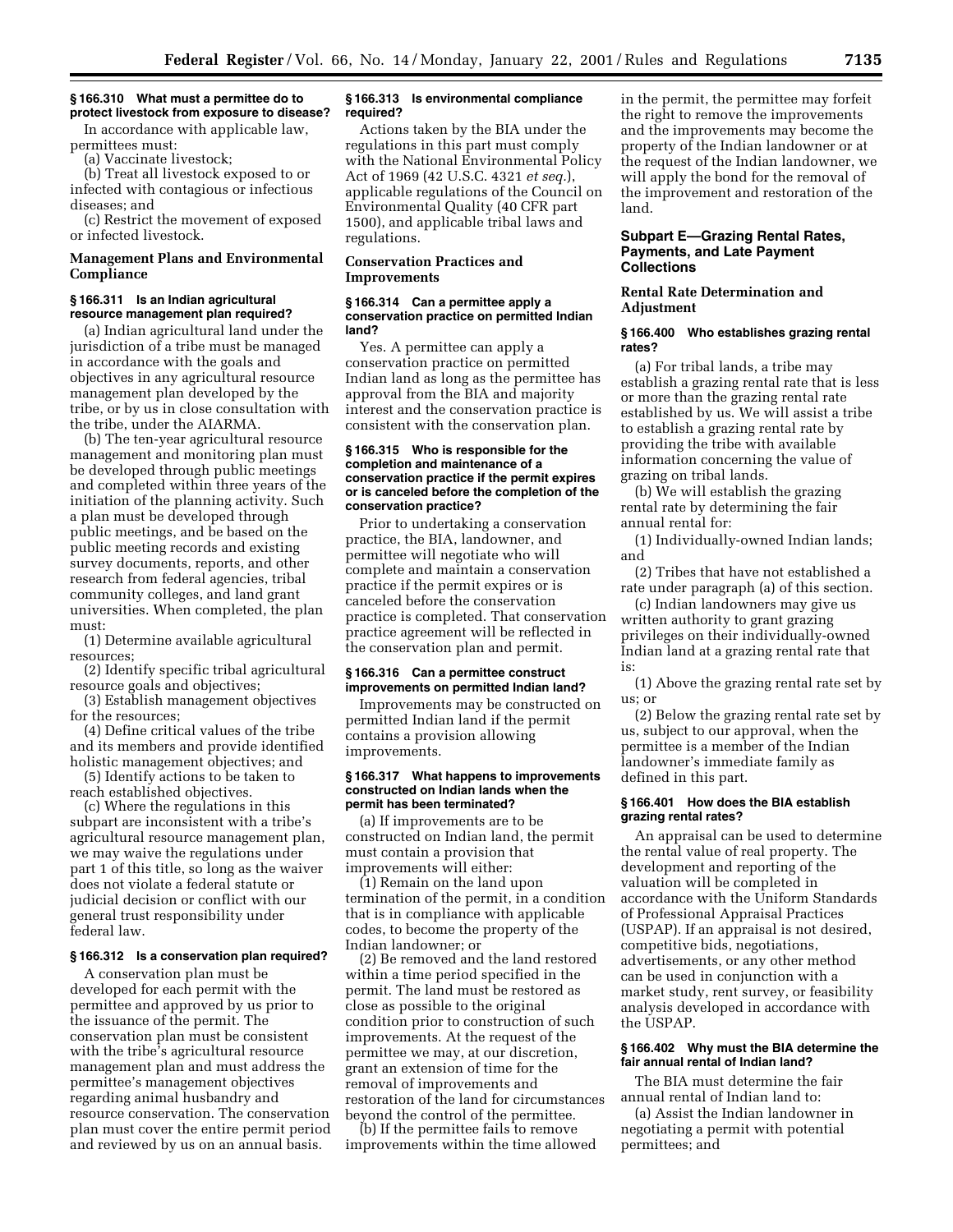### § 166.310 What must a permittee do to protect livestock from exposure to disease?

In accordance with applicable law, permittees must:

(a) Vaccinate livestock;

(b) Treat all livestock exposed to or infected with contagious or infectious diseases; and

(c) Restrict the movement of exposed or infected livestock.

## Management Plans and Environmental Compliance

### § 166.311 Is an Indian agricultural resource management plan required?

(a) Indian agricultural land under the jurisdiction of a tribe must be managed in accordance with the goals and objectives in any agricultural resource management plan developed by the tribe, or by us in close consultation with the tribe, under the AIARMA.

(b) The ten-year agricultural resource management and monitoring plan must be developed through public meetings and completed within three years of the initiation of the planning activity. Such a plan must be developed through public meetings, and be based on the public meeting records and existing survey documents, reports, and other research from federal agencies, tribal community colleges, and land grant universities. When completed, the plan must:

(1) Determine available agricultural resources;

(2) Identify specific tribal agricultural resource goals and objectives;

(3) Establish management objectives for the resources;

(4) Define critical values of the tribe and its members and provide identified holistic management objectives; and

(5) Identify actions to be taken to reach established objectives.

(c) Where the regulations in this subpart are inconsistent with a tribe's agricultural resource management plan, we may waive the regulations under part 1 of this title, so long as the waiver does not violate a federal statute or judicial decision or conflict with our general trust responsibility under federal law.

### § 166.312 Is a conservation plan required?

A conservation plan must be developed for each permit with the permittee and approved by us prior to the issuance of the permit. The conservation plan must be consistent with the tribe's agricultural resource management plan and must address the permittee's management objectives regarding animal husbandry and resource conservation. The conservation plan must cover the entire permit period and reviewed by us on an annual basis.

### § 166.313 Is environmental compliance required?

Actions taken by the BIA under the regulations in this part must comply with the National Environmental Policy Act of 1969 (42 U.S.C. 4321 *et seq.*), applicable regulations of the Council on Environmental Quality (40 CFR part 1500), and applicable tribal laws and regulations.

## Conservation Practices and Improvements

### § 166.314 Can a permittee apply a conservation practice on permitted Indian land?

Yes. A permittee can apply a conservation practice on permitted Indian land as long as the permittee has approval from the BIA and majority interest and the conservation practice is consistent with the conservation plan.

### § 166.315 Who is responsible for the completion and maintenance of a conservation practice if the permit expires or is canceled before the completion of the conservation practice?

Prior to undertaking a conservation practice, the BIA, landowner, and permittee will negotiate who will complete and maintain a conservation practice if the permit expires or is canceled before the conservation practice is completed. That conservation practice agreement will be reflected in the conservation plan and permit.

### § 166.316 Can a permittee construct improvements on permitted Indian land?

Improvements may be constructed on permitted Indian land if the permit contains a provision allowing improvements.

### § 166.317 What happens to improvements constructed on Indian lands when the permit has been terminated?

(a) If improvements are to be constructed on Indian land, the permit must contain a provision that improvements will either:

(1) Remain on the land upon termination of the permit, in a condition that is in compliance with applicable codes, to become the property of the Indian landowner; or

(2) Be removed and the land restored within a time period specified in the permit. The land must be restored as close as possible to the original condition prior to construction of such improvements. At the request of the permittee we may, at our discretion, grant an extension of time for the removal of improvements and restoration of the land for circumstances beyond the control of the permittee.

(b) If the permittee fails to remove improvements within the time allowed in the permit, the permittee may forfeit the right to remove the improvements and the improvements may become the property of the Indian landowner or at the request of the Indian landowner, we will apply the bond for the removal of the improvement and restoration of the land.

## Subpart E—Grazing Rental Rates, Payments, and Late Payment Collections

## Rental Rate Determination and Adjustment

### § 166.400 Who establishes grazing rental rates?

(a) For tribal lands, a tribe may establish a grazing rental rate that is less or more than the grazing rental rate established by us. We will assist a tribe to establish a grazing rental rate by providing the tribe with available information concerning the value of grazing on tribal lands.

(b) We will establish the grazing rental rate by determining the fair annual rental for:

(1) Individually-owned Indian lands; and

(2) Tribes that have not established a rate under paragraph (a) of this section.

(c) Indian landowners may give us written authority to grant grazing privileges on their individually-owned Indian land at a grazing rental rate that is:

(1) Above the grazing rental rate set by us; or

(2) Below the grazing rental rate set by us, subject to our approval, when the permittee is a member of the Indian landowner's immediate family as defined in this part.

### § 166.401 How does the BIA establish grazing rental rates?

An appraisal can be used to determine the rental value of real property. The development and reporting of the valuation will be completed in accordance with the Uniform Standards of Professional Appraisal Practices (USPAP). If an appraisal is not desired, competitive bids, negotiations, advertisements, or any other method can be used in conjunction with a market study, rent survey, or feasibility analysis developed in accordance with the USPAP.

### § 166.402 Why must the BIA determine the fair annual rental of Indian land?

The BIA must determine the fair annual rental of Indian land to:

(a) Assist the Indian landowner in negotiating a permit with potential permittees; and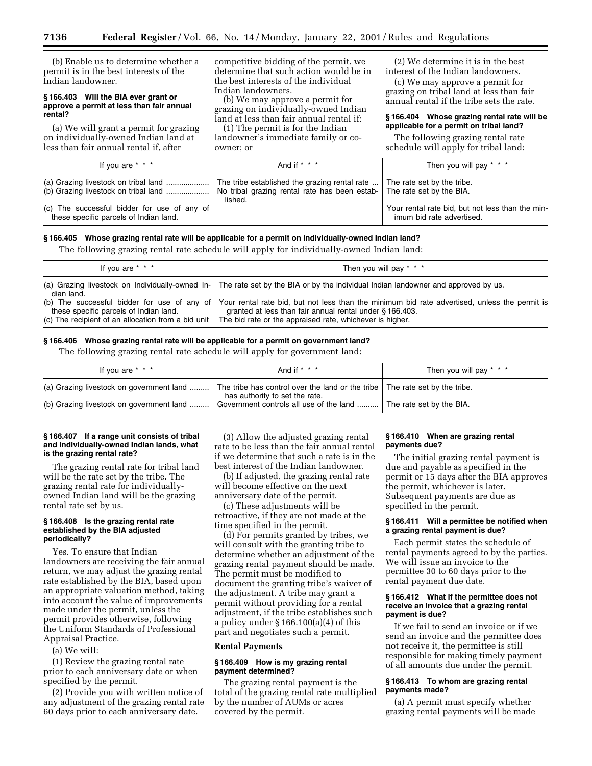(b) Enable us to determine whether a permit is in the best interests of the Indian landowner.

### § 166.403 Will the BIA ever grant or approve a permit at less than fair annual rental?

(a) We will grant a permit for grazing on individually-owned Indian land at less than fair annual rental if, after competitive bidding of the permit, we determine that such action would be in the best interests of the individual Indian landowners.

(b) We may approve a permit for grazing on individually-owned Indian land at less than fair annual rental if:

(1) The permit is for the Indian landowner's immediate family or co-owner; or

(2) We determine it is in the best interest of the Indian landowners.

(c) We may approve a permit for grazing on tribal land at less than fair annual rental if the tribe sets the rate.

### § 166.404 Whose grazing rental rate will be applicable for a permit on tribal land?

The following grazing rental rate schedule will apply for tribal land:

| If you are * * * | And if * * * | Then you will pay * * * |
|---|---|---|
| (a) Grazing livestock on tribal land .................... | The tribe established the grazing rental rate ... | The rate set by the tribe. |
| (b) Grazing livestock on tribal land .................... | No tribal grazing rental rate has been established. | The rate set by the BIA. |
| (c) The successful bidder for use of any of these specific parcels of Indian land. | | Your rental rate bid, but not less than the minimum bid rate advertised. |

### § 166.405 Whose grazing rental rate will be applicable for a permit on individually-owned Indian land?

The following grazing rental rate schedule will apply for individually-owned Indian land:

| If you are * * * | Then you will pay * * * |
|---|---|
| (a) Grazing livestock on Individually-owned Indian land. | The rate set by the BIA or by the individual Indian landowner and approved by us. |
| (b) The successful bidder for use of any of these specific parcels of Indian land. | Your rental rate bid, but not less than the minimum bid rate advertised, unless the permit is granted at less than fair annual rental under § 166.403. |
| (c) The recipient of an allocation from a bid unit | The bid rate or the appraised rate, whichever is higher. |

### § 166.406 Whose grazing rental rate will be applicable for a permit on government land?

The following grazing rental rate schedule will apply for government land:

| If you are * * * | And if * * * | Then you will pay * * * |
|---|---|---|
| (a) Grazing livestock on government land ......... | The tribe has control over the land or the tribe has authority to set the rate. | The rate set by the tribe. |
| (b) Grazing livestock on government land ......... | Government controls all use of the land .......... | The rate set by the BIA. |

### § 166.407 If a range unit consists of tribal and individually-owned Indian lands, what is the grazing rental rate?

The grazing rental rate for tribal land will be the rate set by the tribe. The grazing rental rate for individually-owned Indian land will be the grazing rental rate set by us.

### § 166.408 Is the grazing rental rate established by the BIA adjusted periodically?

Yes. To ensure that Indian landowners are receiving the fair annual return, we may adjust the grazing rental rate established by the BIA, based upon an appropriate valuation method, taking into account the value of improvements made under the permit, unless the permit provides otherwise, following the Uniform Standards of Professional Appraisal Practice.

(a) We will:

(1) Review the grazing rental rate prior to each anniversary date or when specified by the permit.

(2) Provide you with written notice of any adjustment of the grazing rental rate 60 days prior to each anniversary date.

(3) Allow the adjusted grazing rental rate to be less than the fair annual rental if we determine that such a rate is in the best interest of the Indian landowner.

(b) If adjusted, the grazing rental rate will become effective on the next anniversary date of the permit.

(c) These adjustments will be retroactive, if they are not made at the time specified in the permit.

(d) For permits granted by tribes, we will consult with the granting tribe to determine whether an adjustment of the grazing rental payment should be made. The permit must be modified to document the granting tribe's waiver of the adjustment. A tribe may grant a permit without providing for a rental adjustment, if the tribe establishes such a policy under § 166.100(a)(4) of this part and negotiates such a permit.

## Rental Payments

### § 166.409 How is my grazing rental payment determined?

The grazing rental payment is the total of the grazing rental rate multiplied by the number of AUMs or acres covered by the permit.

### § 166.410 When are grazing rental payments due?

The initial grazing rental payment is due and payable as specified in the permit or 15 days after the BIA approves the permit, whichever is later. Subsequent payments are due as specified in the permit.

### § 166.411 Will a permittee be notified when a grazing rental payment is due?

Each permit states the schedule of rental payments agreed to by the parties. We will issue an invoice to the permittee 30 to 60 days prior to the rental payment due date.

### § 166.412 What if the permittee does not receive an invoice that a grazing rental payment is due?

If we fail to send an invoice or if we send an invoice and the permittee does not receive it, the permittee is still responsible for making timely payment of all amounts due under the permit.

### § 166.413 To whom are grazing rental payments made?

(a) A permit must specify whether grazing rental payments will be made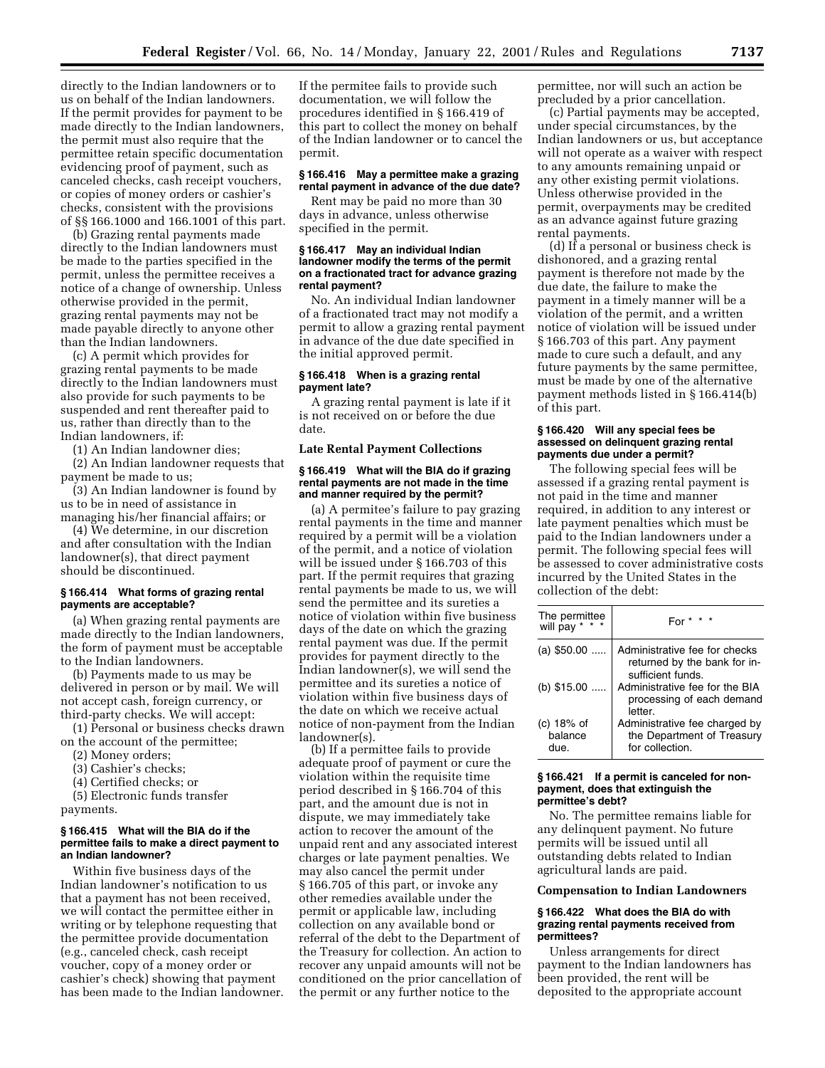directly to the Indian landowners or to us on behalf of the Indian landowners. If the permit provides for payment to be made directly to the Indian landowners, the permit must also require that the permittee retain specific documentation evidencing proof of payment, such as canceled checks, cash receipt vouchers, or copies of money orders or cashier's checks, consistent with the provisions of §§ 166.1000 and 166.1001 of this part.

(b) Grazing rental payments made directly to the Indian landowners must be made to the parties specified in the permit, unless the permittee receives a notice of a change of ownership. Unless otherwise provided in the permit, grazing rental payments may not be made payable directly to anyone other than the Indian landowners.

(c) A permit which provides for grazing rental payments to be made directly to the Indian landowners must also provide for such payments to be suspended and rent thereafter paid to us, rather than directly than to the Indian landowners, if:

(1) An Indian landowner dies;

(2) An Indian landowner requests that payment be made to us;

(3) An Indian landowner is found by us to be in need of assistance in managing his/her financial affairs; or

(4) We determine, in our discretion and after consultation with the Indian landowner(s), that direct payment should be discontinued.

### § 166.414 What forms of grazing rental payments are acceptable?

(a) When grazing rental payments are made directly to the Indian landowners, the form of payment must be acceptable to the Indian landowners.

(b) Payments made to us may be delivered in person or by mail. We will not accept cash, foreign currency, or third-party checks. We will accept:

(1) Personal or business checks drawn on the account of the permittee;

(2) Money orders;

(3) Cashier's checks;

(4) Certified checks; or

(5) Electronic funds transfer payments.

### § 166.415 What will the BIA do if the permittee fails to make a direct payment to an Indian landowner?

Within five business days of the Indian landowner's notification to us that a payment has not been received, we will contact the permittee either in writing or by telephone requesting that the permittee provide documentation (e.g., canceled check, cash receipt voucher, copy of a money order or cashier's check) showing that payment has been made to the Indian landowner. If the permittee fails to provide such documentation, we will follow the procedures identified in § 166.419 of this part to collect the money on behalf of the Indian landowner or to cancel the permit.

### § 166.416 May a permittee make a grazing rental payment in advance of the due date?

Rent may be paid no more than 30 days in advance, unless otherwise specified in the permit.

### § 166.417 May an individual Indian landowner modify the terms of the permit on a fractionated tract for advance grazing rental payment?

No. An individual Indian landowner of a fractionated tract may not modify a permit to allow a grazing rental payment in advance of the due date specified in the initial approved permit.

### § 166.418 When is a grazing rental payment late?

A grazing rental payment is late if it is not received on or before the due date.

## Late Rental Payment Collections

### § 166.419 What will the BIA do if grazing rental payments are not made in the time and manner required by the permit?

(a) A permitee's failure to pay grazing rental payments in the time and manner required by a permit will be a violation of the permit, and a notice of violation will be issued under § 166.703 of this part. If the permit requires that grazing rental payments be made to us, we will send the permittee and its sureties a notice of violation within five business days of the date on which the grazing rental payment was due. If the permit provides for payment directly to the Indian landowner(s), we will send the permittee and its sureties a notice of violation within five business days of the date on which we receive actual notice of non-payment from the Indian landowner(s).

(b) If a permittee fails to provide adequate proof of payment or cure the violation within the requisite time period described in § 166.704 of this part, and the amount due is not in dispute, we may immediately take action to recover the amount of the unpaid rent and any associated interest charges or late payment penalties. We may also cancel the permit under § 166.705 of this part, or invoke any other remedies available under the permit or applicable law, including collection on any available bond or referral of the debt to the Department of the Treasury for collection. An action to recover any unpaid amounts will not be conditioned on the prior cancellation of the permit or any further notice to the permittee, nor will such an action be precluded by a prior cancellation.

(c) Partial payments may be accepted, under special circumstances, by the Indian landowners or us, but acceptance will not operate as a waiver with respect to any amounts remaining unpaid or any other existing permit violations. Unless otherwise provided in the permit, overpayments may be credited as an advance against future grazing rental payments.

(d) If a personal or business check is dishonored, and a grazing rental payment is therefore not made by the due date, the failure to make the payment in a timely manner will be a violation of the permit, and a written notice of violation will be issued under § 166.703 of this part. Any payment made to cure such a default, and any future payments by the same permittee, must be made by one of the alternative payment methods listed in § 166.414(b) of this part.

### § 166.420 Will any special fees be assessed on delinquent grazing rental payments due under a permit?

The following special fees will be assessed if a grazing rental payment is not paid in the time and manner required, in addition to any interest or late payment penalties which must be paid to the Indian landowners under a permit. The following special fees will be assessed to cover administrative costs incurred by the United States in the collection of the debt:

| The permittee will pay * * * | For * * * |
|---|---|
| (a) $50.00 | Administrative fee for checks returned by the bank for insufficient funds. |
| (b) $15.00 | Administrative fee for the BIA processing of each demand letter. |
| (c) 18% of balance due. | Administrative fee charged by the Department of Treasury for collection. |

### § 166.421 If a permit is canceled for non-payment, does that extinguish the permittee's debt?

No. The permittee remains liable for any delinquent payment. No future permits will be issued until all outstanding debts related to Indian agricultural lands are paid.

## Compensation to Indian Landowners

### § 166.422 What does the BIA do with grazing rental payments received from permittees?

Unless arrangements for direct payment to the Indian landowners has been provided, the rent will be deposited to the appropriate account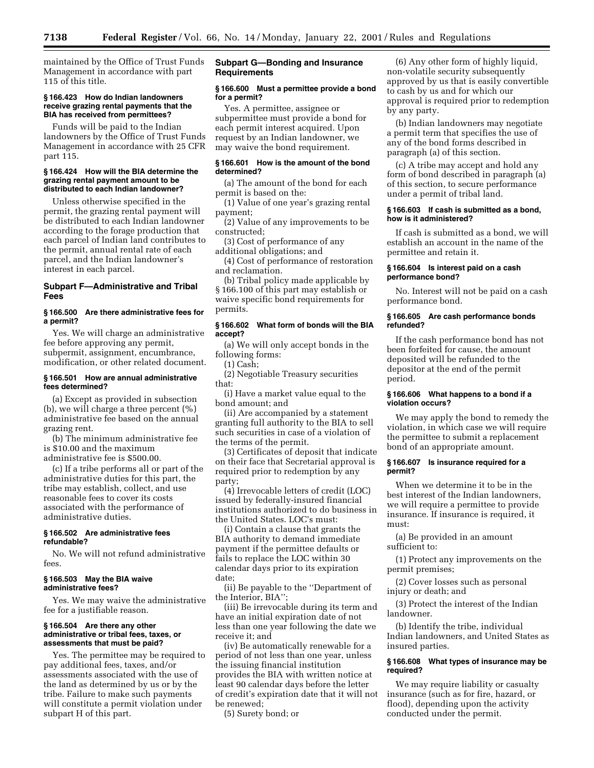maintained by the Office of Trust Funds Management in accordance with part 115 of this title.

#### § 166.423 How do Indian landowners receive grazing rental payments that the BIA has received from permittees?

Funds will be paid to the Indian landowners by the Office of Trust Funds Management in accordance with 25 CFR part 115.

#### § 166.424 How will the BIA determine the grazing rental payment amount to be distributed to each Indian landowner?

Unless otherwise specified in the permit, the grazing rental payment will be distributed to each Indian landowner according to the forage production that each parcel of Indian land contributes to the permit, annual rental rate of each parcel, and the Indian landowner's interest in each parcel.

### Subpart F—Administrative and Tribal Fees

#### § 166.500 Are there administrative fees for a permit?

Yes. We will charge an administrative fee before approving any permit, subpermit, assignment, encumbrance, modification, or other related document.

#### § 166.501 How are annual administrative fees determined?

(a) Except as provided in subsection (b), we will charge a three percent (%) administrative fee based on the annual grazing rent.

(b) The minimum administrative fee is $10.00 and the maximum administrative fee is $500.00.

(c) If a tribe performs all or part of the administrative duties for this part, the tribe may establish, collect, and use reasonable fees to cover its costs associated with the performance of administrative duties.

#### § 166.502 Are administrative fees refundable?

No. We will not refund administrative fees.

#### § 166.503 May the BIA waive administrative fees?

Yes. We may waive the administrative fee for a justifiable reason.

#### § 166.504 Are there any other administrative or tribal fees, taxes, or assessments that must be paid?

Yes. The permittee may be required to pay additional fees, taxes, and/or assessments associated with the use of the land as determined by us or by the tribe. Failure to make such payments will constitute a permit violation under subpart H of this part.

### Subpart G—Bonding and Insurance Requirements

#### § 166.600 Must a permittee provide a bond for a permit?

Yes. A permittee, assignee or subpermittee must provide a bond for each permit interest acquired. Upon request by an Indian landowner, we may waive the bond requirement.

#### § 166.601 How is the amount of the bond determined?

(a) The amount of the bond for each permit is based on the:

(1) Value of one year's grazing rental payment;

(2) Value of any improvements to be constructed;

(3) Cost of performance of any additional obligations; and

(4) Cost of performance of restoration and reclamation.

(b) Tribal policy made applicable by § 166.100 of this part may establish or waive specific bond requirements for permits.

#### § 166.602 What form of bonds will the BIA accept?

(a) We will only accept bonds in the following forms:

(1) Cash;

(2) Negotiable Treasury securities that:

(i) Have a market value equal to the bond amount; and

(ii) Are accompanied by a statement granting full authority to the BIA to sell such securities in case of a violation of the terms of the permit.

(3) Certificates of deposit that indicate on their face that Secretarial approval is required prior to redemption by any party;

(4) Irrevocable letters of credit (LOC) issued by federally-insured financial institutions authorized to do business in the United States. LOC's must:

(i) Contain a clause that grants the BIA authority to demand immediate payment if the permittee defaults or fails to replace the LOC within 30 calendar days prior to its expiration date;

(ii) Be payable to the "Department of the Interior, BIA";

(iii) Be irrevocable during its term and have an initial expiration date of not less than one year following the date we receive it; and

(iv) Be automatically renewable for a period of not less than one year, unless the issuing financial institution provides the BIA with written notice at least 90 calendar days before the letter of credit's expiration date that it will not be renewed;

(5) Surety bond; or

(6) Any other form of highly liquid, non-volatile security subsequently approved by us that is easily convertible to cash by us and for which our approval is required prior to redemption by any party.

(b) Indian landowners may negotiate a permit term that specifies the use of any of the bond forms described in paragraph (a) of this section.

(c) A tribe may accept and hold any form of bond described in paragraph (a) of this section, to secure performance under a permit of tribal land.

#### § 166.603 If cash is submitted as a bond, how is it administered?

If cash is submitted as a bond, we will establish an account in the name of the permittee and retain it.

#### § 166.604 Is interest paid on a cash performance bond?

No. Interest will not be paid on a cash performance bond.

#### § 166.605 Are cash performance bonds refunded?

If the cash performance bond has not been forfeited for cause, the amount deposited will be refunded to the depositor at the end of the permit period.

#### § 166.606 What happens to a bond if a violation occurs?

We may apply the bond to remedy the violation, in which case we will require the permittee to submit a replacement bond of an appropriate amount.

#### § 166.607 Is insurance required for a permit?

When we determine it to be in the best interest of the Indian landowners, we will require a permittee to provide insurance. If insurance is required, it must:

(a) Be provided in an amount sufficient to:

(1) Protect any improvements on the permit premises;

(2) Cover losses such as personal injury or death; and

(3) Protect the interest of the Indian landowner.

(b) Identify the tribe, individual Indian landowners, and United States as insured parties.

#### § 166.608 What types of insurance may be required?

We may require liability or casualty insurance (such as for fire, hazard, or flood), depending upon the activity conducted under the permit.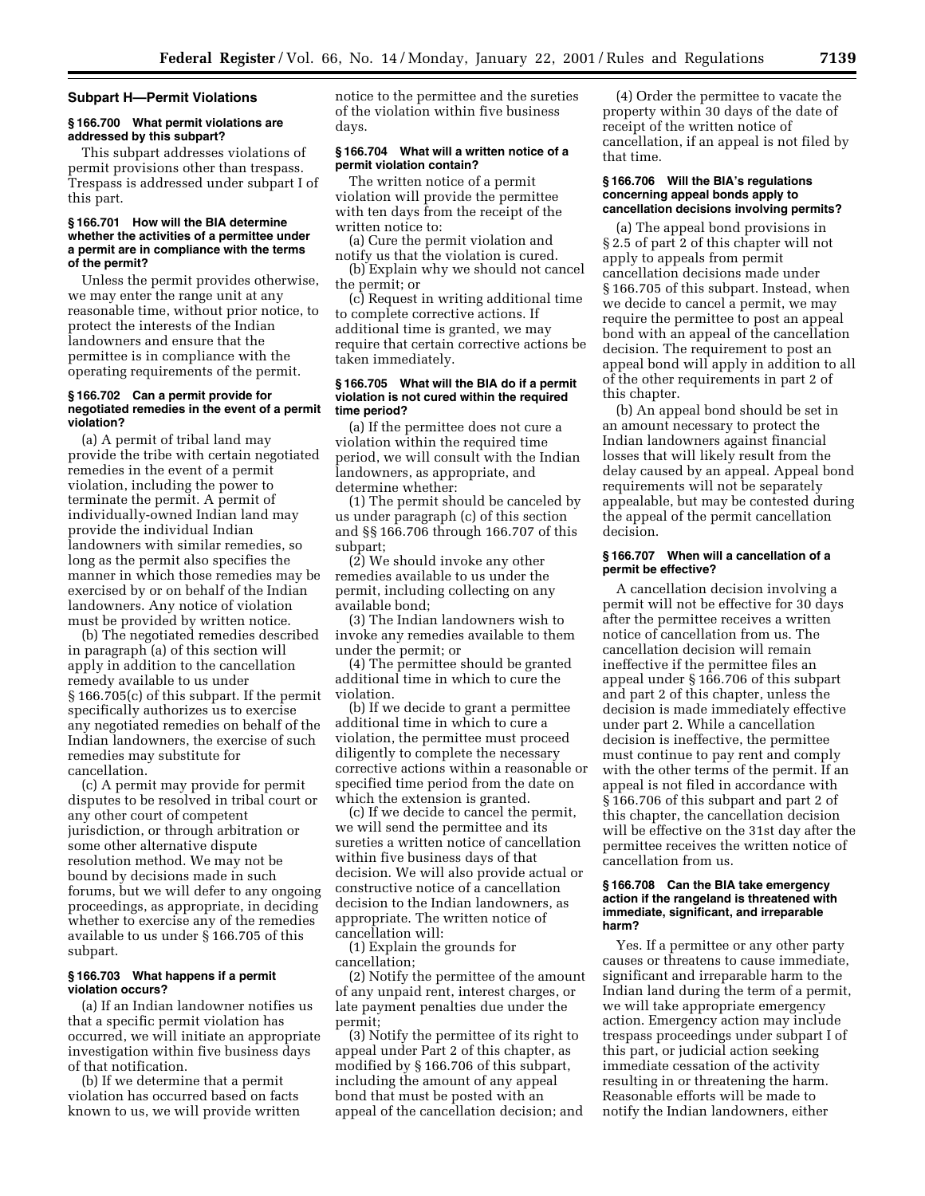## Subpart H—Permit Violations

### § 166.700 What permit violations are addressed by this subpart?

This subpart addresses violations of permit provisions other than trespass. Trespass is addressed under subpart I of this part.

### § 166.701 How will the BIA determine whether the activities of a permittee under a permit are in compliance with the terms of the permit?

Unless the permit provides otherwise, we may enter the range unit at any reasonable time, without prior notice, to protect the interests of the Indian landowners and ensure that the permittee is in compliance with the operating requirements of the permit.

### § 166.702 Can a permit provide for negotiated remedies in the event of a permit violation?

(a) A permit of tribal land may provide the tribe with certain negotiated remedies in the event of a permit violation, including the power to terminate the permit. A permit of individually-owned Indian land may provide the individual Indian landowners with similar remedies, so long as the permit also specifies the manner in which those remedies may be exercised by or on behalf of the Indian landowners. Any notice of violation must be provided by written notice.

(b) The negotiated remedies described in paragraph (a) of this section will apply in addition to the cancellation remedy available to us under § 166.705(c) of this subpart. If the permit specifically authorizes us to exercise any negotiated remedies on behalf of the Indian landowners, the exercise of such remedies may substitute for cancellation.

(c) A permit may provide for permit disputes to be resolved in tribal court or any other court of competent jurisdiction, or through arbitration or some other alternative dispute resolution method. We may not be bound by decisions made in such forums, but we will defer to any ongoing proceedings, as appropriate, in deciding whether to exercise any of the remedies available to us under § 166.705 of this subpart.

### § 166.703 What happens if a permit violation occurs?

(a) If an Indian landowner notifies us that a specific permit violation has occurred, we will initiate an appropriate investigation within five business days of that notification.

(b) If we determine that a permit violation has occurred based on facts known to us, we will provide written notice to the permittee and the sureties of the violation within five business days.

### § 166.704 What will a written notice of a permit violation contain?

The written notice of a permit violation will provide the permittee with ten days from the receipt of the written notice to:

(a) Cure the permit violation and notify us that the violation is cured.

(b) Explain why we should not cancel the permit; or

(c) Request in writing additional time to complete corrective actions. If additional time is granted, we may require that certain corrective actions be taken immediately.

### § 166.705 What will the BIA do if a permit violation is not cured within the required time period?

(a) If the permittee does not cure a violation within the required time period, we will consult with the Indian landowners, as appropriate, and determine whether:

(1) The permit should be canceled by us under paragraph (c) of this section and §§ 166.706 through 166.707 of this subpart;

(2) We should invoke any other remedies available to us under the permit, including collecting on any available bond;

(3) The Indian landowners wish to invoke any remedies available to them under the permit; or

(4) The permittee should be granted additional time in which to cure the violation.

(b) If we decide to grant a permittee additional time in which to cure a violation, the permittee must proceed diligently to complete the necessary corrective actions within a reasonable or specified time period from the date on which the extension is granted.

(c) If we decide to cancel the permit, we will send the permittee and its sureties a written notice of cancellation within five business days of that decision. We will also provide actual or constructive notice of a cancellation decision to the Indian landowners, as appropriate. The written notice of cancellation will:

(1) Explain the grounds for cancellation;

(2) Notify the permittee of the amount of any unpaid rent, interest charges, or late payment penalties due under the permit;

(3) Notify the permittee of its right to appeal under Part 2 of this chapter, as modified by § 166.706 of this subpart, including the amount of any appeal bond that must be posted with an appeal of the cancellation decision; and

(4) Order the permittee to vacate the property within 30 days of the date of receipt of the written notice of cancellation, if an appeal is not filed by that time.

### § 166.706 Will the BIA's regulations concerning appeal bonds apply to cancellation decisions involving permits?

(a) The appeal bond provisions in § 2.5 of part 2 of this chapter will not apply to appeals from permit cancellation decisions made under § 166.705 of this subpart. Instead, when we decide to cancel a permit, we may require the permittee to post an appeal bond with an appeal of the cancellation decision. The requirement to post an appeal bond will apply in addition to all of the other requirements in part 2 of this chapter.

(b) An appeal bond should be set in an amount necessary to protect the Indian landowners against financial losses that will likely result from the delay caused by an appeal. Appeal bond requirements will not be separately appealable, but may be contested during the appeal of the permit cancellation decision.

### § 166.707 When will a cancellation of a permit be effective?

A cancellation decision involving a permit will not be effective for 30 days after the permittee receives a written notice of cancellation from us. The cancellation decision will remain ineffective if the permittee files an appeal under § 166.706 of this subpart and part 2 of this chapter, unless the decision is made immediately effective under part 2. While a cancellation decision is ineffective, the permittee must continue to pay rent and comply with the other terms of the permit. If an appeal is not filed in accordance with § 166.706 of this subpart and part 2 of this chapter, the cancellation decision will be effective on the 31st day after the permittee receives the written notice of cancellation from us.

### § 166.708 Can the BIA take emergency action if the rangeland is threatened with immediate, significant, and irreparable harm?

Yes. If a permittee or any other party causes or threatens to cause immediate, significant and irreparable harm to the Indian land during the term of a permit, we will take appropriate emergency action. Emergency action may include trespass proceedings under subpart I of this part, or judicial action seeking immediate cessation of the activity resulting in or threatening the harm. Reasonable efforts will be made to notify the Indian landowners, either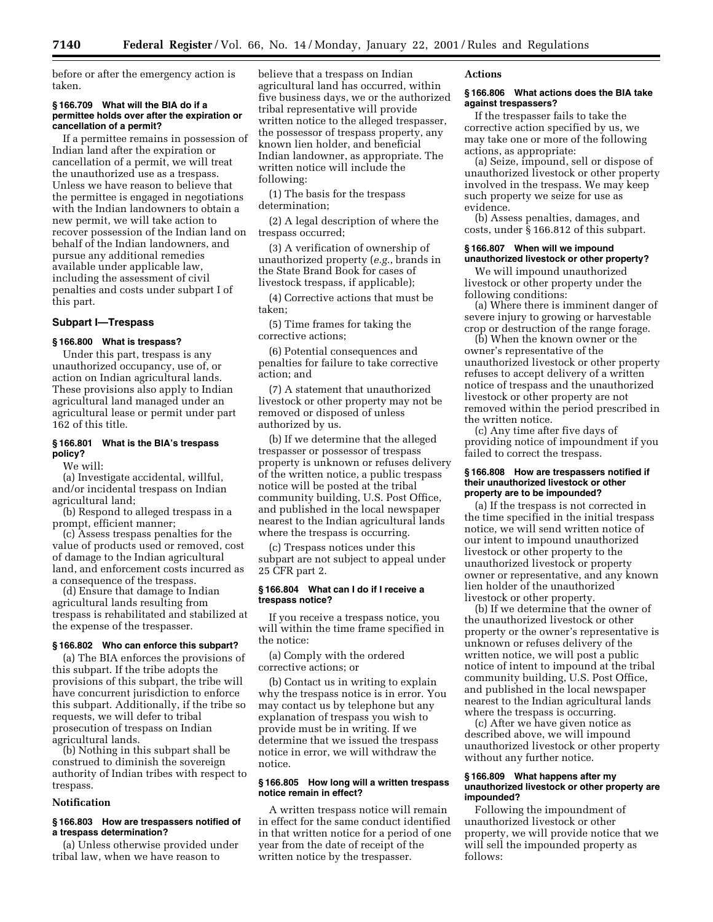before or after the emergency action is taken.

**§ 166.709 What will the BIA do if a permittee holds over after the expiration or cancellation of a permit?**

If a permittee remains in possession of Indian land after the expiration or cancellation of a permit, we will treat the unauthorized use as a trespass. Unless we have reason to believe that the permittee is engaged in negotiations with the Indian landowners to obtain a new permit, we will take action to recover possession of the Indian land on behalf of the Indian landowners, and pursue any additional remedies available under applicable law, including the assessment of civil penalties and costs under subpart I of this part.

## Subpart I—Trespass

**§ 166.800 What is trespass?**

Under this part, trespass is any unauthorized occupancy, use of, or action on Indian agricultural lands. These provisions also apply to Indian agricultural land managed under an agricultural lease or permit under part 162 of this title.

**§ 166.801 What is the BIA's trespass policy?**

We will:

(a) Investigate accidental, willful, and/or incidental trespass on Indian agricultural land;

(b) Respond to alleged trespass in a prompt, efficient manner;

(c) Assess trespass penalties for the value of products used or removed, cost of damage to the Indian agricultural land, and enforcement costs incurred as a consequence of the trespass.

(d) Ensure that damage to Indian agricultural lands resulting from trespass is rehabilitated and stabilized at the expense of the trespasser.

**§ 166.802 Who can enforce this subpart?**

(a) The BIA enforces the provisions of this subpart. If the tribe adopts the provisions of this subpart, the tribe will have concurrent jurisdiction to enforce this subpart. Additionally, if the tribe so requests, we will defer to tribal prosecution of trespass on Indian agricultural lands.

(b) Nothing in this subpart shall be construed to diminish the sovereign authority of Indian tribes with respect to trespass.

### Notification

**§ 166.803 How are trespassers notified of a trespass determination?**

(a) Unless otherwise provided under tribal law, when we have reason to believe that a trespass on Indian agricultural land has occurred, within five business days, we or the authorized tribal representative will provide written notice to the alleged trespasser, the possessor of trespass property, any known lien holder, and beneficial Indian landowner, as appropriate. The written notice will include the following:

(1) The basis for the trespass determination;

(2) A legal description of where the trespass occurred;

(3) A verification of ownership of unauthorized property (*e.g.*, brands in the State Brand Book for cases of livestock trespass, if applicable);

(4) Corrective actions that must be taken;

(5) Time frames for taking the corrective actions;

(6) Potential consequences and penalties for failure to take corrective action; and

(7) A statement that unauthorized livestock or other property may not be removed or disposed of unless authorized by us.

(b) If we determine that the alleged trespasser or possessor of trespass property is unknown or refuses delivery of the written notice, a public trespass notice will be posted at the tribal community building, U.S. Post Office, and published in the local newspaper nearest to the Indian agricultural lands where the trespass is occurring.

(c) Trespass notices under this subpart are not subject to appeal under 25 CFR part 2.

**§ 166.804 What can I do if I receive a trespass notice?**

If you receive a trespass notice, you will within the time frame specified in the notice:

(a) Comply with the ordered corrective actions; or

(b) Contact us in writing to explain why the trespass notice is in error. You may contact us by telephone but any explanation of trespass you wish to provide must be in writing. If we determine that we issued the trespass notice in error, we will withdraw the notice.

**§ 166.805 How long will a written trespass notice remain in effect?**

A written trespass notice will remain in effect for the same conduct identified in that written notice for a period of one year from the date of receipt of the written notice by the trespasser.

### Actions

**§ 166.806 What actions does the BIA take against trespassers?**

If the trespasser fails to take the corrective action specified by us, we may take one or more of the following actions, as appropriate:

(a) Seize, impound, sell or dispose of unauthorized livestock or other property involved in the trespass. We may keep such property we seize for use as evidence.

(b) Assess penalties, damages, and costs, under § 166.812 of this subpart.

**§ 166.807 When will we impound unauthorized livestock or other property?**

We will impound unauthorized livestock or other property under the following conditions:

(a) Where there is imminent danger of severe injury to growing or harvestable crop or destruction of the range forage.

(b) When the known owner or the owner's representative of the unauthorized livestock or other property refuses to accept delivery of a written notice of trespass and the unauthorized livestock or other property are not removed within the period prescribed in the written notice.

(c) Any time after five days of providing notice of impoundment if you failed to correct the trespass.

**§ 166.808 How are trespassers notified if their unauthorized livestock or other property are to be impounded?**

(a) If the trespass is not corrected in the time specified in the initial trespass notice, we will send written notice of our intent to impound unauthorized livestock or other property to the unauthorized livestock or property owner or representative, and any known lien holder of the unauthorized livestock or other property.

(b) If we determine that the owner of the unauthorized livestock or other property or the owner's representative is unknown or refuses delivery of the written notice, we will post a public notice of intent to impound at the tribal community building, U.S. Post Office, and published in the local newspaper nearest to the Indian agricultural lands where the trespass is occurring.

(c) After we have given notice as described above, we will impound unauthorized livestock or other property without any further notice.

**§ 166.809 What happens after my unauthorized livestock or other property are impounded?**

Following the impoundment of unauthorized livestock or other property, we will provide notice that we will sell the impounded property as follows: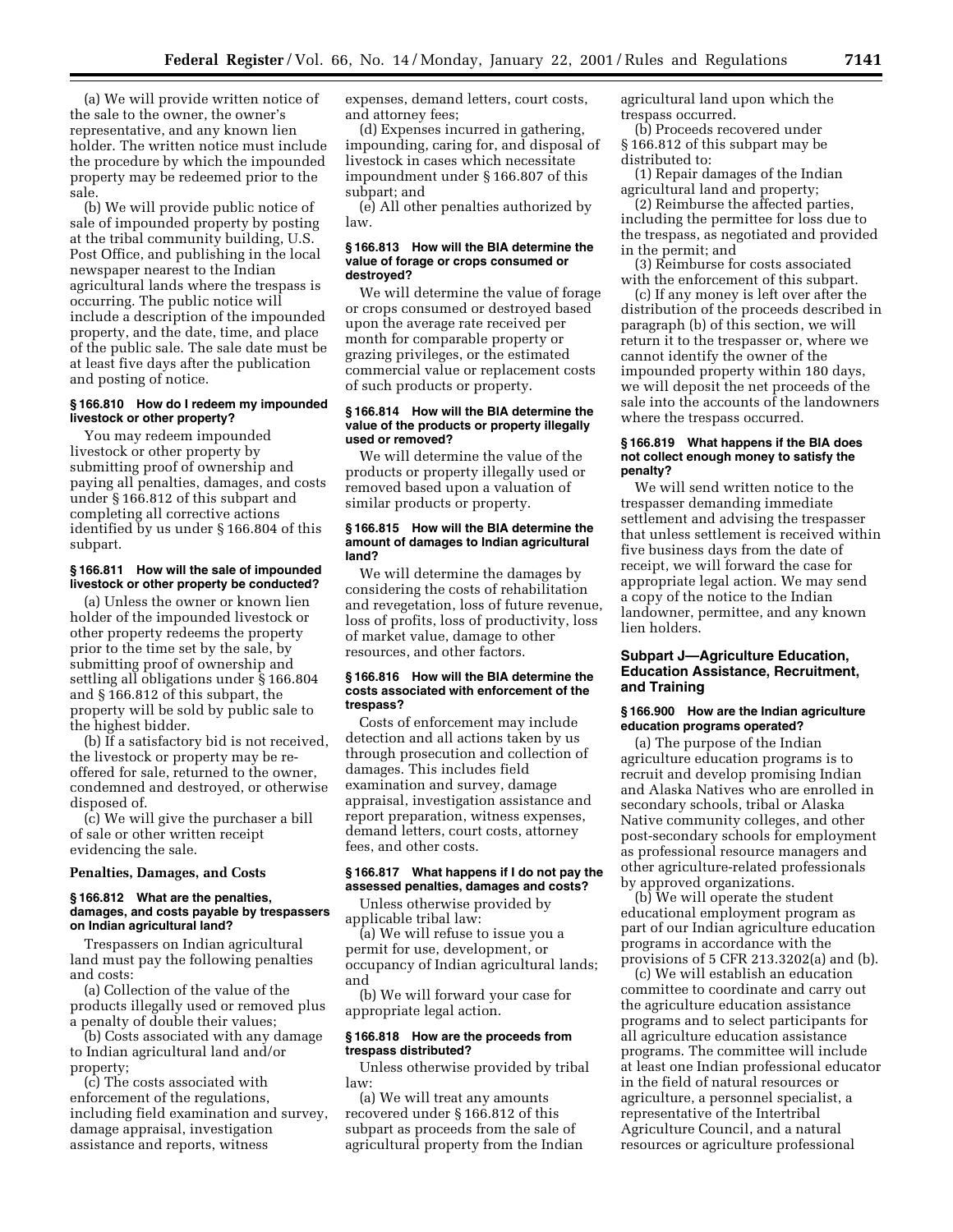(a) We will provide written notice of the sale to the owner, the owner's representative, and any known lien holder. The written notice must include the procedure by which the impounded property may be redeemed prior to the sale.

(b) We will provide public notice of sale of impounded property by posting at the tribal community building, U.S. Post Office, and publishing in the local newspaper nearest to the Indian agricultural lands where the trespass is occurring. The public notice will include a description of the impounded property, and the date, time, and place of the public sale. The sale date must be at least five days after the publication and posting of notice.

#### § 166.810 How do I redeem my impounded livestock or other property?

You may redeem impounded livestock or other property by submitting proof of ownership and paying all penalties, damages, and costs under § 166.812 of this subpart and completing all corrective actions identified by us under § 166.804 of this subpart.

#### § 166.811 How will the sale of impounded livestock or other property be conducted?

(a) Unless the owner or known lien holder of the impounded livestock or other property redeems the property prior to the time set by the sale, by submitting proof of ownership and settling all obligations under § 166.804 and § 166.812 of this subpart, the property will be sold by public sale to the highest bidder.

(b) If a satisfactory bid is not received, the livestock or property may be re-offered for sale, returned to the owner, condemned and destroyed, or otherwise disposed of.

(c) We will give the purchaser a bill of sale or other written receipt evidencing the sale.

### Penalties, Damages, and Costs

#### § 166.812 What are the penalties, damages, and costs payable by trespassers on Indian agricultural land?

Trespassers on Indian agricultural land must pay the following penalties and costs:

(a) Collection of the value of the products illegally used or removed plus a penalty of double their values;

(b) Costs associated with any damage to Indian agricultural land and/or property;

(c) The costs associated with enforcement of the regulations, including field examination and survey, damage appraisal, investigation assistance and reports, witness expenses, demand letters, court costs, and attorney fees;

(d) Expenses incurred in gathering, impounding, caring for, and disposal of livestock in cases which necessitate impoundment under § 166.807 of this subpart; and

(e) All other penalties authorized by law.

#### § 166.813 How will the BIA determine the value of forage or crops consumed or destroyed?

We will determine the value of forage or crops consumed or destroyed based upon the average rate received per month for comparable property or grazing privileges, or the estimated commercial value or replacement costs of such products or property.

#### § 166.814 How will the BIA determine the value of the products or property illegally used or removed?

We will determine the value of the products or property illegally used or removed based upon a valuation of similar products or property.

#### § 166.815 How will the BIA determine the amount of damages to Indian agricultural land?

We will determine the damages by considering the costs of rehabilitation and revegetation, loss of future revenue, loss of profits, loss of productivity, loss of market value, damage to other resources, and other factors.

#### § 166.816 How will the BIA determine the costs associated with enforcement of the trespass?

Costs of enforcement may include detection and all actions taken by us through prosecution and collection of damages. This includes field examination and survey, damage appraisal, investigation assistance and report preparation, witness expenses, demand letters, court costs, attorney fees, and other costs.

#### § 166.817 What happens if I do not pay the assessed penalties, damages and costs?

Unless otherwise provided by applicable tribal law:

(a) We will refuse to issue you a permit for use, development, or occupancy of Indian agricultural lands; and

(b) We will forward your case for appropriate legal action.

#### § 166.818 How are the proceeds from trespass distributed?

Unless otherwise provided by tribal law:

(a) We will treat any amounts recovered under § 166.812 of this subpart as proceeds from the sale of agricultural property from the Indian agricultural land upon which the trespass occurred.

(b) Proceeds recovered under § 166.812 of this subpart may be distributed to:

(1) Repair damages of the Indian agricultural land and property;

(2) Reimburse the affected parties, including the permittee for loss due to the trespass, as negotiated and provided in the permit; and

(3) Reimburse for costs associated with the enforcement of this subpart.

(c) If any money is left over after the distribution of the proceeds described in paragraph (b) of this section, we will return it to the trespasser or, where we cannot identify the owner of the impounded property within 180 days, we will deposit the net proceeds of the sale into the accounts of the landowners where the trespass occurred.

#### § 166.819 What happens if the BIA does not collect enough money to satisfy the penalty?

We will send written notice to the trespasser demanding immediate settlement and advising the trespasser that unless settlement is received within five business days from the date of receipt, we will forward the case for appropriate legal action. We may send a copy of the notice to the Indian landowner, permittee, and any known lien holders.

### Subpart J—Agriculture Education, Education Assistance, Recruitment, and Training

#### § 166.900 How are the Indian agriculture education programs operated?

(a) The purpose of the Indian agriculture education programs is to recruit and develop promising Indian and Alaska Natives who are enrolled in secondary schools, tribal or Alaska Native community colleges, and other post-secondary schools for employment as professional resource managers and other agriculture-related professionals by approved organizations.

(b) We will operate the student educational employment program as part of our Indian agriculture education programs in accordance with the provisions of 5 CFR 213.3202(a) and (b).

(c) We will establish an education committee to coordinate and carry out the agriculture education assistance programs and to select participants for all agriculture education assistance programs. The committee will include at least one Indian professional educator in the field of natural resources or agriculture, a personnel specialist, a representative of the Intertribal Agriculture Council, and a natural resources or agriculture professional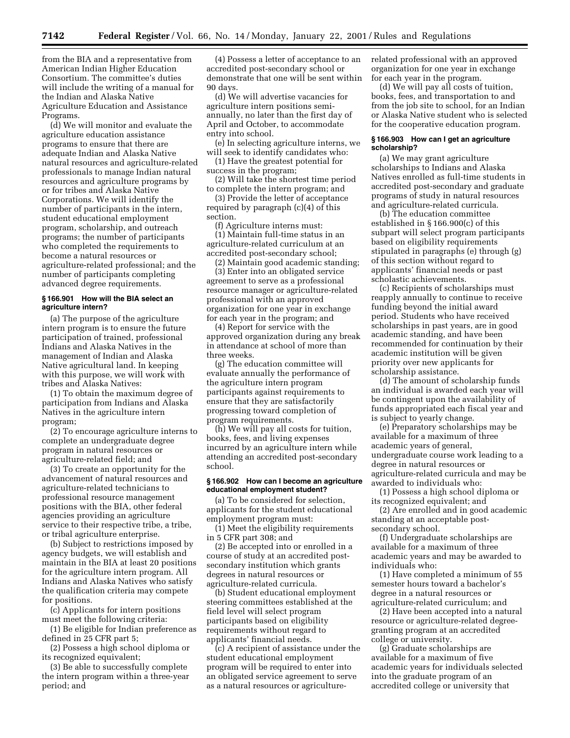from the BIA and a representative from American Indian Higher Education Consortium. The committee's duties will include the writing of a manual for the Indian and Alaska Native Agriculture Education and Assistance Programs.

(d) We will monitor and evaluate the agriculture education assistance programs to ensure that there are adequate Indian and Alaska Native natural resources and agriculture-related professionals to manage Indian natural resources and agriculture programs by or for tribes and Alaska Native Corporations. We will identify the number of participants in the intern, student educational employment program, scholarship, and outreach programs; the number of participants who completed the requirements to become a natural resources or agriculture-related professional; and the number of participants completing advanced degree requirements.

### § 166.901 How will the BIA select an agriculture intern?

(a) The purpose of the agriculture intern program is to ensure the future participation of trained, professional Indians and Alaska Natives in the management of Indian and Alaska Native agricultural land. In keeping with this purpose, we will work with tribes and Alaska Natives:

(1) To obtain the maximum degree of participation from Indians and Alaska Natives in the agriculture intern program;

(2) To encourage agriculture interns to complete an undergraduate degree program in natural resources or agriculture-related field; and

(3) To create an opportunity for the advancement of natural resources and agriculture-related technicians to professional resource management positions with the BIA, other federal agencies providing an agriculture service to their respective tribe, a tribe, or tribal agriculture enterprise.

(b) Subject to restrictions imposed by agency budgets, we will establish and maintain in the BIA at least 20 positions for the agriculture intern program. All Indians and Alaska Natives who satisfy the qualification criteria may compete for positions.

(c) Applicants for intern positions must meet the following criteria:

(1) Be eligible for Indian preference as defined in 25 CFR part 5;

(2) Possess a high school diploma or its recognized equivalent;

(3) Be able to successfully complete the intern program within a three-year period; and

(4) Possess a letter of acceptance to an accredited post-secondary school or demonstrate that one will be sent within 90 days.

(d) We will advertise vacancies for agriculture intern positions semi-annually, no later than the first day of April and October, to accommodate entry into school.

(e) In selecting agriculture interns, we will seek to identify candidates who:

(1) Have the greatest potential for success in the program;

(2) Will take the shortest time period to complete the intern program; and

(3) Provide the letter of acceptance required by paragraph (c)(4) of this section.

(f) Agriculture interns must:

(1) Maintain full-time status in an agriculture-related curriculum at an accredited post-secondary school;

(2) Maintain good academic standing;

(3) Enter into an obligated service agreement to serve as a professional resource manager or agriculture-related professional with an approved organization for one year in exchange for each year in the program; and

(4) Report for service with the approved organization during any break in attendance at school of more than three weeks.

(g) The education committee will evaluate annually the performance of the agriculture intern program participants against requirements to ensure that they are satisfactorily progressing toward completion of program requirements.

(h) We will pay all costs for tuition, books, fees, and living expenses incurred by an agriculture intern while attending an accredited post-secondary school.

### § 166.902 How can I become an agriculture educational employment student?

(a) To be considered for selection, applicants for the student educational employment program must:

(1) Meet the eligibility requirements in 5 CFR part 308; and

(2) Be accepted into or enrolled in a course of study at an accredited post-secondary institution which grants degrees in natural resources or agriculture-related curricula.

(b) Student educational employment steering committees established at the field level will select program participants based on eligibility requirements without regard to applicants' financial needs.

(c) A recipient of assistance under the student educational employment program will be required to enter into an obligated service agreement to serve as a natural resources or agriculture-related professional with an approved organization for one year in exchange for each year in the program.

(d) We will pay all costs of tuition, books, fees, and transportation to and from the job site to school, for an Indian or Alaska Native student who is selected for the cooperative education program.

### § 166.903 How can I get an agriculture scholarship?

(a) We may grant agriculture scholarships to Indians and Alaska Natives enrolled as full-time students in accredited post-secondary and graduate programs of study in natural resources and agriculture-related curricula.

(b) The education committee established in § 166.900(c) of this subpart will select program participants based on eligibility requirements stipulated in paragraphs (e) through (g) of this section without regard to applicants' financial needs or past scholastic achievements.

(c) Recipients of scholarships must reapply annually to continue to receive funding beyond the initial award period. Students who have received scholarships in past years, are in good academic standing, and have been recommended for continuation by their academic institution will be given priority over new applicants for scholarship assistance.

(d) The amount of scholarship funds an individual is awarded each year will be contingent upon the availability of funds appropriated each fiscal year and is subject to yearly change.

(e) Preparatory scholarships may be available for a maximum of three academic years of general, undergraduate course work leading to a degree in natural resources or agriculture-related curricula and may be awarded to individuals who:

(1) Possess a high school diploma or its recognized equivalent; and

(2) Are enrolled and in good academic standing at an acceptable post-secondary school.

(f) Undergraduate scholarships are available for a maximum of three academic years and may be awarded to individuals who:

(1) Have completed a minimum of 55 semester hours toward a bachelor's degree in a natural resources or agriculture-related curriculum; and

(2) Have been accepted into a natural resource or agriculture-related degree-granting program at an accredited college or university.

(g) Graduate scholarships are available for a maximum of five academic years for individuals selected into the graduate program of an accredited college or university that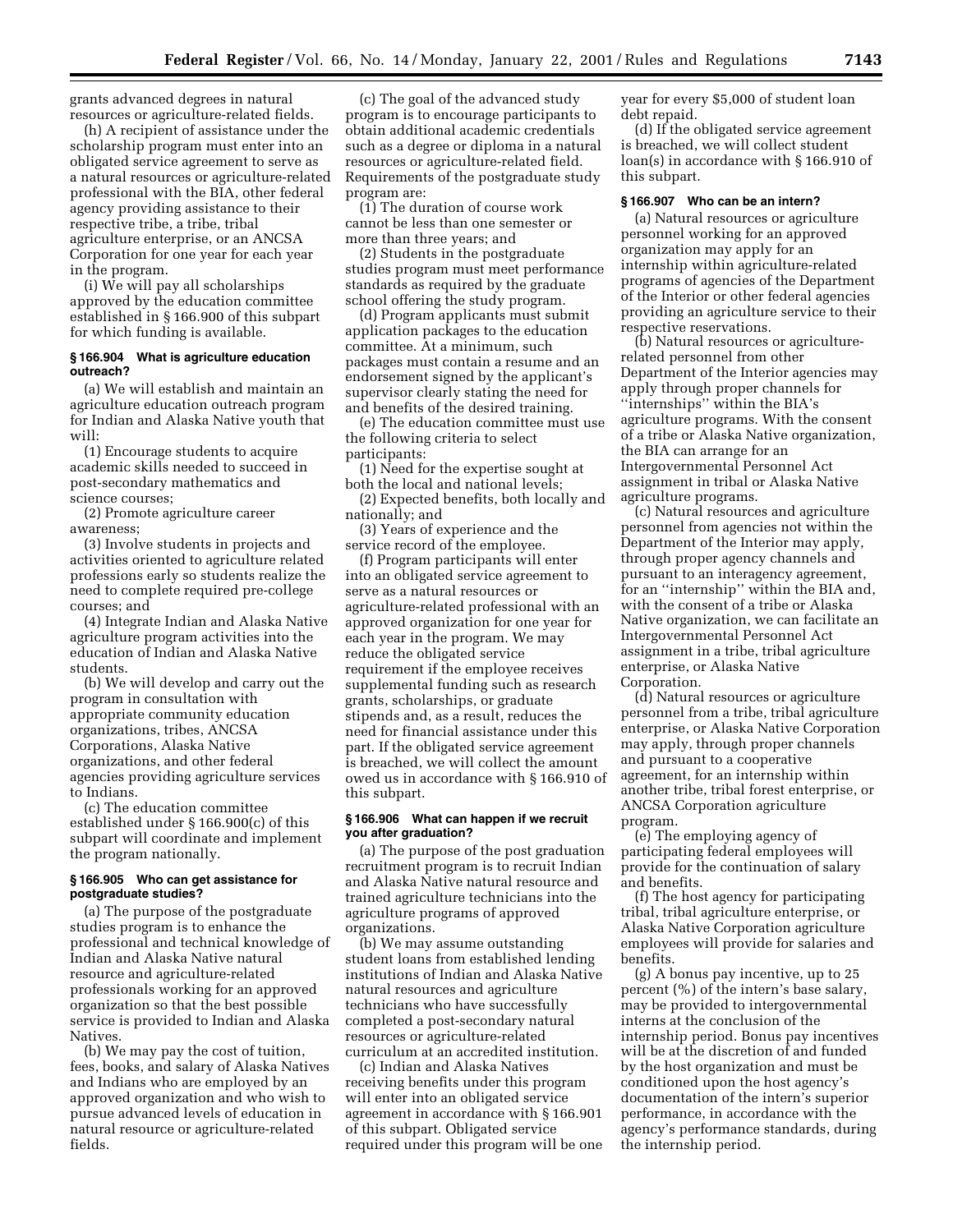grants advanced degrees in natural resources or agriculture-related fields.

(h) A recipient of assistance under the scholarship program must enter into an obligated service agreement to serve as a natural resources or agriculture-related professional with the BIA, other federal agency providing assistance to their respective tribe, a tribe, tribal agriculture enterprise, or an ANCSA Corporation for one year for each year in the program.

(i) We will pay all scholarships approved by the education committee established in § 166.900 of this subpart for which funding is available.

#### § 166.904 What is agriculture education outreach?

(a) We will establish and maintain an agriculture education outreach program for Indian and Alaska Native youth that will:

(1) Encourage students to acquire academic skills needed to succeed in post-secondary mathematics and science courses;

(2) Promote agriculture career awareness;

(3) Involve students in projects and activities oriented to agriculture related professions early so students realize the need to complete required pre-college courses; and

(4) Integrate Indian and Alaska Native agriculture program activities into the education of Indian and Alaska Native students.

(b) We will develop and carry out the program in consultation with appropriate community education organizations, tribes, ANCSA Corporations, Alaska Native organizations, and other federal agencies providing agriculture services to Indians.

(c) The education committee established under § 166.900(c) of this subpart will coordinate and implement the program nationally.

#### § 166.905 Who can get assistance for postgraduate studies?

(a) The purpose of the postgraduate studies program is to enhance the professional and technical knowledge of Indian and Alaska Native natural resource and agriculture-related professionals working for an approved organization so that the best possible service is provided to Indian and Alaska Natives.

(b) We may pay the cost of tuition, fees, books, and salary of Alaska Natives and Indians who are employed by an approved organization and who wish to pursue advanced levels of education in natural resource or agriculture-related fields.

(c) The goal of the advanced study program is to encourage participants to obtain additional academic credentials such as a degree or diploma in a natural resources or agriculture-related field. Requirements of the postgraduate study program are:

(1) The duration of course work cannot be less than one semester or more than three years; and

(2) Students in the postgraduate studies program must meet performance standards as required by the graduate school offering the study program.

(d) Program applicants must submit application packages to the education committee. At a minimum, such packages must contain a resume and an endorsement signed by the applicant's supervisor clearly stating the need for and benefits of the desired training.

(e) The education committee must use the following criteria to select participants:

(1) Need for the expertise sought at both the local and national levels;

(2) Expected benefits, both locally and nationally; and

(3) Years of experience and the service record of the employee.

(f) Program participants will enter into an obligated service agreement to serve as a natural resources or agriculture-related professional with an approved organization for one year for each year in the program. We may reduce the obligated service requirement if the employee receives supplemental funding such as research grants, scholarships, or graduate stipends and, as a result, reduces the need for financial assistance under this part. If the obligated service agreement is breached, we will collect the amount owed us in accordance with § 166.910 of this subpart.

#### § 166.906 What can happen if we recruit you after graduation?

(a) The purpose of the post graduation recruitment program is to recruit Indian and Alaska Native natural resource and trained agriculture technicians into the agriculture programs of approved organizations.

(b) We may assume outstanding student loans from established lending institutions of Indian and Alaska Native natural resources and agriculture technicians who have successfully completed a post-secondary natural resources or agriculture-related curriculum at an accredited institution.

(c) Indian and Alaska Natives receiving benefits under this program will enter into an obligated service agreement in accordance with § 166.901 of this subpart. Obligated service required under this program will be one year for every $5,000 of student loan debt repaid.

(d) If the obligated service agreement is breached, we will collect student loan(s) in accordance with § 166.910 of this subpart.

#### § 166.907 Who can be an intern?

(a) Natural resources or agriculture personnel working for an approved organization may apply for an internship within agriculture-related programs of agencies of the Department of the Interior or other federal agencies providing an agriculture service to their respective reservations.

(b) Natural resources or agriculture-related personnel from other Department of the Interior agencies may apply through proper channels for "internships" within the BIA's agriculture programs. With the consent of a tribe or Alaska Native organization, the BIA can arrange for an Intergovernmental Personnel Act assignment in tribal or Alaska Native agriculture programs.

(c) Natural resources and agriculture personnel from agencies not within the Department of the Interior may apply, through proper agency channels and pursuant to an interagency agreement, for an "internship" within the BIA and, with the consent of a tribe or Alaska Native organization, we can facilitate an Intergovernmental Personnel Act assignment in a tribe, tribal agriculture enterprise, or Alaska Native Corporation.

(d) Natural resources or agriculture personnel from a tribe, tribal agriculture enterprise, or Alaska Native Corporation may apply, through proper channels and pursuant to a cooperative agreement, for an internship within another tribe, tribal forest enterprise, or ANCSA Corporation agriculture program.

(e) The employing agency of participating federal employees will provide for the continuation of salary and benefits.

(f) The host agency for participating tribal, tribal agriculture enterprise, or Alaska Native Corporation agriculture employees will provide for salaries and benefits.

(g) A bonus pay incentive, up to 25 percent (%) of the intern's base salary, may be provided to intergovernmental interns at the conclusion of the internship period. Bonus pay incentives will be at the discretion of and funded by the host organization and must be conditioned upon the host agency's documentation of the intern's superior performance, in accordance with the agency's performance standards, during the internship period.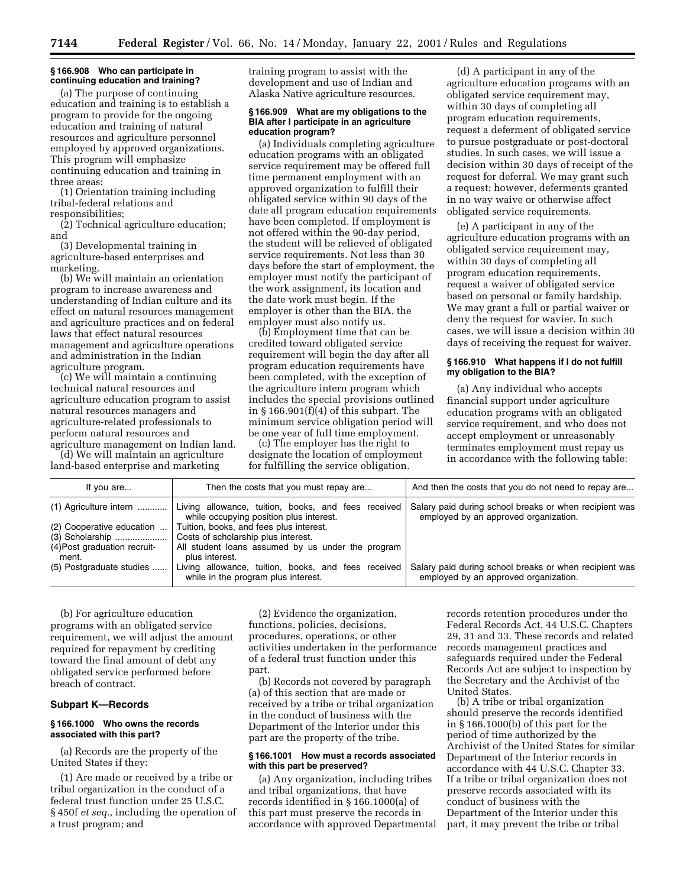#### § 166.908 Who can participate in continuing education and training?

(a) The purpose of continuing education and training is to establish a program to provide for the ongoing education and training of natural resources and agriculture personnel employed by approved organizations. This program will emphasize continuing education and training in three areas:

(1) Orientation training including tribal-federal relations and responsibilities;

(2) Technical agriculture education; and

(3) Developmental training in agriculture-based enterprises and marketing.

(b) We will maintain an orientation program to increase awareness and understanding of Indian culture and its effect on natural resources management and agriculture practices and on federal laws that effect natural resources management and agriculture operations and administration in the Indian agriculture program.

(c) We will maintain a continuing technical natural resources and agriculture education program to assist natural resources managers and agriculture-related professionals to perform natural resources and agriculture management on Indian land.

(d) We will maintain an agriculture land-based enterprise and marketing training program to assist with the development and use of Indian and Alaska Native agriculture resources.

#### § 166.909 What are my obligations to the BIA after I participate in an agriculture education program?

(a) Individuals completing agriculture education programs with an obligated service requirement may be offered full time permanent employment with an approved organization to fulfill their obligated service within 90 days of the date all program education requirements have been completed. If employment is not offered within the 90-day period, the student will be relieved of obligated service requirements. Not less than 30 days before the start of employment, the employer must notify the participant of the work assignment, its location and the date work must begin. If the employer is other than the BIA, the employer must also notify us.

(b) Employment time that can be credited toward obligated service requirement will begin the day after all program education requirements have been completed, with the exception of the agriculture intern program which includes the special provisions outlined in § 166.901(f)(4) of this subpart. The minimum service obligation period will be one year of full time employment.

(c) The employer has the right to designate the location of employment for fulfilling the service obligation.

(d) A participant in any of the agriculture education programs with an obligated service requirement may, within 30 days of completing all program education requirements, request a deferment of obligated service to pursue postgraduate or post-doctoral studies. In such cases, we will issue a decision within 30 days of receipt of the request for deferral. We may grant such a request; however, deferments granted in no way waive or otherwise affect obligated service requirements.

(e) A participant in any of the agriculture education programs with an obligated service requirement may, within 30 days of completing all program education requirements, request a waiver of obligated service based on personal or family hardship. We may grant a full or partial waiver or deny the request for wavier. In such cases, we will issue a decision within 30 days of receiving the request for waiver.

#### § 166.910 What happens if I do not fulfill my obligation to the BIA?

(a) Any individual who accepts financial support under agriculture education programs with an obligated service requirement, and who does not accept employment or unreasonably terminates employment must repay us in accordance with the following table:

| If you are... | Then the costs that you must repay are... | And then the costs that you do not need to repay are... |
|---|---|---|
| (1) Agriculture intern | Living allowance, tuition, books, and fees received while occupying position plus interest. | Salary paid during school breaks or when recipient was employed by an approved organization. |
| (2) Cooperative education | Tuition, books, and fees plus interest. | |
| (3) Scholarship | Costs of scholarship plus interest. | |
| (4) Post graduation recruitment. | All student loans assumed by us under the program plus interest. | |
| (5) Postgraduate studies | Living allowance, tuition, books, and fees received while in the program plus interest. | Salary paid during school breaks or when recipient was employed by an approved organization. |

(b) For agriculture education programs with an obligated service requirement, we will adjust the amount required for repayment by crediting toward the final amount of debt any obligated service performed before breach of contract.

### Subpart K—Records

#### § 166.1000 Who owns the records associated with this part?

(a) Records are the property of the United States if they:

(1) Are made or received by a tribe or tribal organization in the conduct of a federal trust function under 25 U.S.C. § 450f *et seq.*, including the operation of a trust program; and

(2) Evidence the organization, functions, policies, decisions, procedures, operations, or other activities undertaken in the performance of a federal trust function under this part.

(b) Records not covered by paragraph (a) of this section that are made or received by a tribe or tribal organization in the conduct of business with the Department of the Interior under this part are the property of the tribe.

#### § 166.1001 How must a records associated with this part be preserved?

(a) Any organization, including tribes and tribal organizations, that have records identified in § 166.1000(a) of this part must preserve the records in accordance with approved Departmental records retention procedures under the Federal Records Act, 44 U.S.C. Chapters 29, 31 and 33. These records and related records management practices and safeguards required under the Federal Records Act are subject to inspection by the Secretary and the Archivist of the United States.

(b) A tribe or tribal organization should preserve the records identified in § 166.1000(b) of this part for the period of time authorized by the Archivist of the United States for similar Department of the Interior records in accordance with 44 U.S.C. Chapter 33. If a tribe or tribal organization does not preserve records associated with its conduct of business with the Department of the Interior under this part, it may prevent the tribe or tribal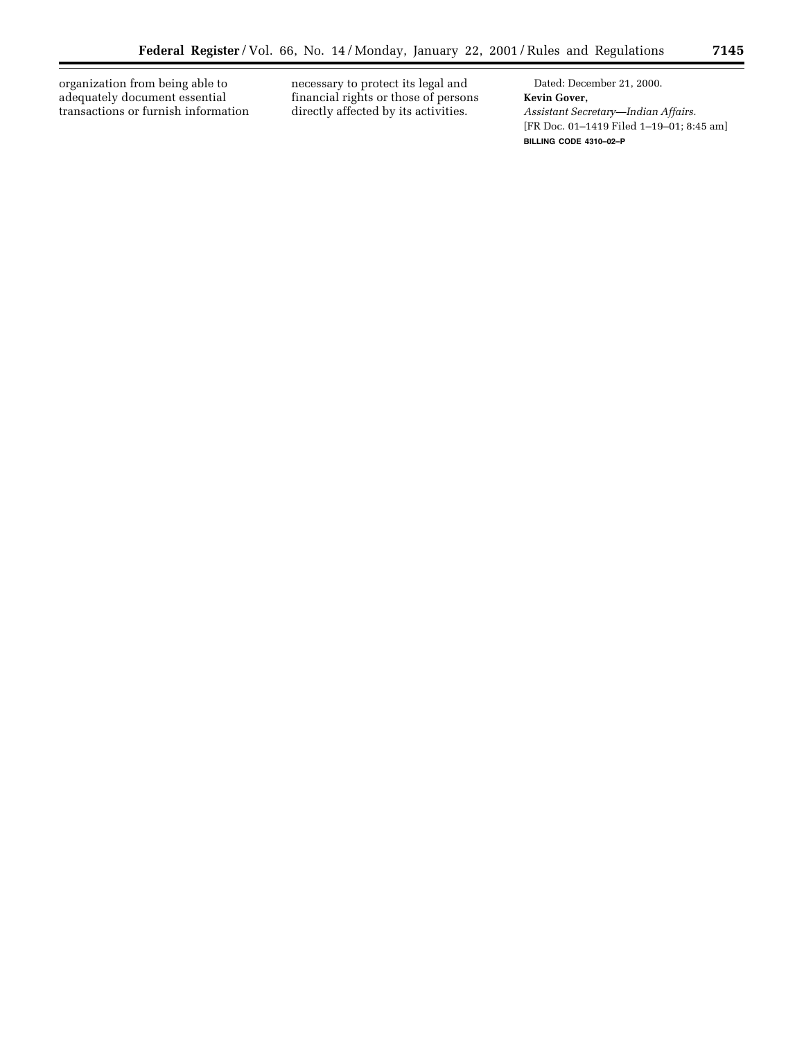organization from being able to adequately document essential transactions or furnish information necessary to protect its legal and financial rights or those of persons directly affected by its activities.

Dated: December 21, 2000.

**Kevin Gover,**

*Assistant Secretary—Indian Affairs.*

[FR Doc. 01–1419 Filed 1–19–01; 8:45 am]

**BILLING CODE 4310–02–P**